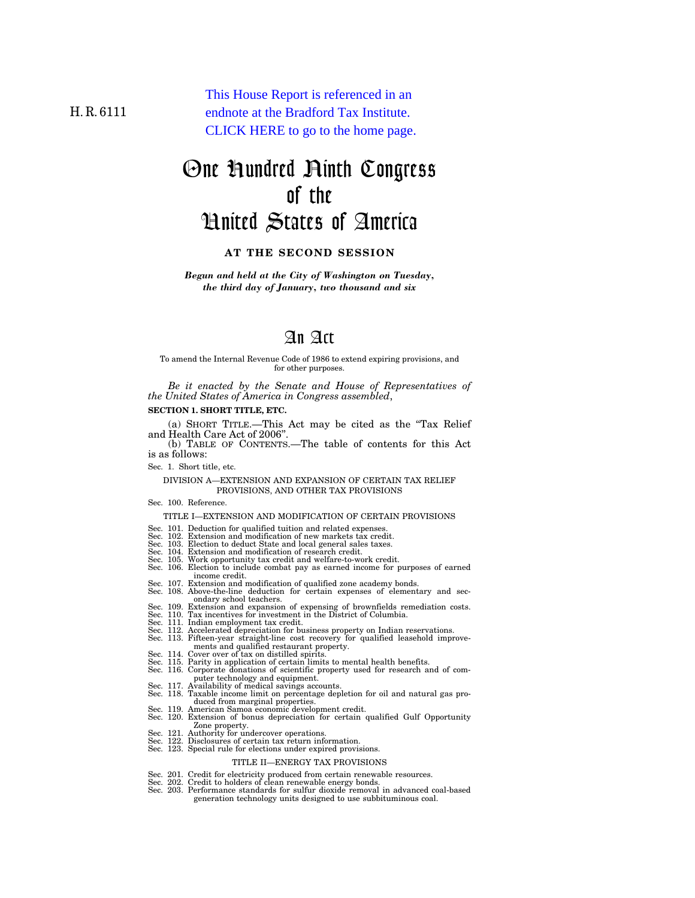H. R. 6111

This House Report is referenced in an endnote at the Bradford Tax Institute. CLICK HERE to go to the home page.

# One Hundred Ninth Congress of the United States of America

**AT THE SECOND SESSION**

***Begun and held at the City of Washington on Tuesday, the third day of January, two thousand and six***

# An Act

To amend the Internal Revenue Code of 1986 to extend expiring provisions, and for other purposes.

*Be it enacted by the Senate and House of Representatives of the United States of America in Congress assembled*,

**SECTION 1. SHORT TITLE, ETC.**

(a) SHORT TITLE.—This Act may be cited as the "Tax Relief and Health Care Act of 2006".

(b) TABLE OF CONTENTS.—The table of contents for this Act is as follows:

Sec. 1. Short title, etc.

DIVISION A—EXTENSION AND EXPANSION OF CERTAIN TAX RELIEF PROVISIONS, AND OTHER TAX PROVISIONS

Sec. 100. Reference.

TITLE I—EXTENSION AND MODIFICATION OF CERTAIN PROVISIONS

Sec. 101. Deduction for qualified tuition and related expenses.
Sec. 102. Extension and modification of new markets tax credit.
Sec. 103. Election to deduct State and local general sales taxes.
Sec. 104. Extension and modification of research credit.
Sec. 105. Work opportunity tax credit and welfare-to-work credit.
Sec. 106. Election to include combat pay as earned income for purposes of earned income credit.
Sec. 107. Extension and modification of qualified zone academy bonds.
Sec. 108. Above-the-line deduction for certain expenses of elementary and secondary school teachers.
Sec. 109. Extension and expansion of expensing of brownfields remediation costs.
Sec. 110. Tax incentives for investment in the District of Columbia.
Sec. 111. Indian employment tax credit.
Sec. 112. Accelerated depreciation for business property on Indian reservations.
Sec. 113. Fifteen-year straight-line cost recovery for qualified leasehold improvements and qualified restaurant property.
Sec. 114. Cover over of tax on distilled spirits.
Sec. 115. Parity in application of certain limits to mental health benefits.
Sec. 116. Corporate donations of scientific property used for research and of computer technology and equipment.
Sec. 117. Availability of medical savings accounts.
Sec. 118. Taxable income limit on percentage depletion for oil and natural gas produced from marginal properties.
Sec. 119. American Samoa economic development credit.
Sec. 120. Extension of bonus depreciation for certain qualified Gulf Opportunity Zone property.
Sec. 121. Authority for undercover operations.
Sec. 122. Disclosures of certain tax return information.
Sec. 123. Special rule for elections under expired provisions.

TITLE II—ENERGY TAX PROVISIONS

Sec. 201. Credit for electricity produced from certain renewable resources.
Sec. 202. Credit to holders of clean renewable energy bonds.
Sec. 203. Performance standards for sulfur dioxide removal in advanced coal-based generation technology units designed to use subbituminous coal.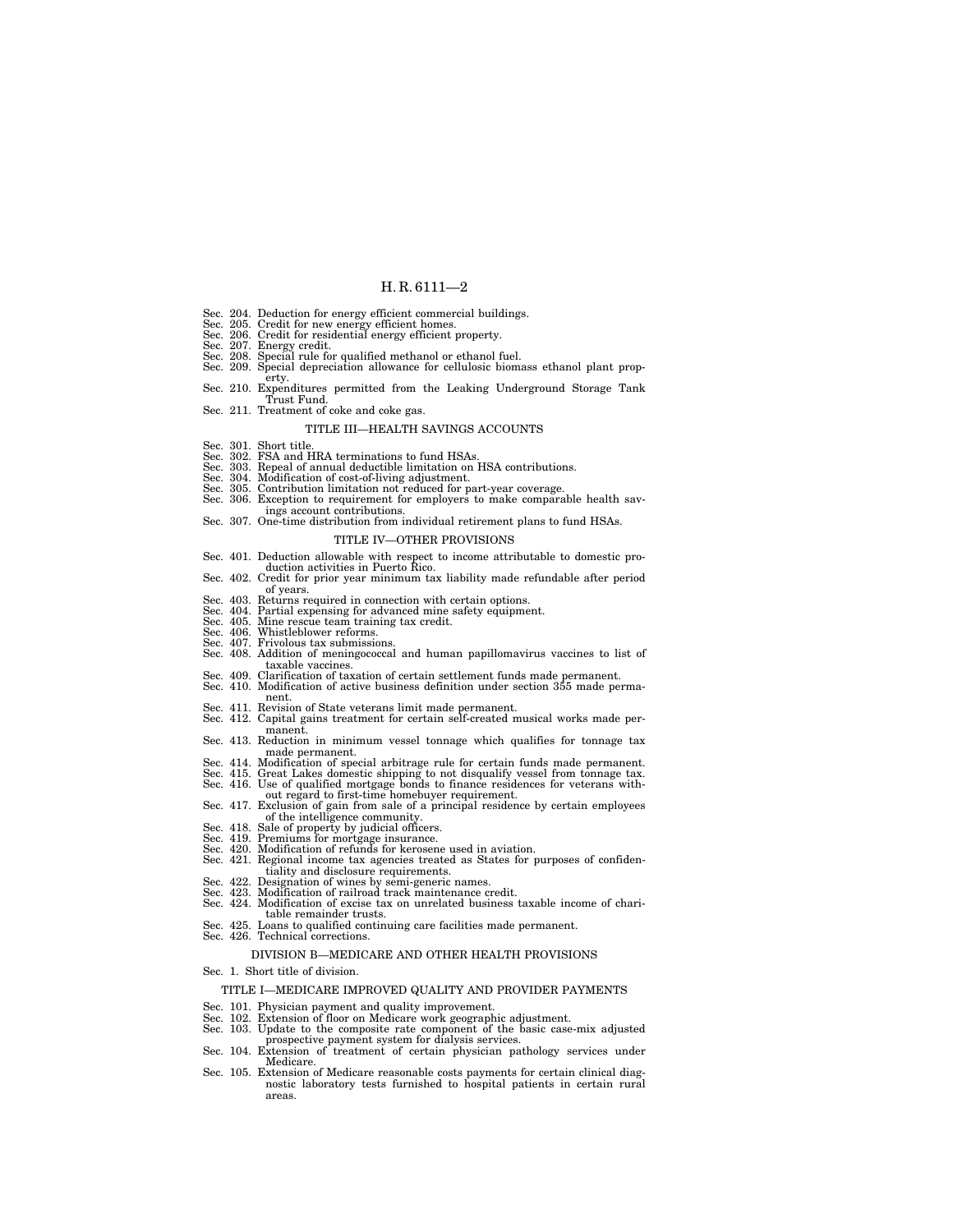Sec. 204. Deduction for energy efficient commercial buildings.
Sec. 205. Credit for new energy efficient homes.
Sec. 206. Credit for residential energy efficient property.
Sec. 207. Energy credit.
Sec. 208. Special rule for qualified methanol or ethanol fuel.
Sec. 209. Special depreciation allowance for cellulosic biomass ethanol plant property.
Sec. 210. Expenditures permitted from the Leaking Underground Storage Tank Trust Fund.
Sec. 211. Treatment of coke and coke gas.

TITLE III—HEALTH SAVINGS ACCOUNTS

Sec. 301. Short title.
Sec. 302. FSA and HRA terminations to fund HSAs.
Sec. 303. Repeal of annual deductible limitation on HSA contributions.
Sec. 304. Modification of cost-of-living adjustment.
Sec. 305. Contribution limitation not reduced for part-year coverage.
Sec. 306. Exception to requirement for employers to make comparable health savings account contributions.
Sec. 307. One-time distribution from individual retirement plans to fund HSAs.

TITLE IV—OTHER PROVISIONS

Sec. 401. Deduction allowable with respect to income attributable to domestic production activities in Puerto Rico.
Sec. 402. Credit for prior year minimum tax liability made refundable after period of years.
Sec. 403. Returns required in connection with certain options.
Sec. 404. Partial expensing for advanced mine safety equipment.
Sec. 405. Mine rescue team training tax credit.
Sec. 406. Whistleblower reforms.
Sec. 407. Frivolous tax submissions.
Sec. 408. Addition of meningococcal and human papillomavirus vaccines to list of taxable vaccines.
Sec. 409. Clarification of taxation of certain settlement funds made permanent.
Sec. 410. Modification of active business definition under section 355 made permanent.
Sec. 411. Revision of State veterans limit made permanent.
Sec. 412. Capital gains treatment for certain self-created musical works made permanent.
Sec. 413. Reduction in minimum vessel tonnage which qualifies for tonnage tax made permanent.
Sec. 414. Modification of special arbitrage rule for certain funds made permanent.
Sec. 415. Great Lakes domestic shipping to not disqualify vessel from tonnage tax.
Sec. 416. Use of qualified mortgage bonds to finance residences for veterans without regard to first-time homebuyer requirement.
Sec. 417. Exclusion of gain from sale of a principal residence by certain employees of the intelligence community.
Sec. 418. Sale of property by judicial officers.
Sec. 419. Premiums for mortgage insurance.
Sec. 420. Modification of refunds for kerosene used in aviation.
Sec. 421. Regional income tax agencies treated as States for purposes of confidentiality and disclosure requirements.
Sec. 422. Designation of wines by semi-generic names.
Sec. 423. Modification of railroad track maintenance credit.
Sec. 424. Modification of excise tax on unrelated business taxable income of charitable remainder trusts.
Sec. 425. Loans to qualified continuing care facilities made permanent.
Sec. 426. Technical corrections.

DIVISION B—MEDICARE AND OTHER HEALTH PROVISIONS

Sec. 1. Short title of division.

TITLE I—MEDICARE IMPROVED QUALITY AND PROVIDER PAYMENTS

Sec. 101. Physician payment and quality improvement.
Sec. 102. Extension of floor on Medicare work geographic adjustment.
Sec. 103. Update to the composite rate component of the basic case-mix adjusted prospective payment system for dialysis services.
Sec. 104. Extension of treatment of certain physician pathology services under Medicare.
Sec. 105. Extension of Medicare reasonable costs payments for certain clinical diagnostic laboratory tests furnished to hospital patients in certain rural areas.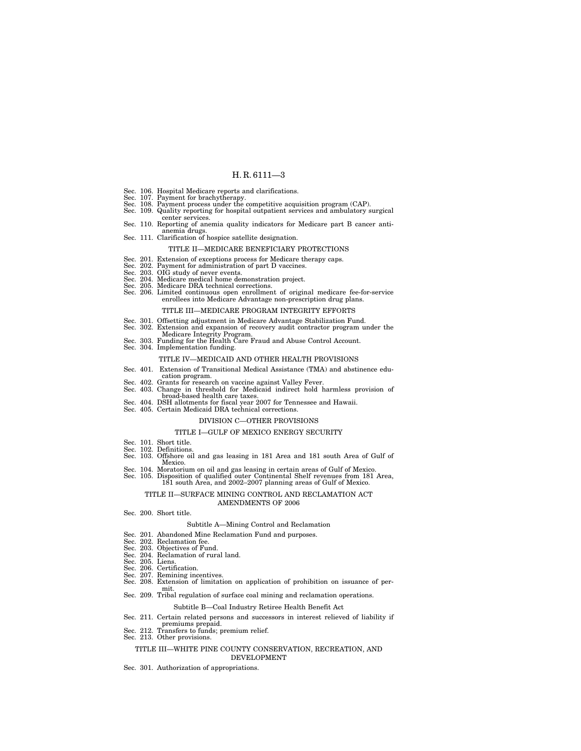Sec. 106. Hospital Medicare reports and clarifications.
Sec. 107. Payment for brachytherapy.
Sec. 108. Payment process under the competitive acquisition program (CAP).
Sec. 109. Quality reporting for hospital outpatient services and ambulatory surgical center services.
Sec. 110. Reporting of anemia quality indicators for Medicare part B cancer anti-anemia drugs.
Sec. 111. Clarification of hospice satellite designation.

### TITLE II—MEDICARE BENEFICIARY PROTECTIONS

Sec. 201. Extension of exceptions process for Medicare therapy caps.
Sec. 202. Payment for administration of part D vaccines.
Sec. 203. OIG study of never events.
Sec. 204. Medicare medical home demonstration project.
Sec. 205. Medicare DRA technical corrections.
Sec. 206. Limited continuous open enrollment of original medicare fee-for-service enrollees into Medicare Advantage non-prescription drug plans.

### TITLE III—MEDICARE PROGRAM INTEGRITY EFFORTS

Sec. 301. Offsetting adjustment in Medicare Advantage Stabilization Fund.
Sec. 302. Extension and expansion of recovery audit contractor program under the Medicare Integrity Program.
Sec. 303. Funding for the Health Care Fraud and Abuse Control Account.
Sec. 304. Implementation funding.

### TITLE IV—MEDICAID AND OTHER HEALTH PROVISIONS

Sec. 401. Extension of Transitional Medical Assistance (TMA) and abstinence education program.
Sec. 402. Grants for research on vaccine against Valley Fever.
Sec. 403. Change in threshold for Medicaid indirect hold harmless provision of broad-based health care taxes.
Sec. 404. DSH allotments for fiscal year 2007 for Tennessee and Hawaii.
Sec. 405. Certain Medicaid DRA technical corrections.

## DIVISION C—OTHER PROVISIONS

### TITLE I—GULF OF MEXICO ENERGY SECURITY

Sec. 101. Short title.
Sec. 102. Definitions.
Sec. 103. Offshore oil and gas leasing in 181 Area and 181 south Area of Gulf of Mexico.
Sec. 104. Moratorium on oil and gas leasing in certain areas of Gulf of Mexico.
Sec. 105. Disposition of qualified outer Continental Shelf revenues from 181 Area, 181 south Area, and 2002–2007 planning areas of Gulf of Mexico.

### TITLE II—SURFACE MINING CONTROL AND RECLAMATION ACT AMENDMENTS OF 2006

Sec. 200. Short title.

#### Subtitle A—Mining Control and Reclamation

Sec. 201. Abandoned Mine Reclamation Fund and purposes.
Sec. 202. Reclamation fee.
Sec. 203. Objectives of Fund.
Sec. 204. Reclamation of rural land.
Sec. 205. Liens.
Sec. 206. Certification.
Sec. 207. Remining incentives.
Sec. 208. Extension of limitation on application of prohibition on issuance of permit.
Sec. 209. Tribal regulation of surface coal mining and reclamation operations.

#### Subtitle B—Coal Industry Retiree Health Benefit Act

Sec. 211. Certain related persons and successors in interest relieved of liability if premiums prepaid.
Sec. 212. Transfers to funds; premium relief.
Sec. 213. Other provisions.

### TITLE III—WHITE PINE COUNTY CONSERVATION, RECREATION, AND DEVELOPMENT

Sec. 301. Authorization of appropriations.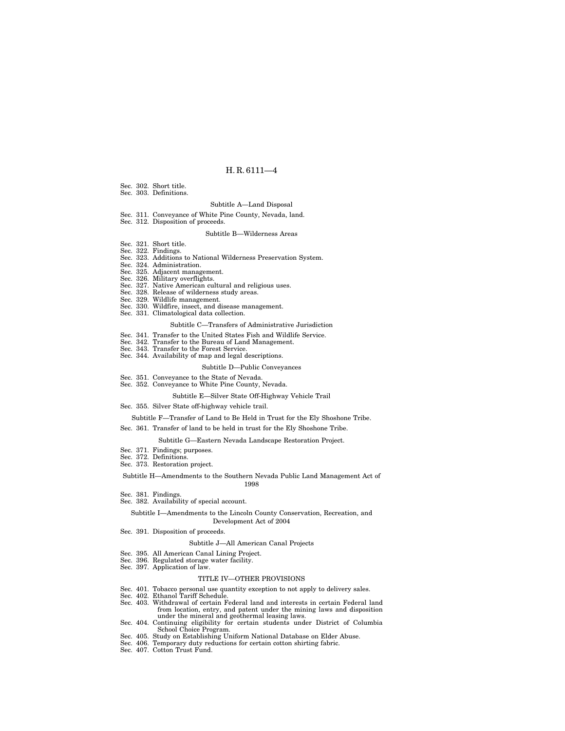Sec. 302. Short title.
Sec. 303. Definitions.

Subtitle A—Land Disposal

Sec. 311. Conveyance of White Pine County, Nevada, land.
Sec. 312. Disposition of proceeds.

Subtitle B—Wilderness Areas

Sec. 321. Short title.
Sec. 322. Findings.
Sec. 323. Additions to National Wilderness Preservation System.
Sec. 324. Administration.
Sec. 325. Adjacent management.
Sec. 326. Military overflights.
Sec. 327. Native American cultural and religious uses.
Sec. 328. Release of wilderness study areas.
Sec. 329. Wildlife management.
Sec. 330. Wildfire, insect, and disease management.
Sec. 331. Climatological data collection.

Subtitle C—Transfers of Administrative Jurisdiction

Sec. 341. Transfer to the United States Fish and Wildlife Service.
Sec. 342. Transfer to the Bureau of Land Management.
Sec. 343. Transfer to the Forest Service.
Sec. 344. Availability of map and legal descriptions.

Subtitle D—Public Conveyances

Sec. 351. Conveyance to the State of Nevada.
Sec. 352. Conveyance to White Pine County, Nevada.

Subtitle E—Silver State Off-Highway Vehicle Trail

Sec. 355. Silver State off-highway vehicle trail.

Subtitle F—Transfer of Land to Be Held in Trust for the Ely Shoshone Tribe.

Sec. 361. Transfer of land to be held in trust for the Ely Shoshone Tribe.

Subtitle G—Eastern Nevada Landscape Restoration Project.

Sec. 371. Findings; purposes.
Sec. 372. Definitions.
Sec. 373. Restoration project.

Subtitle H—Amendments to the Southern Nevada Public Land Management Act of 1998

Sec. 381. Findings.
Sec. 382. Availability of special account.

Subtitle I—Amendments to the Lincoln County Conservation, Recreation, and Development Act of 2004

Sec. 391. Disposition of proceeds.

Subtitle J—All American Canal Projects

Sec. 395. All American Canal Lining Project.
Sec. 396. Regulated storage water facility.
Sec. 397. Application of law.

TITLE IV—OTHER PROVISIONS

Sec. 401. Tobacco personal use quantity exception to not apply to delivery sales.
Sec. 402. Ethanol Tariff Schedule.
Sec. 403. Withdrawal of certain Federal land and interests in certain Federal land from location, entry, and patent under the mining laws and disposition under the mineral and geothermal leasing laws.
Sec. 404. Continuing eligibility for certain students under District of Columbia School Choice Program.
Sec. 405. Study on Establishing Uniform National Database on Elder Abuse.
Sec. 406. Temporary duty reductions for certain cotton shirting fabric.
Sec. 407. Cotton Trust Fund.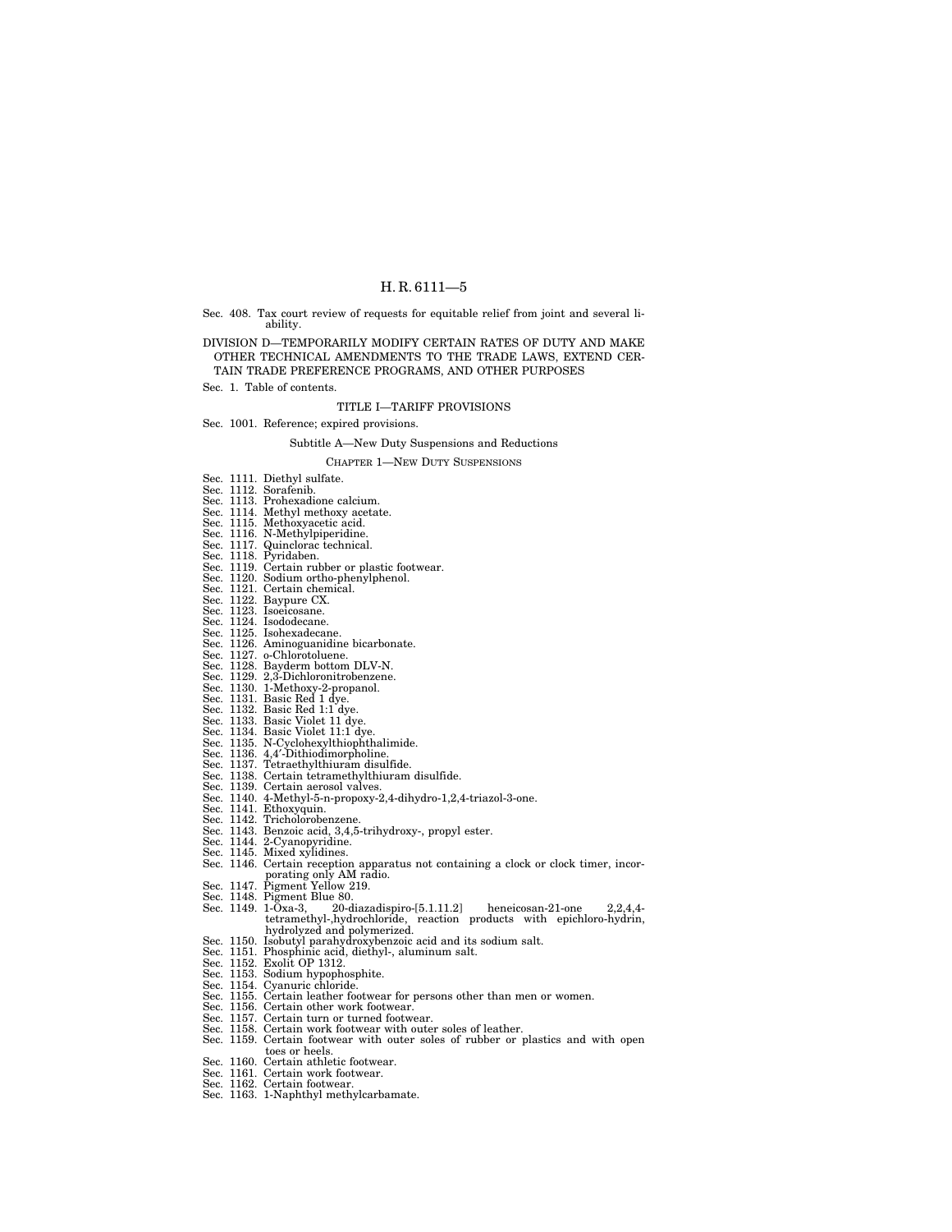Sec. 408. Tax court review of requests for equitable relief from joint and several liability.

DIVISION D—TEMPORARILY MODIFY CERTAIN RATES OF DUTY AND MAKE OTHER TECHNICAL AMENDMENTS TO THE TRADE LAWS, EXTEND CERTAIN TRADE PREFERENCE PROGRAMS, AND OTHER PURPOSES

Sec. 1. Table of contents.

TITLE I—TARIFF PROVISIONS

Sec. 1001. Reference; expired provisions.

Subtitle A—New Duty Suspensions and Reductions

CHAPTER 1—NEW DUTY SUSPENSIONS

Sec. 1111. Diethyl sulfate.
Sec. 1112. Sorafenib.
Sec. 1113. Prohexadione calcium.
Sec. 1114. Methyl methoxy acetate.
Sec. 1115. Methoxyacetic acid.
Sec. 1116. N-Methylpiperidine.
Sec. 1117. Quinclorac technical.
Sec. 1118. Pyridaben.
Sec. 1119. Certain rubber or plastic footwear.
Sec. 1120. Sodium ortho-phenylphenol.
Sec. 1121. Certain chemical.
Sec. 1122. Baypure CX.
Sec. 1123. Isoeicosane.
Sec. 1124. Isododecane.
Sec. 1125. Isohexadecane.
Sec. 1126. Aminoguanidine bicarbonate.
Sec. 1127. o-Chlorotoluene.
Sec. 1128. Bayderm bottom DLV-N.
Sec. 1129. 2,3-Dichloronitrobenzene.
Sec. 1130. 1-Methoxy-2-propanol.
Sec. 1131. Basic Red 1 dye.
Sec. 1132. Basic Red 1:1 dye.
Sec. 1133. Basic Violet 11 dye.
Sec. 1134. Basic Violet 11:1 dye.
Sec. 1135. N-Cyclohexylthiophthalimide.
Sec. 1136. 4,4′-Dithiodimorpholine.
Sec. 1137. Tetraethylthiuram disulfide.
Sec. 1138. Certain tetramethylthiuram disulfide.
Sec. 1139. Certain aerosol valves.
Sec. 1140. 4-Methyl-5-n-propoxy-2,4-dihydro-1,2,4-triazol-3-one.
Sec. 1141. Ethoxyquin.
Sec. 1142. Tricholorobenzene.
Sec. 1143. Benzoic acid, 3,4,5-trihydroxy-, propyl ester.
Sec. 1144. 2-Cyanopyridine.
Sec. 1145. Mixed xylidines.
Sec. 1146. Certain reception apparatus not containing a clock or clock timer, incorporating only AM radio.
Sec. 1147. Pigment Yellow 219.
Sec. 1148. Pigment Blue 80.
Sec. 1149. 1-Oxa-3, 20-diazadispiro-[5.1.11.2] heneicosan-21-one 2,2,4,4-tetramethyl-,hydrochloride, reaction products with epichloro-hydrin, hydrolyzed and polymerized.
Sec. 1150. Isobutyl parahydroxybenzoic acid and its sodium salt.
Sec. 1151. Phosphinic acid, diethyl-, aluminum salt.
Sec. 1152. Exolit OP 1312.
Sec. 1153. Sodium hypophosphite.
Sec. 1154. Cyanuric chloride.
Sec. 1155. Certain leather footwear for persons other than men or women.
Sec. 1156. Certain other work footwear.
Sec. 1157. Certain turn or turned footwear.
Sec. 1158. Certain work footwear with outer soles of leather.
Sec. 1159. Certain footwear with outer soles of rubber or plastics and with open toes or heels.
Sec. 1160. Certain athletic footwear.
Sec. 1161. Certain work footwear.
Sec. 1162. Certain footwear.
Sec. 1163. 1-Naphthyl methylcarbamate.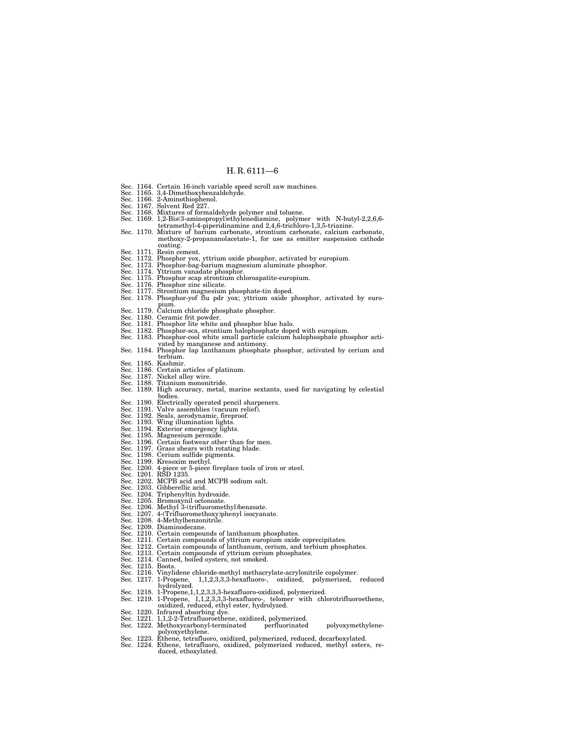Sec. 1164. Certain 16-inch variable speed scroll saw machines.
Sec. 1165. 3,4-Dimethoxybenzaldehyde.
Sec. 1166. 2-Aminothiophenol.
Sec. 1167. Solvent Red 227.
Sec. 1168. Mixtures of formaldehyde polymer and toluene.
Sec. 1169. 1,2-Bis(3-aminopropyl)ethylenediamine, polymer with N-butyl-2,2,6,6-tetramethyl-4-piperidinamine and 2,4,6-trichloro-1,3,5-triazine.
Sec. 1170. Mixture of barium carbonate, strontium carbonate, calcium carbonate, methoxy-2-propananolacetate-1, for use as emitter suspension cathode coating.
Sec. 1171. Resin cement.
Sec. 1172. Phosphor yox, yttrium oxide phosphor, activated by europium.
Sec. 1173. Phosphor-bag-barium magnesium aluminate phosphor.
Sec. 1174. Yttrium vanadate phosphor.
Sec. 1175. Phosphor scap strontium chloroapatite-europium.
Sec. 1176. Phosphor zinc silicate.
Sec. 1177. Strontium magnesium phosphate-tin doped.
Sec. 1178. Phosphor-yof flu pdr yox; yttrium oxide phosphor, activated by europium.
Sec. 1179. Calcium chloride phosphate phosphor.
Sec. 1180. Ceramic frit powder.
Sec. 1181. Phosphor lite white and phosphor blue halo.
Sec. 1182. Phosphor-sca, strontium halophosphate doped with europium.
Sec. 1183. Phosphor-cool white small particle calcium halophosphate phosphor activated by manganese and antimony.
Sec. 1184. Phosphor lap lanthanum phosphate phosphor, activated by cerium and terbium.
Sec. 1185. Kashmir.
Sec. 1186. Certain articles of platinum.
Sec. 1187. Nickel alloy wire.
Sec. 1188. Titanium mononitride.
Sec. 1189. High accuracy, metal, marine sextants, used for navigating by celestial bodies.
Sec. 1190. Electrically operated pencil sharpeners.
Sec. 1191. Valve assemblies (vacuum relief).
Sec. 1192. Seals, aerodynamic, fireproof.
Sec. 1193. Wing illumination lights.
Sec. 1194. Exterior emergency lights.
Sec. 1195. Magnesium peroxide.
Sec. 1196. Certain footwear other than for men.
Sec. 1197. Grass shears with rotating blade.
Sec. 1198. Cerium sulfide pigments.
Sec. 1199. Kresoxim methyl.
Sec. 1200. 4-piece or 5-piece fireplace tools of iron or steel.
Sec. 1201. RSD 1235.
Sec. 1202. MCPB acid and MCPB sodium salt.
Sec. 1203. Gibberellic acid.
Sec. 1204. Triphenyltin hydroxide.
Sec. 1205. Bromoxynil octonoate.
Sec. 1206. Methyl 3-(trifluoromethyl)benzoate.
Sec. 1207. 4-(Trifluoromethoxy)phenyl isocyanate.
Sec. 1208. 4-Methylbenzonitrile.
Sec. 1209. Diaminodecane.
Sec. 1210. Certain compounds of lanthanum phosphates.
Sec. 1211. Certain compounds of yttrium europium oxide coprecipitates.
Sec. 1212. Certain compounds of lanthanum, cerium, and terbium phosphates.
Sec. 1213. Certain compounds of yttrium cerium phosphates.
Sec. 1214. Canned, boiled oysters, not smoked.
Sec. 1215. Boots.
Sec. 1216. Vinylidene chloride-methyl methacrylate-acrylonitrile copolymer.
Sec. 1217. 1-Propene, 1,1,2,3,3,3-hexafluoro-, oxidized, polymerized, reduced hydrolyzed.
Sec. 1218. 1-Propene,1,1,2,3,3,3-hexafluoro-oxidized, polymerized.
Sec. 1219. 1-Propene, 1,1,2,3,3,3-hexafluoro-, telomer with chlorotrifluoroethene, oxidized, reduced, ethyl ester, hydrolyzed.
Sec. 1220. Infrared absorbing dye.
Sec. 1221. 1,1,2-2-Tetrafluoroethene, oxidized, polymerized.
Sec. 1222. Methoxycarbonyl-terminated perfluorinated polyoxymethylene-polyoxyethylene.
Sec. 1223. Ethene, tetrafluoro, oxidized, polymerized, reduced, decarboxylated.
Sec. 1224. Ethene, tetrafluoro, oxidized, polymerized reduced, methyl esters, reduced, ethoxylated.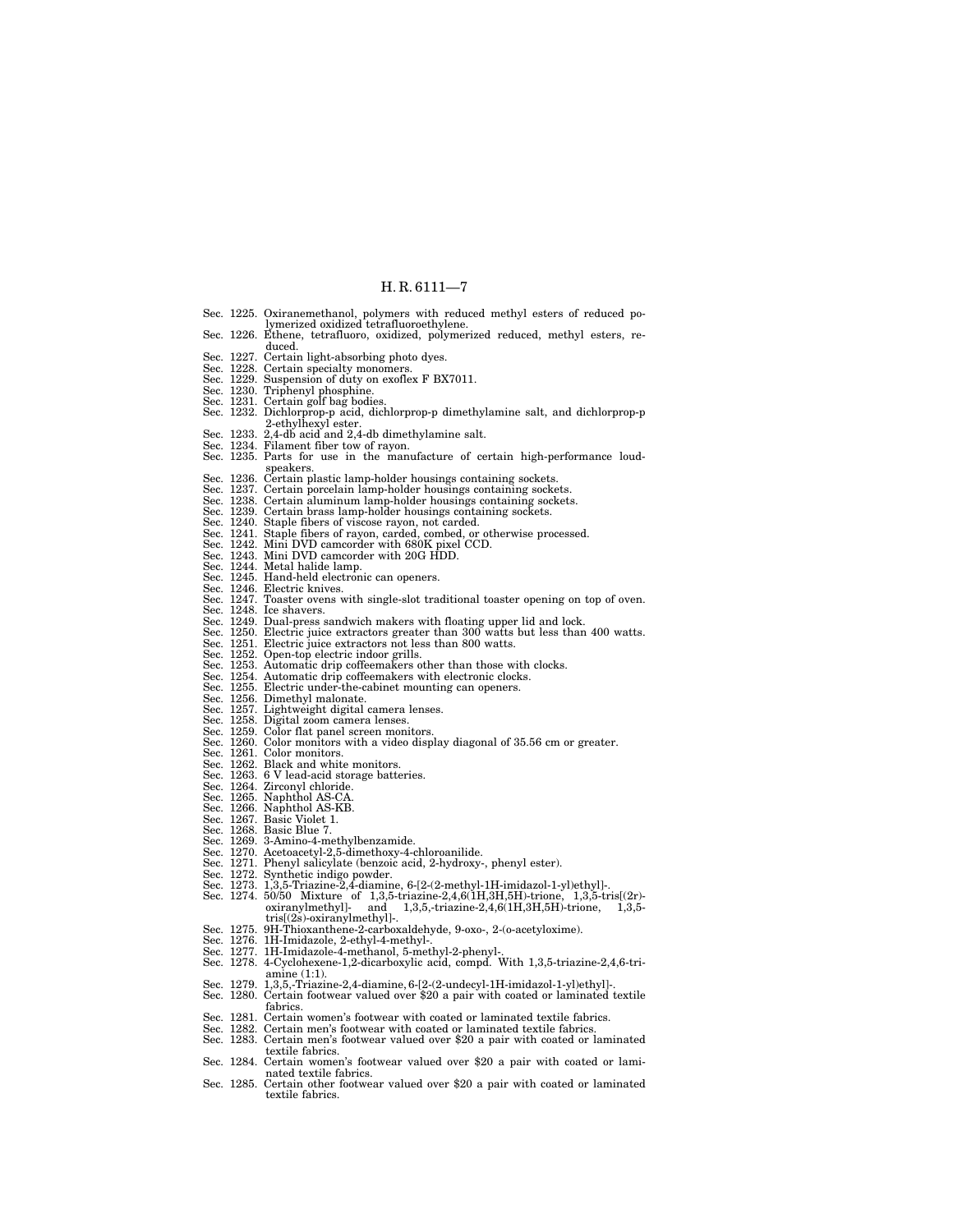Sec. 1225. Oxiranemethanol, polymers with reduced methyl esters of reduced polymerized oxidized tetrafluoroethylene.
Sec. 1226. Ethene, tetrafluoro, oxidized, polymerized reduced, methyl esters, reduced.
Sec. 1227. Certain light-absorbing photo dyes.
Sec. 1228. Certain specialty monomers.
Sec. 1229. Suspension of duty on exoflex F BX7011.
Sec. 1230. Triphenyl phosphine.
Sec. 1231. Certain golf bag bodies.
Sec. 1232. Dichlorprop-p acid, dichlorprop-p dimethylamine salt, and dichlorprop-p 2-ethylhexyl ester.
Sec. 1233. 2,4-db acid and 2,4-db dimethylamine salt.
Sec. 1234. Filament fiber tow of rayon.
Sec. 1235. Parts for use in the manufacture of certain high-performance loudspeakers.
Sec. 1236. Certain plastic lamp-holder housings containing sockets.
Sec. 1237. Certain porcelain lamp-holder housings containing sockets.
Sec. 1238. Certain aluminum lamp-holder housings containing sockets.
Sec. 1239. Certain brass lamp-holder housings containing sockets.
Sec. 1240. Staple fibers of viscose rayon, not carded.
Sec. 1241. Staple fibers of rayon, carded, combed, or otherwise processed.
Sec. 1242. Mini DVD camcorder with 680K pixel CCD.
Sec. 1243. Mini DVD camcorder with 20G HDD.
Sec. 1244. Metal halide lamp.
Sec. 1245. Hand-held electronic can openers.
Sec. 1246. Electric knives.
Sec. 1247. Toaster ovens with single-slot traditional toaster opening on top of oven.
Sec. 1248. Ice shavers.
Sec. 1249. Dual-press sandwich makers with floating upper lid and lock.
Sec. 1250. Electric juice extractors greater than 300 watts but less than 400 watts.
Sec. 1251. Electric juice extractors not less than 800 watts.
Sec. 1252. Open-top electric indoor grills.
Sec. 1253. Automatic drip coffeemakers other than those with clocks.
Sec. 1254. Automatic drip coffeemakers with electronic clocks.
Sec. 1255. Electric under-the-cabinet mounting can openers.
Sec. 1256. Dimethyl malonate.
Sec. 1257. Lightweight digital camera lenses.
Sec. 1258. Digital zoom camera lenses.
Sec. 1259. Color flat panel screen monitors.
Sec. 1260. Color monitors with a video display diagonal of 35.56 cm or greater.
Sec. 1261. Color monitors.
Sec. 1262. Black and white monitors.
Sec. 1263. 6 V lead-acid storage batteries.
Sec. 1264. Zirconyl chloride.
Sec. 1265. Naphthol AS-CA.
Sec. 1266. Naphthol AS-KB.
Sec. 1267. Basic Violet 1.
Sec. 1268. Basic Blue 7.
Sec. 1269. 3-Amino-4-methylbenzamide.
Sec. 1270. Acetoacetyl-2,5-dimethoxy-4-chloroanilide.
Sec. 1271. Phenyl salicylate (benzoic acid, 2-hydroxy-, phenyl ester).
Sec. 1272. Synthetic indigo powder.
Sec. 1273. 1,3,5-Triazine-2,4-diamine, 6-[2-(2-methyl-1H-imidazol-1-yl)ethyl]-.
Sec. 1274. 50/50 Mixture of 1,3,5-triazine-2,4,6(1H,3H,5H)-trione, 1,3,5-tris[(2r)-oxiranylmethyl]- and 1,3,5,-triazine-2,4,6(1H,3H,5H)-trione, 1,3,5-tris[(2s)-oxiranylmethyl]-.
Sec. 1275. 9H-Thioxanthene-2-carboxaldehyde, 9-oxo-, 2-(o-acetyloxime).
Sec. 1276. 1H-Imidazole, 2-ethyl-4-methyl-.
Sec. 1277. 1H-Imidazole-4-methanol, 5-methyl-2-phenyl-.
Sec. 1278. 4-Cyclohexene-1,2-dicarboxylic acid, compd. With 1,3,5-triazine-2,4,6-triamine (1:1).
Sec. 1279. 1,3,5,-Triazine-2,4-diamine, 6-[2-(2-undecyl-1H-imidazol-1-yl)ethyl]-.
Sec. 1280. Certain footwear valued over $20 a pair with coated or laminated textile fabrics.
Sec. 1281. Certain women's footwear with coated or laminated textile fabrics.
Sec. 1282. Certain men's footwear with coated or laminated textile fabrics.
Sec. 1283. Certain men's footwear valued over $20 a pair with coated or laminated textile fabrics.
Sec. 1284. Certain women's footwear valued over $20 a pair with coated or laminated textile fabrics.
Sec. 1285. Certain other footwear valued over $20 a pair with coated or laminated textile fabrics.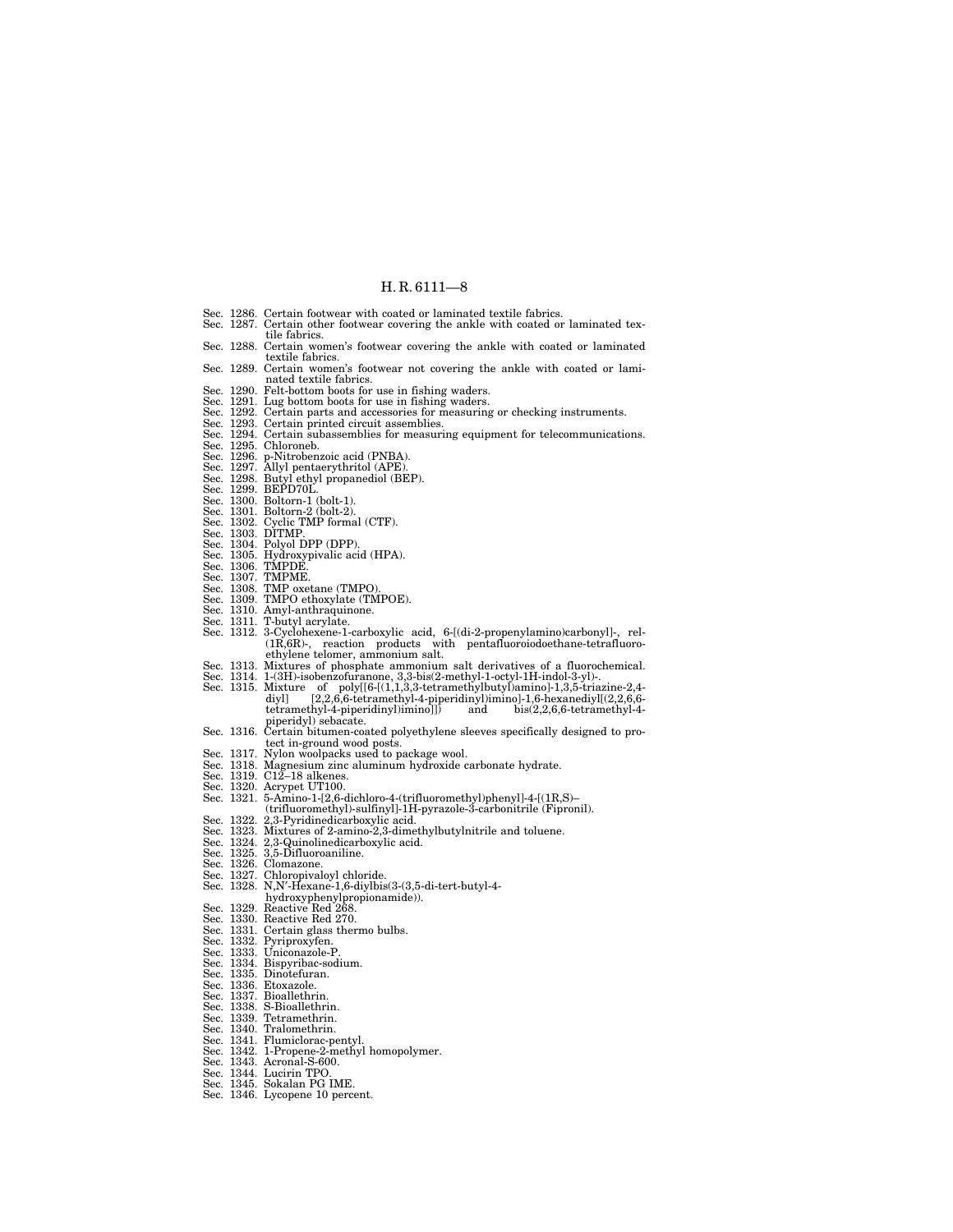Sec. 1286. Certain footwear with coated or laminated textile fabrics.
Sec. 1287. Certain other footwear covering the ankle with coated or laminated textile fabrics.
Sec. 1288. Certain women's footwear covering the ankle with coated or laminated textile fabrics.
Sec. 1289. Certain women's footwear not covering the ankle with coated or laminated textile fabrics.
Sec. 1290. Felt-bottom boots for use in fishing waders.
Sec. 1291. Lug bottom boots for use in fishing waders.
Sec. 1292. Certain parts and accessories for measuring or checking instruments.
Sec. 1293. Certain printed circuit assemblies.
Sec. 1294. Certain subassemblies for measuring equipment for telecommunications.
Sec. 1295. Chloroneb.
Sec. 1296. p-Nitrobenzoic acid (PNBA).
Sec. 1297. Allyl pentaerythritol (APE).
Sec. 1298. Butyl ethyl propanediol (BEP).
Sec. 1299. BEPD70L.
Sec. 1300. Boltorn-1 (bolt-1).
Sec. 1301. Boltorn-2 (bolt-2).
Sec. 1302. Cyclic TMP formal (CTF).
Sec. 1303. DITMP.
Sec. 1304. Polyol DPP (DPP).
Sec. 1305. Hydroxypivalic acid (HPA).
Sec. 1306. TMPDE.
Sec. 1307. TMPME.
Sec. 1308. TMP oxetane (TMPO).
Sec. 1309. TMPO ethoxylate (TMPOE).
Sec. 1310. Amyl-anthraquinone.
Sec. 1311. T-butyl acrylate.
Sec. 1312. 3-Cyclohexene-1-carboxylic acid, 6-[(di-2-propenylamino)carbonyl]-, rel-(1R,6R)-, reaction products with pentafluoroiodoethane-tetrafluoroethylene telomer, ammonium salt.
Sec. 1313. Mixtures of phosphate ammonium salt derivatives of a fluorochemical.
Sec. 1314. 1-(3H)-isobenzofuranone, 3,3-bis(2-methyl-1-octyl-1H-indol-3-yl)-.
Sec. 1315. Mixture of poly[[6-[(1,1,3,3-tetramethylbutyl)amino]-1,3,5-triazine-2,4-diyl] [2,2,6,6-tetramethyl-4-piperidinyl)imino]-1,6-hexanediyl[(2,2,6,6-tetramethyl-4-piperidinyl)imino]]) and bis(2,2,6,6-tetramethyl-4-piperidyl) sebacate.
Sec. 1316. Certain bitumen-coated polyethylene sleeves specifically designed to protect in-ground wood posts.
Sec. 1317. Nylon woolpacks used to package wool.
Sec. 1318. Magnesium zinc aluminum hydroxide carbonate hydrate.
Sec. 1319. C12–18 alkenes.
Sec. 1320. Acrypet UT100.
Sec. 1321. 5-Amino-1-[2,6-dichloro-4-(trifluoromethyl)phenyl]-4-[(1R,S)–(trifluoromethyl)-sulfinyl]-1H-pyrazole-3-carbonitrile (Fipronil).
Sec. 1322. 2,3-Pyridinedicarboxylic acid.
Sec. 1323. Mixtures of 2-amino-2,3-dimethylbutylnitrile and toluene.
Sec. 1324. 2,3-Quinolinedicarboxylic acid.
Sec. 1325. 3,5-Difluoroaniline.
Sec. 1326. Clomazone.
Sec. 1327. Chloropivaloyl chloride.
Sec. 1328. N,N′-Hexane-1,6-diylbis(3-(3,5-di-tert-butyl-4-hydroxyphenylpropionamide)).
Sec. 1329. Reactive Red 268.
Sec. 1330. Reactive Red 270.
Sec. 1331. Certain glass thermo bulbs.
Sec. 1332. Pyriproxyfen.
Sec. 1333. Uniconazole-P.
Sec. 1334. Bispyribac-sodium.
Sec. 1335. Dinotefuran.
Sec. 1336. Etoxazole.
Sec. 1337. Bioallethrin.
Sec. 1338. S-Bioallethrin.
Sec. 1339. Tetramethrin.
Sec. 1340. Tralomethrin.
Sec. 1341. Flumiclorac-pentyl.
Sec. 1342. 1-Propene-2-methyl homopolymer.
Sec. 1343. Acronal-S-600.
Sec. 1344. Lucirin TPO.
Sec. 1345. Sokalan PG IME.
Sec. 1346. Lycopene 10 percent.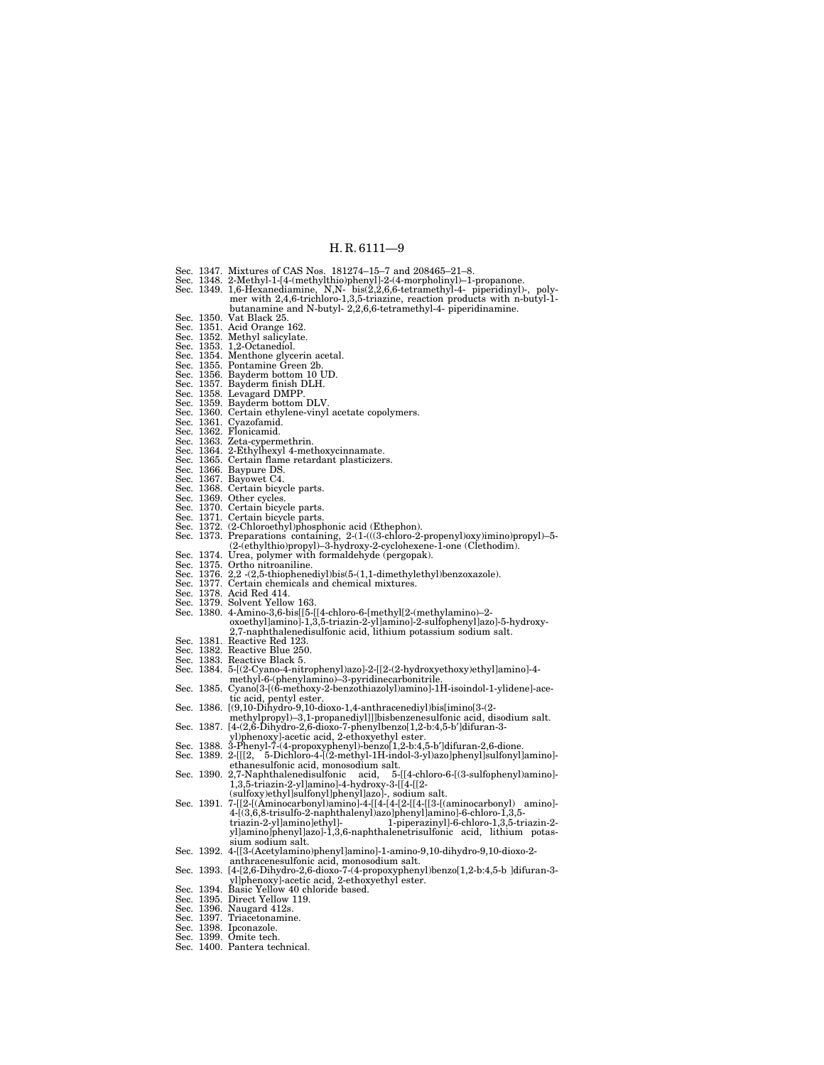Sec. 1347. Mixtures of CAS Nos. 181274–15–7 and 208465–21–8.
Sec. 1348. 2-Methyl-1-[4-(methylthio)phenyl]-2-(4-morpholinyl)–1-propanone.
Sec. 1349. 1,6-Hexanediamine, N,N- bis(2,2,6,6-tetramethyl-4- piperidinyl)-, polymer with 2,4,6-trichloro-1,3,5-triazine, reaction products with n-butyl-1-butanamine and N-butyl- 2,2,6,6-tetramethyl-4- piperidinamine.
Sec. 1350. Vat Black 25.
Sec. 1351. Acid Orange 162.
Sec. 1352. Methyl salicylate.
Sec. 1353. 1,2-Octanediol.
Sec. 1354. Menthone glycerin acetal.
Sec. 1355. Pontamine Green 2b.
Sec. 1356. Bayderm bottom 10 UD.
Sec. 1357. Bayderm finish DLH.
Sec. 1358. Levagard DMPP.
Sec. 1359. Bayderm bottom DLV.
Sec. 1360. Certain ethylene-vinyl acetate copolymers.
Sec. 1361. Cyazofamid.
Sec. 1362. Flonicamid.
Sec. 1363. Zeta-cypermethrin.
Sec. 1364. 2-Ethylhexyl 4-methoxycinnamate.
Sec. 1365. Certain flame retardant plasticizers.
Sec. 1366. Baypure DS.
Sec. 1367. Bayowet C4.
Sec. 1368. Certain bicycle parts.
Sec. 1369. Other cycles.
Sec. 1370. Certain bicycle parts.
Sec. 1371. Certain bicycle parts.
Sec. 1372. (2-Chloroethyl)phosphonic acid (Ethephon).
Sec. 1373. Preparations containing, 2-(1-(((3-chloro-2-propenyl)oxy)imino)propyl)–5-(2-(ethylthio)propyl)–3-hydroxy-2-cyclohexene-1-one (Clethodim).
Sec. 1374. Urea, polymer with formaldehyde (pergopak).
Sec. 1375. Ortho nitroaniline.
Sec. 1376. 2,2 -(2,5-thiophenediyl)bis(5-(1,1-dimethylethyl)benzoxazole).
Sec. 1377. Certain chemicals and chemical mixtures.
Sec. 1378. Acid Red 414.
Sec. 1379. Solvent Yellow 163.
Sec. 1380. 4-Amino-3,6-bis[[5-[[4-chloro-6-[methyl[2-(methylamino)–2-oxoethyl]amino]-1,3,5-triazin-2-yl]amino]-2-sulfophenyl]azo]-5-hydroxy-2,7-naphthalenedisulfonic acid, lithium potassium sodium salt.
Sec. 1381. Reactive Red 123.
Sec. 1382. Reactive Blue 250.
Sec. 1383. Reactive Black 5.
Sec. 1384. 5-[(2-Cyano-4-nitrophenyl)azo]-2-[[2-(2-hydroxyethoxy)ethyl]amino]-4-methyl-6-(phenylamino)–3-pyridinecarbonitrile.
Sec. 1385. Cyano[3-[(6-methoxy-2-benzothiazolyl)amino]-1H-isoindol-1-ylidene]-acetic acid, pentyl ester.
Sec. 1386. [(9,10-Dihydro-9,10-dioxo-1,4-anthracenediyl)bis[imino[3-(2-methylpropyl)–3,1-propanediyl]]]bisbenzenesulfonic acid, disodium salt.
Sec. 1387. [4-(2,6-Dihydro-2,6-dioxo-7-phenylbenzo[1,2-b:4,5-b′]difuran-3-yl)phenoxy]-acetic acid, 2-ethoxyethyl ester.
Sec. 1388. 3-Phenyl-7-(4-propoxyphenyl)-benzo[1,2-b:4,5-b′]difuran-2,6-dione.
Sec. 1389. 2-[[[2, 5-Dichloro-4-[(2-methyl-1H-indol-3-yl)azo]phenyl]sulfonyl]amino]-ethanesulfonic acid, monosodium salt.
Sec. 1390. 2,7-Naphthalenedisulfonic acid, 5-[[4-chloro-6-[(3-sulfophenyl)amino]-1,3,5-triazin-2-yl]amino]-4-hydroxy-3-[[4-[[2-(sulfoxy)ethyl]sulfonyl]phenyl]azo]-, sodium salt.
Sec. 1391. 7-[[2-[(Aminocarbonyl)amino]-4-[[4-[4-[2-[[4-[[3-[(aminocarbonyl) amino]-4-[(3,6,8-trisulfo-2-naphthalenyl)azo]phenyl]amino]-6-chloro-1,3,5-triazin-2-yl]amino]ethyl]- 1-piperazinyl]-6-chloro-1,3,5-triazin-2-yl]amino]phenyl]azo]-1,3,6-naphthalenetrisulfonic acid, lithium potassium sodium salt.
Sec. 1392. 4-[[3-(Acetylamino)phenyl]amino]-1-amino-9,10-dihydro-9,10-dioxo-2-anthracenesulfonic acid, monosodium salt.
Sec. 1393. [4-[2,6-Dihydro-2,6-dioxo-7-(4-propoxyphenyl)benzo[1,2-b:4,5-b ]difuran-3-yl]phenoxy]-acetic acid, 2-ethoxyethyl ester.
Sec. 1394. Basic Yellow 40 chloride based.
Sec. 1395. Direct Yellow 119.
Sec. 1396. Naugard 412s.
Sec. 1397. Triacetonamine.
Sec. 1398. Ipconazole.
Sec. 1399. Omite tech.
Sec. 1400. Pantera technical.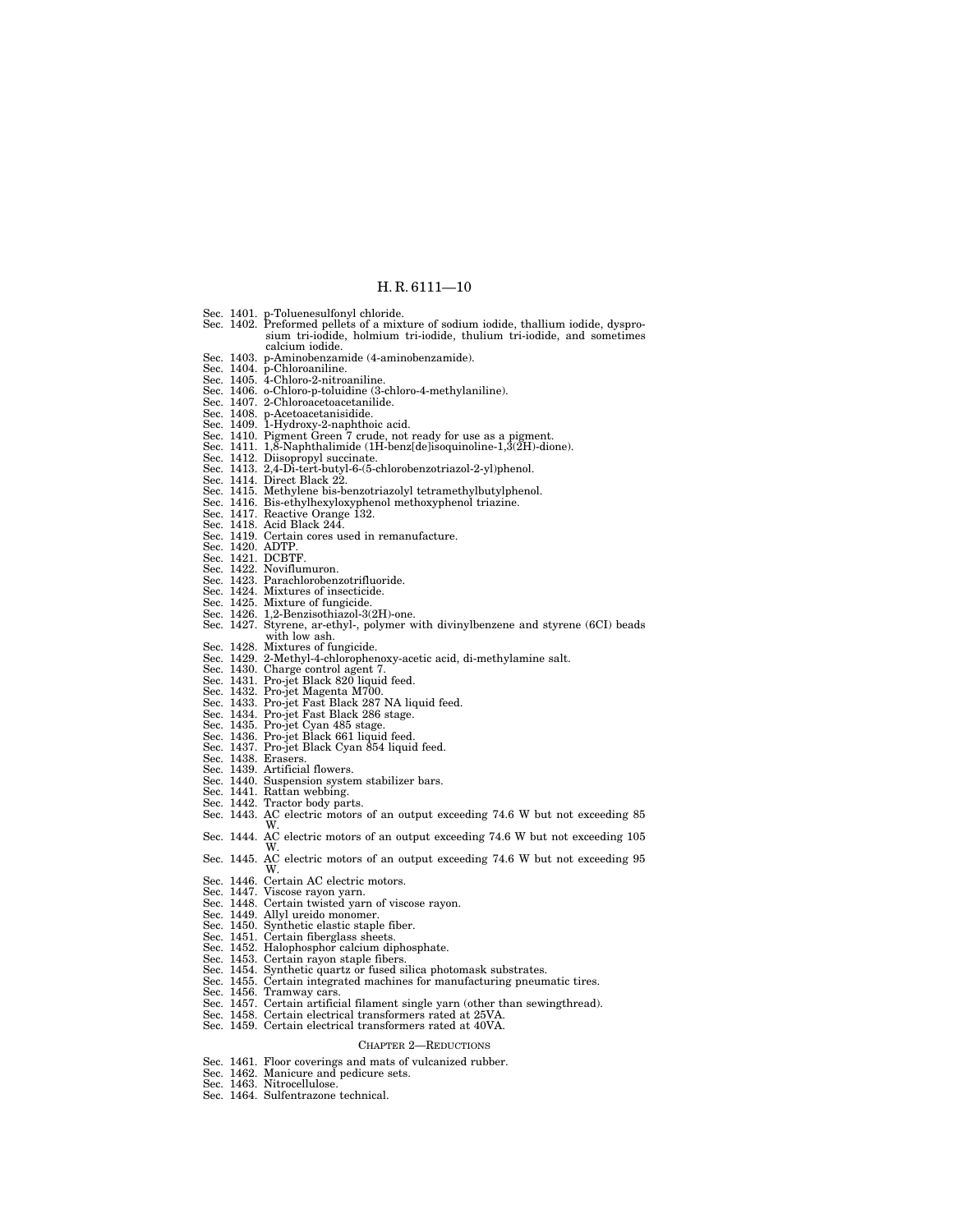Sec. 1401. p-Toluenesulfonyl chloride.
Sec. 1402. Preformed pellets of a mixture of sodium iodide, thallium iodide, dysprosium tri-iodide, holmium tri-iodide, thulium tri-iodide, and sometimes calcium iodide.
Sec. 1403. p-Aminobenzamide (4-aminobenzamide).
Sec. 1404. p-Chloroaniline.
Sec. 1405. 4-Chloro-2-nitroaniline.
Sec. 1406. o-Chloro-p-toluidine (3-chloro-4-methylaniline).
Sec. 1407. 2-Chloroacetoacetanilide.
Sec. 1408. p-Acetoacetanisidide.
Sec. 1409. 1-Hydroxy-2-naphthoic acid.
Sec. 1410. Pigment Green 7 crude, not ready for use as a pigment.
Sec. 1411. 1,8-Naphthalimide (1H-benz[de]isoquinoline-1,3(2H)-dione).
Sec. 1412. Diisopropyl succinate.
Sec. 1413. 2,4-Di-tert-butyl-6-(5-chlorobenzotriazol-2-yl)phenol.
Sec. 1414. Direct Black 22.
Sec. 1415. Methylene bis-benzotriazolyl tetramethylbutylphenol.
Sec. 1416. Bis-ethylhexyloxyphenol methoxyphenol triazine.
Sec. 1417. Reactive Orange 132.
Sec. 1418. Acid Black 244.
Sec. 1419. Certain cores used in remanufacture.
Sec. 1420. ADTP.
Sec. 1421. DCBTF.
Sec. 1422. Noviflumuron.
Sec. 1423. Parachlorobenzotrifluoride.
Sec. 1424. Mixtures of insecticide.
Sec. 1425. Mixture of fungicide.
Sec. 1426. 1,2-Benzisothiazol-3(2H)-one.
Sec. 1427. Styrene, ar-ethyl-, polymer with divinylbenzene and styrene (6CI) beads with low ash.
Sec. 1428. Mixtures of fungicide.
Sec. 1429. 2-Methyl-4-chlorophenoxy-acetic acid, di-methylamine salt.
Sec. 1430. Charge control agent 7.
Sec. 1431. Pro-jet Black 820 liquid feed.
Sec. 1432. Pro-jet Magenta M700.
Sec. 1433. Pro-jet Fast Black 287 NA liquid feed.
Sec. 1434. Pro-jet Fast Black 286 stage.
Sec. 1435. Pro-jet Cyan 485 stage.
Sec. 1436. Pro-jet Black 661 liquid feed.
Sec. 1437. Pro-jet Black Cyan 854 liquid feed.
Sec. 1438. Erasers.
Sec. 1439. Artificial flowers.
Sec. 1440. Suspension system stabilizer bars.
Sec. 1441. Rattan webbing.
Sec. 1442. Tractor body parts.
Sec. 1443. AC electric motors of an output exceeding 74.6 W but not exceeding 85 W.
Sec. 1444. AC electric motors of an output exceeding 74.6 W but not exceeding 105 W.
Sec. 1445. AC electric motors of an output exceeding 74.6 W but not exceeding 95 W.
Sec. 1446. Certain AC electric motors.
Sec. 1447. Viscose rayon yarn.
Sec. 1448. Certain twisted yarn of viscose rayon.
Sec. 1449. Allyl ureido monomer.
Sec. 1450. Synthetic elastic staple fiber.
Sec. 1451. Certain fiberglass sheets.
Sec. 1452. Halophosphor calcium diphosphate.
Sec. 1453. Certain rayon staple fibers.
Sec. 1454. Synthetic quartz or fused silica photomask substrates.
Sec. 1455. Certain integrated machines for manufacturing pneumatic tires.
Sec. 1456. Tramway cars.
Sec. 1457. Certain artificial filament single yarn (other than sewingthread).
Sec. 1458. Certain electrical transformers rated at 25VA.
Sec. 1459. Certain electrical transformers rated at 40VA.

CHAPTER 2—REDUCTIONS

Sec. 1461. Floor coverings and mats of vulcanized rubber.
Sec. 1462. Manicure and pedicure sets.
Sec. 1463. Nitrocellulose.
Sec. 1464. Sulfentrazone technical.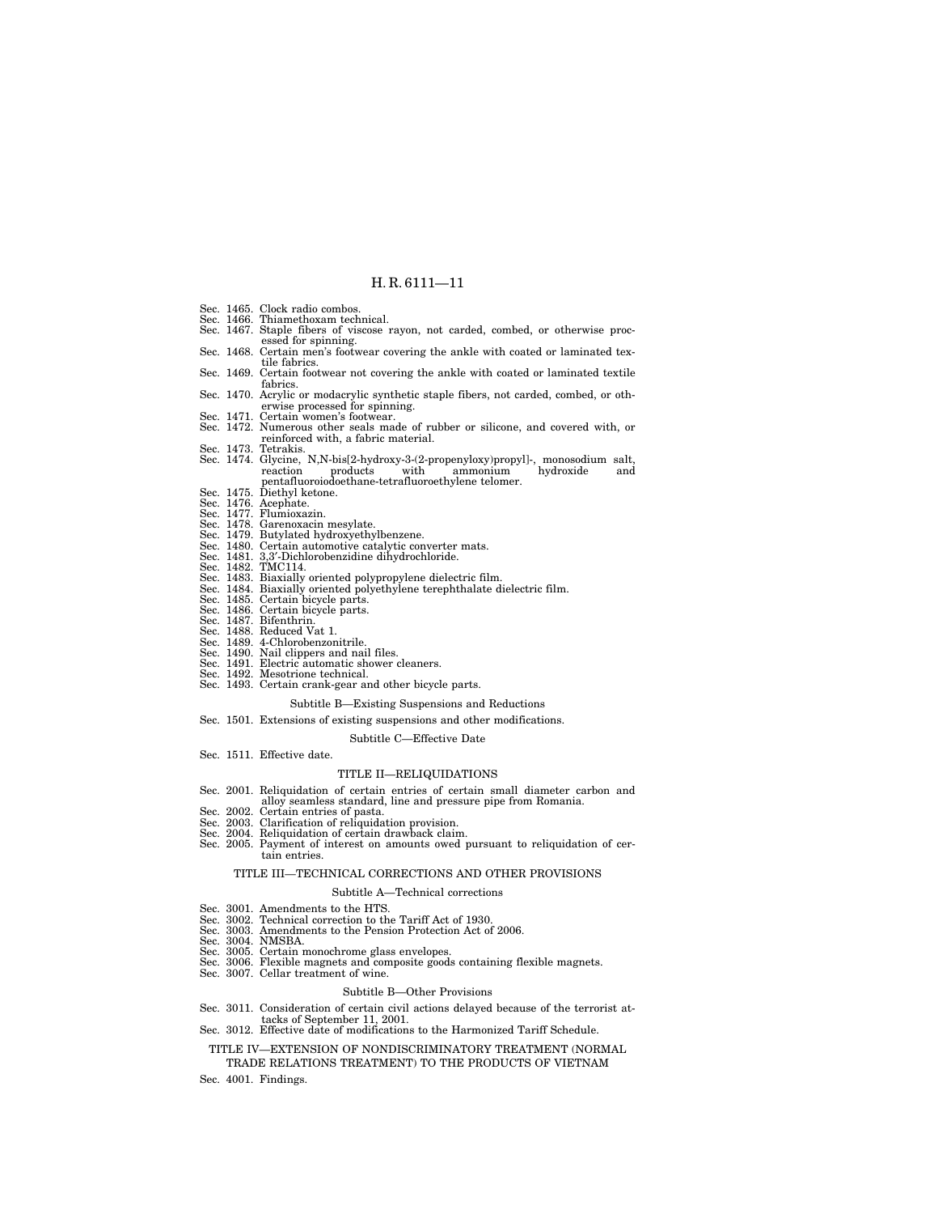Sec. 1465. Clock radio combos.
Sec. 1466. Thiamethoxam technical.
Sec. 1467. Staple fibers of viscose rayon, not carded, combed, or otherwise processed for spinning.
Sec. 1468. Certain men's footwear covering the ankle with coated or laminated textile fabrics.
Sec. 1469. Certain footwear not covering the ankle with coated or laminated textile fabrics.
Sec. 1470. Acrylic or modacrylic synthetic staple fibers, not carded, combed, or otherwise processed for spinning.
Sec. 1471. Certain women's footwear.
Sec. 1472. Numerous other seals made of rubber or silicone, and covered with, or reinforced with, a fabric material.
Sec. 1473. Tetrakis.
Sec. 1474. Glycine, N,N-bis[2-hydroxy-3-(2-propenyloxy)propyl]-, monosodium salt, reaction products with ammonium hydroxide and pentafluoroiodoethane-tetrafluoroethylene telomer.
Sec. 1475. Diethyl ketone.
Sec. 1476. Acephate.
Sec. 1477. Flumioxazin.
Sec. 1478. Garenoxacin mesylate.
Sec. 1479. Butylated hydroxyethylbenzene.
Sec. 1480. Certain automotive catalytic converter mats.
Sec. 1481. 3,3′-Dichlorobenzidine dihydrochloride.
Sec. 1482. TMC114.
Sec. 1483. Biaxially oriented polypropylene dielectric film.
Sec. 1484. Biaxially oriented polyethylene terephthalate dielectric film.
Sec. 1485. Certain bicycle parts.
Sec. 1486. Certain bicycle parts.
Sec. 1487. Bifenthrin.
Sec. 1488. Reduced Vat 1.
Sec. 1489. 4-Chlorobenzonitrile.
Sec. 1490. Nail clippers and nail files.
Sec. 1491. Electric automatic shower cleaners.
Sec. 1492. Mesotrione technical.
Sec. 1493. Certain crank-gear and other bicycle parts.

Subtitle B—Existing Suspensions and Reductions

Sec. 1501. Extensions of existing suspensions and other modifications.

Subtitle C—Effective Date

Sec. 1511. Effective date.

TITLE II—RELIQUIDATIONS

Sec. 2001. Reliquidation of certain entries of certain small diameter carbon and alloy seamless standard, line and pressure pipe from Romania.
Sec. 2002. Certain entries of pasta.
Sec. 2003. Clarification of reliquidation provision.
Sec. 2004. Reliquidation of certain drawback claim.
Sec. 2005. Payment of interest on amounts owed pursuant to reliquidation of certain entries.

TITLE III—TECHNICAL CORRECTIONS AND OTHER PROVISIONS

Subtitle A—Technical corrections

Sec. 3001. Amendments to the HTS.
Sec. 3002. Technical correction to the Tariff Act of 1930.
Sec. 3003. Amendments to the Pension Protection Act of 2006.
Sec. 3004. NMSBA.
Sec. 3005. Certain monochrome glass envelopes.
Sec. 3006. Flexible magnets and composite goods containing flexible magnets.
Sec. 3007. Cellar treatment of wine.

Subtitle B—Other Provisions

Sec. 3011. Consideration of certain civil actions delayed because of the terrorist attacks of September 11, 2001.
Sec. 3012. Effective date of modifications to the Harmonized Tariff Schedule.

TITLE IV—EXTENSION OF NONDISCRIMINATORY TREATMENT (NORMAL TRADE RELATIONS TREATMENT) TO THE PRODUCTS OF VIETNAM

Sec. 4001. Findings.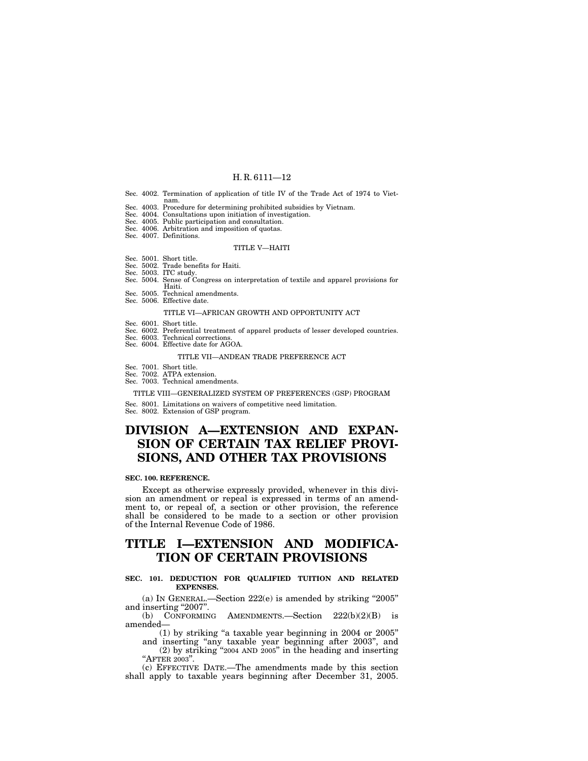Sec. 4002. Termination of application of title IV of the Trade Act of 1974 to Vietnam.
Sec. 4003. Procedure for determining prohibited subsidies by Vietnam.
Sec. 4004. Consultations upon initiation of investigation.
Sec. 4005. Public participation and consultation.
Sec. 4006. Arbitration and imposition of quotas.
Sec. 4007. Definitions.

TITLE V—HAITI

Sec. 5001. Short title.
Sec. 5002. Trade benefits for Haiti.
Sec. 5003. ITC study.
Sec. 5004. Sense of Congress on interpretation of textile and apparel provisions for Haiti.
Sec. 5005. Technical amendments.
Sec. 5006. Effective date.

TITLE VI—AFRICAN GROWTH AND OPPORTUNITY ACT

Sec. 6001. Short title.
Sec. 6002. Preferential treatment of apparel products of lesser developed countries.
Sec. 6003. Technical corrections.
Sec. 6004. Effective date for AGOA.

TITLE VII—ANDEAN TRADE PREFERENCE ACT

Sec. 7001. Short title.
Sec. 7002. ATPA extension.
Sec. 7003. Technical amendments.

TITLE VIII—GENERALIZED SYSTEM OF PREFERENCES (GSP) PROGRAM

Sec. 8001. Limitations on waivers of competitive need limitation.
Sec. 8002. Extension of GSP program.

# DIVISION A—EXTENSION AND EXPANSION OF CERTAIN TAX RELIEF PROVISIONS, AND OTHER TAX PROVISIONS

**SEC. 100. REFERENCE.**

Except as otherwise expressly provided, whenever in this division an amendment or repeal is expressed in terms of an amendment to, or repeal of, a section or other provision, the reference shall be considered to be made to a section or other provision of the Internal Revenue Code of 1986.

# TITLE I—EXTENSION AND MODIFICATION OF CERTAIN PROVISIONS

**SEC. 101. DEDUCTION FOR QUALIFIED TUITION AND RELATED EXPENSES.**

(a) IN GENERAL.—Section 222(e) is amended by striking "2005" and inserting "2007".

(b) CONFORMING AMENDMENTS.—Section 222(b)(2)(B) is amended—

(1) by striking "a taxable year beginning in 2004 or 2005" and inserting "any taxable year beginning after 2003", and

(2) by striking "2004 AND 2005" in the heading and inserting "AFTER 2003".

(c) EFFECTIVE DATE.—The amendments made by this section shall apply to taxable years beginning after December 31, 2005.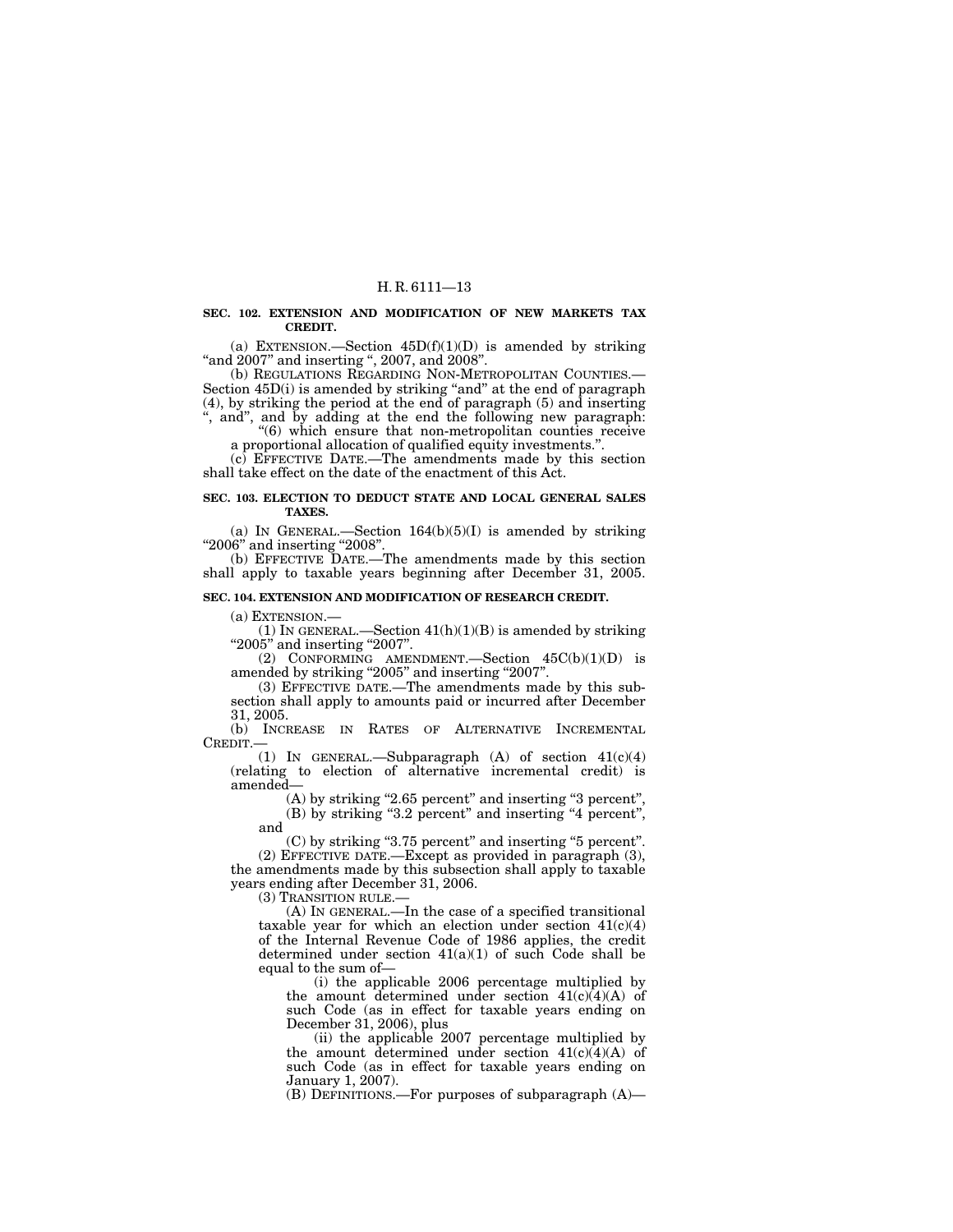**SEC. 102. EXTENSION AND MODIFICATION OF NEW MARKETS TAX CREDIT.**

(a) EXTENSION.—Section 45D(f)(1)(D) is amended by striking "and 2007" and inserting ", 2007, and 2008".

(b) REGULATIONS REGARDING NON-METROPOLITAN COUNTIES.—Section 45D(i) is amended by striking "and" at the end of paragraph (4), by striking the period at the end of paragraph (5) and inserting ", and", and by adding at the end the following new paragraph:

"(6) which ensure that non-metropolitan counties receive a proportional allocation of qualified equity investments.".

(c) EFFECTIVE DATE.—The amendments made by this section shall take effect on the date of the enactment of this Act.

**SEC. 103. ELECTION TO DEDUCT STATE AND LOCAL GENERAL SALES TAXES.**

(a) IN GENERAL.—Section 164(b)(5)(I) is amended by striking "2006" and inserting "2008".

(b) EFFECTIVE DATE.—The amendments made by this section shall apply to taxable years beginning after December 31, 2005.

**SEC. 104. EXTENSION AND MODIFICATION OF RESEARCH CREDIT.**

(a) EXTENSION.—

(1) IN GENERAL.—Section 41(h)(1)(B) is amended by striking "2005" and inserting "2007".

(2) CONFORMING AMENDMENT.—Section 45C(b)(1)(D) is amended by striking "2005" and inserting "2007".

(3) EFFECTIVE DATE.—The amendments made by this subsection shall apply to amounts paid or incurred after December 31, 2005.

(b) INCREASE IN RATES OF ALTERNATIVE INCREMENTAL CREDIT.—

(1) IN GENERAL.—Subparagraph (A) of section 41(c)(4) (relating to election of alternative incremental credit) is amended—

(A) by striking "2.65 percent" and inserting "3 percent",

(B) by striking "3.2 percent" and inserting "4 percent", and

(C) by striking "3.75 percent" and inserting "5 percent".

(2) EFFECTIVE DATE.—Except as provided in paragraph (3), the amendments made by this subsection shall apply to taxable years ending after December 31, 2006.

(3) TRANSITION RULE.—

(A) IN GENERAL.—In the case of a specified transitional taxable year for which an election under section 41(c)(4) of the Internal Revenue Code of 1986 applies, the credit determined under section 41(a)(1) of such Code shall be equal to the sum of—

(i) the applicable 2006 percentage multiplied by the amount determined under section 41(c)(4)(A) of such Code (as in effect for taxable years ending on December 31, 2006), plus

(ii) the applicable 2007 percentage multiplied by the amount determined under section 41(c)(4)(A) of such Code (as in effect for taxable years ending on January 1, 2007).

(B) DEFINITIONS.—For purposes of subparagraph (A)—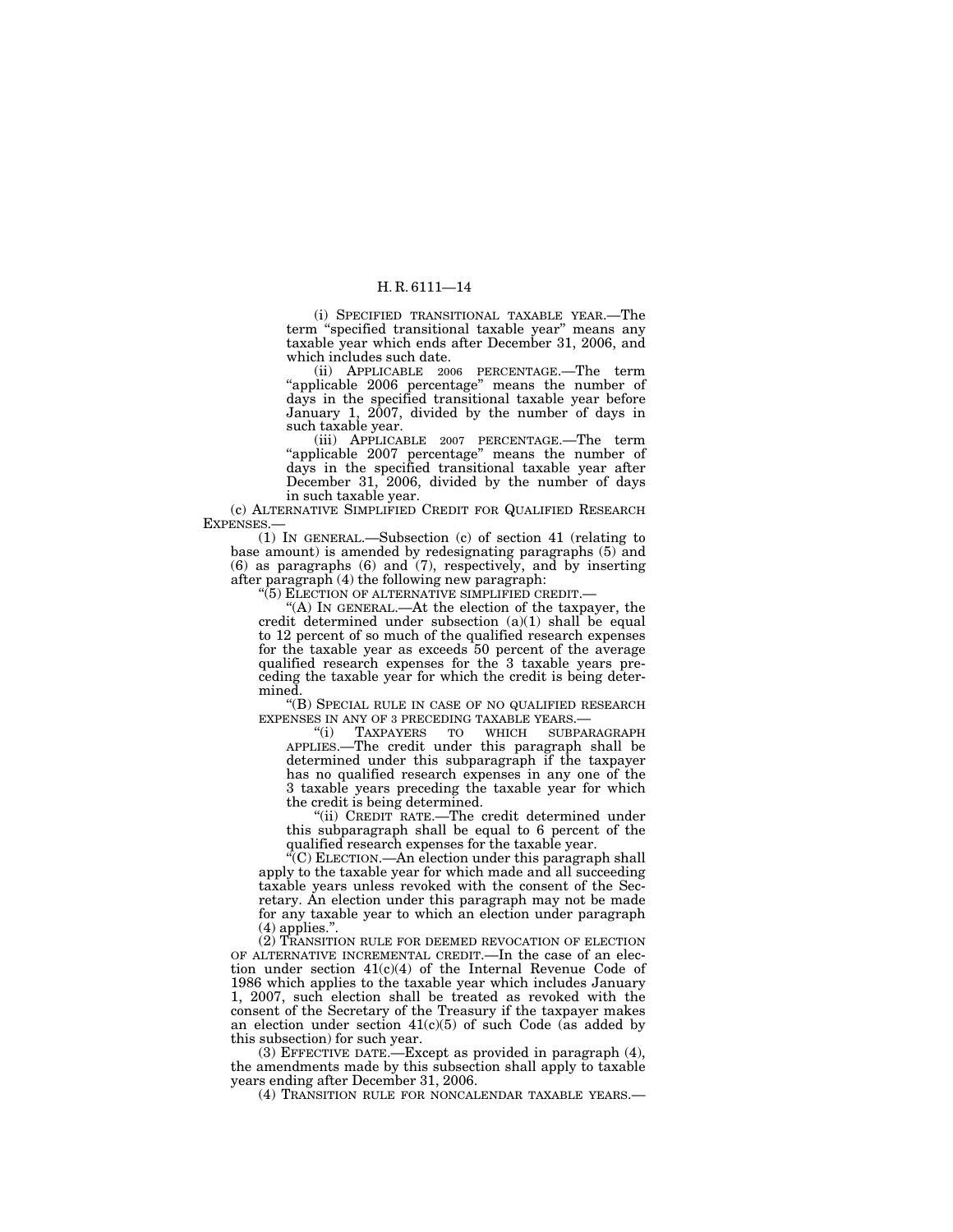(i) SPECIFIED TRANSITIONAL TAXABLE YEAR.—The term "specified transitional taxable year" means any taxable year which ends after December 31, 2006, and which includes such date.

(ii) APPLICABLE 2006 PERCENTAGE.—The term "applicable 2006 percentage" means the number of days in the specified transitional taxable year before January 1, 2007, divided by the number of days in such taxable year.

(iii) APPLICABLE 2007 PERCENTAGE.—The term "applicable 2007 percentage" means the number of days in the specified transitional taxable year after December 31, 2006, divided by the number of days in such taxable year.

(c) ALTERNATIVE SIMPLIFIED CREDIT FOR QUALIFIED RESEARCH EXPENSES.—

(1) IN GENERAL.—Subsection (c) of section 41 (relating to base amount) is amended by redesignating paragraphs (5) and (6) as paragraphs (6) and (7), respectively, and by inserting after paragraph (4) the following new paragraph:

"(5) ELECTION OF ALTERNATIVE SIMPLIFIED CREDIT.—

"(A) IN GENERAL.—At the election of the taxpayer, the credit determined under subsection (a)(1) shall be equal to 12 percent of so much of the qualified research expenses for the taxable year as exceeds 50 percent of the average qualified research expenses for the 3 taxable years preceding the taxable year for which the credit is being determined.

"(B) SPECIAL RULE IN CASE OF NO QUALIFIED RESEARCH EXPENSES IN ANY OF 3 PRECEDING TAXABLE YEARS.—

"(i) TAXPAYERS TO WHICH SUBPARAGRAPH APPLIES.—The credit under this paragraph shall be determined under this subparagraph if the taxpayer has no qualified research expenses in any one of the 3 taxable years preceding the taxable year for which the credit is being determined.

"(ii) CREDIT RATE.—The credit determined under this subparagraph shall be equal to 6 percent of the qualified research expenses for the taxable year.

"(C) ELECTION.—An election under this paragraph shall apply to the taxable year for which made and all succeeding taxable years unless revoked with the consent of the Secretary. An election under this paragraph may not be made for any taxable year to which an election under paragraph (4) applies.".

(2) TRANSITION RULE FOR DEEMED REVOCATION OF ELECTION OF ALTERNATIVE INCREMENTAL CREDIT.—In the case of an election under section 41(c)(4) of the Internal Revenue Code of 1986 which applies to the taxable year which includes January 1, 2007, such election shall be treated as revoked with the consent of the Secretary of the Treasury if the taxpayer makes an election under section 41(c)(5) of such Code (as added by this subsection) for such year.

(3) EFFECTIVE DATE.—Except as provided in paragraph (4), the amendments made by this subsection shall apply to taxable years ending after December 31, 2006.

(4) TRANSITION RULE FOR NONCALENDAR TAXABLE YEARS.—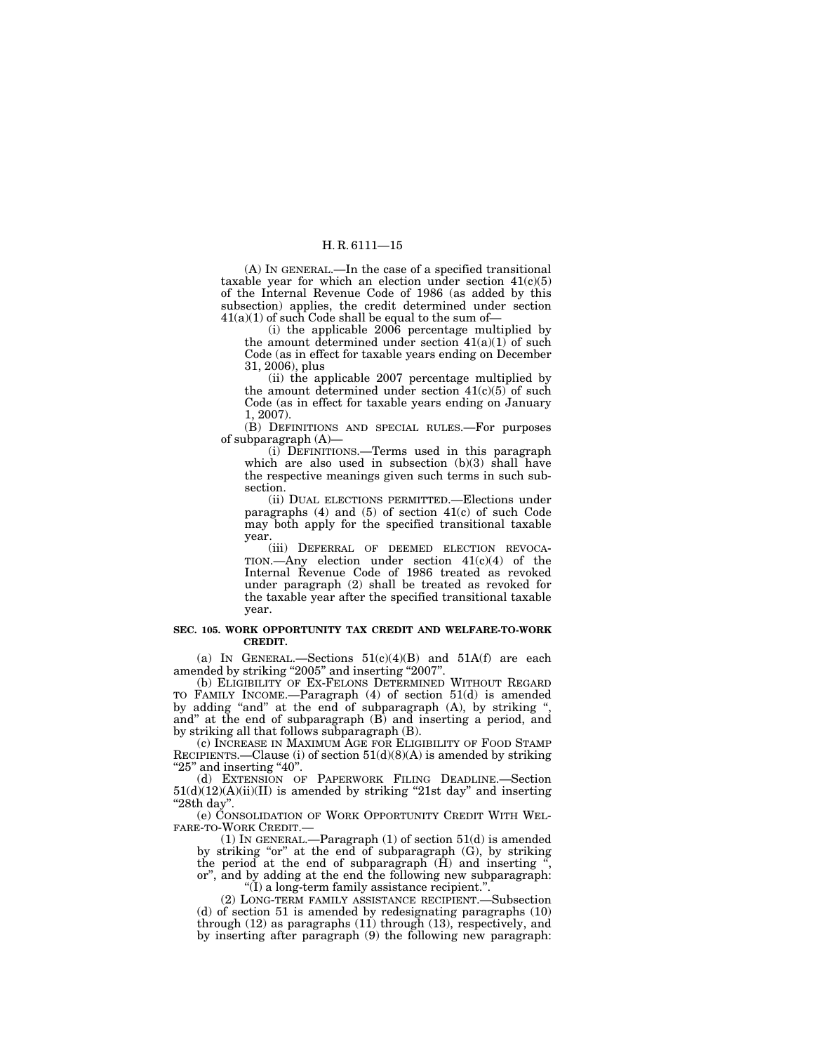(A) IN GENERAL.—In the case of a specified transitional taxable year for which an election under section 41(c)(5) of the Internal Revenue Code of 1986 (as added by this subsection) applies, the credit determined under section 41(a)(1) of such Code shall be equal to the sum of—

(i) the applicable 2006 percentage multiplied by the amount determined under section 41(a)(1) of such Code (as in effect for taxable years ending on December 31, 2006), plus

(ii) the applicable 2007 percentage multiplied by the amount determined under section 41(c)(5) of such Code (as in effect for taxable years ending on January 1, 2007).

(B) DEFINITIONS AND SPECIAL RULES.—For purposes of subparagraph (A)—

(i) DEFINITIONS.—Terms used in this paragraph which are also used in subsection (b)(3) shall have the respective meanings given such terms in such subsection.

(ii) DUAL ELECTIONS PERMITTED.—Elections under paragraphs (4) and (5) of section 41(c) of such Code may both apply for the specified transitional taxable year.

(iii) DEFERRAL OF DEEMED ELECTION REVOCATION.—Any election under section 41(c)(4) of the Internal Revenue Code of 1986 treated as revoked under paragraph (2) shall be treated as revoked for the taxable year after the specified transitional taxable year.

**SEC. 105. WORK OPPORTUNITY TAX CREDIT AND WELFARE-TO-WORK CREDIT.**

(a) IN GENERAL.—Sections 51(c)(4)(B) and 51A(f) are each amended by striking "2005" and inserting "2007".

(b) ELIGIBILITY OF EX-FELONS DETERMINED WITHOUT REGARD TO FAMILY INCOME.—Paragraph (4) of section 51(d) is amended by adding "and" at the end of subparagraph (A), by striking ", and" at the end of subparagraph (B) and inserting a period, and by striking all that follows subparagraph (B).

(c) INCREASE IN MAXIMUM AGE FOR ELIGIBILITY OF FOOD STAMP RECIPIENTS.—Clause (i) of section 51(d)(8)(A) is amended by striking "25" and inserting "40".

(d) EXTENSION OF PAPERWORK FILING DEADLINE.—Section 51(d)(12)(A)(ii)(II) is amended by striking "21st day" and inserting "28th day".

(e) CONSOLIDATION OF WORK OPPORTUNITY CREDIT WITH WELFARE-TO-WORK CREDIT.—

(1) IN GENERAL.—Paragraph (1) of section 51(d) is amended by striking "or" at the end of subparagraph (G), by striking the period at the end of subparagraph (H) and inserting ", or", and by adding at the end the following new subparagraph:

"(I) a long-term family assistance recipient.".

(2) LONG-TERM FAMILY ASSISTANCE RECIPIENT.—Subsection (d) of section 51 is amended by redesignating paragraphs (10) through (12) as paragraphs (11) through (13), respectively, and by inserting after paragraph (9) the following new paragraph: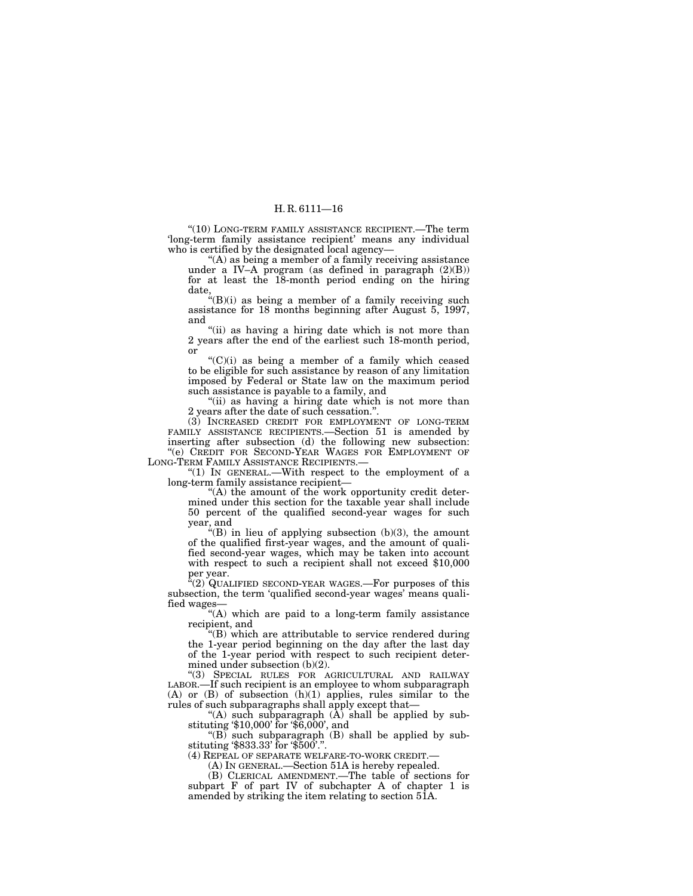"(10) LONG-TERM FAMILY ASSISTANCE RECIPIENT.—The term 'long-term family assistance recipient' means any individual who is certified by the designated local agency—

"(A) as being a member of a family receiving assistance under a IV–A program (as defined in paragraph (2)(B)) for at least the 18-month period ending on the hiring date,

"(B)(i) as being a member of a family receiving such assistance for 18 months beginning after August 5, 1997, and

"(ii) as having a hiring date which is not more than 2 years after the end of the earliest such 18-month period, or

"(C)(i) as being a member of a family which ceased to be eligible for such assistance by reason of any limitation imposed by Federal or State law on the maximum period such assistance is payable to a family, and

"(ii) as having a hiring date which is not more than 2 years after the date of such cessation.".

(3) INCREASED CREDIT FOR EMPLOYMENT OF LONG-TERM FAMILY ASSISTANCE RECIPIENTS.—Section 51 is amended by inserting after subsection (d) the following new subsection:

"(e) CREDIT FOR SECOND-YEAR WAGES FOR EMPLOYMENT OF LONG-TERM FAMILY ASSISTANCE RECIPIENTS.—

"(1) IN GENERAL.—With respect to the employment of a long-term family assistance recipient—

"(A) the amount of the work opportunity credit determined under this section for the taxable year shall include 50 percent of the qualified second-year wages for such year, and

"(B) in lieu of applying subsection (b)(3), the amount of the qualified first-year wages, and the amount of qualified second-year wages, which may be taken into account with respect to such a recipient shall not exceed $10,000 per year.

"(2) QUALIFIED SECOND-YEAR WAGES.—For purposes of this subsection, the term 'qualified second-year wages' means qualified wages—

"(A) which are paid to a long-term family assistance recipient, and

"(B) which are attributable to service rendered during the 1-year period beginning on the day after the last day of the 1-year period with respect to such recipient determined under subsection (b)(2).

"(3) SPECIAL RULES FOR AGRICULTURAL AND RAILWAY LABOR.—If such recipient is an employee to whom subparagraph (A) or (B) of subsection (h)(1) applies, rules similar to the rules of such subparagraphs shall apply except that—

"(A) such subparagraph (A) shall be applied by substituting '$10,000' for '$6,000', and

"(B) such subparagraph (B) shall be applied by substituting '$833.33' for '$500'.".

(4) REPEAL OF SEPARATE WELFARE-TO-WORK CREDIT.—

(A) IN GENERAL.—Section 51A is hereby repealed.

(B) CLERICAL AMENDMENT.—The table of sections for subpart F of part IV of subchapter A of chapter 1 is amended by striking the item relating to section 51A.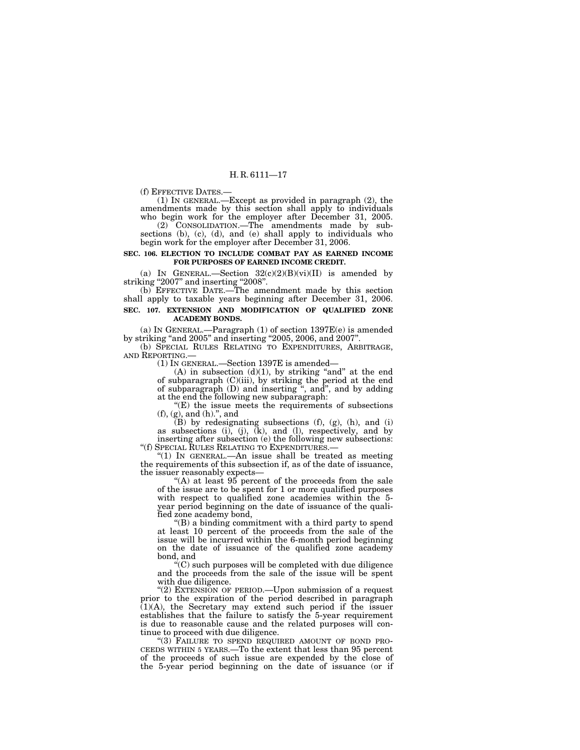(f) EFFECTIVE DATES.—

(1) IN GENERAL.—Except as provided in paragraph (2), the amendments made by this section shall apply to individuals who begin work for the employer after December 31, 2005.

(2) CONSOLIDATION.—The amendments made by subsections (b), (c), (d), and (e) shall apply to individuals who begin work for the employer after December 31, 2006.

**SEC. 106. ELECTION TO INCLUDE COMBAT PAY AS EARNED INCOME FOR PURPOSES OF EARNED INCOME CREDIT.**

(a) IN GENERAL.—Section 32(c)(2)(B)(vi)(II) is amended by striking "2007" and inserting "2008".

(b) EFFECTIVE DATE.—The amendment made by this section shall apply to taxable years beginning after December 31, 2006.

**SEC. 107. EXTENSION AND MODIFICATION OF QUALIFIED ZONE ACADEMY BONDS.**

(a) IN GENERAL.—Paragraph (1) of section 1397E(e) is amended by striking "and 2005" and inserting "2005, 2006, and 2007".

(b) SPECIAL RULES RELATING TO EXPENDITURES, ARBITRAGE, AND REPORTING.—

(1) IN GENERAL.—Section 1397E is amended—

(A) in subsection (d)(1), by striking "and" at the end of subparagraph (C)(iii), by striking the period at the end of subparagraph (D) and inserting ", and", and by adding at the end the following new subparagraph:

"(E) the issue meets the requirements of subsections (f), (g), and (h).", and

(B) by redesignating subsections (f), (g), (h), and (i) as subsections (i), (j), (k), and (l), respectively, and by inserting after subsection (e) the following new subsections:

"(f) SPECIAL RULES RELATING TO EXPENDITURES.—

"(1) IN GENERAL.—An issue shall be treated as meeting the requirements of this subsection if, as of the date of issuance, the issuer reasonably expects—

"(A) at least 95 percent of the proceeds from the sale of the issue are to be spent for 1 or more qualified purposes with respect to qualified zone academies within the 5-year period beginning on the date of issuance of the qualified zone academy bond,

"(B) a binding commitment with a third party to spend at least 10 percent of the proceeds from the sale of the issue will be incurred within the 6-month period beginning on the date of issuance of the qualified zone academy bond, and

"(C) such purposes will be completed with due diligence and the proceeds from the sale of the issue will be spent with due diligence.

"(2) EXTENSION OF PERIOD.—Upon submission of a request prior to the expiration of the period described in paragraph (1)(A), the Secretary may extend such period if the issuer establishes that the failure to satisfy the 5-year requirement is due to reasonable cause and the related purposes will continue to proceed with due diligence.

"(3) FAILURE TO SPEND REQUIRED AMOUNT OF BOND PROCEEDS WITHIN 5 YEARS.—To the extent that less than 95 percent of the proceeds of such issue are expended by the close of the 5-year period beginning on the date of issuance (or if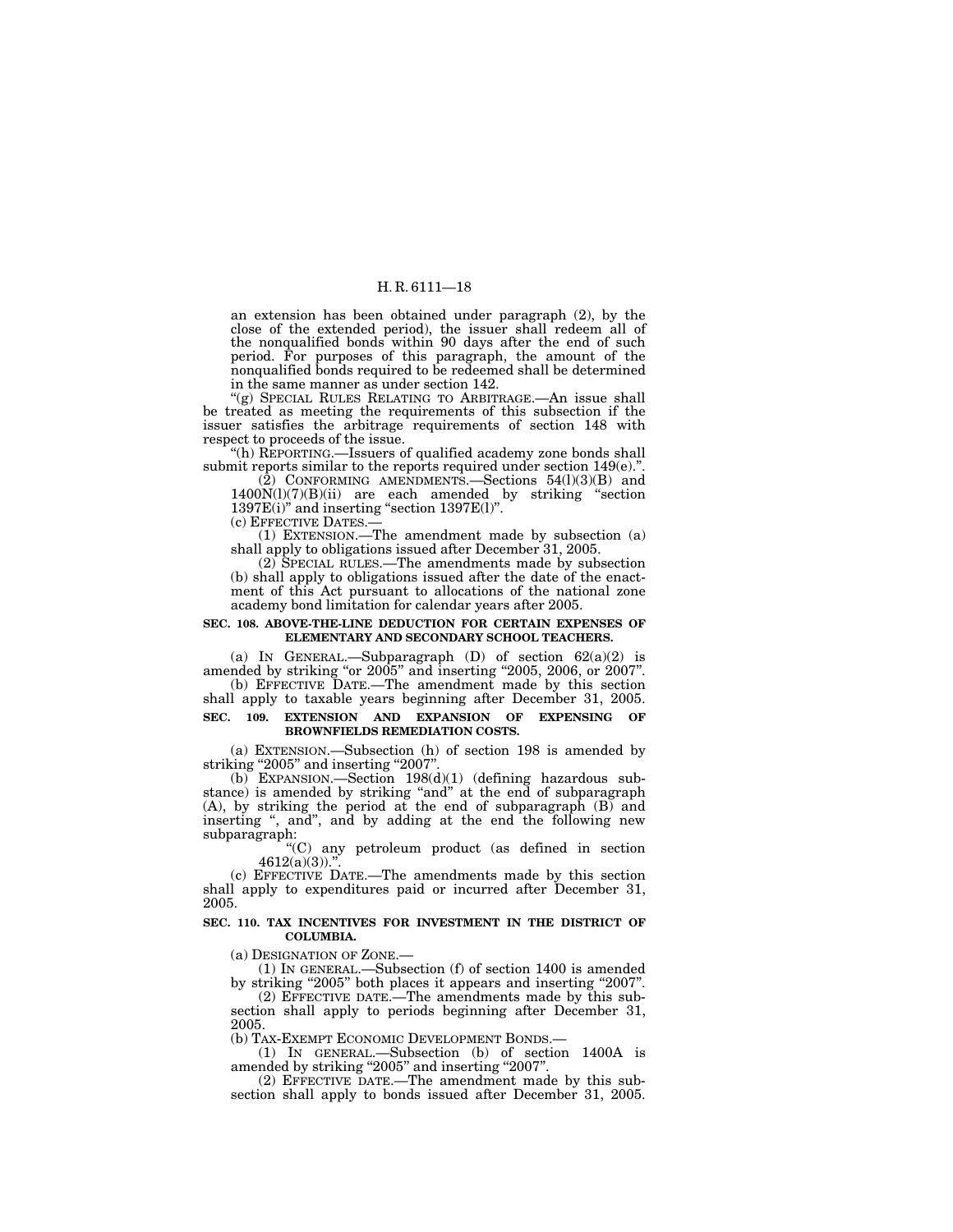an extension has been obtained under paragraph (2), by the close of the extended period), the issuer shall redeem all of the nonqualified bonds within 90 days after the end of such period. For purposes of this paragraph, the amount of the nonqualified bonds required to be redeemed shall be determined in the same manner as under section 142.

"(g) SPECIAL RULES RELATING TO ARBITRAGE.—An issue shall be treated as meeting the requirements of this subsection if the issuer satisfies the arbitrage requirements of section 148 with respect to proceeds of the issue.

"(h) REPORTING.—Issuers of qualified academy zone bonds shall submit reports similar to the reports required under section 149(e).".

(2) CONFORMING AMENDMENTS.—Sections 54(l)(3)(B) and 1400N(l)(7)(B)(ii) are each amended by striking "section 1397E(i)" and inserting "section 1397E(l)".

(c) EFFECTIVE DATES.—

(1) EXTENSION.—The amendment made by subsection (a) shall apply to obligations issued after December 31, 2005.

(2) SPECIAL RULES.—The amendments made by subsection (b) shall apply to obligations issued after the date of the enactment of this Act pursuant to allocations of the national zone academy bond limitation for calendar years after 2005.

**SEC. 108. ABOVE-THE-LINE DEDUCTION FOR CERTAIN EXPENSES OF ELEMENTARY AND SECONDARY SCHOOL TEACHERS.**

(a) IN GENERAL.—Subparagraph (D) of section 62(a)(2) is amended by striking "or 2005" and inserting "2005, 2006, or 2007".

(b) EFFECTIVE DATE.—The amendment made by this section shall apply to taxable years beginning after December 31, 2005.

**SEC. 109. EXTENSION AND EXPANSION OF EXPENSING OF BROWNFIELDS REMEDIATION COSTS.**

(a) EXTENSION.—Subsection (h) of section 198 is amended by striking "2005" and inserting "2007".

(b) EXPANSION.—Section 198(d)(1) (defining hazardous substance) is amended by striking "and" at the end of subparagraph (A), by striking the period at the end of subparagraph (B) and inserting ", and", and by adding at the end the following new subparagraph:

"(C) any petroleum product (as defined in section 4612(a)(3)).".

(c) EFFECTIVE DATE.—The amendments made by this section shall apply to expenditures paid or incurred after December 31, 2005.

**SEC. 110. TAX INCENTIVES FOR INVESTMENT IN THE DISTRICT OF COLUMBIA.**

(a) DESIGNATION OF ZONE.—

(1) IN GENERAL.—Subsection (f) of section 1400 is amended by striking "2005" both places it appears and inserting "2007".

(2) EFFECTIVE DATE.—The amendments made by this subsection shall apply to periods beginning after December 31, 2005.

(b) TAX-EXEMPT ECONOMIC DEVELOPMENT BONDS.—

(1) IN GENERAL.—Subsection (b) of section 1400A is amended by striking "2005" and inserting "2007".

(2) EFFECTIVE DATE.—The amendment made by this subsection shall apply to bonds issued after December 31, 2005.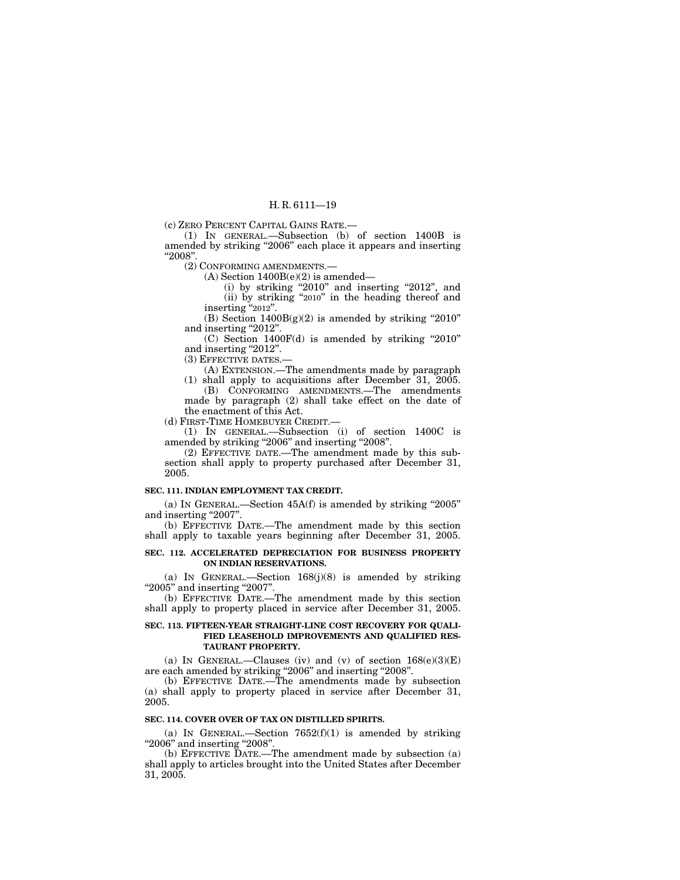(c) ZERO PERCENT CAPITAL GAINS RATE.—

(1) IN GENERAL.—Subsection (b) of section 1400B is amended by striking "2006" each place it appears and inserting "2008".

(2) CONFORMING AMENDMENTS.—

(A) Section 1400B(e)(2) is amended—

(i) by striking "2010" and inserting "2012", and

(ii) by striking "2010" in the heading thereof and inserting "2012".

(B) Section 1400B(g)(2) is amended by striking "2010" and inserting "2012".

(C) Section 1400F(d) is amended by striking "2010" and inserting "2012".

(3) EFFECTIVE DATES.—

(A) EXTENSION.—The amendments made by paragraph (1) shall apply to acquisitions after December 31, 2005.

(B) CONFORMING AMENDMENTS.—The amendments made by paragraph (2) shall take effect on the date of the enactment of this Act.

(d) FIRST-TIME HOMEBUYER CREDIT.—

(1) IN GENERAL.—Subsection (i) of section 1400C is amended by striking "2006" and inserting "2008".

(2) EFFECTIVE DATE.—The amendment made by this subsection shall apply to property purchased after December 31, 2005.

**SEC. 111. INDIAN EMPLOYMENT TAX CREDIT.**

(a) IN GENERAL.—Section 45A(f) is amended by striking "2005" and inserting "2007".

(b) EFFECTIVE DATE.—The amendment made by this section shall apply to taxable years beginning after December 31, 2005.

**SEC. 112. ACCELERATED DEPRECIATION FOR BUSINESS PROPERTY ON INDIAN RESERVATIONS.**

(a) IN GENERAL.—Section 168(j)(8) is amended by striking "2005" and inserting "2007".

(b) EFFECTIVE DATE.—The amendment made by this section shall apply to property placed in service after December 31, 2005.

**SEC. 113. FIFTEEN-YEAR STRAIGHT-LINE COST RECOVERY FOR QUALIFIED LEASEHOLD IMPROVEMENTS AND QUALIFIED RESTAURANT PROPERTY.**

(a) IN GENERAL.—Clauses (iv) and (v) of section 168(e)(3)(E) are each amended by striking "2006" and inserting "2008".

(b) EFFECTIVE DATE.—The amendments made by subsection (a) shall apply to property placed in service after December 31, 2005.

**SEC. 114. COVER OVER OF TAX ON DISTILLED SPIRITS.**

(a) IN GENERAL.—Section 7652(f)(1) is amended by striking "2006" and inserting "2008".

(b) EFFECTIVE DATE.—The amendment made by subsection (a) shall apply to articles brought into the United States after December 31, 2005.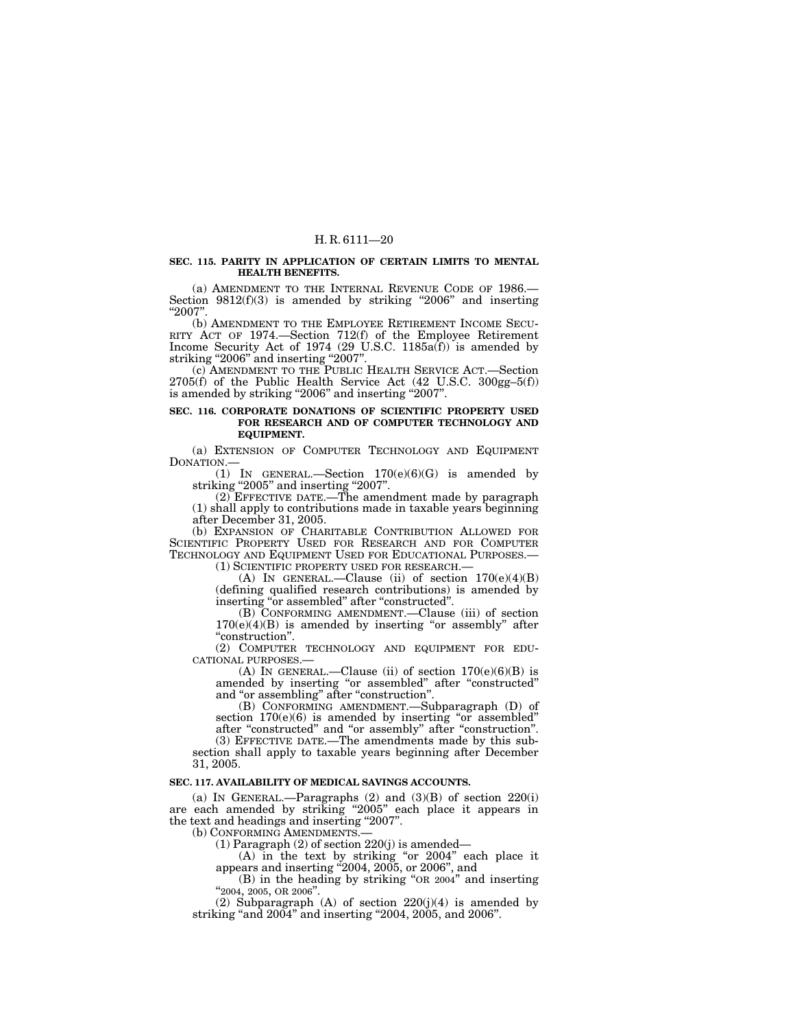**SEC. 115. PARITY IN APPLICATION OF CERTAIN LIMITS TO MENTAL HEALTH BENEFITS.**

(a) AMENDMENT TO THE INTERNAL REVENUE CODE OF 1986.—Section 9812(f)(3) is amended by striking "2006" and inserting "2007".

(b) AMENDMENT TO THE EMPLOYEE RETIREMENT INCOME SECURITY ACT OF 1974.—Section 712(f) of the Employee Retirement Income Security Act of 1974 (29 U.S.C. 1185a(f)) is amended by striking "2006" and inserting "2007".

(c) AMENDMENT TO THE PUBLIC HEALTH SERVICE ACT.—Section 2705(f) of the Public Health Service Act (42 U.S.C. 300gg–5(f)) is amended by striking "2006" and inserting "2007".

**SEC. 116. CORPORATE DONATIONS OF SCIENTIFIC PROPERTY USED FOR RESEARCH AND OF COMPUTER TECHNOLOGY AND EQUIPMENT.**

(a) EXTENSION OF COMPUTER TECHNOLOGY AND EQUIPMENT DONATION.—

(1) IN GENERAL.—Section 170(e)(6)(G) is amended by striking "2005" and inserting "2007".

(2) EFFECTIVE DATE.—The amendment made by paragraph (1) shall apply to contributions made in taxable years beginning after December 31, 2005.

(b) EXPANSION OF CHARITABLE CONTRIBUTION ALLOWED FOR SCIENTIFIC PROPERTY USED FOR RESEARCH AND FOR COMPUTER TECHNOLOGY AND EQUIPMENT USED FOR EDUCATIONAL PURPOSES.—

(1) SCIENTIFIC PROPERTY USED FOR RESEARCH.—

(A) IN GENERAL.—Clause (ii) of section 170(e)(4)(B) (defining qualified research contributions) is amended by inserting "or assembled" after "constructed".

(B) CONFORMING AMENDMENT.—Clause (iii) of section 170(e)(4)(B) is amended by inserting "or assembly" after "construction".

(2) COMPUTER TECHNOLOGY AND EQUIPMENT FOR EDUCATIONAL PURPOSES.—

(A) IN GENERAL.—Clause (ii) of section 170(e)(6)(B) is amended by inserting "or assembled" after "constructed" and "or assembling" after "construction".

(B) CONFORMING AMENDMENT.—Subparagraph (D) of section 170(e)(6) is amended by inserting "or assembled" after "constructed" and "or assembly" after "construction".

(3) EFFECTIVE DATE.—The amendments made by this subsection shall apply to taxable years beginning after December 31, 2005.

**SEC. 117. AVAILABILITY OF MEDICAL SAVINGS ACCOUNTS.**

(a) IN GENERAL.—Paragraphs (2) and (3)(B) of section 220(i) are each amended by striking "2005" each place it appears in the text and headings and inserting "2007".

(b) CONFORMING AMENDMENTS.—

(1) Paragraph (2) of section 220(j) is amended—

(A) in the text by striking "or 2004" each place it appears and inserting "2004, 2005, or 2006", and

(B) in the heading by striking "OR 2004" and inserting "2004, 2005, OR 2006".

(2) Subparagraph (A) of section 220(j)(4) is amended by striking "and 2004" and inserting "2004, 2005, and 2006".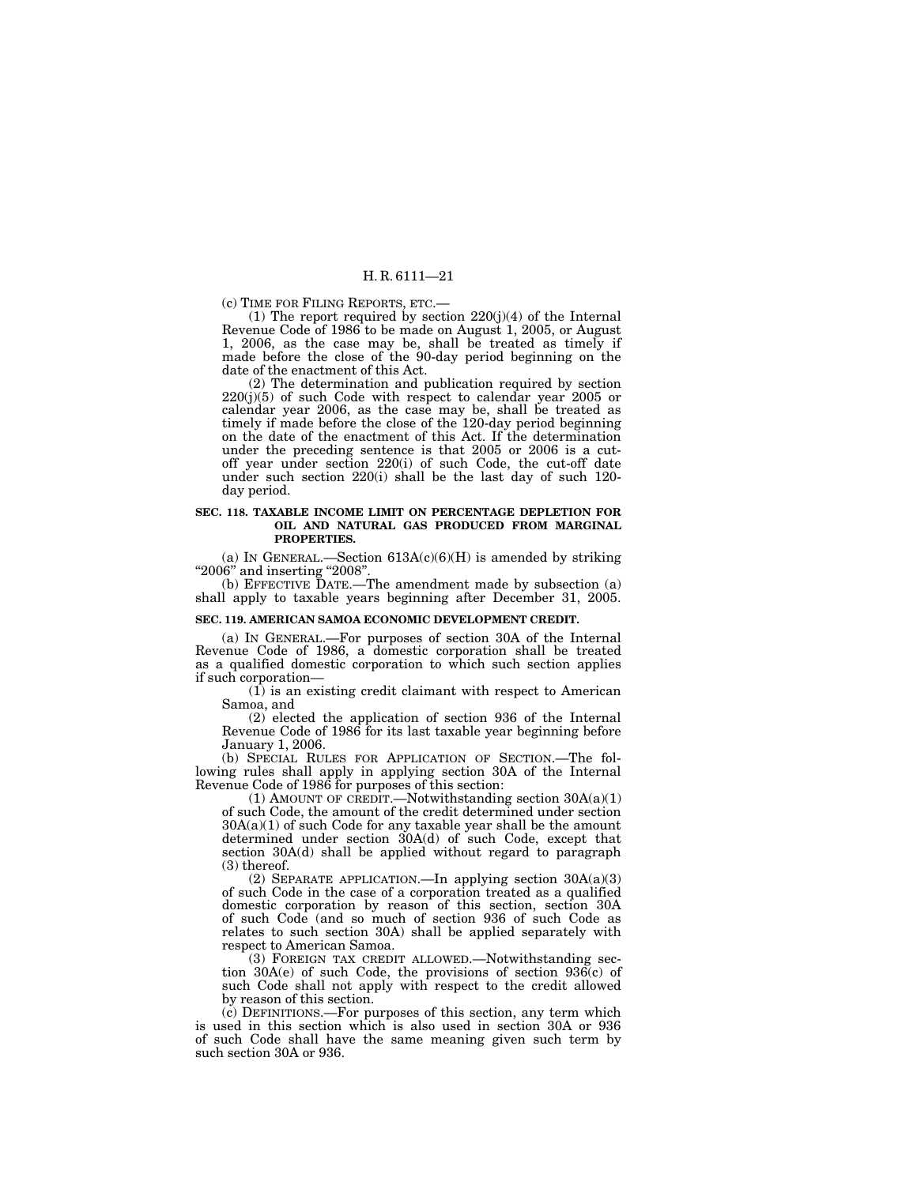(c) TIME FOR FILING REPORTS, ETC.—

(1) The report required by section 220(j)(4) of the Internal Revenue Code of 1986 to be made on August 1, 2005, or August 1, 2006, as the case may be, shall be treated as timely if made before the close of the 90-day period beginning on the date of the enactment of this Act.

(2) The determination and publication required by section 220(j)(5) of such Code with respect to calendar year 2005 or calendar year 2006, as the case may be, shall be treated as timely if made before the close of the 120-day period beginning on the date of the enactment of this Act. If the determination under the preceding sentence is that 2005 or 2006 is a cut-off year under section 220(i) of such Code, the cut-off date under such section 220(i) shall be the last day of such 120-day period.

**SEC. 118. TAXABLE INCOME LIMIT ON PERCENTAGE DEPLETION FOR OIL AND NATURAL GAS PRODUCED FROM MARGINAL PROPERTIES.**

(a) IN GENERAL.—Section 613A(c)(6)(H) is amended by striking "2006" and inserting "2008".

(b) EFFECTIVE DATE.—The amendment made by subsection (a) shall apply to taxable years beginning after December 31, 2005.

**SEC. 119. AMERICAN SAMOA ECONOMIC DEVELOPMENT CREDIT.**

(a) IN GENERAL.—For purposes of section 30A of the Internal Revenue Code of 1986, a domestic corporation shall be treated as a qualified domestic corporation to which such section applies if such corporation—

(1) is an existing credit claimant with respect to American Samoa, and

(2) elected the application of section 936 of the Internal Revenue Code of 1986 for its last taxable year beginning before January 1, 2006.

(b) SPECIAL RULES FOR APPLICATION OF SECTION.—The following rules shall apply in applying section 30A of the Internal Revenue Code of 1986 for purposes of this section:

(1) AMOUNT OF CREDIT.—Notwithstanding section 30A(a)(1) of such Code, the amount of the credit determined under section 30A(a)(1) of such Code for any taxable year shall be the amount determined under section 30A(d) of such Code, except that section 30A(d) shall be applied without regard to paragraph (3) thereof.

(2) SEPARATE APPLICATION.—In applying section 30A(a)(3) of such Code in the case of a corporation treated as a qualified domestic corporation by reason of this section, section 30A of such Code (and so much of section 936 of such Code as relates to such section 30A) shall be applied separately with respect to American Samoa.

(3) FOREIGN TAX CREDIT ALLOWED.—Notwithstanding section 30A(e) of such Code, the provisions of section 936(c) of such Code shall not apply with respect to the credit allowed by reason of this section.

(c) DEFINITIONS.—For purposes of this section, any term which is used in this section which is also used in section 30A or 936 of such Code shall have the same meaning given such term by such section 30A or 936.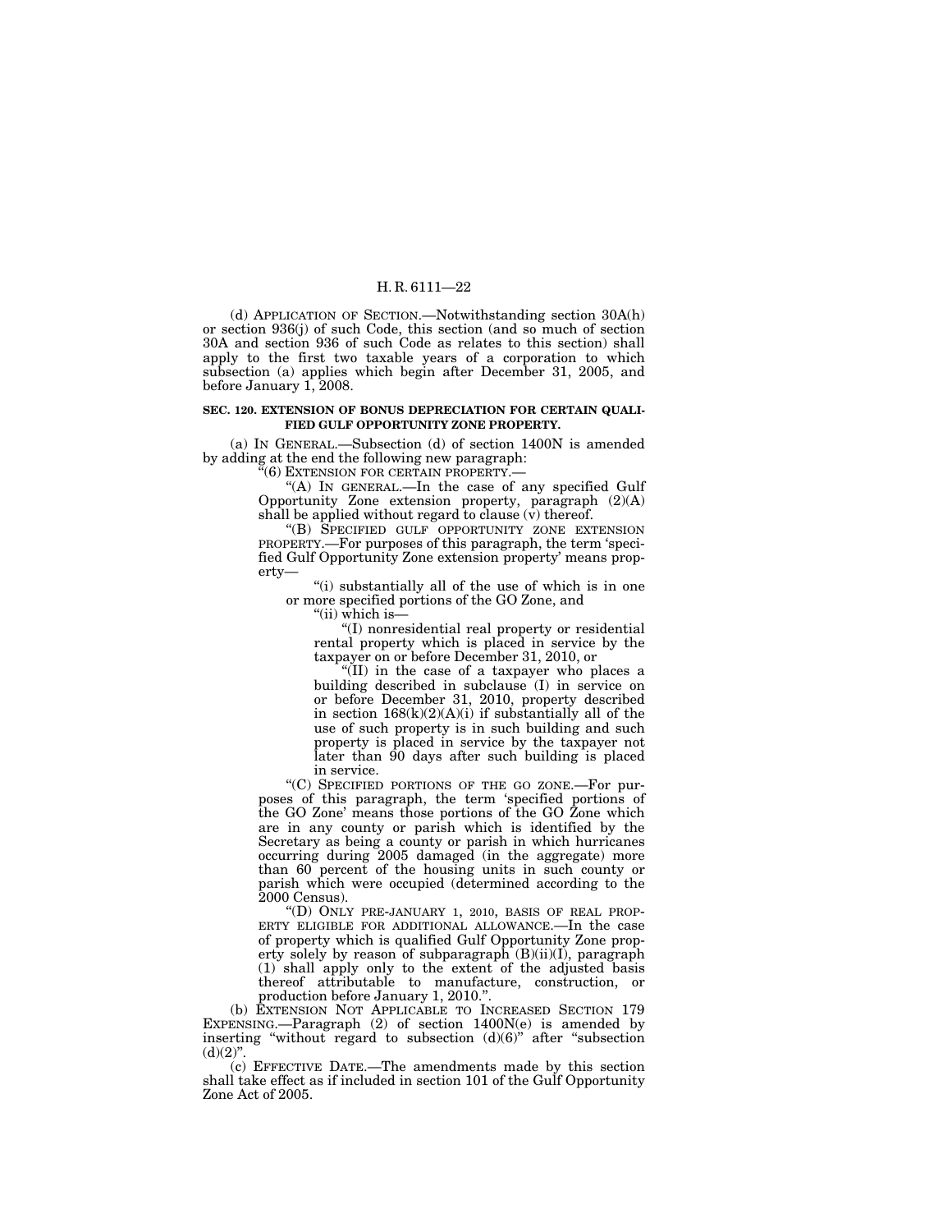(d) APPLICATION OF SECTION.—Notwithstanding section 30A(h) or section 936(j) of such Code, this section (and so much of section 30A and section 936 of such Code as relates to this section) shall apply to the first two taxable years of a corporation to which subsection (a) applies which begin after December 31, 2005, and before January 1, 2008.

**SEC. 120. EXTENSION OF BONUS DEPRECIATION FOR CERTAIN QUALIFIED GULF OPPORTUNITY ZONE PROPERTY.**

(a) IN GENERAL.—Subsection (d) of section 1400N is amended by adding at the end the following new paragraph:

"(6) EXTENSION FOR CERTAIN PROPERTY.—

"(A) IN GENERAL.—In the case of any specified Gulf Opportunity Zone extension property, paragraph (2)(A) shall be applied without regard to clause (v) thereof.

"(B) SPECIFIED GULF OPPORTUNITY ZONE EXTENSION PROPERTY.—For purposes of this paragraph, the term 'specified Gulf Opportunity Zone extension property' means property—

"(i) substantially all of the use of which is in one or more specified portions of the GO Zone, and

"(ii) which is—

"(I) nonresidential real property or residential rental property which is placed in service by the taxpayer on or before December 31, 2010, or

"(II) in the case of a taxpayer who places a building described in subclause (I) in service on or before December 31, 2010, property described in section 168(k)(2)(A)(i) if substantially all of the use of such property is in such building and such property is placed in service by the taxpayer not later than 90 days after such building is placed in service.

"(C) SPECIFIED PORTIONS OF THE GO ZONE.—For purposes of this paragraph, the term 'specified portions of the GO Zone' means those portions of the GO Zone which are in any county or parish which is identified by the Secretary as being a county or parish in which hurricanes occurring during 2005 damaged (in the aggregate) more than 60 percent of the housing units in such county or parish which were occupied (determined according to the 2000 Census).

"(D) ONLY PRE-JANUARY 1, 2010, BASIS OF REAL PROPERTY ELIGIBLE FOR ADDITIONAL ALLOWANCE.—In the case of property which is qualified Gulf Opportunity Zone property solely by reason of subparagraph (B)(ii)(I), paragraph (1) shall apply only to the extent of the adjusted basis thereof attributable to manufacture, construction, or production before January 1, 2010.".

(b) EXTENSION NOT APPLICABLE TO INCREASED SECTION 179 EXPENSING.—Paragraph (2) of section 1400N(e) is amended by inserting "without regard to subsection (d)(6)" after "subsection (d)(2)".

(c) EFFECTIVE DATE.—The amendments made by this section shall take effect as if included in section 101 of the Gulf Opportunity Zone Act of 2005.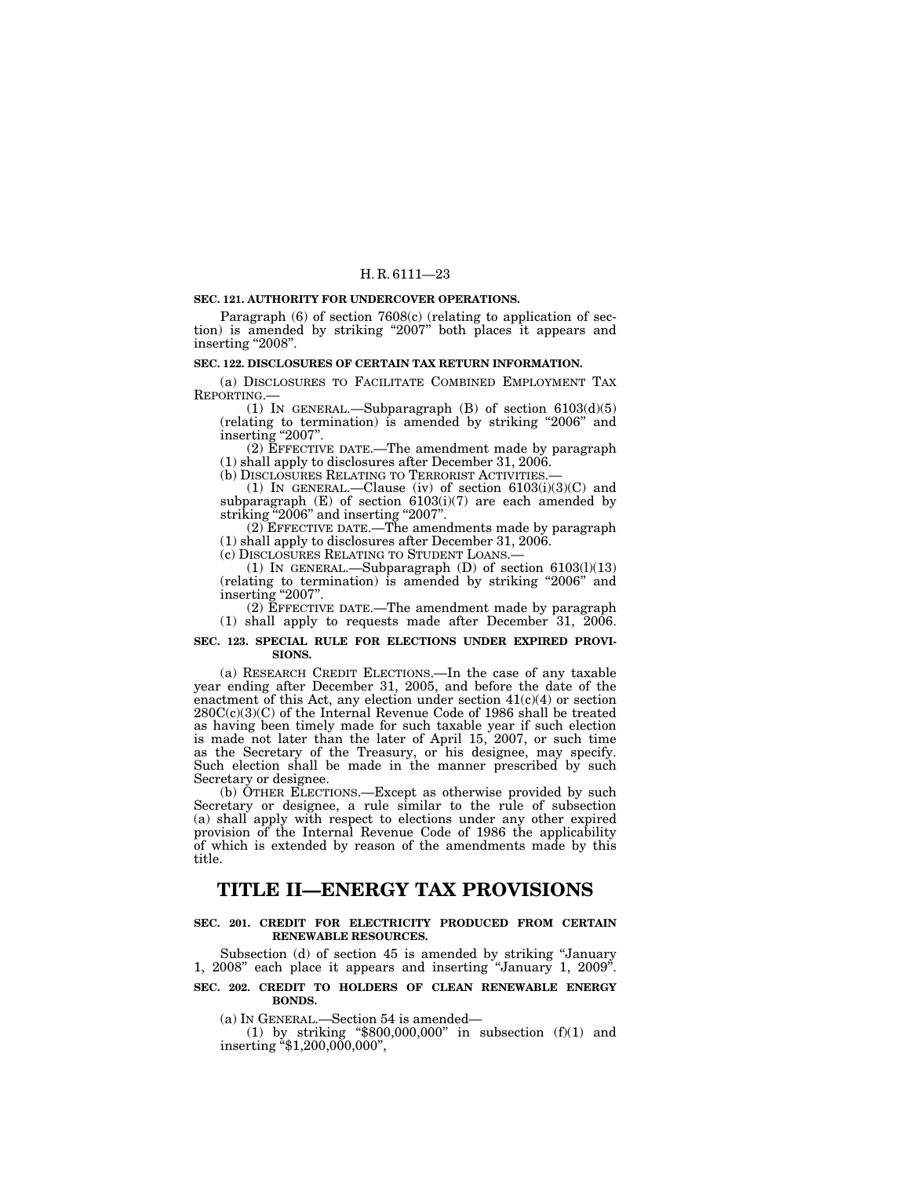**SEC. 121. AUTHORITY FOR UNDERCOVER OPERATIONS.**

Paragraph (6) of section 7608(c) (relating to application of section) is amended by striking "2007" both places it appears and inserting "2008".

**SEC. 122. DISCLOSURES OF CERTAIN TAX RETURN INFORMATION.**

(a) DISCLOSURES TO FACILITATE COMBINED EMPLOYMENT TAX REPORTING.—

(1) IN GENERAL.—Subparagraph (B) of section 6103(d)(5) (relating to termination) is amended by striking "2006" and inserting "2007".

(2) EFFECTIVE DATE.—The amendment made by paragraph (1) shall apply to disclosures after December 31, 2006.

(b) DISCLOSURES RELATING TO TERRORIST ACTIVITIES.—

(1) IN GENERAL.—Clause (iv) of section 6103(i)(3)(C) and subparagraph (E) of section 6103(i)(7) are each amended by striking "2006" and inserting "2007".

(2) EFFECTIVE DATE.—The amendments made by paragraph (1) shall apply to disclosures after December 31, 2006.

(c) DISCLOSURES RELATING TO STUDENT LOANS.—

(1) IN GENERAL.—Subparagraph (D) of section 6103(l)(13) (relating to termination) is amended by striking "2006" and inserting "2007".

(2) EFFECTIVE DATE.—The amendment made by paragraph (1) shall apply to requests made after December 31, 2006.

**SEC. 123. SPECIAL RULE FOR ELECTIONS UNDER EXPIRED PROVISIONS.**

(a) RESEARCH CREDIT ELECTIONS.—In the case of any taxable year ending after December 31, 2005, and before the date of the enactment of this Act, any election under section 41(c)(4) or section 280C(c)(3)(C) of the Internal Revenue Code of 1986 shall be treated as having been timely made for such taxable year if such election is made not later than the later of April 15, 2007, or such time as the Secretary of the Treasury, or his designee, may specify. Such election shall be made in the manner prescribed by such Secretary or designee.

(b) OTHER ELECTIONS.—Except as otherwise provided by such Secretary or designee, a rule similar to the rule of subsection (a) shall apply with respect to elections under any other expired provision of the Internal Revenue Code of 1986 the applicability of which is extended by reason of the amendments made by this title.

# TITLE II—ENERGY TAX PROVISIONS

**SEC. 201. CREDIT FOR ELECTRICITY PRODUCED FROM CERTAIN RENEWABLE RESOURCES.**

Subsection (d) of section 45 is amended by striking "January 1, 2008" each place it appears and inserting "January 1, 2009".

**SEC. 202. CREDIT TO HOLDERS OF CLEAN RENEWABLE ENERGY BONDS.**

(a) IN GENERAL.—Section 54 is amended—

(1) by striking "$800,000,000" in subsection (f)(1) and inserting "$1,200,000,000",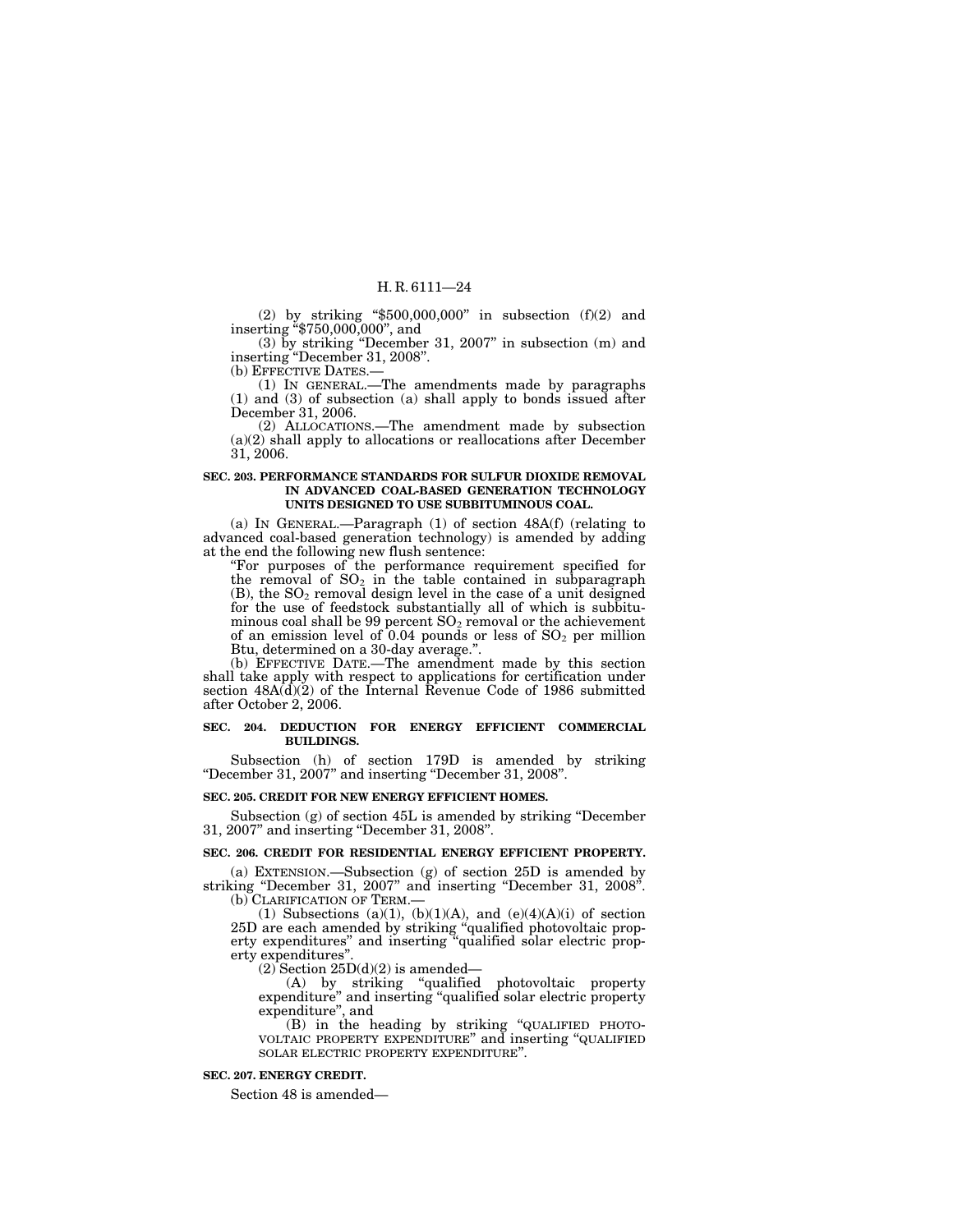(2) by striking "$500,000,000" in subsection (f)(2) and inserting "$750,000,000", and

(3) by striking "December 31, 2007" in subsection (m) and inserting "December 31, 2008".

(b) EFFECTIVE DATES.—

(1) IN GENERAL.—The amendments made by paragraphs (1) and (3) of subsection (a) shall apply to bonds issued after December 31, 2006.

(2) ALLOCATIONS.—The amendment made by subsection (a)(2) shall apply to allocations or reallocations after December 31, 2006.

**SEC. 203. PERFORMANCE STANDARDS FOR SULFUR DIOXIDE REMOVAL IN ADVANCED COAL-BASED GENERATION TECHNOLOGY UNITS DESIGNED TO USE SUBBITUMINOUS COAL.**

(a) IN GENERAL.—Paragraph (1) of section 48A(f) (relating to advanced coal-based generation technology) is amended by adding at the end the following new flush sentence:

"For purposes of the performance requirement specified for the removal of $SO_2$ in the table contained in subparagraph (B), the $SO_2$ removal design level in the case of a unit designed for the use of feedstock substantially all of which is subbituminous coal shall be 99 percent $SO_2$ removal or the achievement of an emission level of 0.04 pounds or less of $SO_2$ per million Btu, determined on a 30-day average.".

(b) EFFECTIVE DATE.—The amendment made by this section shall take apply with respect to applications for certification under section 48A(d)(2) of the Internal Revenue Code of 1986 submitted after October 2, 2006.

**SEC. 204. DEDUCTION FOR ENERGY EFFICIENT COMMERCIAL BUILDINGS.**

Subsection (h) of section 179D is amended by striking "December 31, 2007" and inserting "December 31, 2008".

**SEC. 205. CREDIT FOR NEW ENERGY EFFICIENT HOMES.**

Subsection (g) of section 45L is amended by striking "December 31, 2007" and inserting "December 31, 2008".

**SEC. 206. CREDIT FOR RESIDENTIAL ENERGY EFFICIENT PROPERTY.**

(a) EXTENSION.—Subsection (g) of section 25D is amended by striking "December 31, 2007" and inserting "December 31, 2008".

(b) CLARIFICATION OF TERM.—

(1) Subsections (a)(1), (b)(1)(A), and (e)(4)(A)(i) of section 25D are each amended by striking "qualified photovoltaic property expenditures" and inserting "qualified solar electric property expenditures".

(2) Section 25D(d)(2) is amended—

(A) by striking "qualified photovoltaic property expenditure" and inserting "qualified solar electric property expenditure", and

(B) in the heading by striking "QUALIFIED PHOTOVOLTAIC PROPERTY EXPENDITURE" and inserting "QUALIFIED SOLAR ELECTRIC PROPERTY EXPENDITURE".

**SEC. 207. ENERGY CREDIT.**

Section 48 is amended—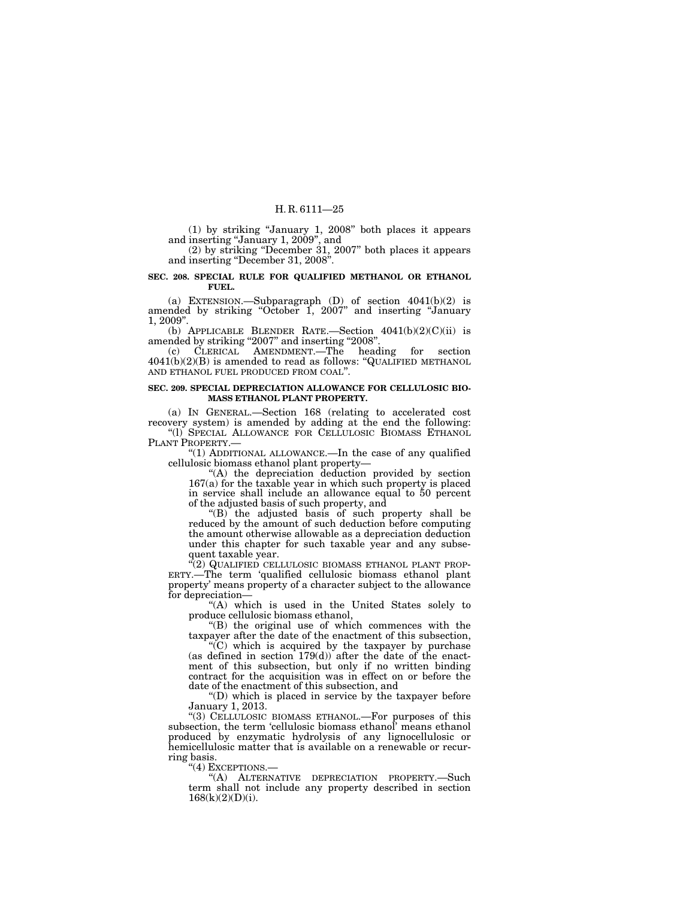(1) by striking "January 1, 2008" both places it appears and inserting "January 1, 2009", and

(2) by striking "December 31, 2007" both places it appears and inserting "December 31, 2008".

**SEC. 208. SPECIAL RULE FOR QUALIFIED METHANOL OR ETHANOL FUEL.**

(a) EXTENSION.—Subparagraph (D) of section 4041(b)(2) is amended by striking "October 1, 2007" and inserting "January 1, 2009".

(b) APPLICABLE BLENDER RATE.—Section 4041(b)(2)(C)(ii) is amended by striking "2007" and inserting "2008".

(c) CLERICAL AMENDMENT.—The heading for section 4041(b)(2)(B) is amended to read as follows: "QUALIFIED METHANOL AND ETHANOL FUEL PRODUCED FROM COAL".

**SEC. 209. SPECIAL DEPRECIATION ALLOWANCE FOR CELLULOSIC BIOMASS ETHANOL PLANT PROPERTY.**

(a) IN GENERAL.—Section 168 (relating to accelerated cost recovery system) is amended by adding at the end the following:

"(l) SPECIAL ALLOWANCE FOR CELLULOSIC BIOMASS ETHANOL PLANT PROPERTY.—

"(1) ADDITIONAL ALLOWANCE.—In the case of any qualified cellulosic biomass ethanol plant property—

"(A) the depreciation deduction provided by section 167(a) for the taxable year in which such property is placed in service shall include an allowance equal to 50 percent of the adjusted basis of such property, and

"(B) the adjusted basis of such property shall be reduced by the amount of such deduction before computing the amount otherwise allowable as a depreciation deduction under this chapter for such taxable year and any subsequent taxable year.

"(2) QUALIFIED CELLULOSIC BIOMASS ETHANOL PLANT PROPERTY.—The term 'qualified cellulosic biomass ethanol plant property' means property of a character subject to the allowance for depreciation—

"(A) which is used in the United States solely to produce cellulosic biomass ethanol,

"(B) the original use of which commences with the taxpayer after the date of the enactment of this subsection,

"(C) which is acquired by the taxpayer by purchase (as defined in section 179(d)) after the date of the enactment of this subsection, but only if no written binding contract for the acquisition was in effect on or before the date of the enactment of this subsection, and

"(D) which is placed in service by the taxpayer before January 1, 2013.

"(3) CELLULOSIC BIOMASS ETHANOL.—For purposes of this subsection, the term 'cellulosic biomass ethanol' means ethanol produced by enzymatic hydrolysis of any lignocellulosic or hemicellulosic matter that is available on a renewable or recurring basis.

"(4) EXCEPTIONS.—

"(A) ALTERNATIVE DEPRECIATION PROPERTY.—Such term shall not include any property described in section 168(k)(2)(D)(i).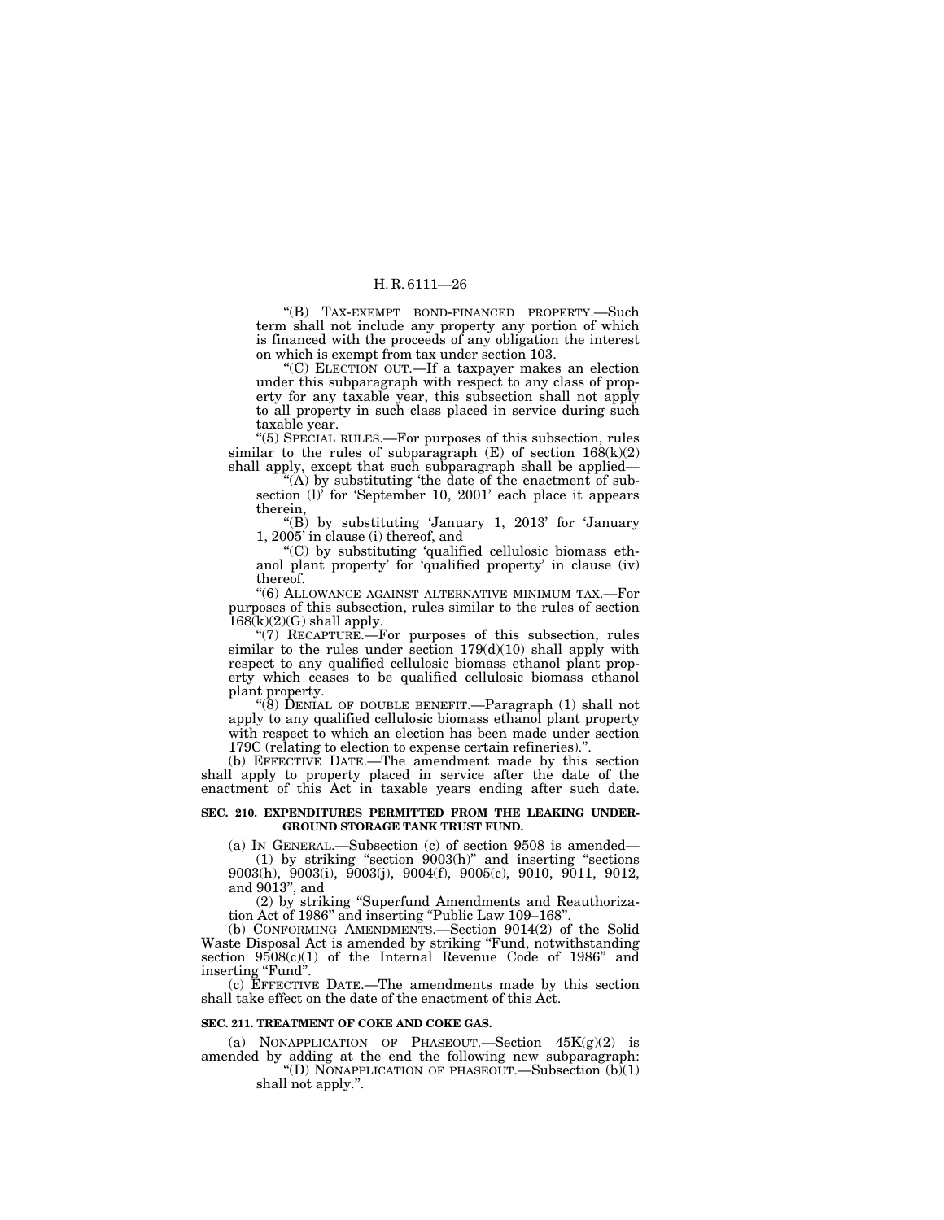"(B) TAX-EXEMPT BOND-FINANCED PROPERTY.—Such term shall not include any property any portion of which is financed with the proceeds of any obligation the interest on which is exempt from tax under section 103.

"(C) ELECTION OUT.—If a taxpayer makes an election under this subparagraph with respect to any class of property for any taxable year, this subsection shall not apply to all property in such class placed in service during such taxable year.

"(5) SPECIAL RULES.—For purposes of this subsection, rules similar to the rules of subparagraph (E) of section 168(k)(2) shall apply, except that such subparagraph shall be applied—

"(A) by substituting 'the date of the enactment of subsection (l)' for 'September 10, 2001' each place it appears therein,

"(B) by substituting 'January 1, 2013' for 'January 1, 2005' in clause (i) thereof, and

"(C) by substituting 'qualified cellulosic biomass ethanol plant property' for 'qualified property' in clause (iv) thereof.

"(6) ALLOWANCE AGAINST ALTERNATIVE MINIMUM TAX.—For purposes of this subsection, rules similar to the rules of section 168(k)(2)(G) shall apply.

"(7) RECAPTURE.—For purposes of this subsection, rules similar to the rules under section 179(d)(10) shall apply with respect to any qualified cellulosic biomass ethanol plant property which ceases to be qualified cellulosic biomass ethanol plant property.

"(8) DENIAL OF DOUBLE BENEFIT.—Paragraph (1) shall not apply to any qualified cellulosic biomass ethanol plant property with respect to which an election has been made under section 179C (relating to election to expense certain refineries).".

(b) EFFECTIVE DATE.—The amendment made by this section shall apply to property placed in service after the date of the enactment of this Act in taxable years ending after such date.

**SEC. 210. EXPENDITURES PERMITTED FROM THE LEAKING UNDERGROUND STORAGE TANK TRUST FUND.**

(a) IN GENERAL.—Subsection (c) of section 9508 is amended—

(1) by striking "section 9003(h)" and inserting "sections 9003(h), 9003(i), 9003(j), 9004(f), 9005(c), 9010, 9011, 9012, and 9013", and

(2) by striking "Superfund Amendments and Reauthorization Act of 1986" and inserting "Public Law 109–168".

(b) CONFORMING AMENDMENTS.—Section 9014(2) of the Solid Waste Disposal Act is amended by striking "Fund, notwithstanding section 9508(c)(1) of the Internal Revenue Code of 1986" and inserting "Fund".

(c) EFFECTIVE DATE.—The amendments made by this section shall take effect on the date of the enactment of this Act.

**SEC. 211. TREATMENT OF COKE AND COKE GAS.**

(a) NONAPPLICATION OF PHASEOUT.—Section 45K(g)(2) is amended by adding at the end the following new subparagraph:

"(D) NONAPPLICATION OF PHASEOUT.—Subsection (b)(1) shall not apply.".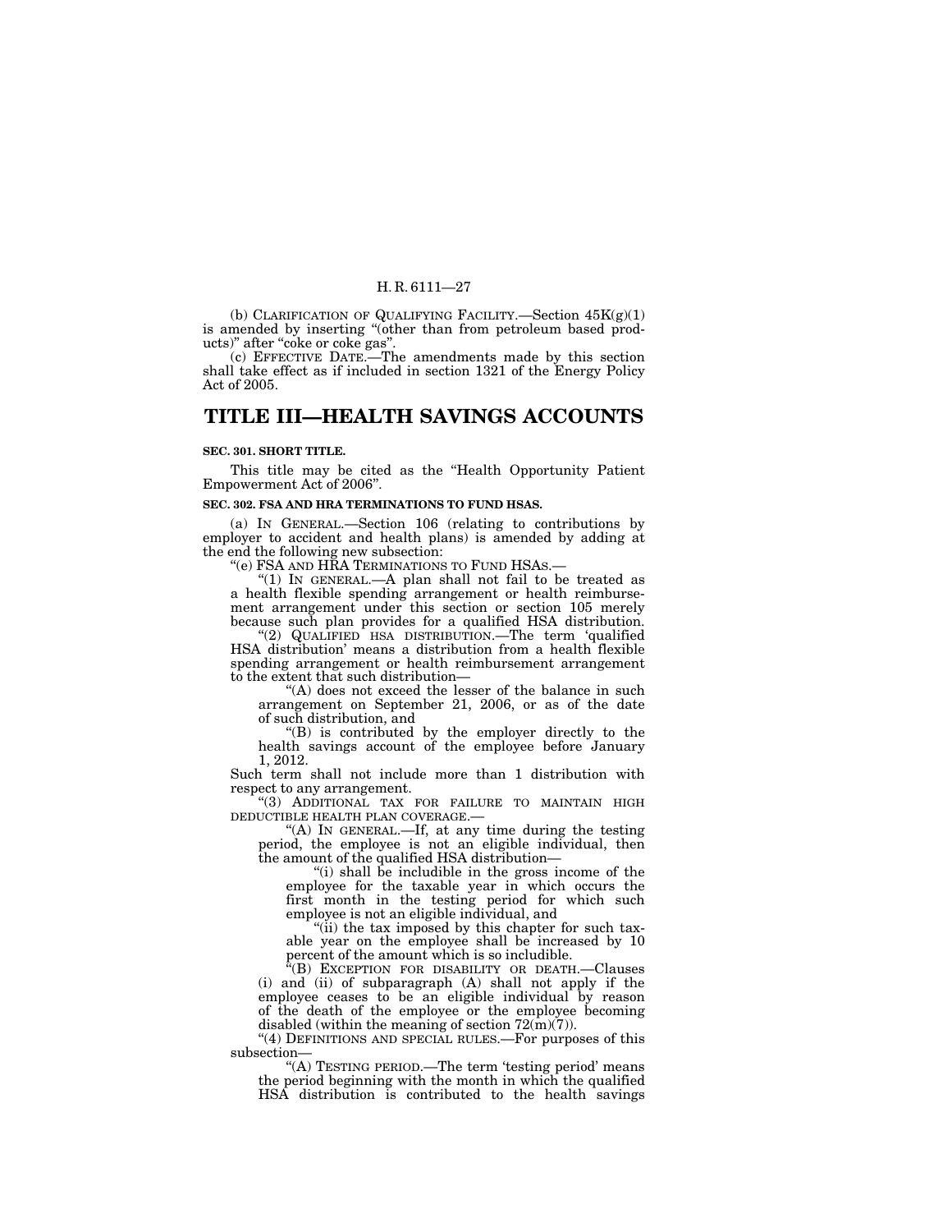(b) CLARIFICATION OF QUALIFYING FACILITY.—Section 45K(g)(1) is amended by inserting "(other than from petroleum based products)" after "coke or coke gas".

(c) EFFECTIVE DATE.—The amendments made by this section shall take effect as if included in section 1321 of the Energy Policy Act of 2005.

# TITLE III—HEALTH SAVINGS ACCOUNTS

**SEC. 301. SHORT TITLE.**

This title may be cited as the "Health Opportunity Patient Empowerment Act of 2006".

**SEC. 302. FSA AND HRA TERMINATIONS TO FUND HSAS.**

(a) IN GENERAL.—Section 106 (relating to contributions by employer to accident and health plans) is amended by adding at the end the following new subsection:

"(e) FSA AND HRA TERMINATIONS TO FUND HSAS.—

"(1) IN GENERAL.—A plan shall not fail to be treated as a health flexible spending arrangement or health reimbursement arrangement under this section or section 105 merely because such plan provides for a qualified HSA distribution.

"(2) QUALIFIED HSA DISTRIBUTION.—The term 'qualified HSA distribution' means a distribution from a health flexible spending arrangement or health reimbursement arrangement to the extent that such distribution—

"(A) does not exceed the lesser of the balance in such arrangement on September 21, 2006, or as of the date of such distribution, and

"(B) is contributed by the employer directly to the health savings account of the employee before January 1, 2012.

Such term shall not include more than 1 distribution with respect to any arrangement.

"(3) ADDITIONAL TAX FOR FAILURE TO MAINTAIN HIGH DEDUCTIBLE HEALTH PLAN COVERAGE.—

"(A) IN GENERAL.—If, at any time during the testing period, the employee is not an eligible individual, then the amount of the qualified HSA distribution—

"(i) shall be includible in the gross income of the employee for the taxable year in which occurs the first month in the testing period for which such employee is not an eligible individual, and

"(ii) the tax imposed by this chapter for such taxable year on the employee shall be increased by 10 percent of the amount which is so includible.

"(B) EXCEPTION FOR DISABILITY OR DEATH.—Clauses (i) and (ii) of subparagraph (A) shall not apply if the employee ceases to be an eligible individual by reason of the death of the employee or the employee becoming disabled (within the meaning of section 72(m)(7)).

"(4) DEFINITIONS AND SPECIAL RULES.—For purposes of this subsection—

"(A) TESTING PERIOD.—The term 'testing period' means the period beginning with the month in which the qualified HSA distribution is contributed to the health savings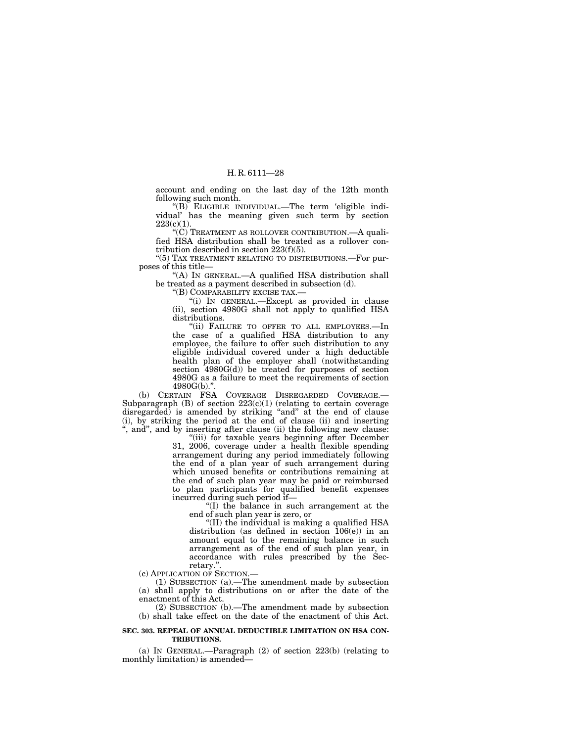account and ending on the last day of the 12th month following such month.

"(B) ELIGIBLE INDIVIDUAL.—The term 'eligible individual' has the meaning given such term by section 223(c)(1).

"(C) TREATMENT AS ROLLOVER CONTRIBUTION.—A qualified HSA distribution shall be treated as a rollover contribution described in section 223(f)(5).

"(5) TAX TREATMENT RELATING TO DISTRIBUTIONS.—For purposes of this title—

"(A) IN GENERAL.—A qualified HSA distribution shall be treated as a payment described in subsection (d).

"(B) COMPARABILITY EXCISE TAX.—

"(i) IN GENERAL.—Except as provided in clause (ii), section 4980G shall not apply to qualified HSA distributions.

"(ii) FAILURE TO OFFER TO ALL EMPLOYEES.—In the case of a qualified HSA distribution to any employee, the failure to offer such distribution to any eligible individual covered under a high deductible health plan of the employer shall (notwithstanding section 4980G(d)) be treated for purposes of section 4980G as a failure to meet the requirements of section 4980G(b).".

(b) CERTAIN FSA COVERAGE DISREGARDED COVERAGE.—Subparagraph (B) of section 223(c)(1) (relating to certain coverage disregarded) is amended by striking "and" at the end of clause (i), by striking the period at the end of clause (ii) and inserting ", and", and by inserting after clause (ii) the following new clause:

"(iii) for taxable years beginning after December 31, 2006, coverage under a health flexible spending arrangement during any period immediately following the end of a plan year of such arrangement during which unused benefits or contributions remaining at the end of such plan year may be paid or reimbursed to plan participants for qualified benefit expenses incurred during such period if—

"(I) the balance in such arrangement at the end of such plan year is zero, or

"(II) the individual is making a qualified HSA distribution (as defined in section 106(e)) in an amount equal to the remaining balance in such arrangement as of the end of such plan year, in accordance with rules prescribed by the Secretary.".

(c) APPLICATION OF SECTION.—

(1) SUBSECTION (a).—The amendment made by subsection (a) shall apply to distributions on or after the date of the enactment of this Act.

(2) SUBSECTION (b).—The amendment made by subsection (b) shall take effect on the date of the enactment of this Act.

**SEC. 303. REPEAL OF ANNUAL DEDUCTIBLE LIMITATION ON HSA CONTRIBUTIONS.**

(a) IN GENERAL.—Paragraph (2) of section 223(b) (relating to monthly limitation) is amended—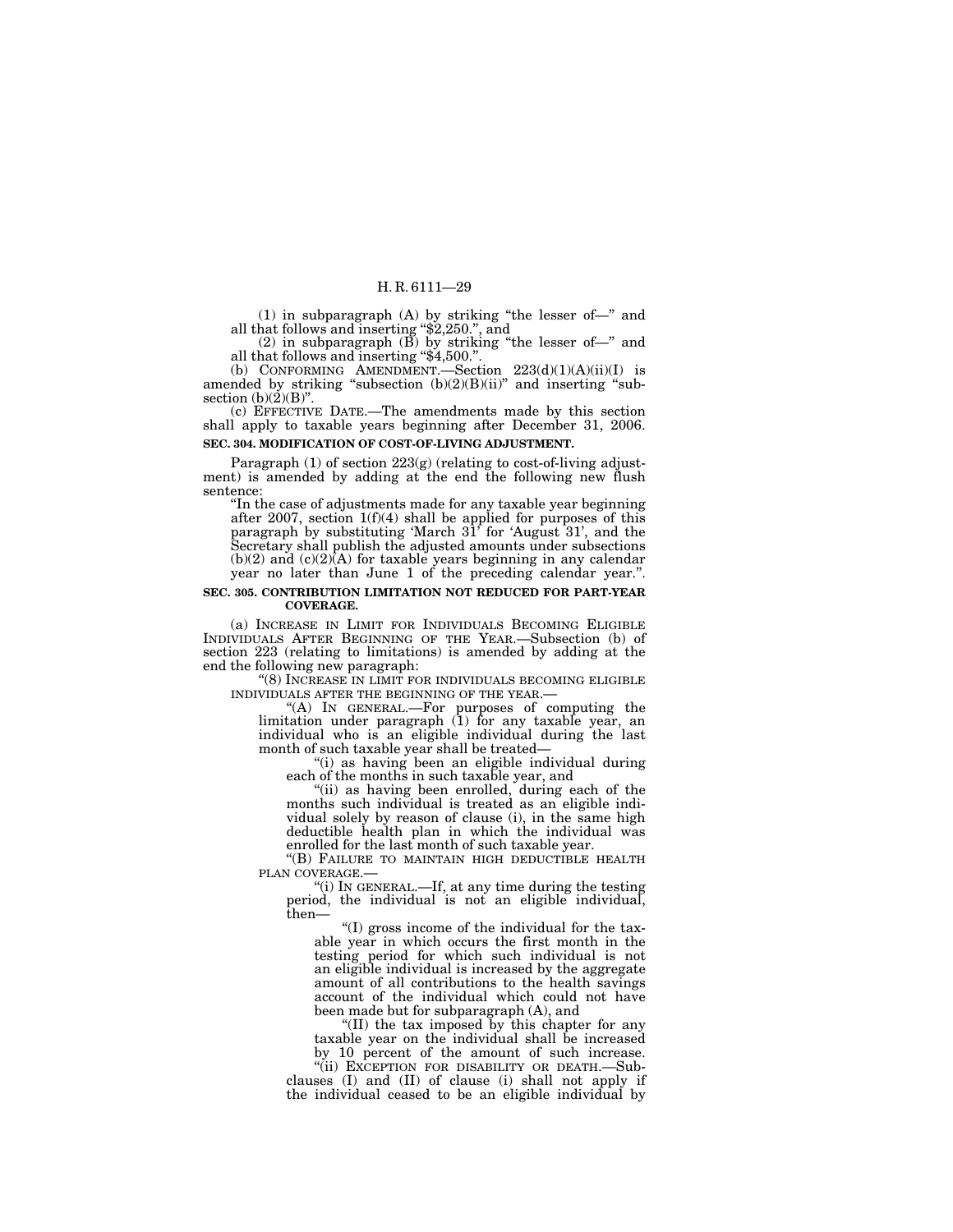(1) in subparagraph (A) by striking "the lesser of—" and all that follows and inserting "$2,250.", and

(2) in subparagraph (B) by striking "the lesser of—" and all that follows and inserting "$4,500.".

(b) CONFORMING AMENDMENT.—Section 223(d)(1)(A)(ii)(I) is amended by striking "subsection (b)(2)(B)(ii)" and inserting "subsection (b)(2)(B)".

(c) EFFECTIVE DATE.—The amendments made by this section shall apply to taxable years beginning after December 31, 2006.

**SEC. 304. MODIFICATION OF COST-OF-LIVING ADJUSTMENT.**

Paragraph (1) of section 223(g) (relating to cost-of-living adjustment) is amended by adding at the end the following new flush sentence:

"In the case of adjustments made for any taxable year beginning after 2007, section 1(f)(4) shall be applied for purposes of this paragraph by substituting 'March 31' for 'August 31', and the Secretary shall publish the adjusted amounts under subsections (b)(2) and (c)(2)(A) for taxable years beginning in any calendar year no later than June 1 of the preceding calendar year.".

**SEC. 305. CONTRIBUTION LIMITATION NOT REDUCED FOR PART-YEAR COVERAGE.**

(a) INCREASE IN LIMIT FOR INDIVIDUALS BECOMING ELIGIBLE INDIVIDUALS AFTER BEGINNING OF THE YEAR.—Subsection (b) of section 223 (relating to limitations) is amended by adding at the end the following new paragraph:

"(8) INCREASE IN LIMIT FOR INDIVIDUALS BECOMING ELIGIBLE INDIVIDUALS AFTER THE BEGINNING OF THE YEAR.—

"(A) IN GENERAL.—For purposes of computing the limitation under paragraph (1) for any taxable year, an individual who is an eligible individual during the last month of such taxable year shall be treated—

"(i) as having been an eligible individual during each of the months in such taxable year, and

"(ii) as having been enrolled, during each of the months such individual is treated as an eligible individual solely by reason of clause (i), in the same high deductible health plan in which the individual was enrolled for the last month of such taxable year.

"(B) FAILURE TO MAINTAIN HIGH DEDUCTIBLE HEALTH PLAN COVERAGE.—

"(i) IN GENERAL.—If, at any time during the testing period, the individual is not an eligible individual, then—

"(I) gross income of the individual for the taxable year in which occurs the first month in the testing period for which such individual is not an eligible individual is increased by the aggregate amount of all contributions to the health savings account of the individual which could not have been made but for subparagraph (A), and

"(II) the tax imposed by this chapter for any taxable year on the individual shall be increased by 10 percent of the amount of such increase.

"(ii) EXCEPTION FOR DISABILITY OR DEATH.—Subclauses (I) and (II) of clause (i) shall not apply if the individual ceased to be an eligible individual by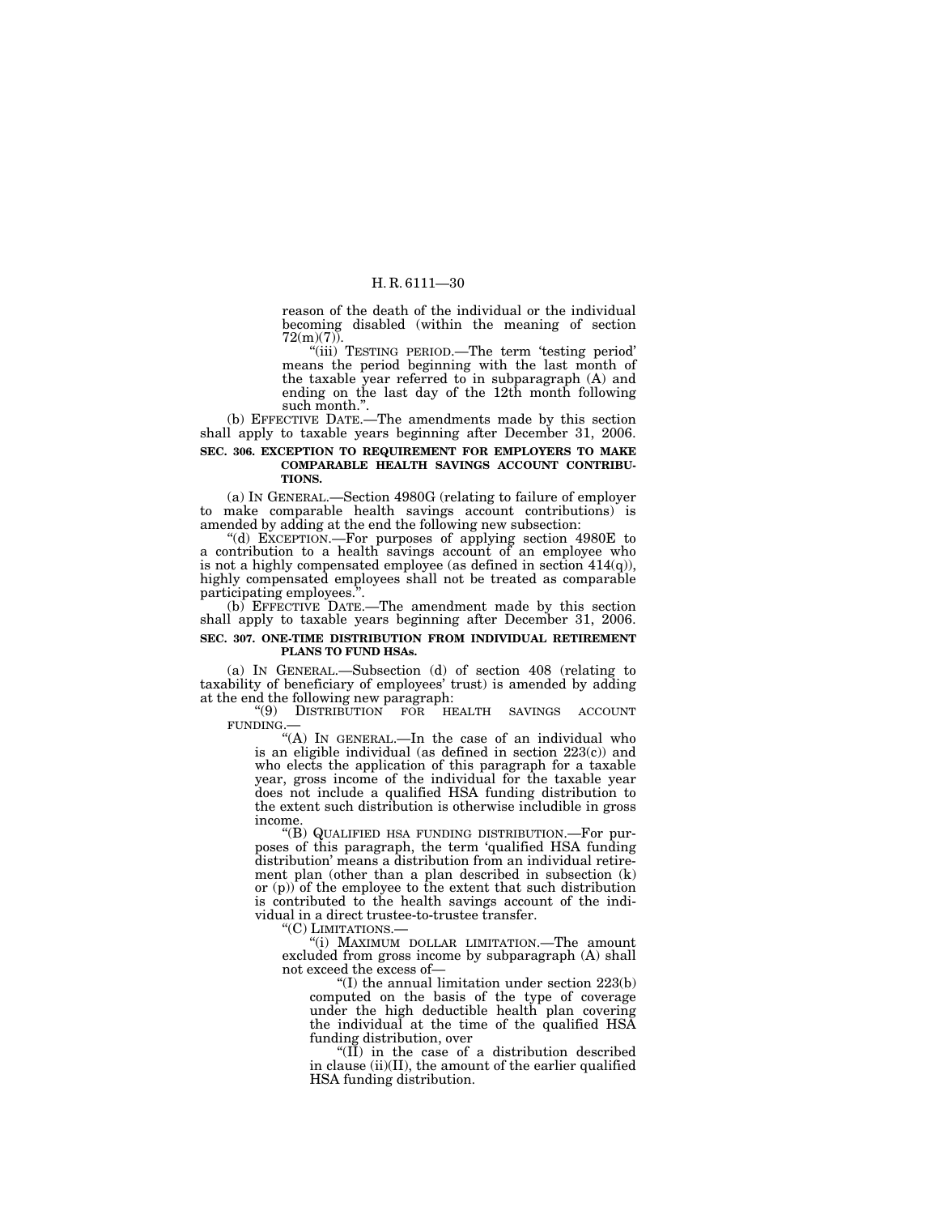reason of the death of the individual or the individual becoming disabled (within the meaning of section 72(m)(7)).

"(iii) TESTING PERIOD.—The term 'testing period' means the period beginning with the last month of the taxable year referred to in subparagraph (A) and ending on the last day of the 12th month following such month.".

(b) EFFECTIVE DATE.—The amendments made by this section shall apply to taxable years beginning after December 31, 2006.

**SEC. 306. EXCEPTION TO REQUIREMENT FOR EMPLOYERS TO MAKE COMPARABLE HEALTH SAVINGS ACCOUNT CONTRIBUTIONS.**

(a) IN GENERAL.—Section 4980G (relating to failure of employer to make comparable health savings account contributions) is amended by adding at the end the following new subsection:

"(d) EXCEPTION.—For purposes of applying section 4980E to a contribution to a health savings account of an employee who is not a highly compensated employee (as defined in section 414(q)), highly compensated employees shall not be treated as comparable participating employees.".

(b) EFFECTIVE DATE.—The amendment made by this section shall apply to taxable years beginning after December 31, 2006.

**SEC. 307. ONE-TIME DISTRIBUTION FROM INDIVIDUAL RETIREMENT PLANS TO FUND HSAs.**

(a) IN GENERAL.—Subsection (d) of section 408 (relating to taxability of beneficiary of employees' trust) is amended by adding at the end the following new paragraph:

"(9) DISTRIBUTION FOR HEALTH SAVINGS ACCOUNT FUNDING.—

"(A) IN GENERAL.—In the case of an individual who is an eligible individual (as defined in section 223(c)) and who elects the application of this paragraph for a taxable year, gross income of the individual for the taxable year does not include a qualified HSA funding distribution to the extent such distribution is otherwise includible in gross income.

"(B) QUALIFIED HSA FUNDING DISTRIBUTION.—For purposes of this paragraph, the term 'qualified HSA funding distribution' means a distribution from an individual retirement plan (other than a plan described in subsection (k) or (p)) of the employee to the extent that such distribution is contributed to the health savings account of the individual in a direct trustee-to-trustee transfer.

"(C) LIMITATIONS.—

"(i) MAXIMUM DOLLAR LIMITATION.—The amount excluded from gross income by subparagraph (A) shall not exceed the excess of—

"(I) the annual limitation under section 223(b) computed on the basis of the type of coverage under the high deductible health plan covering the individual at the time of the qualified HSA funding distribution, over

"(II) in the case of a distribution described in clause (ii)(II), the amount of the earlier qualified HSA funding distribution.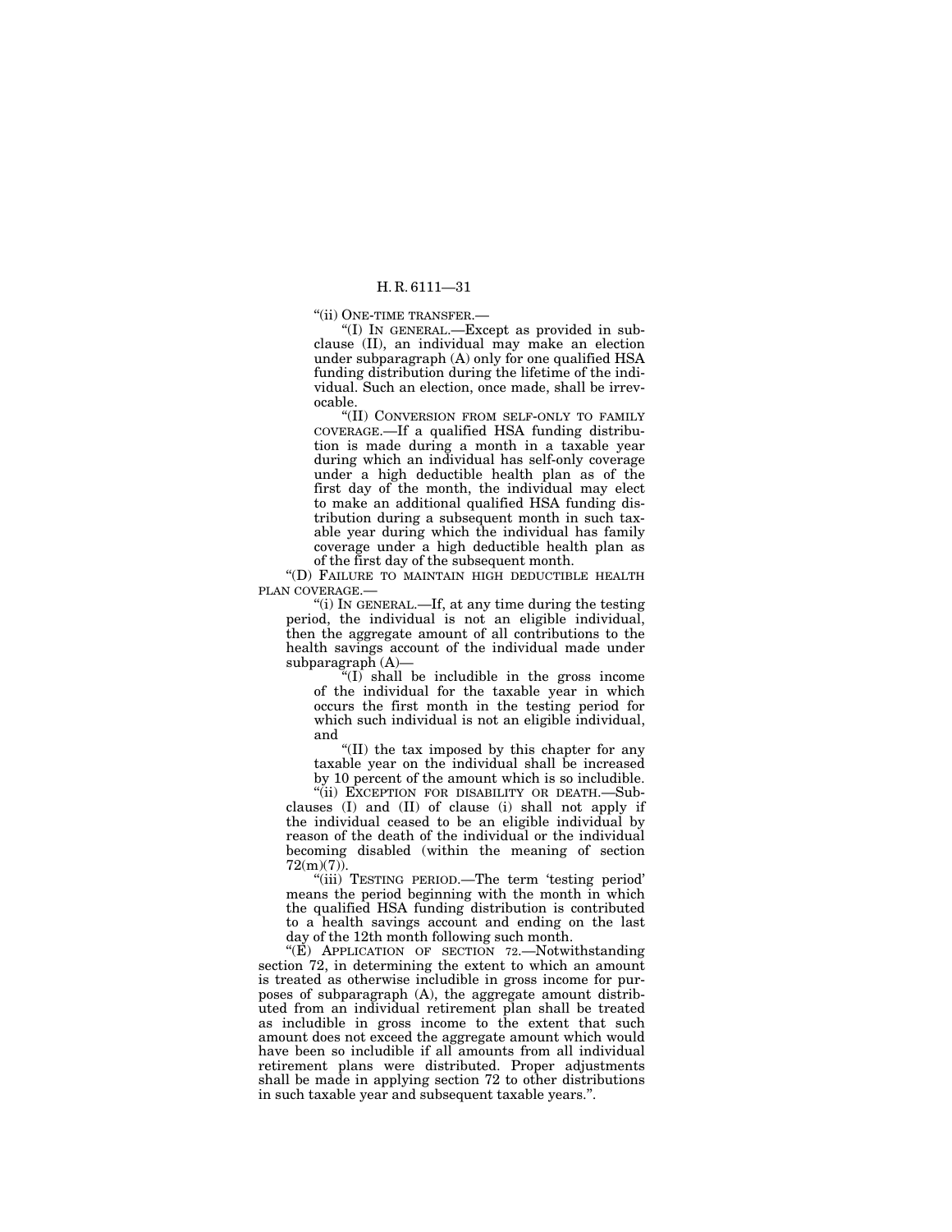"(ii) ONE-TIME TRANSFER.—

"(I) IN GENERAL.—Except as provided in subclause (II), an individual may make an election under subparagraph (A) only for one qualified HSA funding distribution during the lifetime of the individual. Such an election, once made, shall be irrevocable.

"(II) CONVERSION FROM SELF-ONLY TO FAMILY COVERAGE.—If a qualified HSA funding distribution is made during a month in a taxable year during which an individual has self-only coverage under a high deductible health plan as of the first day of the month, the individual may elect to make an additional qualified HSA funding distribution during a subsequent month in such taxable year during which the individual has family coverage under a high deductible health plan as of the first day of the subsequent month.

"(D) FAILURE TO MAINTAIN HIGH DEDUCTIBLE HEALTH PLAN COVERAGE.—

"(i) IN GENERAL.—If, at any time during the testing period, the individual is not an eligible individual, then the aggregate amount of all contributions to the health savings account of the individual made under subparagraph (A)—

"(I) shall be includible in the gross income of the individual for the taxable year in which occurs the first month in the testing period for which such individual is not an eligible individual, and

"(II) the tax imposed by this chapter for any taxable year on the individual shall be increased by 10 percent of the amount which is so includible.

"(ii) EXCEPTION FOR DISABILITY OR DEATH.—Subclauses (I) and (II) of clause (i) shall not apply if the individual ceased to be an eligible individual by reason of the death of the individual or the individual becoming disabled (within the meaning of section 72(m)(7)).

"(iii) TESTING PERIOD.—The term 'testing period' means the period beginning with the month in which the qualified HSA funding distribution is contributed to a health savings account and ending on the last day of the 12th month following such month.

"(E) APPLICATION OF SECTION 72.—Notwithstanding section 72, in determining the extent to which an amount is treated as otherwise includible in gross income for purposes of subparagraph (A), the aggregate amount distributed from an individual retirement plan shall be treated as includible in gross income to the extent that such amount does not exceed the aggregate amount which would have been so includible if all amounts from all individual retirement plans were distributed. Proper adjustments shall be made in applying section 72 to other distributions in such taxable year and subsequent taxable years.".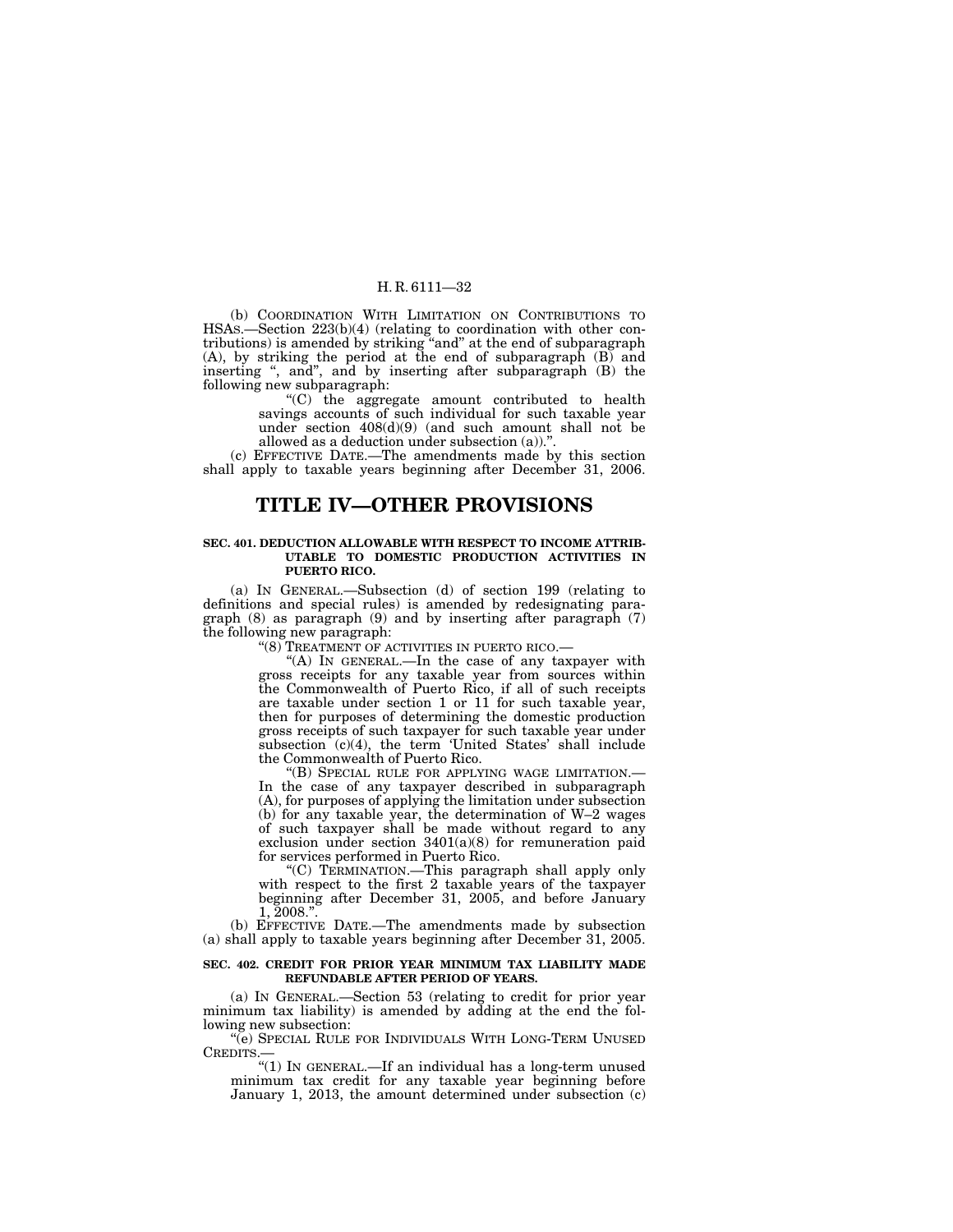(b) COORDINATION WITH LIMITATION ON CONTRIBUTIONS TO HSAS.—Section 223(b)(4) (relating to coordination with other contributions) is amended by striking "and" at the end of subparagraph (A), by striking the period at the end of subparagraph (B) and inserting ", and", and by inserting after subparagraph (B) the following new subparagraph:

"(C) the aggregate amount contributed to health savings accounts of such individual for such taxable year under section 408(d)(9) (and such amount shall not be allowed as a deduction under subsection (a)).".

(c) EFFECTIVE DATE.—The amendments made by this section shall apply to taxable years beginning after December 31, 2006.

# TITLE IV—OTHER PROVISIONS

### SEC. 401. DEDUCTION ALLOWABLE WITH RESPECT TO INCOME ATTRIBUTABLE TO DOMESTIC PRODUCTION ACTIVITIES IN PUERTO RICO.

(a) IN GENERAL.—Subsection (d) of section 199 (relating to definitions and special rules) is amended by redesignating paragraph (8) as paragraph (9) and by inserting after paragraph (7) the following new paragraph:

"(8) TREATMENT OF ACTIVITIES IN PUERTO RICO.—

"(A) IN GENERAL.—In the case of any taxpayer with gross receipts for any taxable year from sources within the Commonwealth of Puerto Rico, if all of such receipts are taxable under section 1 or 11 for such taxable year, then for purposes of determining the domestic production gross receipts of such taxpayer for such taxable year under subsection (c)(4), the term 'United States' shall include the Commonwealth of Puerto Rico.

"(B) SPECIAL RULE FOR APPLYING WAGE LIMITATION.—In the case of any taxpayer described in subparagraph (A), for purposes of applying the limitation under subsection (b) for any taxable year, the determination of W–2 wages of such taxpayer shall be made without regard to any exclusion under section 3401(a)(8) for remuneration paid for services performed in Puerto Rico.

"(C) TERMINATION.—This paragraph shall apply only with respect to the first 2 taxable years of the taxpayer beginning after December 31, 2005, and before January 1, 2008.".

(b) EFFECTIVE DATE.—The amendments made by subsection (a) shall apply to taxable years beginning after December 31, 2005.

### SEC. 402. CREDIT FOR PRIOR YEAR MINIMUM TAX LIABILITY MADE REFUNDABLE AFTER PERIOD OF YEARS.

(a) IN GENERAL.—Section 53 (relating to credit for prior year minimum tax liability) is amended by adding at the end the following new subsection:

"(e) SPECIAL RULE FOR INDIVIDUALS WITH LONG-TERM UNUSED CREDITS.—

"(1) IN GENERAL.—If an individual has a long-term unused minimum tax credit for any taxable year beginning before January 1, 2013, the amount determined under subsection (c)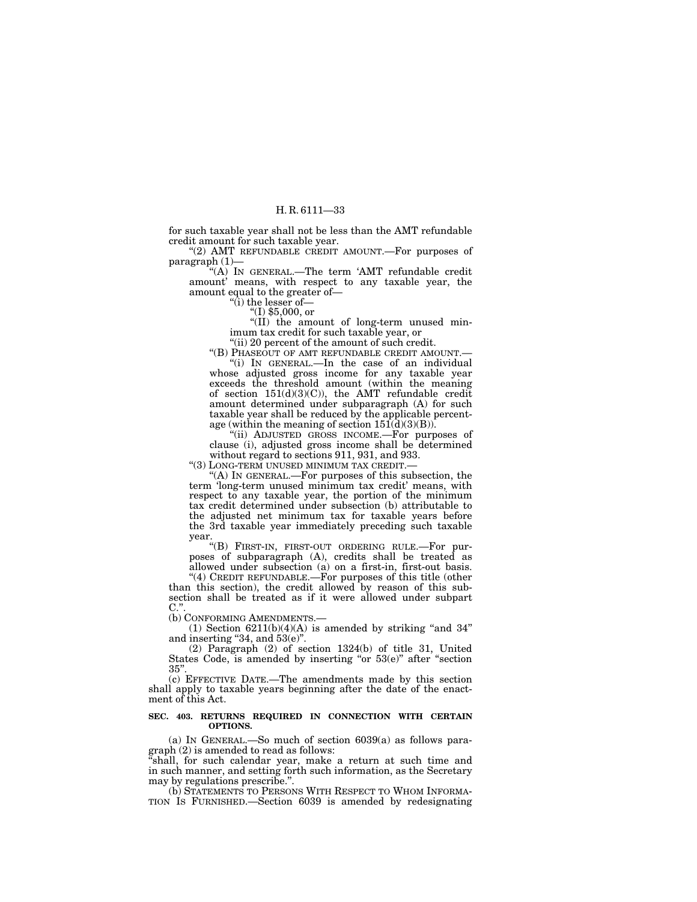for such taxable year shall not be less than the AMT refundable credit amount for such taxable year.

"(2) AMT REFUNDABLE CREDIT AMOUNT.—For purposes of paragraph (1)—

"(A) IN GENERAL.—The term 'AMT refundable credit amount' means, with respect to any taxable year, the amount equal to the greater of—

"(i) the lesser of—

"(I) $5,000, or

"(II) the amount of long-term unused minimum tax credit for such taxable year, or

"(ii) 20 percent of the amount of such credit.

"(B) PHASEOUT OF AMT REFUNDABLE CREDIT AMOUNT.—

"(i) IN GENERAL.—In the case of an individual whose adjusted gross income for any taxable year exceeds the threshold amount (within the meaning of section 151(d)(3)(C)), the AMT refundable credit amount determined under subparagraph (A) for such taxable year shall be reduced by the applicable percentage (within the meaning of section 151(d)(3)(B)).

"(ii) ADJUSTED GROSS INCOME.—For purposes of clause (i), adjusted gross income shall be determined without regard to sections 911, 931, and 933.

"(3) LONG-TERM UNUSED MINIMUM TAX CREDIT.—

"(A) IN GENERAL.—For purposes of this subsection, the term 'long-term unused minimum tax credit' means, with respect to any taxable year, the portion of the minimum tax credit determined under subsection (b) attributable to the adjusted net minimum tax for taxable years before the 3rd taxable year immediately preceding such taxable year.

"(B) FIRST-IN, FIRST-OUT ORDERING RULE.—For purposes of subparagraph (A), credits shall be treated as allowed under subsection (a) on a first-in, first-out basis.

"(4) CREDIT REFUNDABLE.—For purposes of this title (other than this section), the credit allowed by reason of this subsection shall be treated as if it were allowed under subpart C.".

(b) CONFORMING AMENDMENTS.—

(1) Section 6211(b)(4)(A) is amended by striking "and 34" and inserting "34, and 53(e)".

(2) Paragraph (2) of section 1324(b) of title 31, United States Code, is amended by inserting "or 53(e)" after "section 35".

(c) EFFECTIVE DATE.—The amendments made by this section shall apply to taxable years beginning after the date of the enactment of this Act.

**SEC. 403. RETURNS REQUIRED IN CONNECTION WITH CERTAIN OPTIONS.**

(a) IN GENERAL.—So much of section 6039(a) as follows paragraph (2) is amended to read as follows:

"shall, for such calendar year, make a return at such time and in such manner, and setting forth such information, as the Secretary may by regulations prescribe.".

(b) STATEMENTS TO PERSONS WITH RESPECT TO WHOM INFORMATION IS FURNISHED.—Section 6039 is amended by redesignating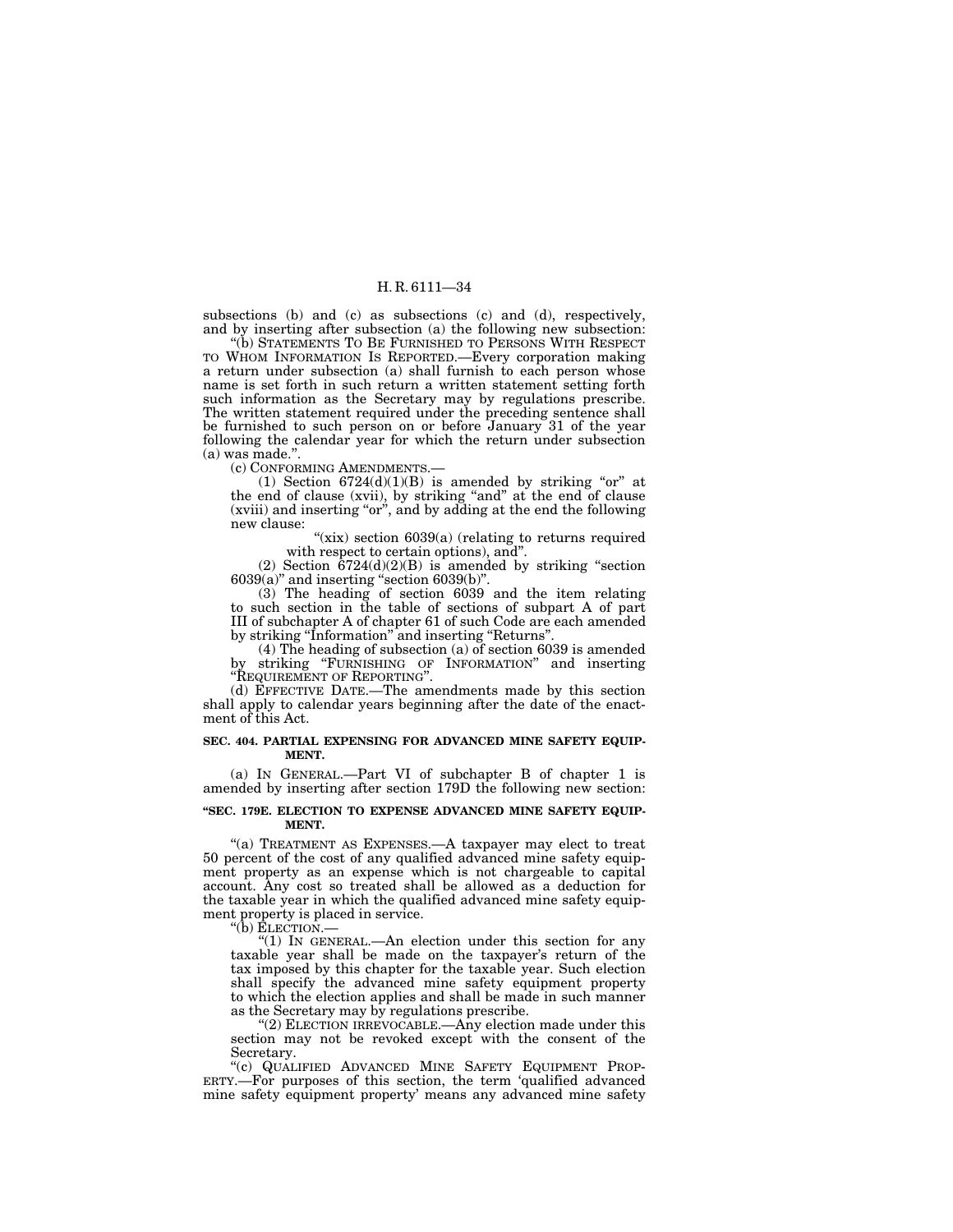subsections (b) and (c) as subsections (c) and (d), respectively, and by inserting after subsection (a) the following new subsection:

"(b) STATEMENTS TO BE FURNISHED TO PERSONS WITH RESPECT TO WHOM INFORMATION IS REPORTED.—Every corporation making a return under subsection (a) shall furnish to each person whose name is set forth in such return a written statement setting forth such information as the Secretary may by regulations prescribe. The written statement required under the preceding sentence shall be furnished to such person on or before January 31 of the year following the calendar year for which the return under subsection (a) was made.".

(c) CONFORMING AMENDMENTS.—

(1) Section 6724(d)(1)(B) is amended by striking "or" at the end of clause (xvii), by striking "and" at the end of clause (xviii) and inserting "or", and by adding at the end the following new clause:

"(xix) section 6039(a) (relating to returns required with respect to certain options), and".

(2) Section 6724(d)(2)(B) is amended by striking "section 6039(a)" and inserting "section 6039(b)".

(3) The heading of section 6039 and the item relating to such section in the table of sections of subpart A of part III of subchapter A of chapter 61 of such Code are each amended by striking "Information" and inserting "Returns".

(4) The heading of subsection (a) of section 6039 is amended by striking "FURNISHING OF INFORMATION" and inserting "REQUIREMENT OF REPORTING".

(d) EFFECTIVE DATE.—The amendments made by this section shall apply to calendar years beginning after the date of the enactment of this Act.

**SEC. 404. PARTIAL EXPENSING FOR ADVANCED MINE SAFETY EQUIPMENT.**

(a) IN GENERAL.—Part VI of subchapter B of chapter 1 is amended by inserting after section 179D the following new section:

**"SEC. 179E. ELECTION TO EXPENSE ADVANCED MINE SAFETY EQUIPMENT.**

"(a) TREATMENT AS EXPENSES.—A taxpayer may elect to treat 50 percent of the cost of any qualified advanced mine safety equipment property as an expense which is not chargeable to capital account. Any cost so treated shall be allowed as a deduction for the taxable year in which the qualified advanced mine safety equipment property is placed in service.

"(b) ELECTION.—

"(1) IN GENERAL.—An election under this section for any taxable year shall be made on the taxpayer's return of the tax imposed by this chapter for the taxable year. Such election shall specify the advanced mine safety equipment property to which the election applies and shall be made in such manner as the Secretary may by regulations prescribe.

"(2) ELECTION IRREVOCABLE.—Any election made under this section may not be revoked except with the consent of the Secretary.

"(c) QUALIFIED ADVANCED MINE SAFETY EQUIPMENT PROPERTY.—For purposes of this section, the term 'qualified advanced mine safety equipment property' means any advanced mine safety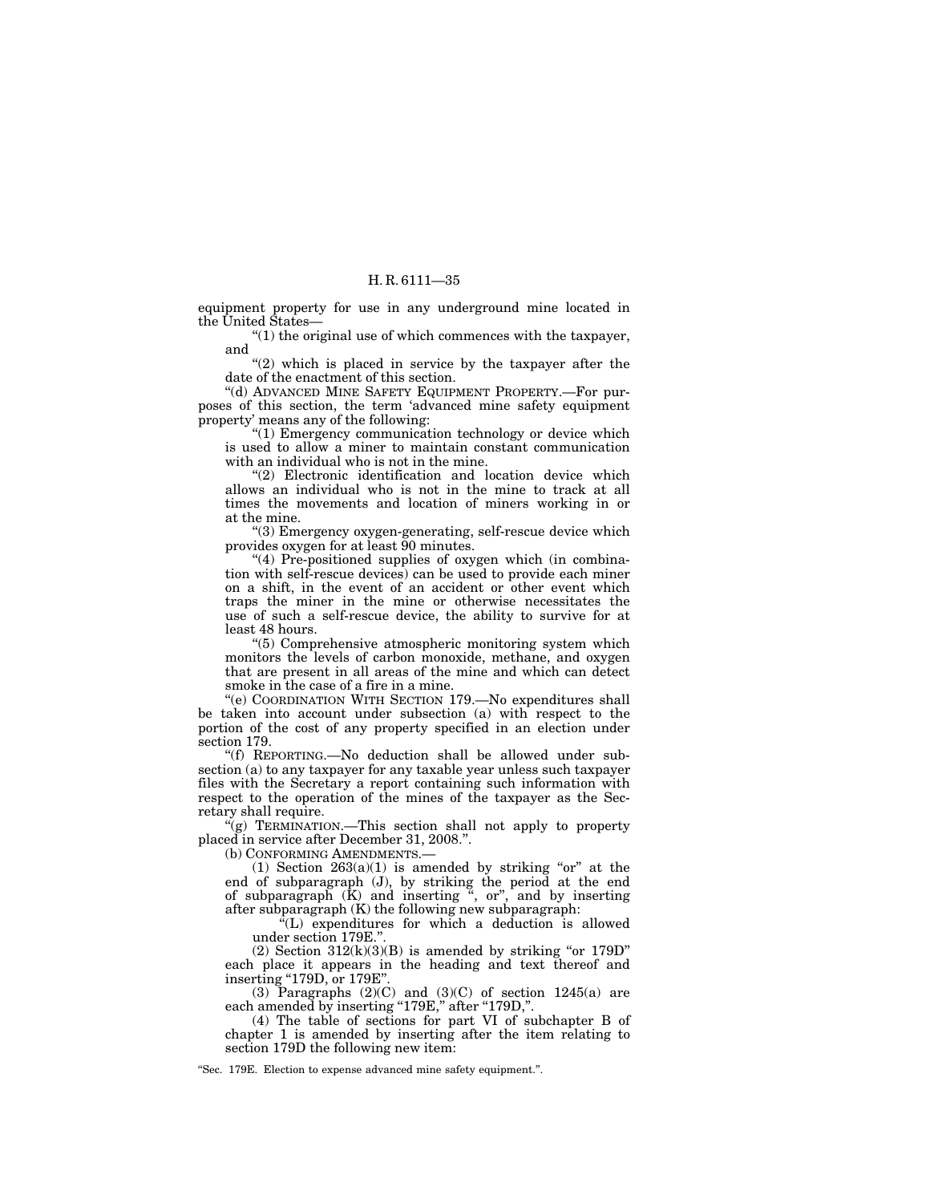equipment property for use in any underground mine located in the United States—

"(1) the original use of which commences with the taxpayer, and

"(2) which is placed in service by the taxpayer after the date of the enactment of this section.

"(d) ADVANCED MINE SAFETY EQUIPMENT PROPERTY.—For purposes of this section, the term 'advanced mine safety equipment property' means any of the following:

"(1) Emergency communication technology or device which is used to allow a miner to maintain constant communication with an individual who is not in the mine.

"(2) Electronic identification and location device which allows an individual who is not in the mine to track at all times the movements and location of miners working in or at the mine.

"(3) Emergency oxygen-generating, self-rescue device which provides oxygen for at least 90 minutes.

"(4) Pre-positioned supplies of oxygen which (in combination with self-rescue devices) can be used to provide each miner on a shift, in the event of an accident or other event which traps the miner in the mine or otherwise necessitates the use of such a self-rescue device, the ability to survive for at least 48 hours.

"(5) Comprehensive atmospheric monitoring system which monitors the levels of carbon monoxide, methane, and oxygen that are present in all areas of the mine and which can detect smoke in the case of a fire in a mine.

"(e) COORDINATION WITH SECTION 179.—No expenditures shall be taken into account under subsection (a) with respect to the portion of the cost of any property specified in an election under section 179.

"(f) REPORTING.—No deduction shall be allowed under subsection (a) to any taxpayer for any taxable year unless such taxpayer files with the Secretary a report containing such information with respect to the operation of the mines of the taxpayer as the Secretary shall require.

"(g) TERMINATION.—This section shall not apply to property placed in service after December 31, 2008.".

(b) CONFORMING AMENDMENTS.—

(1) Section 263(a)(1) is amended by striking "or" at the end of subparagraph (J), by striking the period at the end of subparagraph (K) and inserting ", or", and by inserting after subparagraph (K) the following new subparagraph:

"(L) expenditures for which a deduction is allowed under section 179E.".

(2) Section 312(k)(3)(B) is amended by striking "or 179D" each place it appears in the heading and text thereof and inserting "179D, or 179E".

(3) Paragraphs (2)(C) and (3)(C) of section 1245(a) are each amended by inserting "179E," after "179D,".

(4) The table of sections for part VI of subchapter B of chapter 1 is amended by inserting after the item relating to section 179D the following new item:

"Sec. 179E. Election to expense advanced mine safety equipment.".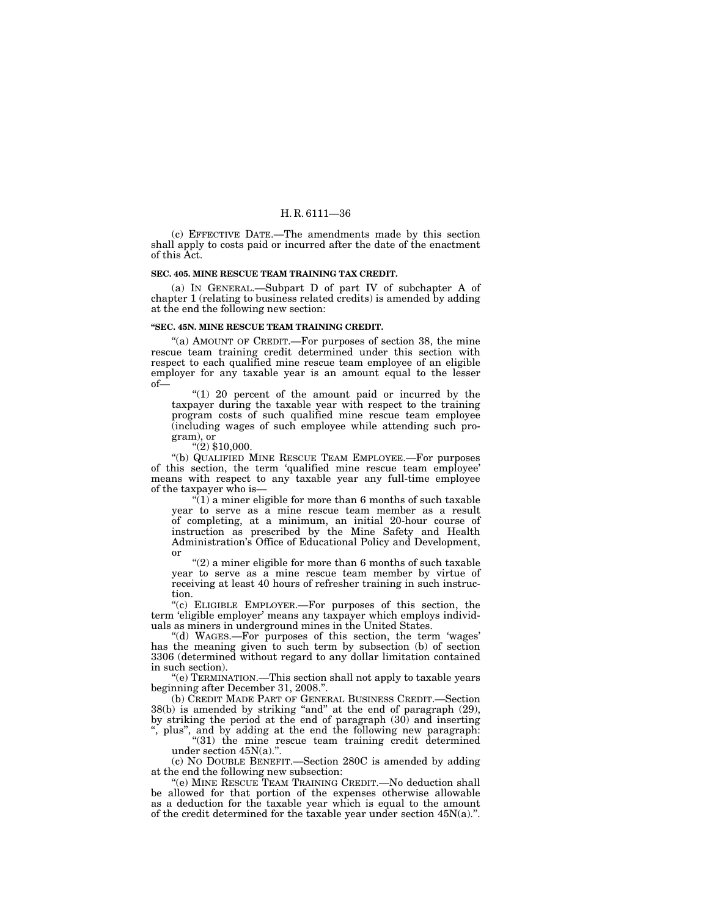(c) EFFECTIVE DATE.—The amendments made by this section shall apply to costs paid or incurred after the date of the enactment of this Act.

**SEC. 405. MINE RESCUE TEAM TRAINING TAX CREDIT.**

(a) IN GENERAL.—Subpart D of part IV of subchapter A of chapter 1 (relating to business related credits) is amended by adding at the end the following new section:

**"SEC. 45N. MINE RESCUE TEAM TRAINING CREDIT.**

"(a) AMOUNT OF CREDIT.—For purposes of section 38, the mine rescue team training credit determined under this section with respect to each qualified mine rescue team employee of an eligible employer for any taxable year is an amount equal to the lesser of—

"(1) 20 percent of the amount paid or incurred by the taxpayer during the taxable year with respect to the training program costs of such qualified mine rescue team employee (including wages of such employee while attending such program), or

"(2) $10,000.

"(b) QUALIFIED MINE RESCUE TEAM EMPLOYEE.—For purposes of this section, the term 'qualified mine rescue team employee' means with respect to any taxable year any full-time employee of the taxpayer who is—

"(1) a miner eligible for more than 6 months of such taxable year to serve as a mine rescue team member as a result of completing, at a minimum, an initial 20-hour course of instruction as prescribed by the Mine Safety and Health Administration's Office of Educational Policy and Development, or

"(2) a miner eligible for more than 6 months of such taxable year to serve as a mine rescue team member by virtue of receiving at least 40 hours of refresher training in such instruction.

"(c) ELIGIBLE EMPLOYER.—For purposes of this section, the term 'eligible employer' means any taxpayer which employs individuals as miners in underground mines in the United States.

"(d) WAGES.—For purposes of this section, the term 'wages' has the meaning given to such term by subsection (b) of section 3306 (determined without regard to any dollar limitation contained in such section).

"(e) TERMINATION.—This section shall not apply to taxable years beginning after December 31, 2008.".

(b) CREDIT MADE PART OF GENERAL BUSINESS CREDIT.—Section 38(b) is amended by striking "and" at the end of paragraph (29), by striking the period at the end of paragraph (30) and inserting ", plus", and by adding at the end the following new paragraph:

"(31) the mine rescue team training credit determined under section 45N(a).".

(c) NO DOUBLE BENEFIT.—Section 280C is amended by adding at the end the following new subsection:

"(e) MINE RESCUE TEAM TRAINING CREDIT.—No deduction shall be allowed for that portion of the expenses otherwise allowable as a deduction for the taxable year which is equal to the amount of the credit determined for the taxable year under section 45N(a).".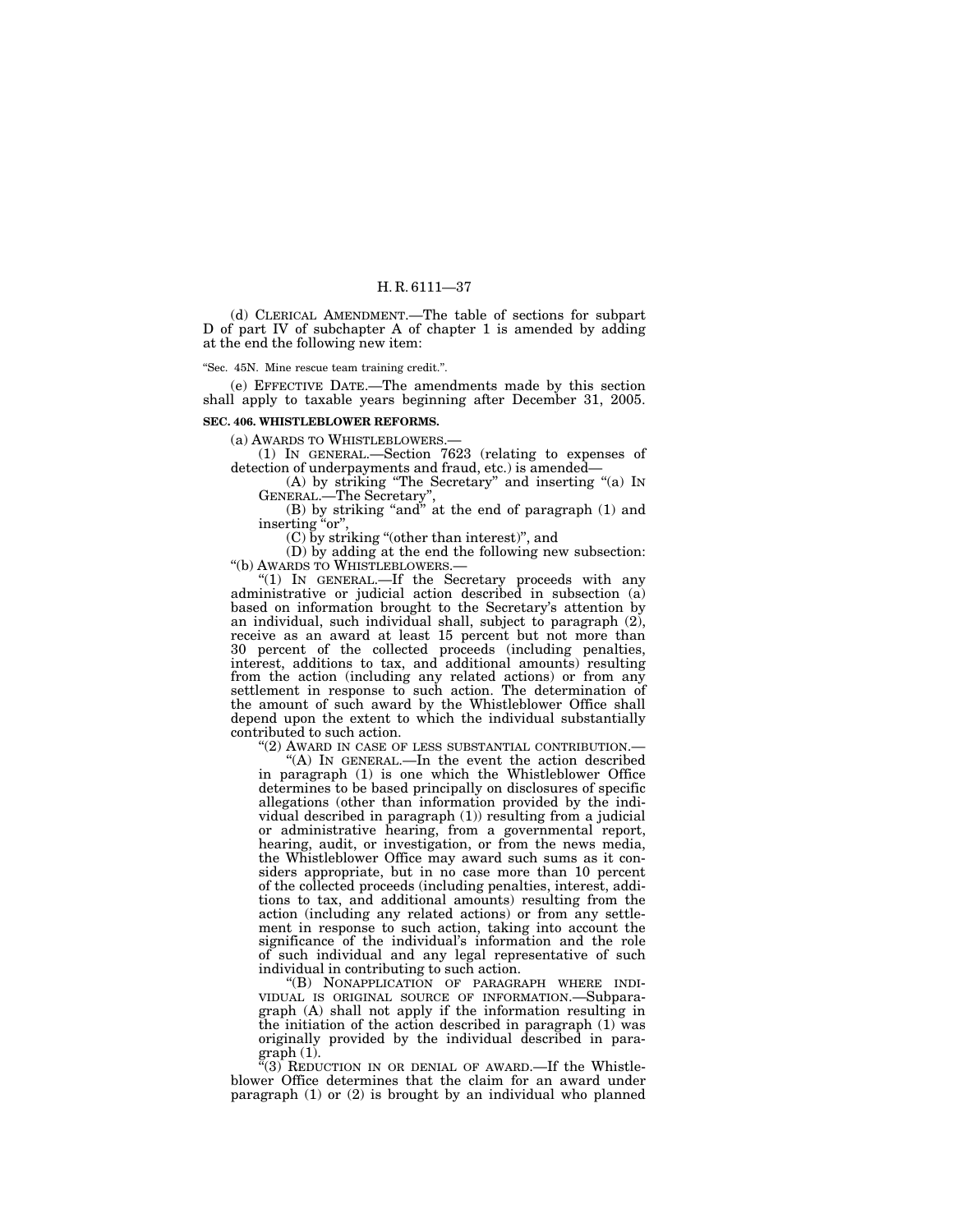(d) CLERICAL AMENDMENT.—The table of sections for subpart D of part IV of subchapter A of chapter 1 is amended by adding at the end the following new item:

"Sec. 45N. Mine rescue team training credit.".

(e) EFFECTIVE DATE.—The amendments made by this section shall apply to taxable years beginning after December 31, 2005.

**SEC. 406. WHISTLEBLOWER REFORMS.**

(a) AWARDS TO WHISTLEBLOWERS.—

(1) IN GENERAL.—Section 7623 (relating to expenses of detection of underpayments and fraud, etc.) is amended—

(A) by striking "The Secretary" and inserting "(a) IN GENERAL.—The Secretary",

(B) by striking "and" at the end of paragraph (1) and inserting "or",

(C) by striking "(other than interest)", and

(D) by adding at the end the following new subsection:

"(b) AWARDS TO WHISTLEBLOWERS.—

"(1) IN GENERAL.—If the Secretary proceeds with any administrative or judicial action described in subsection (a) based on information brought to the Secretary's attention by an individual, such individual shall, subject to paragraph (2), receive as an award at least 15 percent but not more than 30 percent of the collected proceeds (including penalties, interest, additions to tax, and additional amounts) resulting from the action (including any related actions) or from any settlement in response to such action. The determination of the amount of such award by the Whistleblower Office shall depend upon the extent to which the individual substantially contributed to such action.

"(2) AWARD IN CASE OF LESS SUBSTANTIAL CONTRIBUTION.—

"(A) IN GENERAL.—In the event the action described in paragraph (1) is one which the Whistleblower Office determines to be based principally on disclosures of specific allegations (other than information provided by the individual described in paragraph (1)) resulting from a judicial or administrative hearing, from a governmental report, hearing, audit, or investigation, or from the news media, the Whistleblower Office may award such sums as it considers appropriate, but in no case more than 10 percent of the collected proceeds (including penalties, interest, additions to tax, and additional amounts) resulting from the action (including any related actions) or from any settlement in response to such action, taking into account the significance of the individual's information and the role of such individual and any legal representative of such individual in contributing to such action.

"(B) NONAPPLICATION OF PARAGRAPH WHERE INDIVIDUAL IS ORIGINAL SOURCE OF INFORMATION.—Subparagraph (A) shall not apply if the information resulting in the initiation of the action described in paragraph (1) was originally provided by the individual described in paragraph (1).

"(3) REDUCTION IN OR DENIAL OF AWARD.—If the Whistleblower Office determines that the claim for an award under paragraph (1) or (2) is brought by an individual who planned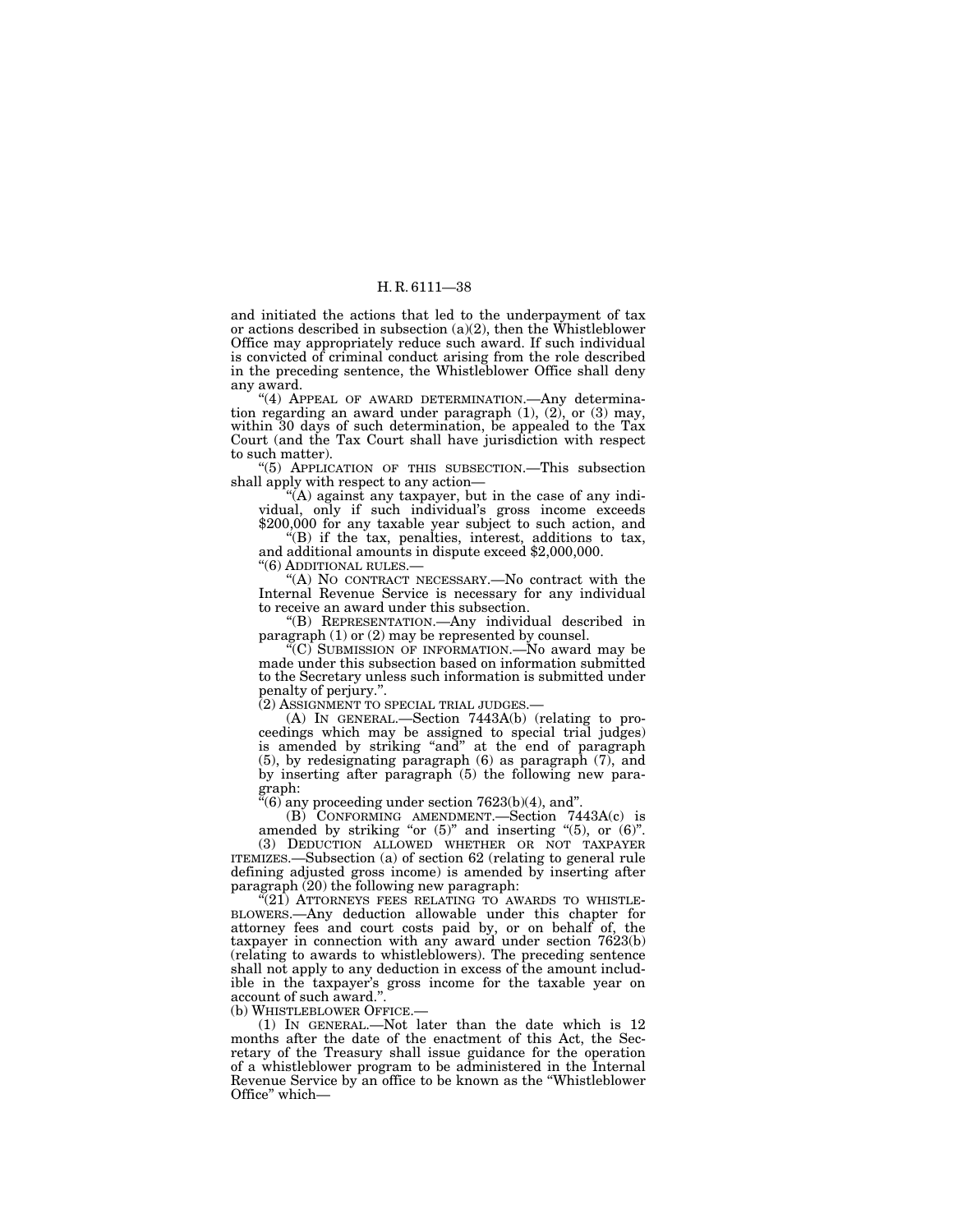and initiated the actions that led to the underpayment of tax or actions described in subsection (a)(2), then the Whistleblower Office may appropriately reduce such award. If such individual is convicted of criminal conduct arising from the role described in the preceding sentence, the Whistleblower Office shall deny any award.

"(4) APPEAL OF AWARD DETERMINATION.—Any determination regarding an award under paragraph (1), (2), or (3) may, within 30 days of such determination, be appealed to the Tax Court (and the Tax Court shall have jurisdiction with respect to such matter).

"(5) APPLICATION OF THIS SUBSECTION.—This subsection shall apply with respect to any action—

"(A) against any taxpayer, but in the case of any individual, only if such individual's gross income exceeds $200,000 for any taxable year subject to such action, and

"(B) if the tax, penalties, interest, additions to tax, and additional amounts in dispute exceed $2,000,000.

"(6) ADDITIONAL RULES.—

"(A) NO CONTRACT NECESSARY.—No contract with the Internal Revenue Service is necessary for any individual to receive an award under this subsection.

"(B) REPRESENTATION.—Any individual described in paragraph (1) or (2) may be represented by counsel.

"(C) SUBMISSION OF INFORMATION.—No award may be made under this subsection based on information submitted to the Secretary unless such information is submitted under penalty of perjury.".

(2) ASSIGNMENT TO SPECIAL TRIAL JUDGES.—

(A) IN GENERAL.—Section 7443A(b) (relating to proceedings which may be assigned to special trial judges) is amended by striking "and" at the end of paragraph (5), by redesignating paragraph (6) as paragraph (7), and by inserting after paragraph (5) the following new paragraph:

"(6) any proceeding under section 7623(b)(4), and".

(B) CONFORMING AMENDMENT.—Section 7443A(c) is amended by striking "or (5)" and inserting "(5), or (6)".

(3) DEDUCTION ALLOWED WHETHER OR NOT TAXPAYER ITEMIZES.—Subsection (a) of section 62 (relating to general rule defining adjusted gross income) is amended by inserting after paragraph (20) the following new paragraph:

"(21) ATTORNEYS FEES RELATING TO AWARDS TO WHISTLEBLOWERS.—Any deduction allowable under this chapter for attorney fees and court costs paid by, or on behalf of, the taxpayer in connection with any award under section 7623(b) (relating to awards to whistleblowers). The preceding sentence shall not apply to any deduction in excess of the amount includible in the taxpayer's gross income for the taxable year on account of such award.".

(b) WHISTLEBLOWER OFFICE.—

(1) IN GENERAL.—Not later than the date which is 12 months after the date of the enactment of this Act, the Secretary of the Treasury shall issue guidance for the operation of a whistleblower program to be administered in the Internal Revenue Service by an office to be known as the "Whistleblower Office" which—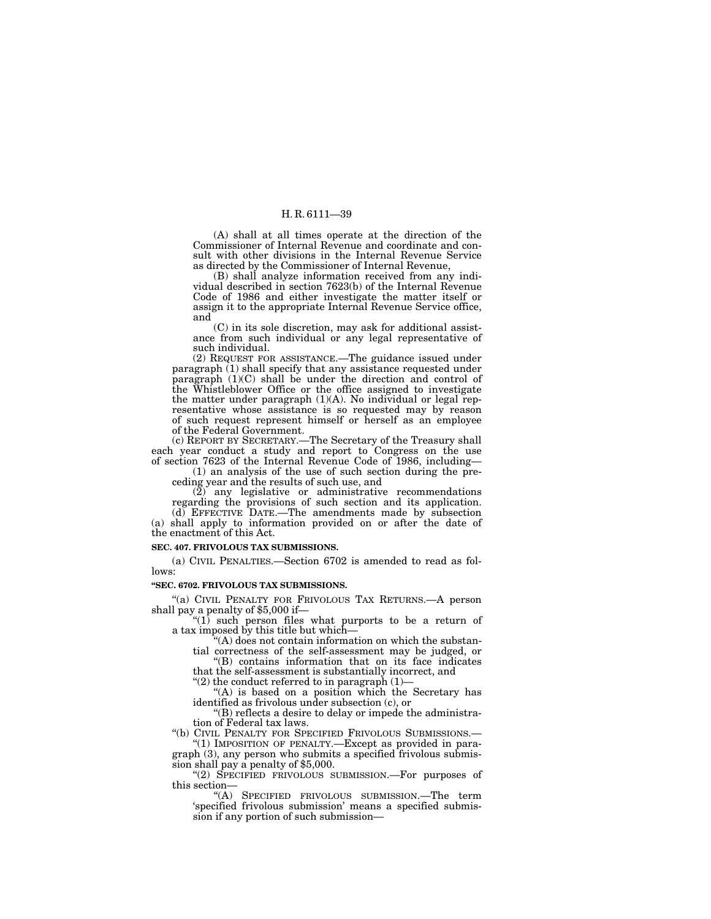(A) shall at all times operate at the direction of the Commissioner of Internal Revenue and coordinate and consult with other divisions in the Internal Revenue Service as directed by the Commissioner of Internal Revenue,

(B) shall analyze information received from any individual described in section 7623(b) of the Internal Revenue Code of 1986 and either investigate the matter itself or assign it to the appropriate Internal Revenue Service office, and

(C) in its sole discretion, may ask for additional assistance from such individual or any legal representative of such individual.

(2) REQUEST FOR ASSISTANCE.—The guidance issued under paragraph (1) shall specify that any assistance requested under paragraph (1)(C) shall be under the direction and control of the Whistleblower Office or the office assigned to investigate the matter under paragraph (1)(A). No individual or legal representative whose assistance is so requested may by reason of such request represent himself or herself as an employee of the Federal Government.

(c) REPORT BY SECRETARY.—The Secretary of the Treasury shall each year conduct a study and report to Congress on the use of section 7623 of the Internal Revenue Code of 1986, including—

(1) an analysis of the use of such section during the preceding year and the results of such use, and

(2) any legislative or administrative recommendations regarding the provisions of such section and its application.

(d) EFFECTIVE DATE.—The amendments made by subsection (a) shall apply to information provided on or after the date of the enactment of this Act.

**SEC. 407. FRIVOLOUS TAX SUBMISSIONS.**

(a) CIVIL PENALTIES.—Section 6702 is amended to read as follows:

**"SEC. 6702. FRIVOLOUS TAX SUBMISSIONS.**

"(a) CIVIL PENALTY FOR FRIVOLOUS TAX RETURNS.—A person shall pay a penalty of $5,000 if—

"(1) such person files what purports to be a return of a tax imposed by this title but which—

"(A) does not contain information on which the substantial correctness of the self-assessment may be judged, or

"(B) contains information that on its face indicates that the self-assessment is substantially incorrect, and

"(2) the conduct referred to in paragraph (1)—

"(A) is based on a position which the Secretary has identified as frivolous under subsection (c), or

"(B) reflects a desire to delay or impede the administration of Federal tax laws.

"(b) CIVIL PENALTY FOR SPECIFIED FRIVOLOUS SUBMISSIONS.—

"(1) IMPOSITION OF PENALTY.—Except as provided in paragraph (3), any person who submits a specified frivolous submission shall pay a penalty of $5,000.

"(2) SPECIFIED FRIVOLOUS SUBMISSION.—For purposes of this section—

"(A) SPECIFIED FRIVOLOUS SUBMISSION.—The term 'specified frivolous submission' means a specified submission if any portion of such submission—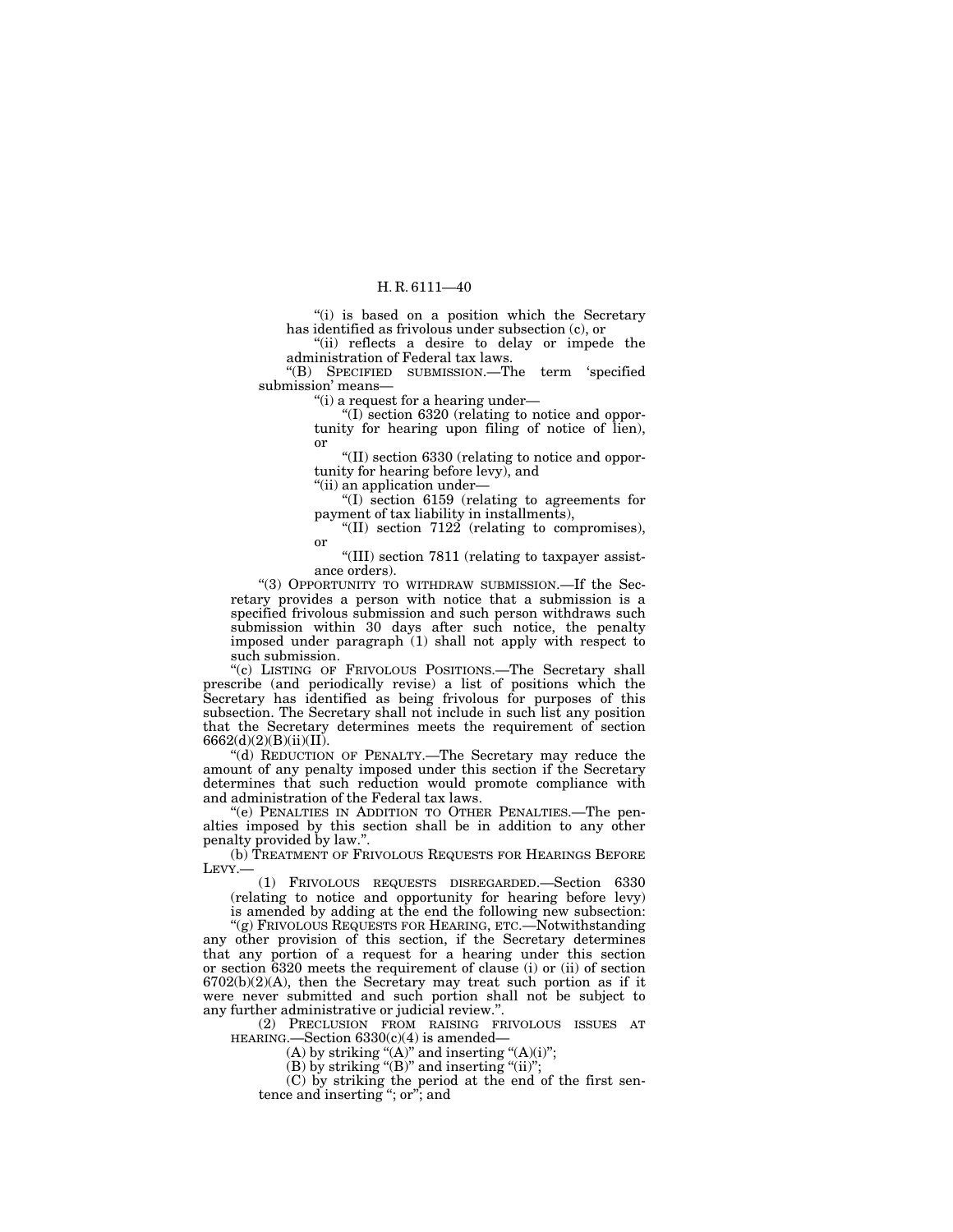"(i) is based on a position which the Secretary has identified as frivolous under subsection (c), or

"(ii) reflects a desire to delay or impede the administration of Federal tax laws.

"(B) SPECIFIED SUBMISSION.—The term 'specified submission' means—

"(i) a request for a hearing under—

"(I) section 6320 (relating to notice and opportunity for hearing upon filing of notice of lien), or

"(II) section 6330 (relating to notice and opportunity for hearing before levy), and

"(ii) an application under—

"(I) section 6159 (relating to agreements for payment of tax liability in installments),

"(II) section 7122 (relating to compromises), or

"(III) section 7811 (relating to taxpayer assistance orders).

"(3) OPPORTUNITY TO WITHDRAW SUBMISSION.—If the Secretary provides a person with notice that a submission is a specified frivolous submission and such person withdraws such submission within 30 days after such notice, the penalty imposed under paragraph (1) shall not apply with respect to such submission.

"(c) LISTING OF FRIVOLOUS POSITIONS.—The Secretary shall prescribe (and periodically revise) a list of positions which the Secretary has identified as being frivolous for purposes of this subsection. The Secretary shall not include in such list any position that the Secretary determines meets the requirement of section 6662(d)(2)(B)(ii)(II).

"(d) REDUCTION OF PENALTY.—The Secretary may reduce the amount of any penalty imposed under this section if the Secretary determines that such reduction would promote compliance with and administration of the Federal tax laws.

"(e) PENALTIES IN ADDITION TO OTHER PENALTIES.—The penalties imposed by this section shall be in addition to any other penalty provided by law.".

(b) TREATMENT OF FRIVOLOUS REQUESTS FOR HEARINGS BEFORE LEVY.—

(1) FRIVOLOUS REQUESTS DISREGARDED.—Section 6330 (relating to notice and opportunity for hearing before levy) is amended by adding at the end the following new subsection:

"(g) FRIVOLOUS REQUESTS FOR HEARING, ETC.—Notwithstanding any other provision of this section, if the Secretary determines that any portion of a request for a hearing under this section or section 6320 meets the requirement of clause (i) or (ii) of section 6702(b)(2)(A), then the Secretary may treat such portion as if it were never submitted and such portion shall not be subject to any further administrative or judicial review.".

(2) PRECLUSION FROM RAISING FRIVOLOUS ISSUES AT HEARING.—Section 6330(c)(4) is amended—

(A) by striking "(A)" and inserting "(A)(i)";

(B) by striking "(B)" and inserting "(ii)";

(C) by striking the period at the end of the first sentence and inserting "; or"; and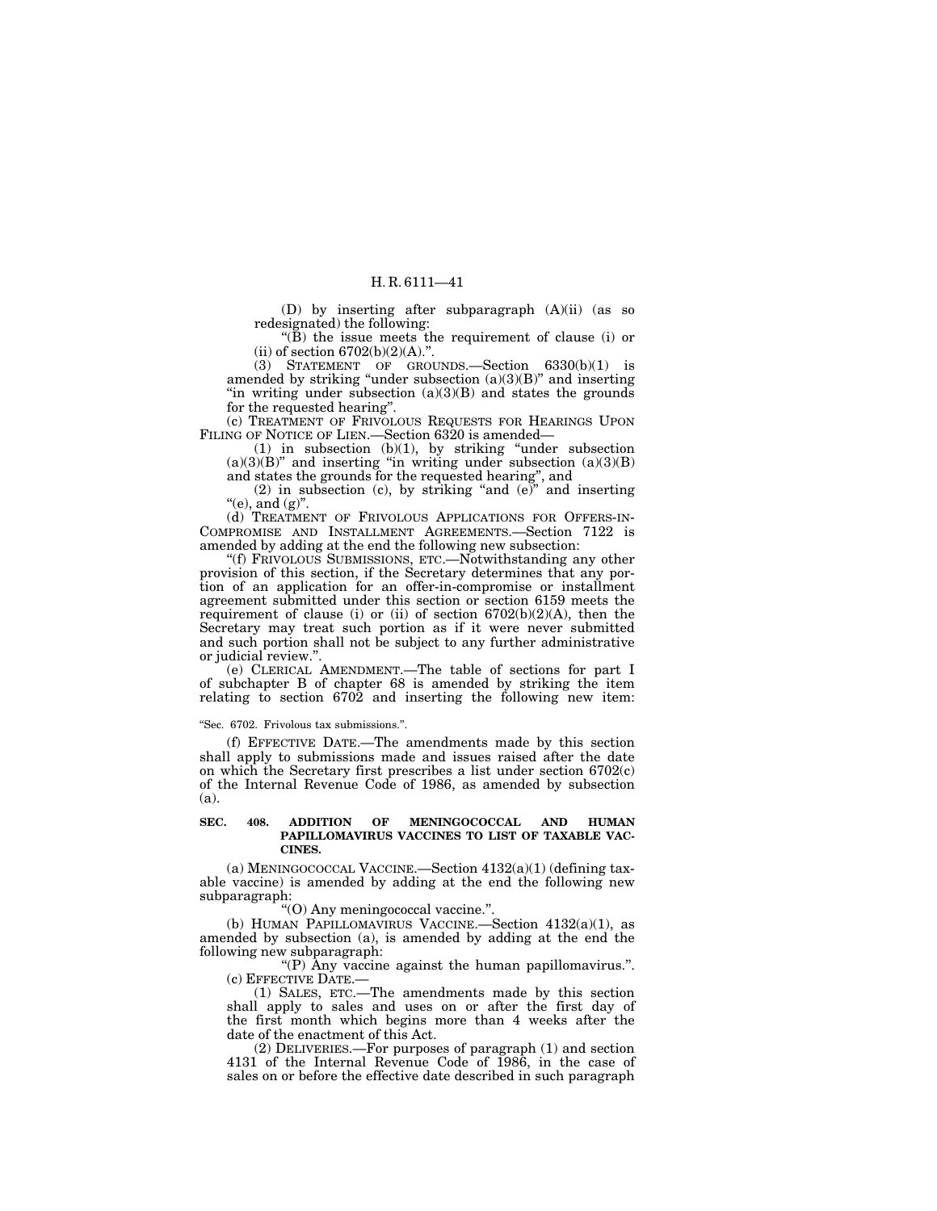(D) by inserting after subparagraph (A)(ii) (as so redesignated) the following:

"(B) the issue meets the requirement of clause (i) or (ii) of section 6702(b)(2)(A).".

(3) STATEMENT OF GROUNDS.—Section 6330(b)(1) is amended by striking "under subsection (a)(3)(B)" and inserting "in writing under subsection (a)(3)(B) and states the grounds for the requested hearing".

(c) TREATMENT OF FRIVOLOUS REQUESTS FOR HEARINGS UPON FILING OF NOTICE OF LIEN.—Section 6320 is amended—

(1) in subsection (b)(1), by striking "under subsection (a)(3)(B)" and inserting "in writing under subsection (a)(3)(B) and states the grounds for the requested hearing", and

(2) in subsection (c), by striking "and (e)" and inserting "(e), and (g)".

(d) TREATMENT OF FRIVOLOUS APPLICATIONS FOR OFFERS-IN-COMPROMISE AND INSTALLMENT AGREEMENTS.—Section 7122 is amended by adding at the end the following new subsection:

"(f) FRIVOLOUS SUBMISSIONS, ETC.—Notwithstanding any other provision of this section, if the Secretary determines that any portion of an application for an offer-in-compromise or installment agreement submitted under this section or section 6159 meets the requirement of clause (i) or (ii) of section 6702(b)(2)(A), then the Secretary may treat such portion as if it were never submitted and such portion shall not be subject to any further administrative or judicial review.".

(e) CLERICAL AMENDMENT.—The table of sections for part I of subchapter B of chapter 68 is amended by striking the item relating to section 6702 and inserting the following new item:

"Sec. 6702. Frivolous tax submissions.".

(f) EFFECTIVE DATE.—The amendments made by this section shall apply to submissions made and issues raised after the date on which the Secretary first prescribes a list under section 6702(c) of the Internal Revenue Code of 1986, as amended by subsection (a).

**SEC. 408. ADDITION OF MENINGOCOCCAL AND HUMAN PAPILLOMAVIRUS VACCINES TO LIST OF TAXABLE VACCINES.**

(a) MENINGOCOCCAL VACCINE.—Section 4132(a)(1) (defining taxable vaccine) is amended by adding at the end the following new subparagraph:

"(O) Any meningococcal vaccine.".

(b) HUMAN PAPILLOMAVIRUS VACCINE.—Section 4132(a)(1), as amended by subsection (a), is amended by adding at the end the following new subparagraph:

"(P) Any vaccine against the human papillomavirus.".

(c) EFFECTIVE DATE.—

(1) SALES, ETC.—The amendments made by this section shall apply to sales and uses on or after the first day of the first month which begins more than 4 weeks after the date of the enactment of this Act.

(2) DELIVERIES.—For purposes of paragraph (1) and section 4131 of the Internal Revenue Code of 1986, in the case of sales on or before the effective date described in such paragraph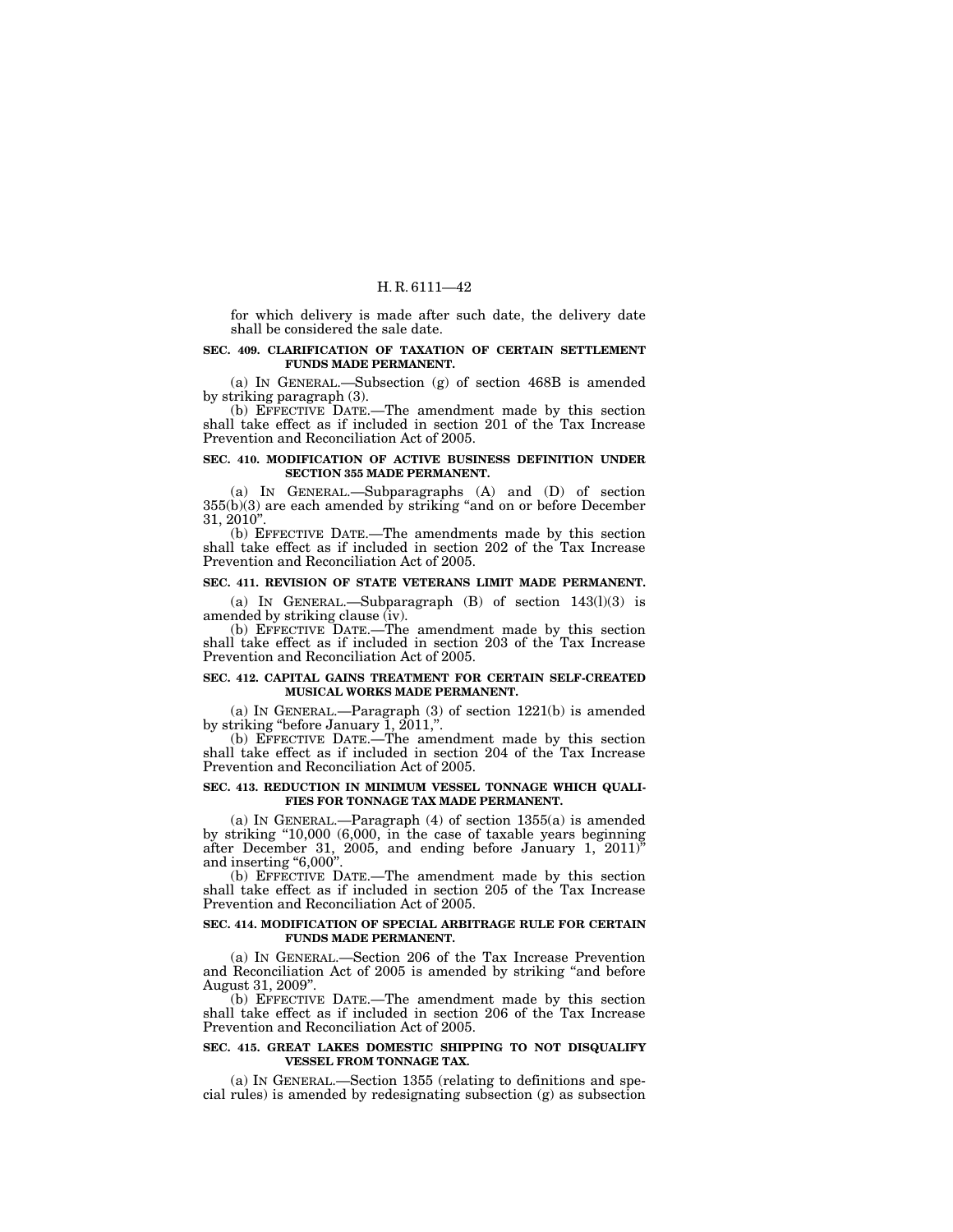for which delivery is made after such date, the delivery date shall be considered the sale date.

**SEC. 409. CLARIFICATION OF TAXATION OF CERTAIN SETTLEMENT FUNDS MADE PERMANENT.**

(a) IN GENERAL.—Subsection (g) of section 468B is amended by striking paragraph (3).

(b) EFFECTIVE DATE.—The amendment made by this section shall take effect as if included in section 201 of the Tax Increase Prevention and Reconciliation Act of 2005.

**SEC. 410. MODIFICATION OF ACTIVE BUSINESS DEFINITION UNDER SECTION 355 MADE PERMANENT.**

(a) IN GENERAL.—Subparagraphs (A) and (D) of section 355(b)(3) are each amended by striking "and on or before December 31, 2010".

(b) EFFECTIVE DATE.—The amendments made by this section shall take effect as if included in section 202 of the Tax Increase Prevention and Reconciliation Act of 2005.

**SEC. 411. REVISION OF STATE VETERANS LIMIT MADE PERMANENT.**

(a) IN GENERAL.—Subparagraph (B) of section 143(l)(3) is amended by striking clause (iv).

(b) EFFECTIVE DATE.—The amendment made by this section shall take effect as if included in section 203 of the Tax Increase Prevention and Reconciliation Act of 2005.

**SEC. 412. CAPITAL GAINS TREATMENT FOR CERTAIN SELF-CREATED MUSICAL WORKS MADE PERMANENT.**

(a) IN GENERAL.—Paragraph (3) of section 1221(b) is amended by striking "before January 1, 2011,".

(b) EFFECTIVE DATE.—The amendment made by this section shall take effect as if included in section 204 of the Tax Increase Prevention and Reconciliation Act of 2005.

**SEC. 413. REDUCTION IN MINIMUM VESSEL TONNAGE WHICH QUALIFIES FOR TONNAGE TAX MADE PERMANENT.**

(a) IN GENERAL.—Paragraph (4) of section 1355(a) is amended by striking "10,000 (6,000, in the case of taxable years beginning after December 31, 2005, and ending before January 1, 2011)" and inserting "6,000".

(b) EFFECTIVE DATE.—The amendment made by this section shall take effect as if included in section 205 of the Tax Increase Prevention and Reconciliation Act of 2005.

**SEC. 414. MODIFICATION OF SPECIAL ARBITRAGE RULE FOR CERTAIN FUNDS MADE PERMANENT.**

(a) IN GENERAL.—Section 206 of the Tax Increase Prevention and Reconciliation Act of 2005 is amended by striking "and before August 31, 2009".

(b) EFFECTIVE DATE.—The amendment made by this section shall take effect as if included in section 206 of the Tax Increase Prevention and Reconciliation Act of 2005.

**SEC. 415. GREAT LAKES DOMESTIC SHIPPING TO NOT DISQUALIFY VESSEL FROM TONNAGE TAX.**

(a) IN GENERAL.—Section 1355 (relating to definitions and special rules) is amended by redesignating subsection (g) as subsection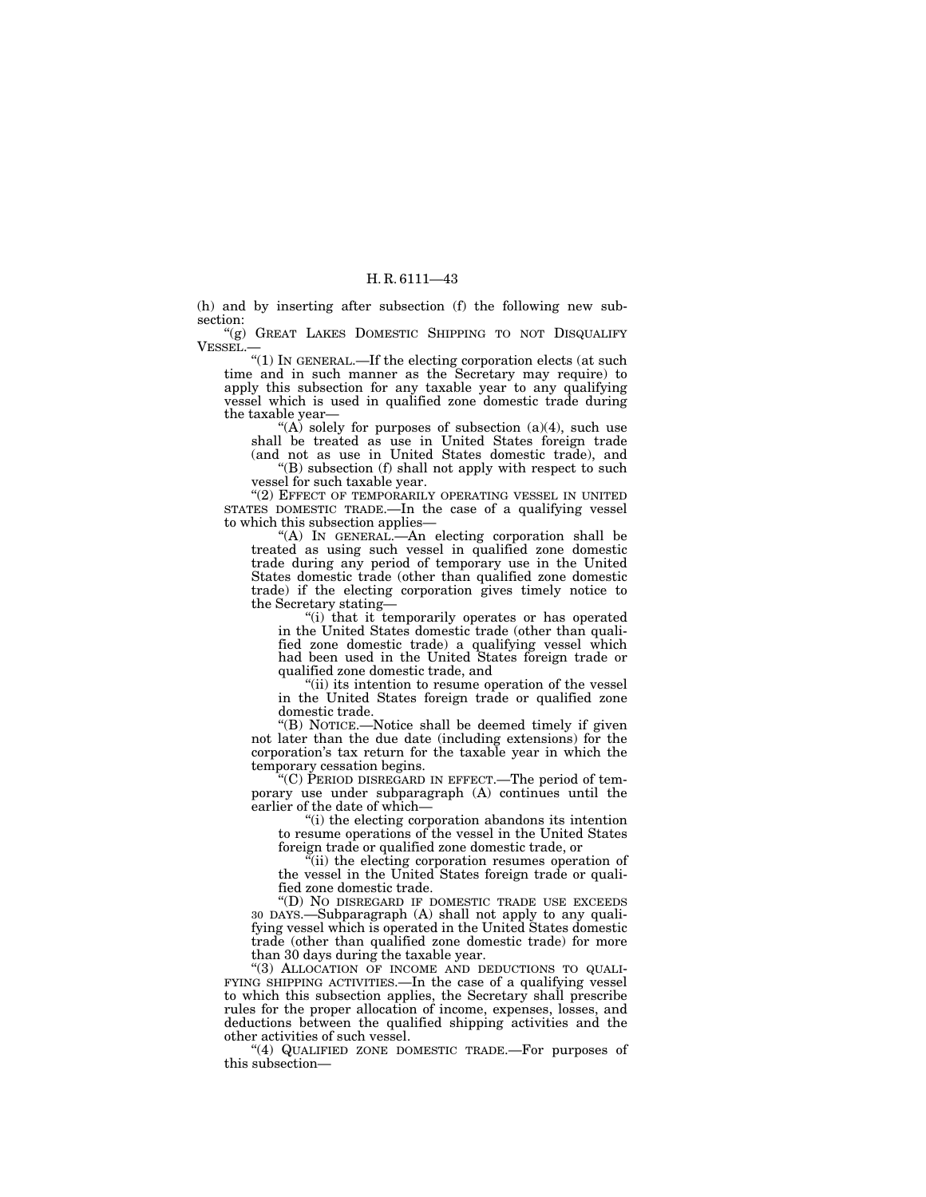(h) and by inserting after subsection (f) the following new subsection:

"(g) GREAT LAKES DOMESTIC SHIPPING TO NOT DISQUALIFY VESSEL.—

"(1) IN GENERAL.—If the electing corporation elects (at such time and in such manner as the Secretary may require) to apply this subsection for any taxable year to any qualifying vessel which is used in qualified zone domestic trade during the taxable year—

"(A) solely for purposes of subsection (a)(4), such use shall be treated as use in United States foreign trade (and not as use in United States domestic trade), and

"(B) subsection (f) shall not apply with respect to such vessel for such taxable year.

"(2) EFFECT OF TEMPORARILY OPERATING VESSEL IN UNITED STATES DOMESTIC TRADE.—In the case of a qualifying vessel to which this subsection applies—

"(A) IN GENERAL.—An electing corporation shall be treated as using such vessel in qualified zone domestic trade during any period of temporary use in the United States domestic trade (other than qualified zone domestic trade) if the electing corporation gives timely notice to the Secretary stating—

"(i) that it temporarily operates or has operated in the United States domestic trade (other than qualified zone domestic trade) a qualifying vessel which had been used in the United States foreign trade or qualified zone domestic trade, and

"(ii) its intention to resume operation of the vessel in the United States foreign trade or qualified zone domestic trade.

"(B) NOTICE.—Notice shall be deemed timely if given not later than the due date (including extensions) for the corporation's tax return for the taxable year in which the temporary cessation begins.

"(C) PERIOD DISREGARD IN EFFECT.—The period of temporary use under subparagraph (A) continues until the earlier of the date of which—

"(i) the electing corporation abandons its intention to resume operations of the vessel in the United States foreign trade or qualified zone domestic trade, or

"(ii) the electing corporation resumes operation of the vessel in the United States foreign trade or qualified zone domestic trade.

"(D) NO DISREGARD IF DOMESTIC TRADE USE EXCEEDS 30 DAYS.—Subparagraph (A) shall not apply to any qualifying vessel which is operated in the United States domestic trade (other than qualified zone domestic trade) for more than 30 days during the taxable year.

"(3) ALLOCATION OF INCOME AND DEDUCTIONS TO QUALIFYING SHIPPING ACTIVITIES.—In the case of a qualifying vessel to which this subsection applies, the Secretary shall prescribe rules for the proper allocation of income, expenses, losses, and deductions between the qualified shipping activities and the other activities of such vessel.

"(4) QUALIFIED ZONE DOMESTIC TRADE.—For purposes of this subsection—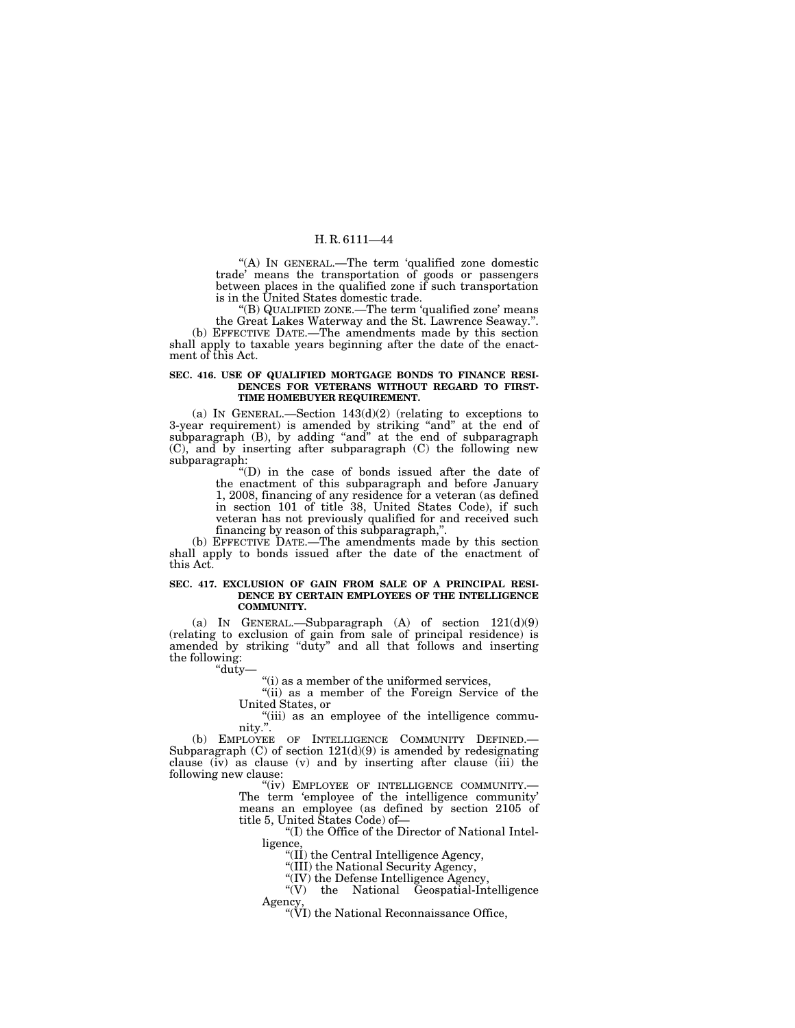"(A) IN GENERAL.—The term 'qualified zone domestic trade' means the transportation of goods or passengers between places in the qualified zone if such transportation is in the United States domestic trade.

"(B) QUALIFIED ZONE.—The term 'qualified zone' means the Great Lakes Waterway and the St. Lawrence Seaway.".

(b) EFFECTIVE DATE.—The amendments made by this section shall apply to taxable years beginning after the date of the enactment of this Act.

**SEC. 416. USE OF QUALIFIED MORTGAGE BONDS TO FINANCE RESIDENCES FOR VETERANS WITHOUT REGARD TO FIRST-TIME HOMEBUYER REQUIREMENT.**

(a) IN GENERAL.—Section 143(d)(2) (relating to exceptions to 3-year requirement) is amended by striking "and" at the end of subparagraph (B), by adding "and" at the end of subparagraph (C), and by inserting after subparagraph (C) the following new subparagraph:

"(D) in the case of bonds issued after the date of the enactment of this subparagraph and before January 1, 2008, financing of any residence for a veteran (as defined in section 101 of title 38, United States Code), if such veteran has not previously qualified for and received such financing by reason of this subparagraph,".

(b) EFFECTIVE DATE.—The amendments made by this section shall apply to bonds issued after the date of the enactment of this Act.

**SEC. 417. EXCLUSION OF GAIN FROM SALE OF A PRINCIPAL RESIDENCE BY CERTAIN EMPLOYEES OF THE INTELLIGENCE COMMUNITY.**

(a) IN GENERAL.—Subparagraph (A) of section 121(d)(9) (relating to exclusion of gain from sale of principal residence) is amended by striking "duty" and all that follows and inserting the following:

"duty—

"(i) as a member of the uniformed services,

"(ii) as a member of the Foreign Service of the United States, or

"(iii) as an employee of the intelligence community.".

(b) EMPLOYEE OF INTELLIGENCE COMMUNITY DEFINED.—Subparagraph (C) of section 121(d)(9) is amended by redesignating clause (iv) as clause (v) and by inserting after clause (iii) the following new clause:

"(iv) EMPLOYEE OF INTELLIGENCE COMMUNITY.—The term 'employee of the intelligence community' means an employee (as defined by section 2105 of title 5, United States Code) of—

"(I) the Office of the Director of National Intelligence,

"(II) the Central Intelligence Agency,

"(III) the National Security Agency,

"(IV) the Defense Intelligence Agency,

"(V) the National Geospatial-Intelligence Agency,

"(VI) the National Reconnaissance Office,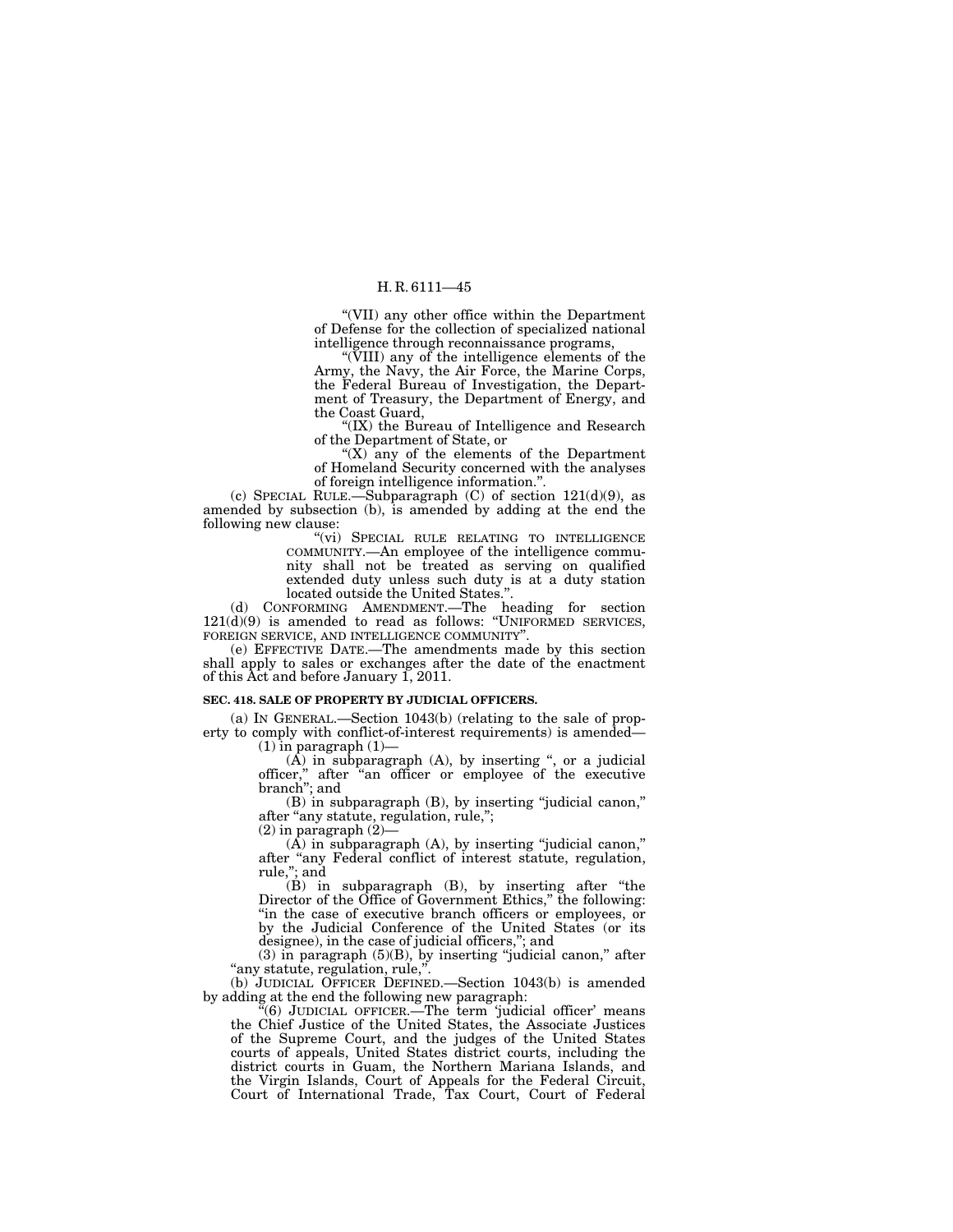"(VII) any other office within the Department of Defense for the collection of specialized national intelligence through reconnaissance programs,

"(VIII) any of the intelligence elements of the Army, the Navy, the Air Force, the Marine Corps, the Federal Bureau of Investigation, the Department of Treasury, the Department of Energy, and the Coast Guard,

"(IX) the Bureau of Intelligence and Research of the Department of State, or

"(X) any of the elements of the Department of Homeland Security concerned with the analyses of foreign intelligence information.".

(c) SPECIAL RULE.—Subparagraph (C) of section 121(d)(9), as amended by subsection (b), is amended by adding at the end the following new clause:

"(vi) SPECIAL RULE RELATING TO INTELLIGENCE COMMUNITY.—An employee of the intelligence community shall not be treated as serving on qualified extended duty unless such duty is at a duty station located outside the United States.".

(d) CONFORMING AMENDMENT.—The heading for section 121(d)(9) is amended to read as follows: "UNIFORMED SERVICES, FOREIGN SERVICE, AND INTELLIGENCE COMMUNITY".

(e) EFFECTIVE DATE.—The amendments made by this section shall apply to sales or exchanges after the date of the enactment of this Act and before January 1, 2011.

**SEC. 418. SALE OF PROPERTY BY JUDICIAL OFFICERS.**

(a) IN GENERAL.—Section 1043(b) (relating to the sale of property to comply with conflict-of-interest requirements) is amended—

(1) in paragraph (1)—

(A) in subparagraph (A), by inserting ", or a judicial officer," after "an officer or employee of the executive branch"; and

(B) in subparagraph (B), by inserting "judicial canon," after "any statute, regulation, rule,";

(2) in paragraph (2)—

(A) in subparagraph (A), by inserting "judicial canon," after "any Federal conflict of interest statute, regulation, rule,"; and

(B) in subparagraph (B), by inserting after "the Director of the Office of Government Ethics," the following: "in the case of executive branch officers or employees, or by the Judicial Conference of the United States (or its designee), in the case of judicial officers,"; and

(3) in paragraph (5)(B), by inserting "judicial canon," after "any statute, regulation, rule,".

(b) JUDICIAL OFFICER DEFINED.—Section 1043(b) is amended by adding at the end the following new paragraph:

"(6) JUDICIAL OFFICER.—The term 'judicial officer' means the Chief Justice of the United States, the Associate Justices of the Supreme Court, and the judges of the United States courts of appeals, United States district courts, including the district courts in Guam, the Northern Mariana Islands, and the Virgin Islands, Court of Appeals for the Federal Circuit, Court of International Trade, Tax Court, Court of Federal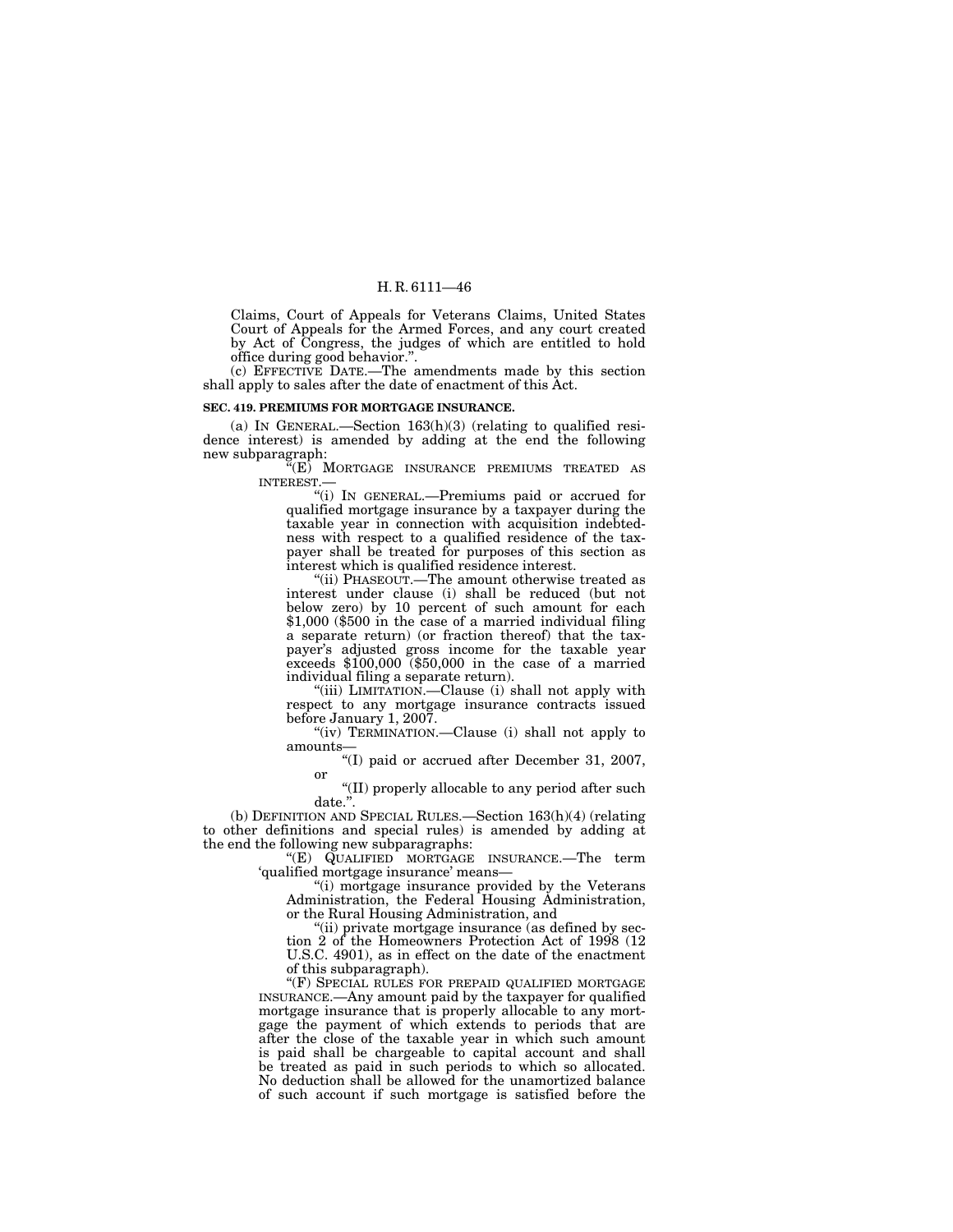Claims, Court of Appeals for Veterans Claims, United States Court of Appeals for the Armed Forces, and any court created by Act of Congress, the judges of which are entitled to hold office during good behavior.".

(c) EFFECTIVE DATE.—The amendments made by this section shall apply to sales after the date of enactment of this Act.

**SEC. 419. PREMIUMS FOR MORTGAGE INSURANCE.**

(a) IN GENERAL.—Section 163(h)(3) (relating to qualified residence interest) is amended by adding at the end the following new subparagraph:

"(E) MORTGAGE INSURANCE PREMIUMS TREATED AS INTEREST.—

"(i) IN GENERAL.—Premiums paid or accrued for qualified mortgage insurance by a taxpayer during the taxable year in connection with acquisition indebtedness with respect to a qualified residence of the taxpayer shall be treated for purposes of this section as interest which is qualified residence interest.

"(ii) PHASEOUT.—The amount otherwise treated as interest under clause (i) shall be reduced (but not below zero) by 10 percent of such amount for each $1,000 ($500 in the case of a married individual filing a separate return) (or fraction thereof) that the taxpayer's adjusted gross income for the taxable year exceeds $100,000 ($50,000 in the case of a married individual filing a separate return).

"(iii) LIMITATION.—Clause (i) shall not apply with respect to any mortgage insurance contracts issued before January 1, 2007.

"(iv) TERMINATION.—Clause (i) shall not apply to amounts—

"(I) paid or accrued after December 31, 2007, or

"(II) properly allocable to any period after such date.".

(b) DEFINITION AND SPECIAL RULES.—Section 163(h)(4) (relating to other definitions and special rules) is amended by adding at the end the following new subparagraphs:

"(E) QUALIFIED MORTGAGE INSURANCE.—The term 'qualified mortgage insurance' means—

"(i) mortgage insurance provided by the Veterans Administration, the Federal Housing Administration, or the Rural Housing Administration, and

"(ii) private mortgage insurance (as defined by section 2 of the Homeowners Protection Act of 1998 (12 U.S.C. 4901), as in effect on the date of the enactment of this subparagraph).

"(F) SPECIAL RULES FOR PREPAID QUALIFIED MORTGAGE INSURANCE.—Any amount paid by the taxpayer for qualified mortgage insurance that is properly allocable to any mortgage the payment of which extends to periods that are after the close of the taxable year in which such amount is paid shall be chargeable to capital account and shall be treated as paid in such periods to which so allocated. No deduction shall be allowed for the unamortized balance of such account if such mortgage is satisfied before the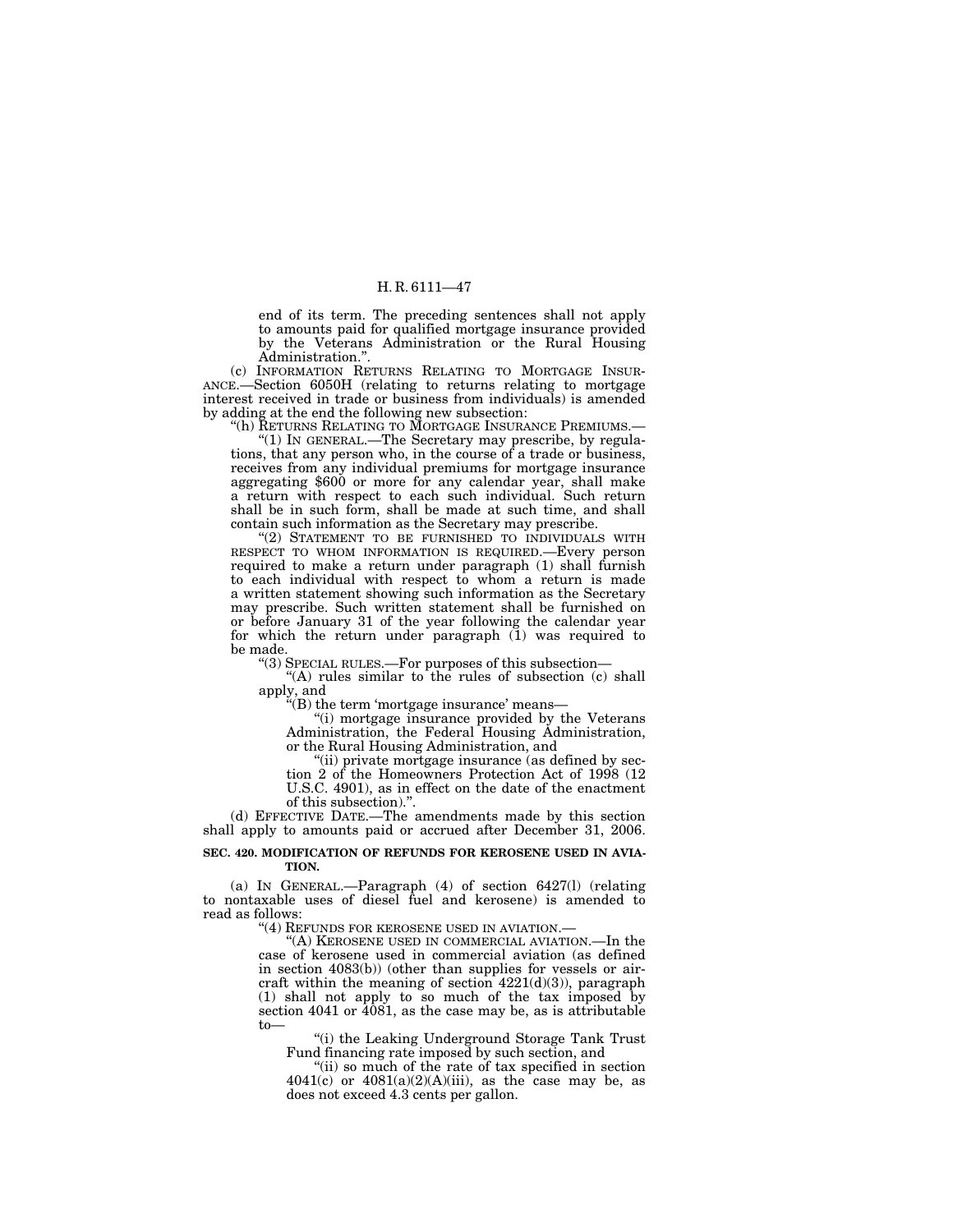end of its term. The preceding sentences shall not apply to amounts paid for qualified mortgage insurance provided by the Veterans Administration or the Rural Housing Administration.''.

(c) INFORMATION RETURNS RELATING TO MORTGAGE INSURANCE.—Section 6050H (relating to returns relating to mortgage interest received in trade or business from individuals) is amended by adding at the end the following new subsection:

''(h) RETURNS RELATING TO MORTGAGE INSURANCE PREMIUMS.—

''(1) IN GENERAL.—The Secretary may prescribe, by regulations, that any person who, in the course of a trade or business, receives from any individual premiums for mortgage insurance aggregating $600 or more for any calendar year, shall make a return with respect to each such individual. Such return shall be in such form, shall be made at such time, and shall contain such information as the Secretary may prescribe.

''(2) STATEMENT TO BE FURNISHED TO INDIVIDUALS WITH RESPECT TO WHOM INFORMATION IS REQUIRED.—Every person required to make a return under paragraph (1) shall furnish to each individual with respect to whom a return is made a written statement showing such information as the Secretary may prescribe. Such written statement shall be furnished on or before January 31 of the year following the calendar year for which the return under paragraph (1) was required to be made.

''(3) SPECIAL RULES.—For purposes of this subsection—

''(A) rules similar to the rules of subsection (c) shall apply, and

''(B) the term 'mortgage insurance' means—

''(i) mortgage insurance provided by the Veterans Administration, the Federal Housing Administration, or the Rural Housing Administration, and

''(ii) private mortgage insurance (as defined by section 2 of the Homeowners Protection Act of 1998 (12 U.S.C. 4901), as in effect on the date of the enactment of this subsection).''.

(d) EFFECTIVE DATE.—The amendments made by this section shall apply to amounts paid or accrued after December 31, 2006.

**SEC. 420. MODIFICATION OF REFUNDS FOR KEROSENE USED IN AVIATION.**

(a) IN GENERAL.—Paragraph (4) of section 6427(l) (relating to nontaxable uses of diesel fuel and kerosene) is amended to read as follows:

''(4) REFUNDS FOR KEROSENE USED IN AVIATION.—

''(A) KEROSENE USED IN COMMERCIAL AVIATION.—In the case of kerosene used in commercial aviation (as defined in section 4083(b)) (other than supplies for vessels or aircraft within the meaning of section 4221(d)(3)), paragraph (1) shall not apply to so much of the tax imposed by section 4041 or 4081, as the case may be, as is attributable to—

''(i) the Leaking Underground Storage Tank Trust Fund financing rate imposed by such section, and

''(ii) so much of the rate of tax specified in section 4041(c) or 4081(a)(2)(A)(iii), as the case may be, as does not exceed 4.3 cents per gallon.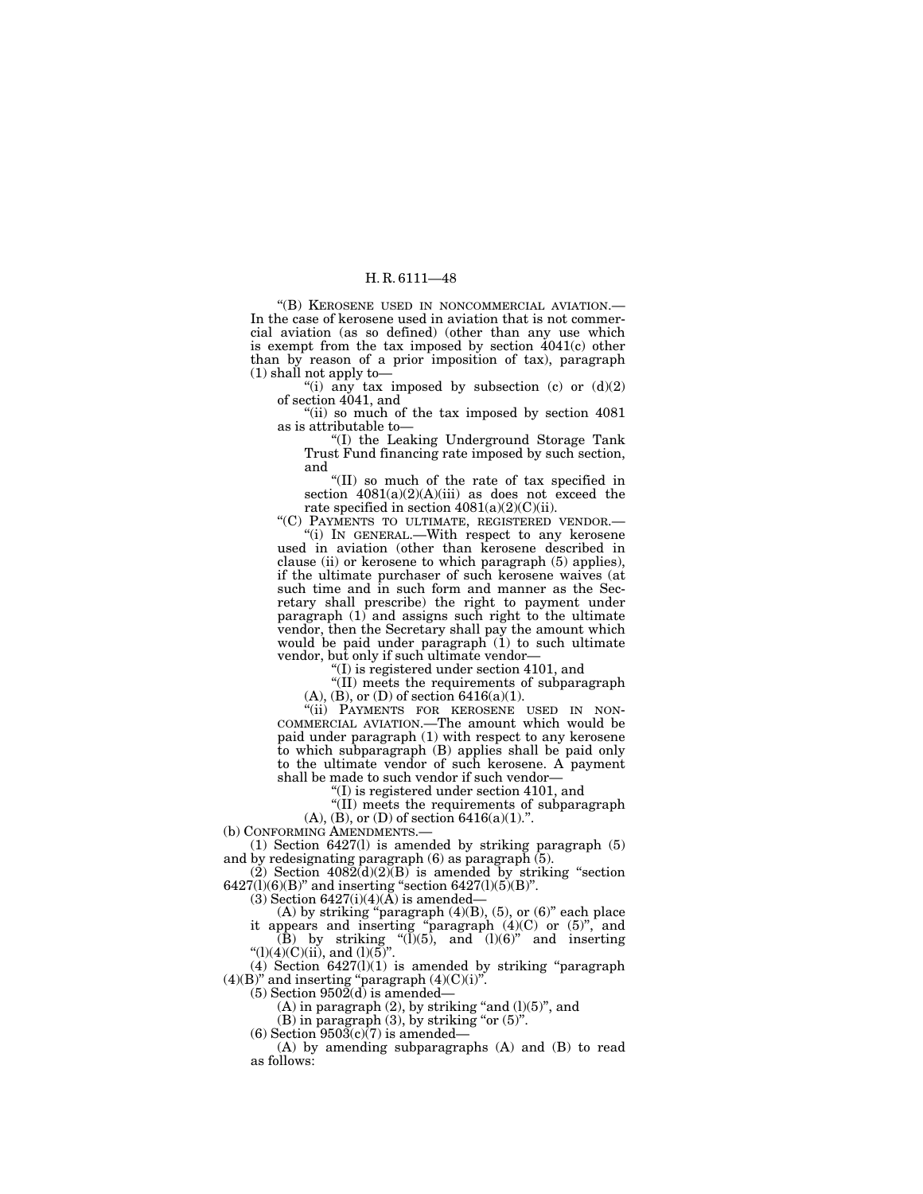"(B) KEROSENE USED IN NONCOMMERCIAL AVIATION.—In the case of kerosene used in aviation that is not commercial aviation (as so defined) (other than any use which is exempt from the tax imposed by section 4041(c) other than by reason of a prior imposition of tax), paragraph (1) shall not apply to—

"(i) any tax imposed by subsection (c) or (d)(2) of section 4041, and

"(ii) so much of the tax imposed by section 4081 as is attributable to—

"(I) the Leaking Underground Storage Tank Trust Fund financing rate imposed by such section, and

"(II) so much of the rate of tax specified in section 4081(a)(2)(A)(iii) as does not exceed the rate specified in section 4081(a)(2)(C)(ii).

"(C) PAYMENTS TO ULTIMATE, REGISTERED VENDOR.—

"(i) IN GENERAL.—With respect to any kerosene used in aviation (other than kerosene described in clause (ii) or kerosene to which paragraph (5) applies), if the ultimate purchaser of such kerosene waives (at such time and in such form and manner as the Secretary shall prescribe) the right to payment under paragraph (1) and assigns such right to the ultimate vendor, then the Secretary shall pay the amount which would be paid under paragraph (1) to such ultimate vendor, but only if such ultimate vendor—

"(I) is registered under section 4101, and

"(II) meets the requirements of subparagraph (A), (B), or (D) of section 6416(a)(1).

"(ii) PAYMENTS FOR KEROSENE USED IN NONCOMMERCIAL AVIATION.—The amount which would be paid under paragraph (1) with respect to any kerosene to which subparagraph (B) applies shall be paid only to the ultimate vendor of such kerosene. A payment shall be made to such vendor if such vendor—

"(I) is registered under section 4101, and

"(II) meets the requirements of subparagraph (A), (B), or (D) of section 6416(a)(1).".

(b) CONFORMING AMENDMENTS.—

(1) Section 6427(l) is amended by striking paragraph (5) and by redesignating paragraph (6) as paragraph (5).

(2) Section 4082(d)(2)(B) is amended by striking "section 6427(l)(6)(B)" and inserting "section 6427(l)(5)(B)".

(3) Section 6427(i)(4)(A) is amended—

(A) by striking "paragraph (4)(B), (5), or (6)" each place it appears and inserting "paragraph (4)(C) or (5)", and

(B) by striking "(l)(5), and (l)(6)" and inserting "(l)(4)(C)(ii), and (l)(5)".

(4) Section 6427(l)(1) is amended by striking "paragraph (4)(B)" and inserting "paragraph (4)(C)(i)".

(5) Section 9502(d) is amended—

(A) in paragraph (2), by striking "and (l)(5)", and

(B) in paragraph (3), by striking "or (5)".

(6) Section 9503(c)(7) is amended—

(A) by amending subparagraphs (A) and (B) to read as follows: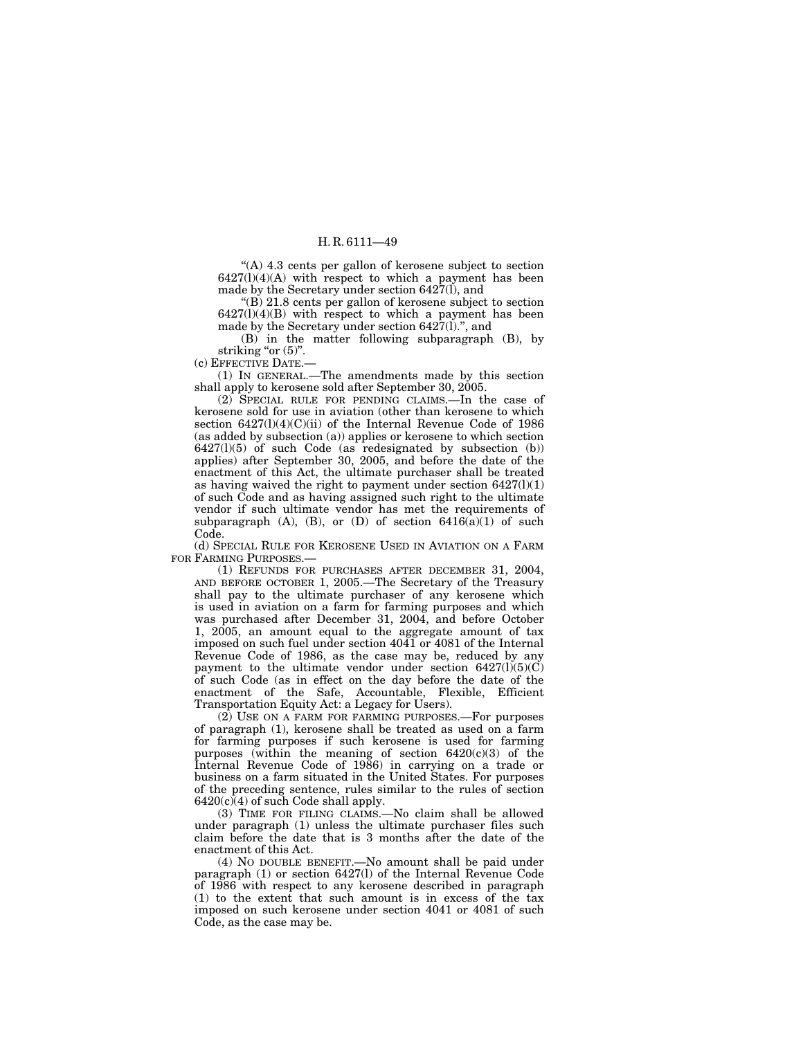"(A) 4.3 cents per gallon of kerosene subject to section 6427(l)(4)(A) with respect to which a payment has been made by the Secretary under section 6427(l), and

"(B) 21.8 cents per gallon of kerosene subject to section 6427(l)(4)(B) with respect to which a payment has been made by the Secretary under section 6427(l).", and

(B) in the matter following subparagraph (B), by striking "or (5)".

(c) EFFECTIVE DATE.—

(1) IN GENERAL.—The amendments made by this section shall apply to kerosene sold after September 30, 2005.

(2) SPECIAL RULE FOR PENDING CLAIMS.—In the case of kerosene sold for use in aviation (other than kerosene to which section 6427(l)(4)(C)(ii) of the Internal Revenue Code of 1986 (as added by subsection (a)) applies or kerosene to which section 6427(l)(5) of such Code (as redesignated by subsection (b)) applies) after September 30, 2005, and before the date of the enactment of this Act, the ultimate purchaser shall be treated as having waived the right to payment under section 6427(l)(1) of such Code and as having assigned such right to the ultimate vendor if such ultimate vendor has met the requirements of subparagraph (A), (B), or (D) of section 6416(a)(1) of such Code.

(d) SPECIAL RULE FOR KEROSENE USED IN AVIATION ON A FARM FOR FARMING PURPOSES.—

(1) REFUNDS FOR PURCHASES AFTER DECEMBER 31, 2004, AND BEFORE OCTOBER 1, 2005.—The Secretary of the Treasury shall pay to the ultimate purchaser of any kerosene which is used in aviation on a farm for farming purposes and which was purchased after December 31, 2004, and before October 1, 2005, an amount equal to the aggregate amount of tax imposed on such fuel under section 4041 or 4081 of the Internal Revenue Code of 1986, as the case may be, reduced by any payment to the ultimate vendor under section 6427(l)(5)(C) of such Code (as in effect on the day before the date of the enactment of the Safe, Accountable, Flexible, Efficient Transportation Equity Act: a Legacy for Users).

(2) USE ON A FARM FOR FARMING PURPOSES.—For purposes of paragraph (1), kerosene shall be treated as used on a farm for farming purposes if such kerosene is used for farming purposes (within the meaning of section 6420(c)(3) of the Internal Revenue Code of 1986) in carrying on a trade or business on a farm situated in the United States. For purposes of the preceding sentence, rules similar to the rules of section 6420(c)(4) of such Code shall apply.

(3) TIME FOR FILING CLAIMS.—No claim shall be allowed under paragraph (1) unless the ultimate purchaser files such claim before the date that is 3 months after the date of the enactment of this Act.

(4) NO DOUBLE BENEFIT.—No amount shall be paid under paragraph (1) or section 6427(l) of the Internal Revenue Code of 1986 with respect to any kerosene described in paragraph (1) to the extent that such amount is in excess of the tax imposed on such kerosene under section 4041 or 4081 of such Code, as the case may be.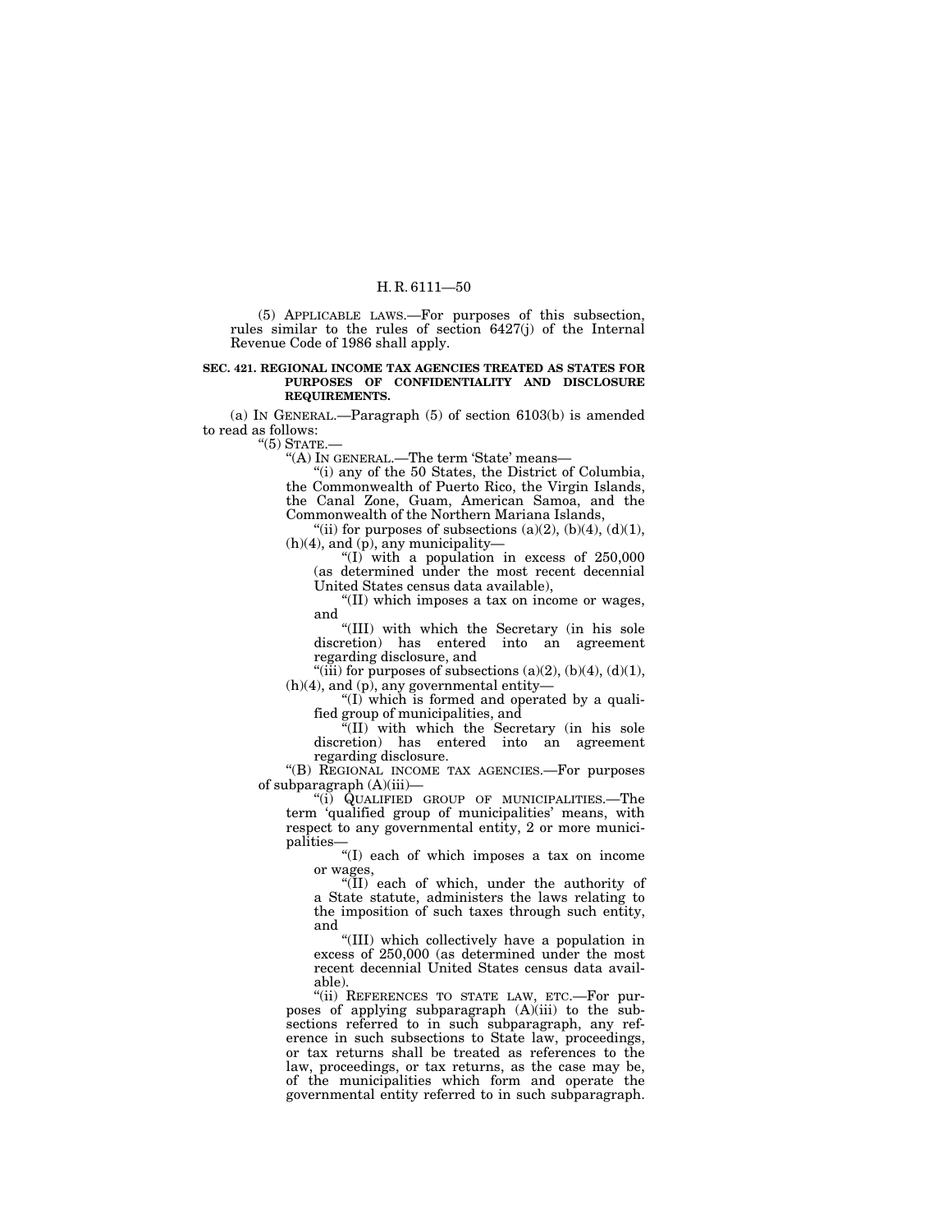(5) APPLICABLE LAWS.—For purposes of this subsection, rules similar to the rules of section 6427(j) of the Internal Revenue Code of 1986 shall apply.

**SEC. 421. REGIONAL INCOME TAX AGENCIES TREATED AS STATES FOR PURPOSES OF CONFIDENTIALITY AND DISCLOSURE REQUIREMENTS.**

(a) IN GENERAL.—Paragraph (5) of section 6103(b) is amended to read as follows:

"(5) STATE.—

"(A) IN GENERAL.—The term 'State' means—

"(i) any of the 50 States, the District of Columbia, the Commonwealth of Puerto Rico, the Virgin Islands, the Canal Zone, Guam, American Samoa, and the Commonwealth of the Northern Mariana Islands,

"(ii) for purposes of subsections (a)(2), (b)(4), (d)(1), (h)(4), and (p), any municipality—

"(I) with a population in excess of 250,000 (as determined under the most recent decennial United States census data available),

"(II) which imposes a tax on income or wages, and

"(III) with which the Secretary (in his sole discretion) has entered into an agreement regarding disclosure, and

"(iii) for purposes of subsections (a)(2), (b)(4), (d)(1), (h)(4), and (p), any governmental entity—

"(I) which is formed and operated by a qualified group of municipalities, and

"(II) with which the Secretary (in his sole discretion) has entered into an agreement regarding disclosure.

"(B) REGIONAL INCOME TAX AGENCIES.—For purposes of subparagraph (A)(iii)—

"(i) QUALIFIED GROUP OF MUNICIPALITIES.—The term 'qualified group of municipalities' means, with respect to any governmental entity, 2 or more municipalities—

"(I) each of which imposes a tax on income or wages,

"(II) each of which, under the authority of a State statute, administers the laws relating to the imposition of such taxes through such entity, and

"(III) which collectively have a population in excess of 250,000 (as determined under the most recent decennial United States census data available).

"(ii) REFERENCES TO STATE LAW, ETC.—For purposes of applying subparagraph (A)(iii) to the subsections referred to in such subparagraph, any reference in such subsections to State law, proceedings, or tax returns shall be treated as references to the law, proceedings, or tax returns, as the case may be, of the municipalities which form and operate the governmental entity referred to in such subparagraph.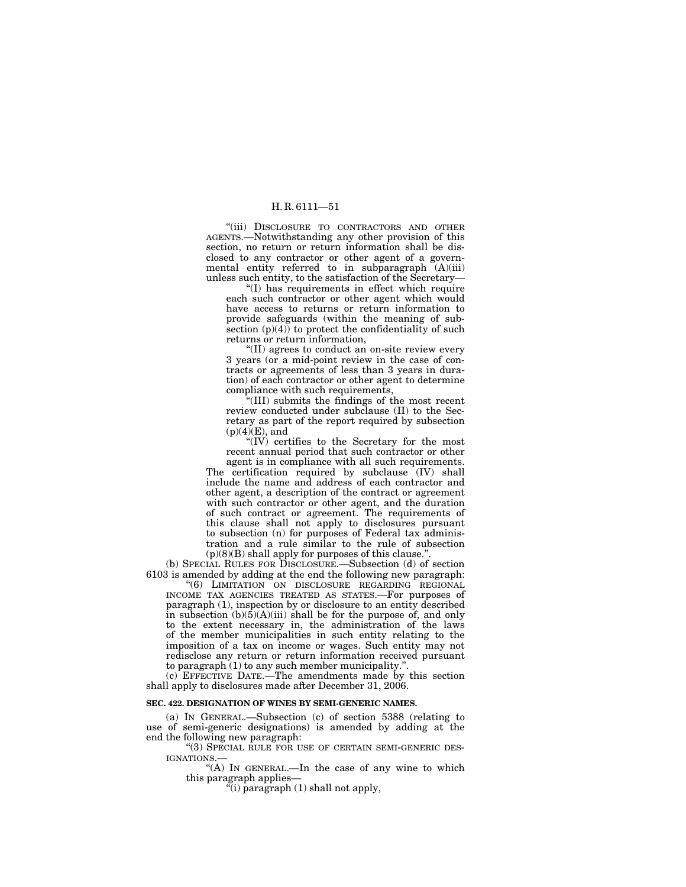"(iii) DISCLOSURE TO CONTRACTORS AND OTHER AGENTS.—Notwithstanding any other provision of this section, no return or return information shall be disclosed to any contractor or other agent of a governmental entity referred to in subparagraph (A)(iii) unless such entity, to the satisfaction of the Secretary—

"(I) has requirements in effect which require each such contractor or other agent which would have access to returns or return information to provide safeguards (within the meaning of subsection (p)(4)) to protect the confidentiality of such returns or return information,

"(II) agrees to conduct an on-site review every 3 years (or a mid-point review in the case of contracts or agreements of less than 3 years in duration) of each contractor or other agent to determine compliance with such requirements,

"(III) submits the findings of the most recent review conducted under subclause (II) to the Secretary as part of the report required by subsection (p)(4)(E), and

"(IV) certifies to the Secretary for the most recent annual period that such contractor or other agent is in compliance with all such requirements.

The certification required by subclause (IV) shall include the name and address of each contractor and other agent, a description of the contract or agreement with such contractor or other agent, and the duration of such contract or agreement. The requirements of this clause shall not apply to disclosures pursuant to subsection (n) for purposes of Federal tax administration and a rule similar to the rule of subsection (p)(8)(B) shall apply for purposes of this clause.".

(b) SPECIAL RULES FOR DISCLOSURE.—Subsection (d) of section 6103 is amended by adding at the end the following new paragraph:

"(6) LIMITATION ON DISCLOSURE REGARDING REGIONAL INCOME TAX AGENCIES TREATED AS STATES.—For purposes of paragraph (1), inspection by or disclosure to an entity described in subsection (b)(5)(A)(iii) shall be for the purpose of, and only to the extent necessary in, the administration of the laws of the member municipalities in such entity relating to the imposition of a tax on income or wages. Such entity may not redisclose any return or return information received pursuant to paragraph (1) to any such member municipality.".

(c) EFFECTIVE DATE.—The amendments made by this section shall apply to disclosures made after December 31, 2006.

**SEC. 422. DESIGNATION OF WINES BY SEMI-GENERIC NAMES.**

(a) IN GENERAL.—Subsection (c) of section 5388 (relating to use of semi-generic designations) is amended by adding at the end the following new paragraph:

"(3) SPECIAL RULE FOR USE OF CERTAIN SEMI-GENERIC DESIGNATIONS.—

"(A) IN GENERAL.—In the case of any wine to which this paragraph applies—

"(i) paragraph (1) shall not apply,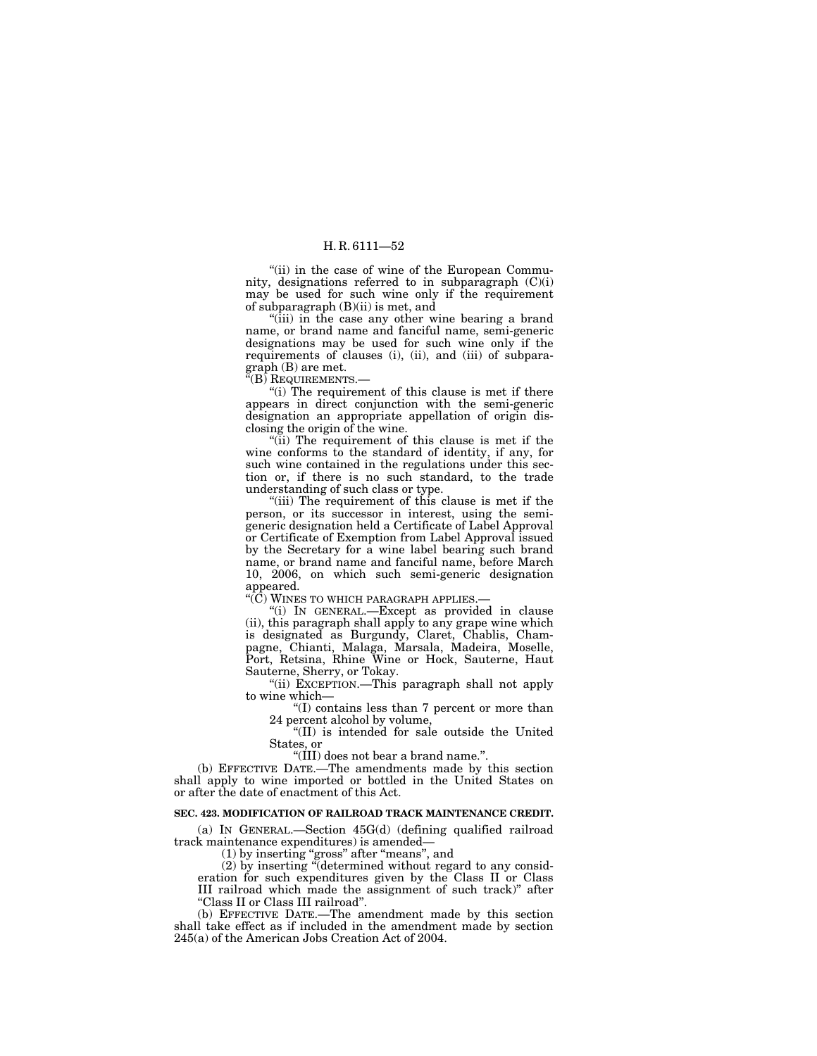"(ii) in the case of wine of the European Community, designations referred to in subparagraph (C)(i) may be used for such wine only if the requirement of subparagraph (B)(ii) is met, and

"(iii) in the case any other wine bearing a brand name, or brand name and fanciful name, semi-generic designations may be used for such wine only if the requirements of clauses (i), (ii), and (iii) of subparagraph (B) are met.

"(B) REQUIREMENTS.—

"(i) The requirement of this clause is met if there appears in direct conjunction with the semi-generic designation an appropriate appellation of origin disclosing the origin of the wine.

"(ii) The requirement of this clause is met if the wine conforms to the standard of identity, if any, for such wine contained in the regulations under this section or, if there is no such standard, to the trade understanding of such class or type.

"(iii) The requirement of this clause is met if the person, or its successor in interest, using the semi-generic designation held a Certificate of Label Approval or Certificate of Exemption from Label Approval issued by the Secretary for a wine label bearing such brand name, or brand name and fanciful name, before March 10, 2006, on which such semi-generic designation appeared.

"(C) WINES TO WHICH PARAGRAPH APPLIES.—

"(i) IN GENERAL.—Except as provided in clause (ii), this paragraph shall apply to any grape wine which is designated as Burgundy, Claret, Chablis, Champagne, Chianti, Malaga, Marsala, Madeira, Moselle, Port, Retsina, Rhine Wine or Hock, Sauterne, Haut Sauterne, Sherry, or Tokay.

"(ii) EXCEPTION.—This paragraph shall not apply to wine which—

"(I) contains less than 7 percent or more than 24 percent alcohol by volume,

"(II) is intended for sale outside the United States, or

"(III) does not bear a brand name.".

(b) EFFECTIVE DATE.—The amendments made by this section shall apply to wine imported or bottled in the United States on or after the date of enactment of this Act.

**SEC. 423. MODIFICATION OF RAILROAD TRACK MAINTENANCE CREDIT.**

(a) IN GENERAL.—Section 45G(d) (defining qualified railroad track maintenance expenditures) is amended—

(1) by inserting "gross" after "means", and

(2) by inserting "(determined without regard to any consideration for such expenditures given by the Class II or Class III railroad which made the assignment of such track)" after "Class II or Class III railroad".

(b) EFFECTIVE DATE.—The amendment made by this section shall take effect as if included in the amendment made by section 245(a) of the American Jobs Creation Act of 2004.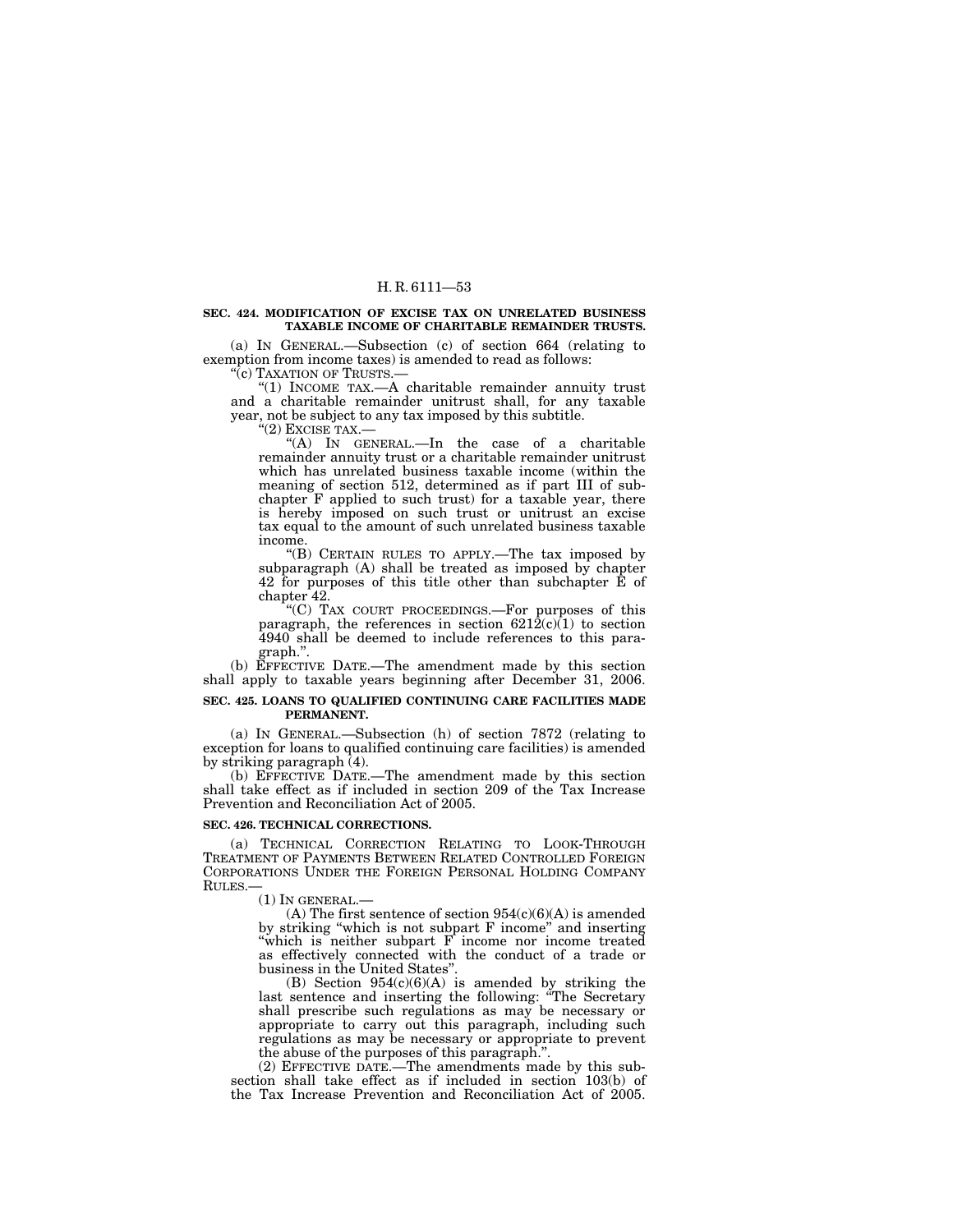**SEC. 424. MODIFICATION OF EXCISE TAX ON UNRELATED BUSINESS TAXABLE INCOME OF CHARITABLE REMAINDER TRUSTS.**

(a) IN GENERAL.—Subsection (c) of section 664 (relating to exemption from income taxes) is amended to read as follows:

"(c) TAXATION OF TRUSTS.—

"(1) INCOME TAX.—A charitable remainder annuity trust and a charitable remainder unitrust shall, for any taxable year, not be subject to any tax imposed by this subtitle.

"(2) EXCISE TAX.—

"(A) IN GENERAL.—In the case of a charitable remainder annuity trust or a charitable remainder unitrust which has unrelated business taxable income (within the meaning of section 512, determined as if part III of subchapter F applied to such trust) for a taxable year, there is hereby imposed on such trust or unitrust an excise tax equal to the amount of such unrelated business taxable income.

"(B) CERTAIN RULES TO APPLY.—The tax imposed by subparagraph (A) shall be treated as imposed by chapter 42 for purposes of this title other than subchapter E of chapter 42.

"(C) TAX COURT PROCEEDINGS.—For purposes of this paragraph, the references in section 6212(c)(1) to section 4940 shall be deemed to include references to this paragraph.".

(b) EFFECTIVE DATE.—The amendment made by this section shall apply to taxable years beginning after December 31, 2006.

**SEC. 425. LOANS TO QUALIFIED CONTINUING CARE FACILITIES MADE PERMANENT.**

(a) IN GENERAL.—Subsection (h) of section 7872 (relating to exception for loans to qualified continuing care facilities) is amended by striking paragraph (4).

(b) EFFECTIVE DATE.—The amendment made by this section shall take effect as if included in section 209 of the Tax Increase Prevention and Reconciliation Act of 2005.

**SEC. 426. TECHNICAL CORRECTIONS.**

(a) TECHNICAL CORRECTION RELATING TO LOOK-THROUGH TREATMENT OF PAYMENTS BETWEEN RELATED CONTROLLED FOREIGN CORPORATIONS UNDER THE FOREIGN PERSONAL HOLDING COMPANY RULES.—

(1) IN GENERAL.—

(A) The first sentence of section 954(c)(6)(A) is amended by striking "which is not subpart F income" and inserting "which is neither subpart F income nor income treated as effectively connected with the conduct of a trade or business in the United States".

(B) Section 954(c)(6)(A) is amended by striking the last sentence and inserting the following: "The Secretary shall prescribe such regulations as may be necessary or appropriate to carry out this paragraph, including such regulations as may be necessary or appropriate to prevent the abuse of the purposes of this paragraph.".

(2) EFFECTIVE DATE.—The amendments made by this subsection shall take effect as if included in section 103(b) of the Tax Increase Prevention and Reconciliation Act of 2005.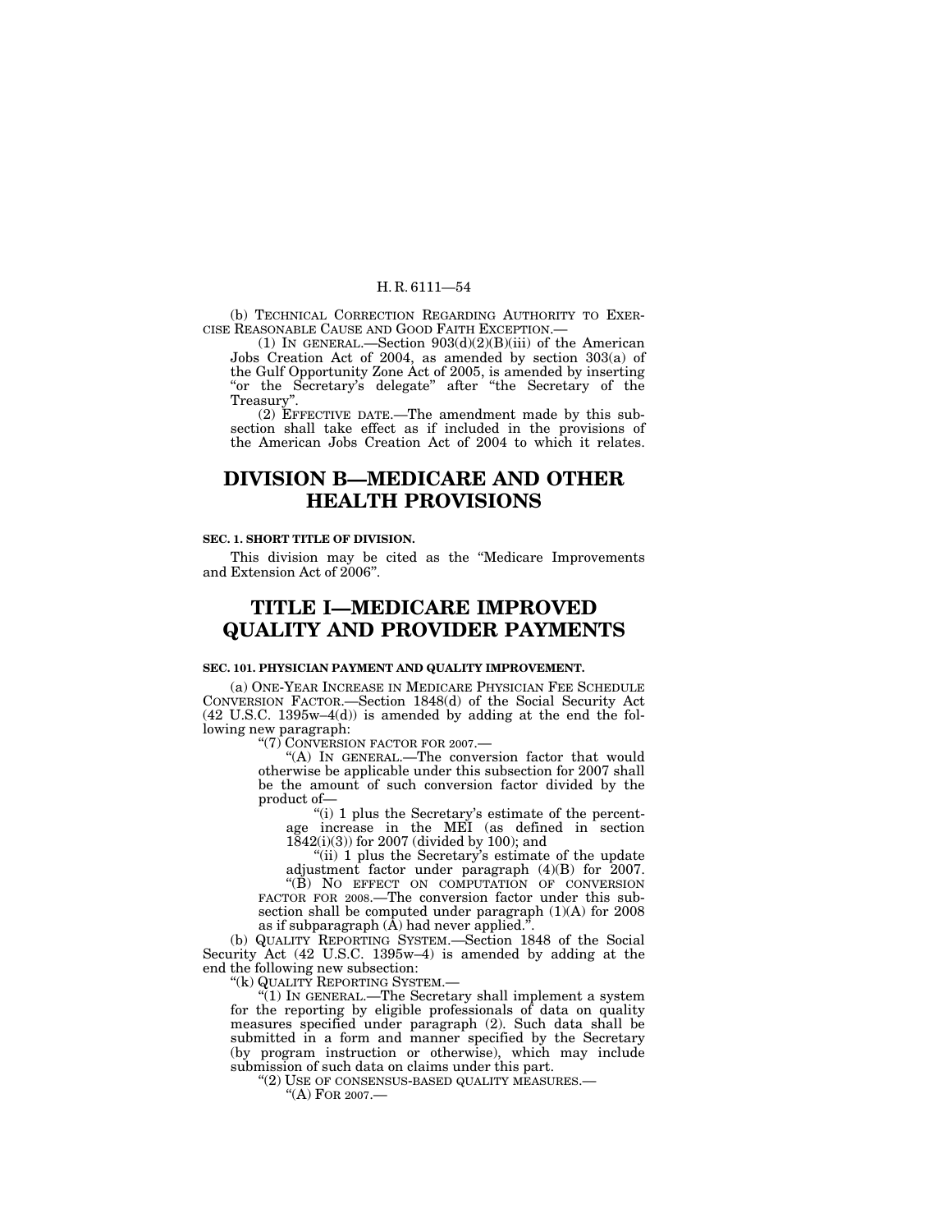(b) TECHNICAL CORRECTION REGARDING AUTHORITY TO EXERCISE REASONABLE CAUSE AND GOOD FAITH EXCEPTION.—

(1) IN GENERAL.—Section 903(d)(2)(B)(iii) of the American Jobs Creation Act of 2004, as amended by section 303(a) of the Gulf Opportunity Zone Act of 2005, is amended by inserting "or the Secretary's delegate" after "the Secretary of the Treasury".

(2) EFFECTIVE DATE.—The amendment made by this subsection shall take effect as if included in the provisions of the American Jobs Creation Act of 2004 to which it relates.

# DIVISION B—MEDICARE AND OTHER HEALTH PROVISIONS

**SEC. 1. SHORT TITLE OF DIVISION.**

This division may be cited as the "Medicare Improvements and Extension Act of 2006".

# TITLE I—MEDICARE IMPROVED QUALITY AND PROVIDER PAYMENTS

**SEC. 101. PHYSICIAN PAYMENT AND QUALITY IMPROVEMENT.**

(a) ONE-YEAR INCREASE IN MEDICARE PHYSICIAN FEE SCHEDULE CONVERSION FACTOR.—Section 1848(d) of the Social Security Act (42 U.S.C. 1395w–4(d)) is amended by adding at the end the following new paragraph:

"(7) CONVERSION FACTOR FOR 2007.—

"(A) IN GENERAL.—The conversion factor that would otherwise be applicable under this subsection for 2007 shall be the amount of such conversion factor divided by the product of—

"(i) 1 plus the Secretary's estimate of the percentage increase in the MEI (as defined in section 1842(i)(3)) for 2007 (divided by 100); and

"(ii) 1 plus the Secretary's estimate of the update adjustment factor under paragraph (4)(B) for 2007.

"(B) NO EFFECT ON COMPUTATION OF CONVERSION FACTOR FOR 2008.—The conversion factor under this subsection shall be computed under paragraph (1)(A) for 2008 as if subparagraph (A) had never applied.".

(b) QUALITY REPORTING SYSTEM.—Section 1848 of the Social Security Act (42 U.S.C. 1395w–4) is amended by adding at the end the following new subsection:

"(k) QUALITY REPORTING SYSTEM.—

"(1) IN GENERAL.—The Secretary shall implement a system for the reporting by eligible professionals of data on quality measures specified under paragraph (2). Such data shall be submitted in a form and manner specified by the Secretary (by program instruction or otherwise), which may include submission of such data on claims under this part.

"(2) USE OF CONSENSUS-BASED QUALITY MEASURES.—

"(A) FOR 2007.—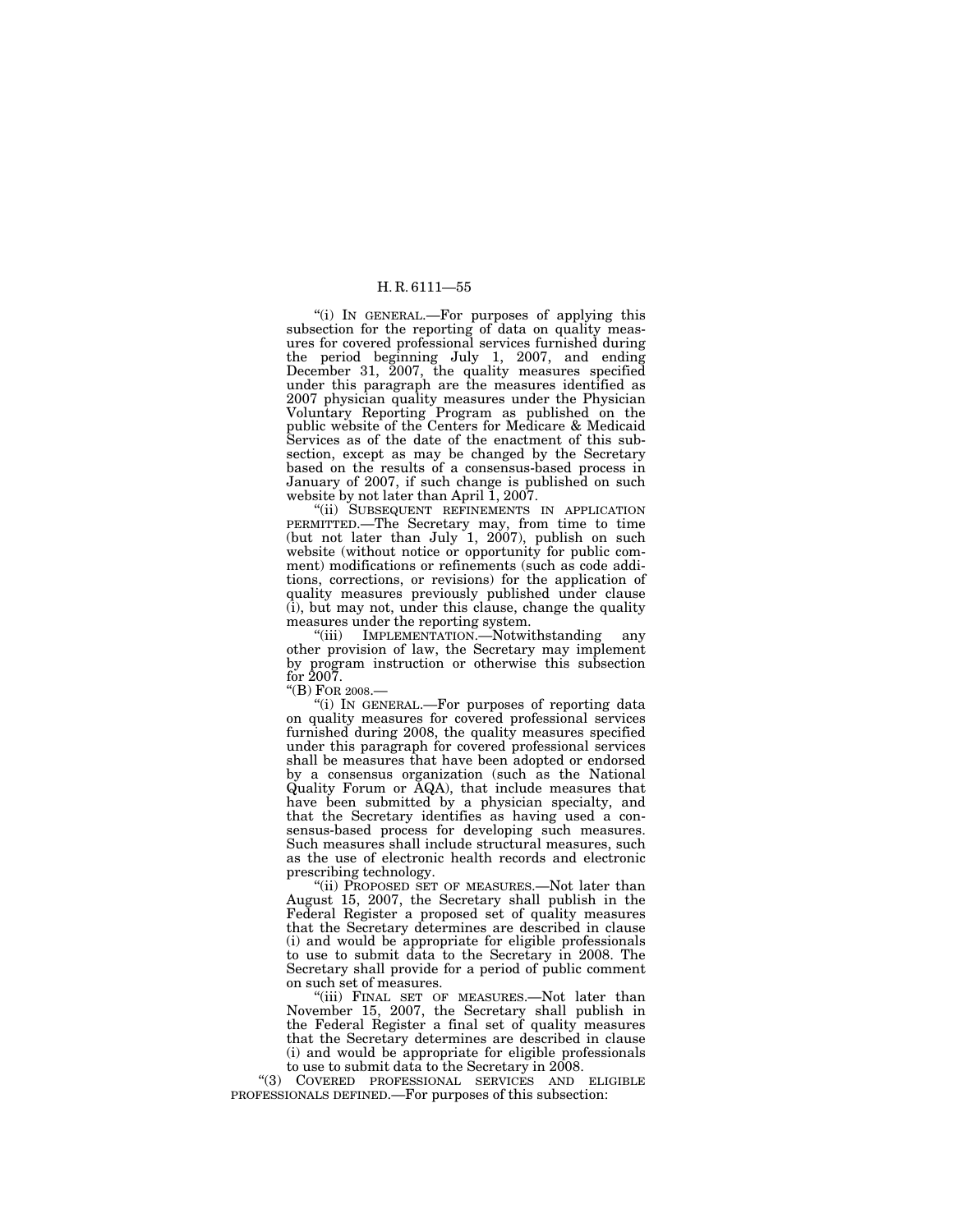"(i) IN GENERAL.—For purposes of applying this subsection for the reporting of data on quality measures for covered professional services furnished during the period beginning July 1, 2007, and ending December 31, 2007, the quality measures specified under this paragraph are the measures identified as 2007 physician quality measures under the Physician Voluntary Reporting Program as published on the public website of the Centers for Medicare & Medicaid Services as of the date of the enactment of this subsection, except as may be changed by the Secretary based on the results of a consensus-based process in January of 2007, if such change is published on such website by not later than April 1, 2007.

"(ii) SUBSEQUENT REFINEMENTS IN APPLICATION PERMITTED.—The Secretary may, from time to time (but not later than July 1, 2007), publish on such website (without notice or opportunity for public comment) modifications or refinements (such as code additions, corrections, or revisions) for the application of quality measures previously published under clause (i), but may not, under this clause, change the quality measures under the reporting system.

"(iii) IMPLEMENTATION.—Notwithstanding any other provision of law, the Secretary may implement by program instruction or otherwise this subsection for 2007.

"(B) FOR 2008.—

"(i) IN GENERAL.—For purposes of reporting data on quality measures for covered professional services furnished during 2008, the quality measures specified under this paragraph for covered professional services shall be measures that have been adopted or endorsed by a consensus organization (such as the National Quality Forum or AQA), that include measures that have been submitted by a physician specialty, and that the Secretary identifies as having used a consensus-based process for developing such measures. Such measures shall include structural measures, such as the use of electronic health records and electronic prescribing technology.

"(ii) PROPOSED SET OF MEASURES.—Not later than August 15, 2007, the Secretary shall publish in the Federal Register a proposed set of quality measures that the Secretary determines are described in clause (i) and would be appropriate for eligible professionals to use to submit data to the Secretary in 2008. The Secretary shall provide for a period of public comment on such set of measures.

"(iii) FINAL SET OF MEASURES.—Not later than November 15, 2007, the Secretary shall publish in the Federal Register a final set of quality measures that the Secretary determines are described in clause (i) and would be appropriate for eligible professionals to use to submit data to the Secretary in 2008.

"(3) COVERED PROFESSIONAL SERVICES AND ELIGIBLE PROFESSIONALS DEFINED.—For purposes of this subsection: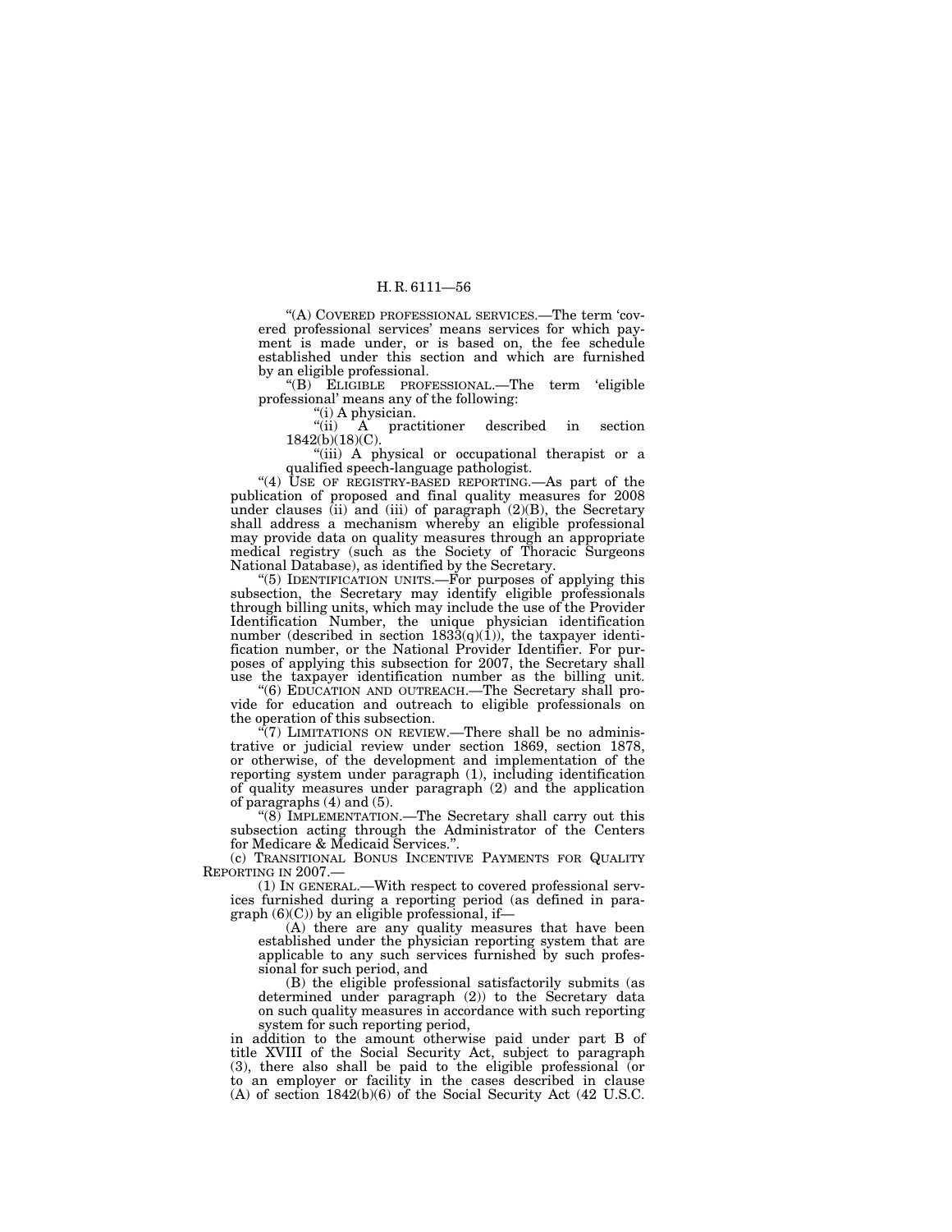"(A) COVERED PROFESSIONAL SERVICES.—The term 'covered professional services' means services for which payment is made under, or is based on, the fee schedule established under this section and which are furnished by an eligible professional.

"(B) ELIGIBLE PROFESSIONAL.—The term 'eligible professional' means any of the following:

"(i) A physician.

"(ii) A practitioner described in section 1842(b)(18)(C).

"(iii) A physical or occupational therapist or a qualified speech-language pathologist.

"(4) USE OF REGISTRY-BASED REPORTING.—As part of the publication of proposed and final quality measures for 2008 under clauses (ii) and (iii) of paragraph (2)(B), the Secretary shall address a mechanism whereby an eligible professional may provide data on quality measures through an appropriate medical registry (such as the Society of Thoracic Surgeons National Database), as identified by the Secretary.

"(5) IDENTIFICATION UNITS.—For purposes of applying this subsection, the Secretary may identify eligible professionals through billing units, which may include the use of the Provider Identification Number, the unique physician identification number (described in section 1833(q)(1)), the taxpayer identification number, or the National Provider Identifier. For purposes of applying this subsection for 2007, the Secretary shall use the taxpayer identification number as the billing unit.

"(6) EDUCATION AND OUTREACH.—The Secretary shall provide for education and outreach to eligible professionals on the operation of this subsection.

"(7) LIMITATIONS ON REVIEW.—There shall be no administrative or judicial review under section 1869, section 1878, or otherwise, of the development and implementation of the reporting system under paragraph (1), including identification of quality measures under paragraph (2) and the application of paragraphs (4) and (5).

"(8) IMPLEMENTATION.—The Secretary shall carry out this subsection acting through the Administrator of the Centers for Medicare & Medicaid Services.".

(c) TRANSITIONAL BONUS INCENTIVE PAYMENTS FOR QUALITY REPORTING IN 2007.—

(1) IN GENERAL.—With respect to covered professional services furnished during a reporting period (as defined in paragraph (6)(C)) by an eligible professional, if—

(A) there are any quality measures that have been established under the physician reporting system that are applicable to any such services furnished by such professional for such period, and

(B) the eligible professional satisfactorily submits (as determined under paragraph (2)) to the Secretary data on such quality measures in accordance with such reporting system for such reporting period,

in addition to the amount otherwise paid under part B of title XVIII of the Social Security Act, subject to paragraph (3), there also shall be paid to the eligible professional (or to an employer or facility in the cases described in clause (A) of section 1842(b)(6) of the Social Security Act (42 U.S.C.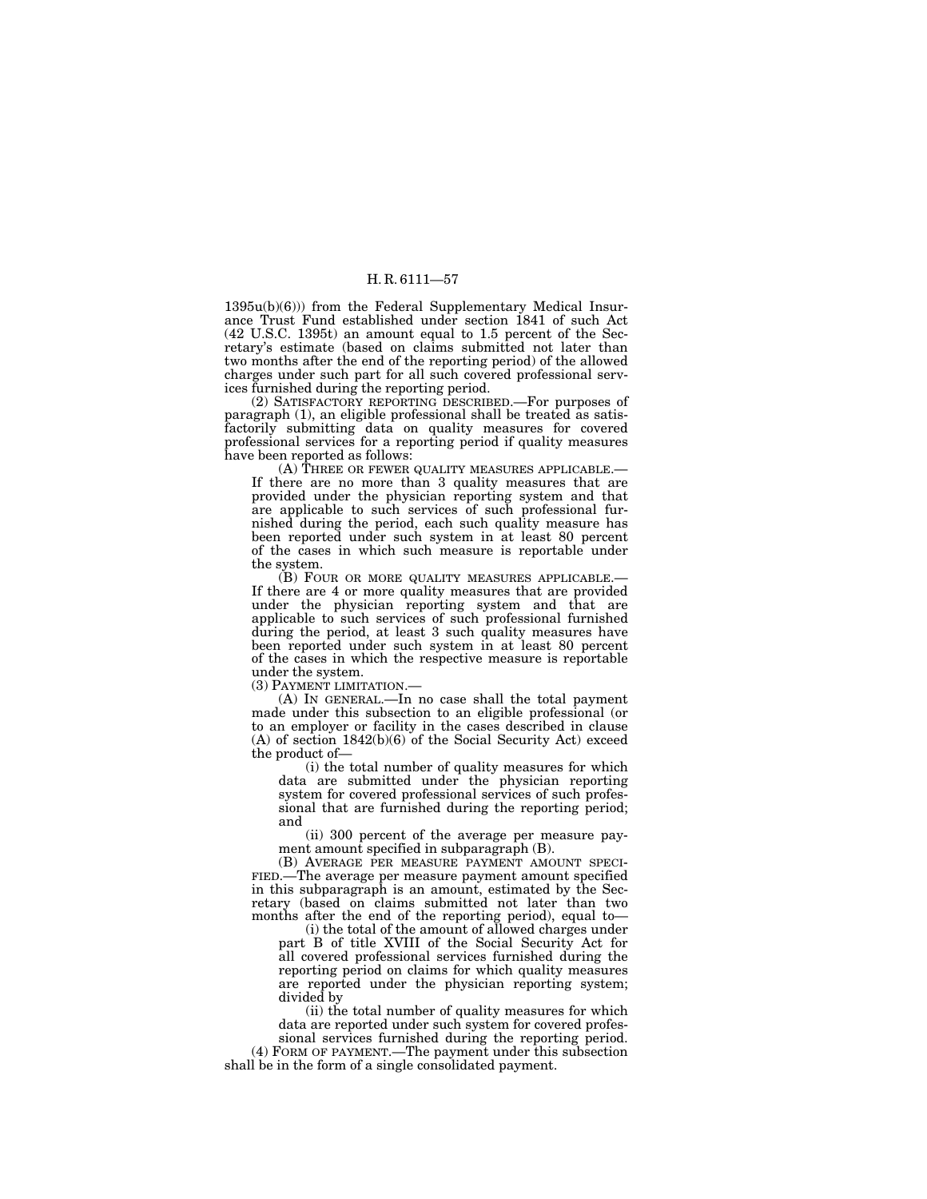1395u(b)(6))) from the Federal Supplementary Medical Insurance Trust Fund established under section 1841 of such Act (42 U.S.C. 1395t) an amount equal to 1.5 percent of the Secretary's estimate (based on claims submitted not later than two months after the end of the reporting period) of the allowed charges under such part for all such covered professional services furnished during the reporting period.

(2) SATISFACTORY REPORTING DESCRIBED.—For purposes of paragraph (1), an eligible professional shall be treated as satisfactorily submitting data on quality measures for covered professional services for a reporting period if quality measures have been reported as follows:

(A) THREE OR FEWER QUALITY MEASURES APPLICABLE.—If there are no more than 3 quality measures that are provided under the physician reporting system and that are applicable to such services of such professional furnished during the period, each such quality measure has been reported under such system in at least 80 percent of the cases in which such measure is reportable under the system.

(B) FOUR OR MORE QUALITY MEASURES APPLICABLE.—If there are 4 or more quality measures that are provided under the physician reporting system and that are applicable to such services of such professional furnished during the period, at least 3 such quality measures have been reported under such system in at least 80 percent of the cases in which the respective measure is reportable under the system.

(3) PAYMENT LIMITATION.—

(A) IN GENERAL.—In no case shall the total payment made under this subsection to an eligible professional (or to an employer or facility in the cases described in clause (A) of section 1842(b)(6) of the Social Security Act) exceed the product of—

(i) the total number of quality measures for which data are submitted under the physician reporting system for covered professional services of such professional that are furnished during the reporting period; and

(ii) 300 percent of the average per measure payment amount specified in subparagraph (B).

(B) AVERAGE PER MEASURE PAYMENT AMOUNT SPECIFIED.—The average per measure payment amount specified in this subparagraph is an amount, estimated by the Secretary (based on claims submitted not later than two months after the end of the reporting period), equal to—

(i) the total of the amount of allowed charges under part B of title XVIII of the Social Security Act for all covered professional services furnished during the reporting period on claims for which quality measures are reported under the physician reporting system; divided by

(ii) the total number of quality measures for which data are reported under such system for covered professional services furnished during the reporting period.

(4) FORM OF PAYMENT.—The payment under this subsection shall be in the form of a single consolidated payment.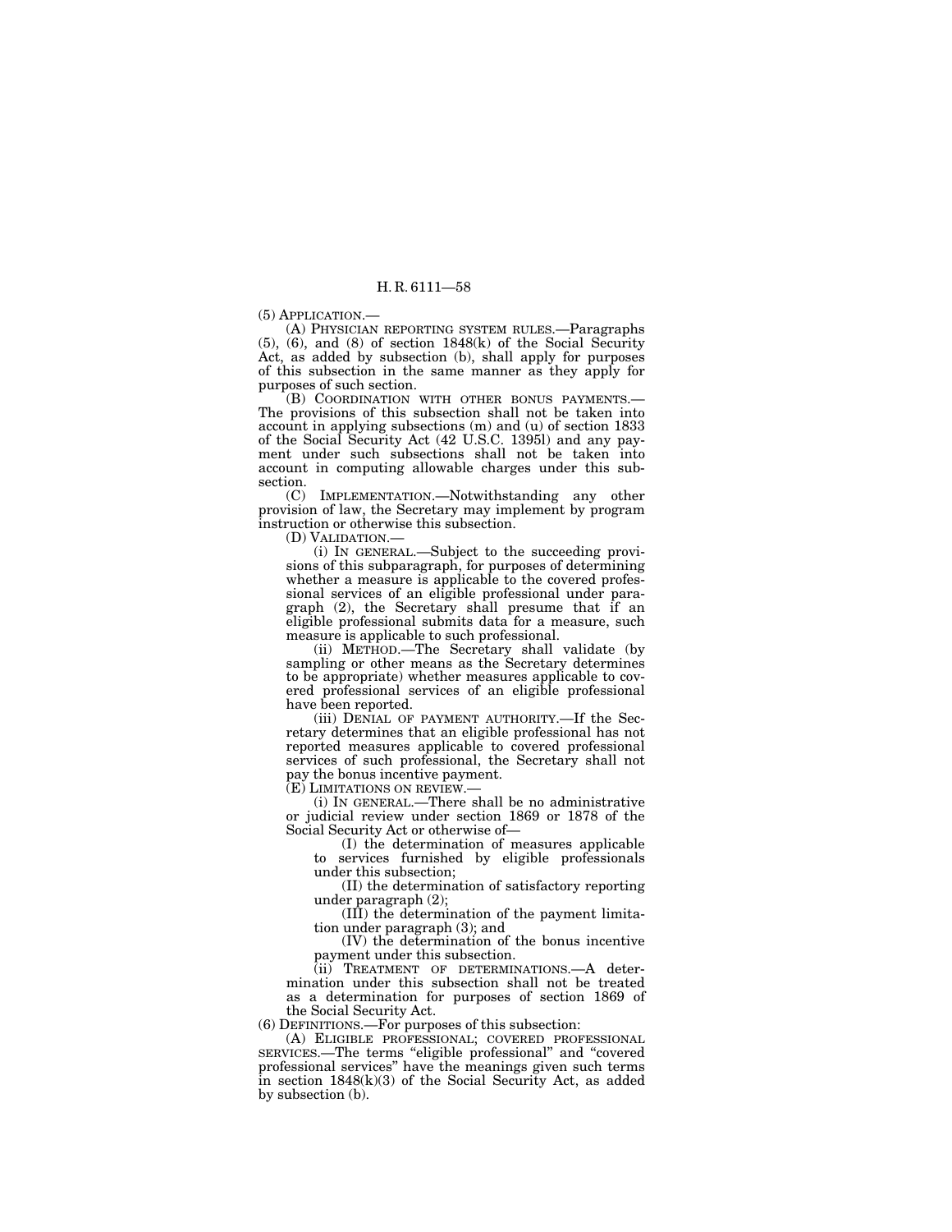(5) APPLICATION.—

(A) PHYSICIAN REPORTING SYSTEM RULES.—Paragraphs (5), (6), and (8) of section 1848(k) of the Social Security Act, as added by subsection (b), shall apply for purposes of this subsection in the same manner as they apply for purposes of such section.

(B) COORDINATION WITH OTHER BONUS PAYMENTS.—The provisions of this subsection shall not be taken into account in applying subsections (m) and (u) of section 1833 of the Social Security Act (42 U.S.C. 1395l) and any payment under such subsections shall not be taken into account in computing allowable charges under this subsection.

(C) IMPLEMENTATION.—Notwithstanding any other provision of law, the Secretary may implement by program instruction or otherwise this subsection.

(D) VALIDATION.—

(i) IN GENERAL.—Subject to the succeeding provisions of this subparagraph, for purposes of determining whether a measure is applicable to the covered professional services of an eligible professional under paragraph (2), the Secretary shall presume that if an eligible professional submits data for a measure, such measure is applicable to such professional.

(ii) METHOD.—The Secretary shall validate (by sampling or other means as the Secretary determines to be appropriate) whether measures applicable to covered professional services of an eligible professional have been reported.

(iii) DENIAL OF PAYMENT AUTHORITY.—If the Secretary determines that an eligible professional has not reported measures applicable to covered professional services of such professional, the Secretary shall not pay the bonus incentive payment.

(E) LIMITATIONS ON REVIEW.—

(i) IN GENERAL.—There shall be no administrative or judicial review under section 1869 or 1878 of the Social Security Act or otherwise of—

(I) the determination of measures applicable to services furnished by eligible professionals under this subsection;

(II) the determination of satisfactory reporting under paragraph (2);

(III) the determination of the payment limitation under paragraph (3); and

(IV) the determination of the bonus incentive payment under this subsection.

(ii) TREATMENT OF DETERMINATIONS.—A determination under this subsection shall not be treated as a determination for purposes of section 1869 of the Social Security Act.

(6) DEFINITIONS.—For purposes of this subsection:

(A) ELIGIBLE PROFESSIONAL; COVERED PROFESSIONAL SERVICES.—The terms "eligible professional" and "covered professional services" have the meanings given such terms in section 1848(k)(3) of the Social Security Act, as added by subsection (b).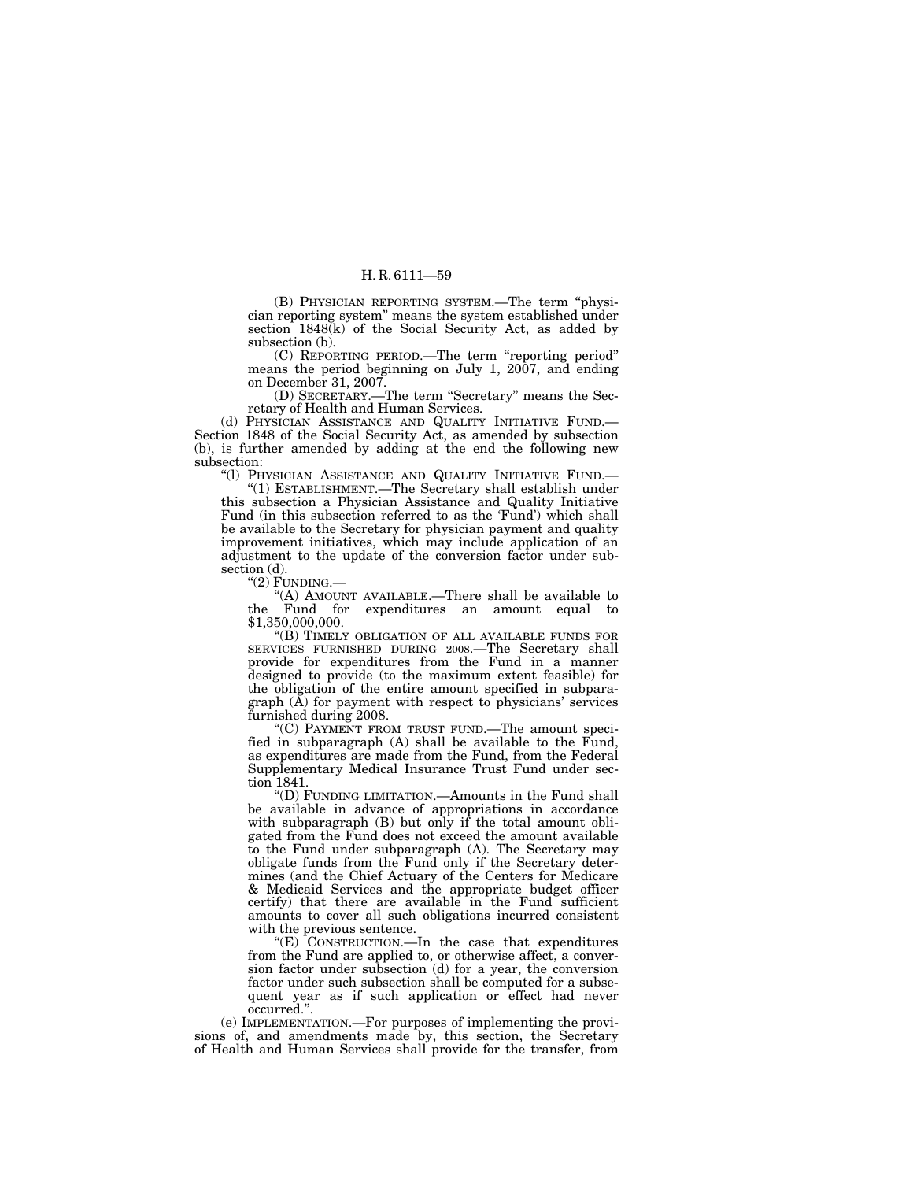(B) PHYSICIAN REPORTING SYSTEM.—The term "physician reporting system" means the system established under section 1848(k) of the Social Security Act, as added by subsection (b).

(C) REPORTING PERIOD.—The term "reporting period" means the period beginning on July 1, 2007, and ending on December 31, 2007.

(D) SECRETARY.—The term "Secretary" means the Secretary of Health and Human Services.

(d) PHYSICIAN ASSISTANCE AND QUALITY INITIATIVE FUND.—Section 1848 of the Social Security Act, as amended by subsection (b), is further amended by adding at the end the following new subsection:

"(l) PHYSICIAN ASSISTANCE AND QUALITY INITIATIVE FUND.—

"(1) ESTABLISHMENT.—The Secretary shall establish under this subsection a Physician Assistance and Quality Initiative Fund (in this subsection referred to as the 'Fund') which shall be available to the Secretary for physician payment and quality improvement initiatives, which may include application of an adjustment to the update of the conversion factor under subsection (d).

"(2) FUNDING.—

"(A) AMOUNT AVAILABLE.—There shall be available to the Fund for expenditures an amount equal to $1,350,000,000.

"(B) TIMELY OBLIGATION OF ALL AVAILABLE FUNDS FOR SERVICES FURNISHED DURING 2008.—The Secretary shall provide for expenditures from the Fund in a manner designed to provide (to the maximum extent feasible) for the obligation of the entire amount specified in subparagraph (A) for payment with respect to physicians' services furnished during 2008.

"(C) PAYMENT FROM TRUST FUND.—The amount specified in subparagraph (A) shall be available to the Fund, as expenditures are made from the Fund, from the Federal Supplementary Medical Insurance Trust Fund under section 1841.

"(D) FUNDING LIMITATION.—Amounts in the Fund shall be available in advance of appropriations in accordance with subparagraph (B) but only if the total amount obligated from the Fund does not exceed the amount available to the Fund under subparagraph (A). The Secretary may obligate funds from the Fund only if the Secretary determines (and the Chief Actuary of the Centers for Medicare & Medicaid Services and the appropriate budget officer certify) that there are available in the Fund sufficient amounts to cover all such obligations incurred consistent with the previous sentence.

"(E) CONSTRUCTION.—In the case that expenditures from the Fund are applied to, or otherwise affect, a conversion factor under subsection (d) for a year, the conversion factor under such subsection shall be computed for a subsequent year as if such application or effect had never occurred.".

(e) IMPLEMENTATION.—For purposes of implementing the provisions of, and amendments made by, this section, the Secretary of Health and Human Services shall provide for the transfer, from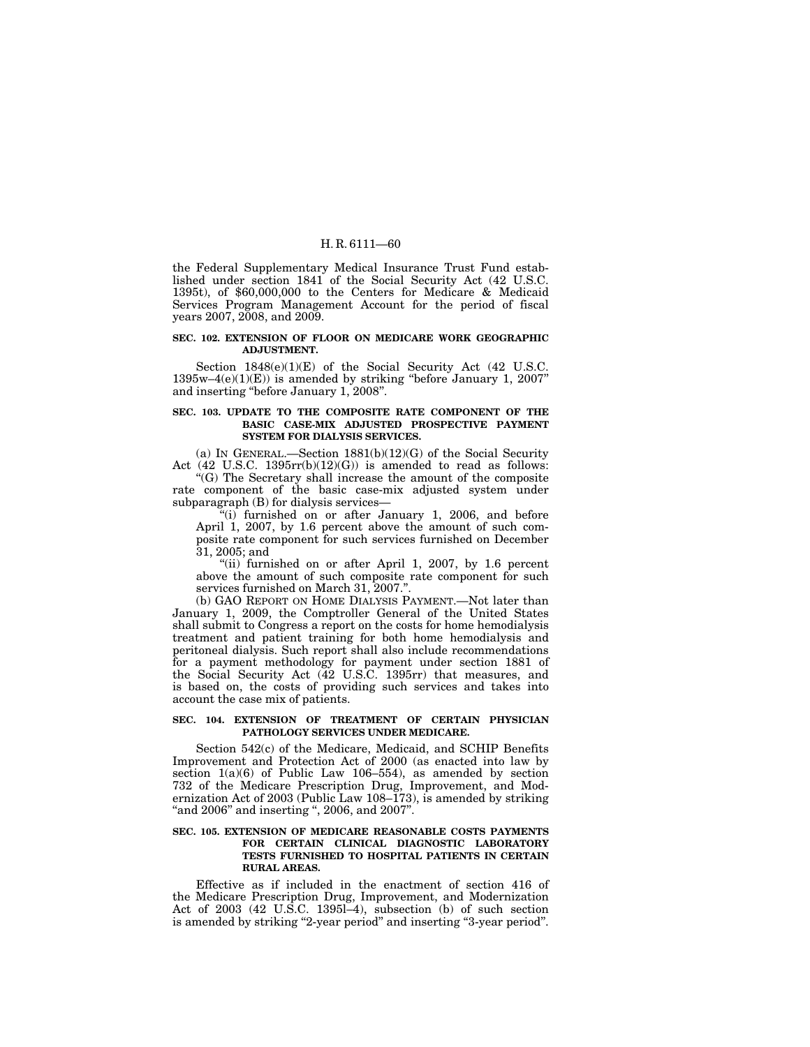the Federal Supplementary Medical Insurance Trust Fund established under section 1841 of the Social Security Act (42 U.S.C. 1395t), of $60,000,000 to the Centers for Medicare & Medicaid Services Program Management Account for the period of fiscal years 2007, 2008, and 2009.

**SEC. 102. EXTENSION OF FLOOR ON MEDICARE WORK GEOGRAPHIC ADJUSTMENT.**

Section 1848(e)(1)(E) of the Social Security Act (42 U.S.C. 1395w–4(e)(1)(E)) is amended by striking "before January 1, 2007" and inserting "before January 1, 2008".

**SEC. 103. UPDATE TO THE COMPOSITE RATE COMPONENT OF THE BASIC CASE-MIX ADJUSTED PROSPECTIVE PAYMENT SYSTEM FOR DIALYSIS SERVICES.**

(a) IN GENERAL.—Section 1881(b)(12)(G) of the Social Security Act (42 U.S.C. 1395rr(b)(12)(G)) is amended to read as follows:

"(G) The Secretary shall increase the amount of the composite rate component of the basic case-mix adjusted system under subparagraph (B) for dialysis services—

"(i) furnished on or after January 1, 2006, and before April 1, 2007, by 1.6 percent above the amount of such composite rate component for such services furnished on December 31, 2005; and

"(ii) furnished on or after April 1, 2007, by 1.6 percent above the amount of such composite rate component for such services furnished on March 31, 2007.".

(b) GAO REPORT ON HOME DIALYSIS PAYMENT.—Not later than January 1, 2009, the Comptroller General of the United States shall submit to Congress a report on the costs for home hemodialysis treatment and patient training for both home hemodialysis and peritoneal dialysis. Such report shall also include recommendations for a payment methodology for payment under section 1881 of the Social Security Act (42 U.S.C. 1395rr) that measures, and is based on, the costs of providing such services and takes into account the case mix of patients.

**SEC. 104. EXTENSION OF TREATMENT OF CERTAIN PHYSICIAN PATHOLOGY SERVICES UNDER MEDICARE.**

Section 542(c) of the Medicare, Medicaid, and SCHIP Benefits Improvement and Protection Act of 2000 (as enacted into law by section 1(a)(6) of Public Law 106–554), as amended by section 732 of the Medicare Prescription Drug, Improvement, and Modernization Act of 2003 (Public Law 108–173), is amended by striking "and 2006" and inserting ", 2006, and 2007".

**SEC. 105. EXTENSION OF MEDICARE REASONABLE COSTS PAYMENTS FOR CERTAIN CLINICAL DIAGNOSTIC LABORATORY TESTS FURNISHED TO HOSPITAL PATIENTS IN CERTAIN RURAL AREAS.**

Effective as if included in the enactment of section 416 of the Medicare Prescription Drug, Improvement, and Modernization Act of 2003 (42 U.S.C. 1395l–4), subsection (b) of such section is amended by striking "2-year period" and inserting "3-year period".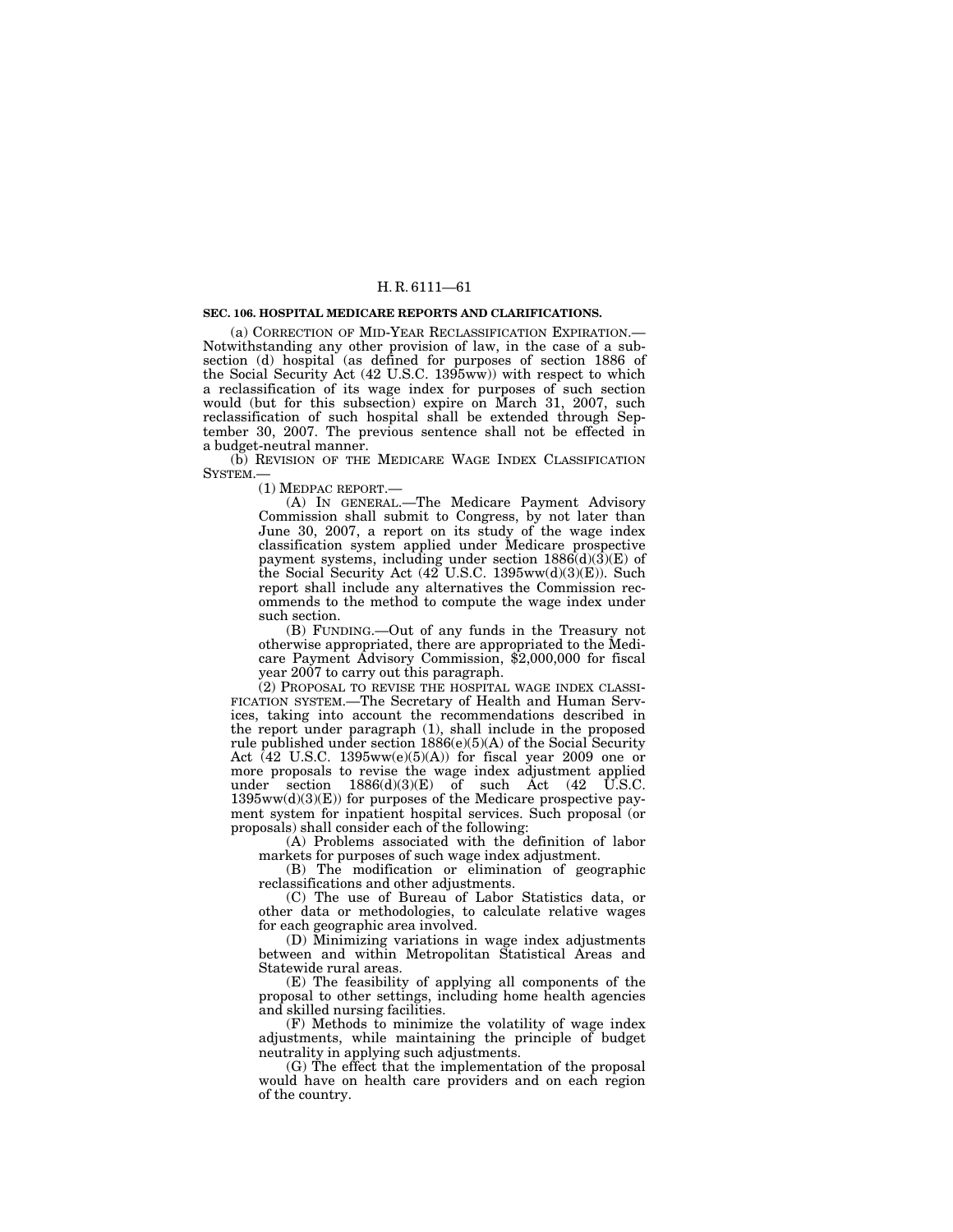**SEC. 106. HOSPITAL MEDICARE REPORTS AND CLARIFICATIONS.**

(a) CORRECTION OF MID-YEAR RECLASSIFICATION EXPIRATION.—Notwithstanding any other provision of law, in the case of a subsection (d) hospital (as defined for purposes of section 1886 of the Social Security Act (42 U.S.C. 1395ww)) with respect to which a reclassification of its wage index for purposes of such section would (but for this subsection) expire on March 31, 2007, such reclassification of such hospital shall be extended through September 30, 2007. The previous sentence shall not be effected in a budget-neutral manner.

(b) REVISION OF THE MEDICARE WAGE INDEX CLASSIFICATION SYSTEM.—

(1) MEDPAC REPORT.—

(A) IN GENERAL.—The Medicare Payment Advisory Commission shall submit to Congress, by not later than June 30, 2007, a report on its study of the wage index classification system applied under Medicare prospective payment systems, including under section 1886(d)(3)(E) of the Social Security Act (42 U.S.C. 1395ww(d)(3)(E)). Such report shall include any alternatives the Commission recommends to the method to compute the wage index under such section.

(B) FUNDING.—Out of any funds in the Treasury not otherwise appropriated, there are appropriated to the Medicare Payment Advisory Commission, $2,000,000 for fiscal year 2007 to carry out this paragraph.

(2) PROPOSAL TO REVISE THE HOSPITAL WAGE INDEX CLASSIFICATION SYSTEM.—The Secretary of Health and Human Services, taking into account the recommendations described in the report under paragraph (1), shall include in the proposed rule published under section 1886(e)(5)(A) of the Social Security Act (42 U.S.C. 1395ww(e)(5)(A)) for fiscal year 2009 one or more proposals to revise the wage index adjustment applied under section 1886(d)(3)(E) of such Act (42 U.S.C. 1395ww(d)(3)(E)) for purposes of the Medicare prospective payment system for inpatient hospital services. Such proposal (or proposals) shall consider each of the following:

(A) Problems associated with the definition of labor markets for purposes of such wage index adjustment.

(B) The modification or elimination of geographic reclassifications and other adjustments.

(C) The use of Bureau of Labor Statistics data, or other data or methodologies, to calculate relative wages for each geographic area involved.

(D) Minimizing variations in wage index adjustments between and within Metropolitan Statistical Areas and Statewide rural areas.

(E) The feasibility of applying all components of the proposal to other settings, including home health agencies and skilled nursing facilities.

(F) Methods to minimize the volatility of wage index adjustments, while maintaining the principle of budget neutrality in applying such adjustments.

(G) The effect that the implementation of the proposal would have on health care providers and on each region of the country.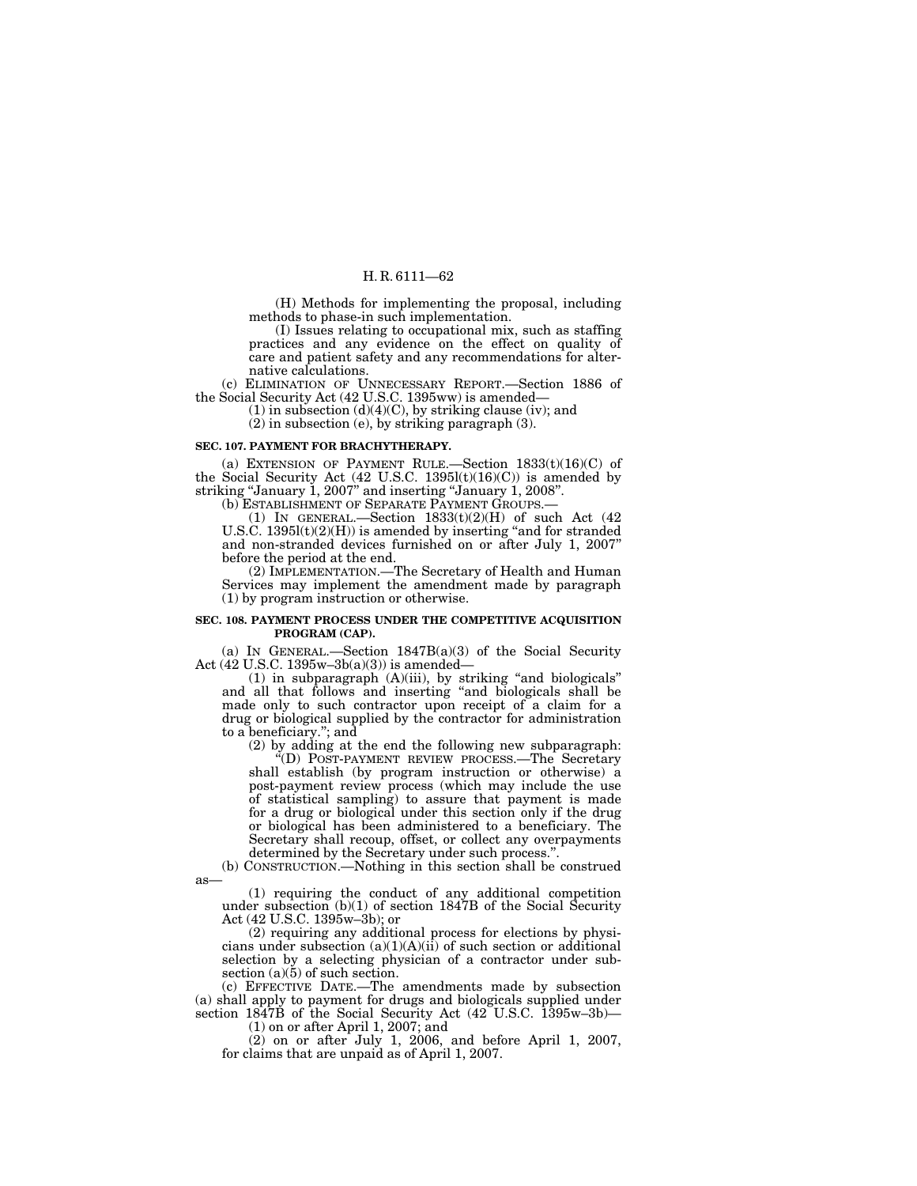(H) Methods for implementing the proposal, including methods to phase-in such implementation.

(I) Issues relating to occupational mix, such as staffing practices and any evidence on the effect on quality of care and patient safety and any recommendations for alternative calculations.

(c) ELIMINATION OF UNNECESSARY REPORT.—Section 1886 of the Social Security Act (42 U.S.C. 1395ww) is amended—

(1) in subsection (d)(4)(C), by striking clause (iv); and

(2) in subsection (e), by striking paragraph (3).

**SEC. 107. PAYMENT FOR BRACHYTHERAPY.**

(a) EXTENSION OF PAYMENT RULE.—Section 1833(t)(16)(C) of the Social Security Act (42 U.S.C. 1395l(t)(16)(C)) is amended by striking "January 1, 2007" and inserting "January 1, 2008".

(b) ESTABLISHMENT OF SEPARATE PAYMENT GROUPS.—

(1) IN GENERAL.—Section 1833(t)(2)(H) of such Act (42 U.S.C. 1395l(t)(2)(H)) is amended by inserting "and for stranded and non-stranded devices furnished on or after July 1, 2007" before the period at the end.

(2) IMPLEMENTATION.—The Secretary of Health and Human Services may implement the amendment made by paragraph (1) by program instruction or otherwise.

**SEC. 108. PAYMENT PROCESS UNDER THE COMPETITIVE ACQUISITION PROGRAM (CAP).**

(a) IN GENERAL.—Section 1847B(a)(3) of the Social Security Act (42 U.S.C. 1395w–3b(a)(3)) is amended—

(1) in subparagraph (A)(iii), by striking "and biologicals" and all that follows and inserting "and biologicals shall be made only to such contractor upon receipt of a claim for a drug or biological supplied by the contractor for administration to a beneficiary."; and

(2) by adding at the end the following new subparagraph:

"(D) POST-PAYMENT REVIEW PROCESS.—The Secretary shall establish (by program instruction or otherwise) a post-payment review process (which may include the use of statistical sampling) to assure that payment is made for a drug or biological under this section only if the drug or biological has been administered to a beneficiary. The Secretary shall recoup, offset, or collect any overpayments determined by the Secretary under such process.".

(b) CONSTRUCTION.—Nothing in this section shall be construed as—

(1) requiring the conduct of any additional competition under subsection (b)(1) of section 1847B of the Social Security Act (42 U.S.C. 1395w–3b); or

(2) requiring any additional process for elections by physicians under subsection (a)(1)(A)(ii) of such section or additional selection by a selecting physician of a contractor under subsection (a)(5) of such section.

(c) EFFECTIVE DATE.—The amendments made by subsection (a) shall apply to payment for drugs and biologicals supplied under section 1847B of the Social Security Act (42 U.S.C. 1395w–3b)—

(1) on or after April 1, 2007; and

(2) on or after July 1, 2006, and before April 1, 2007, for claims that are unpaid as of April 1, 2007.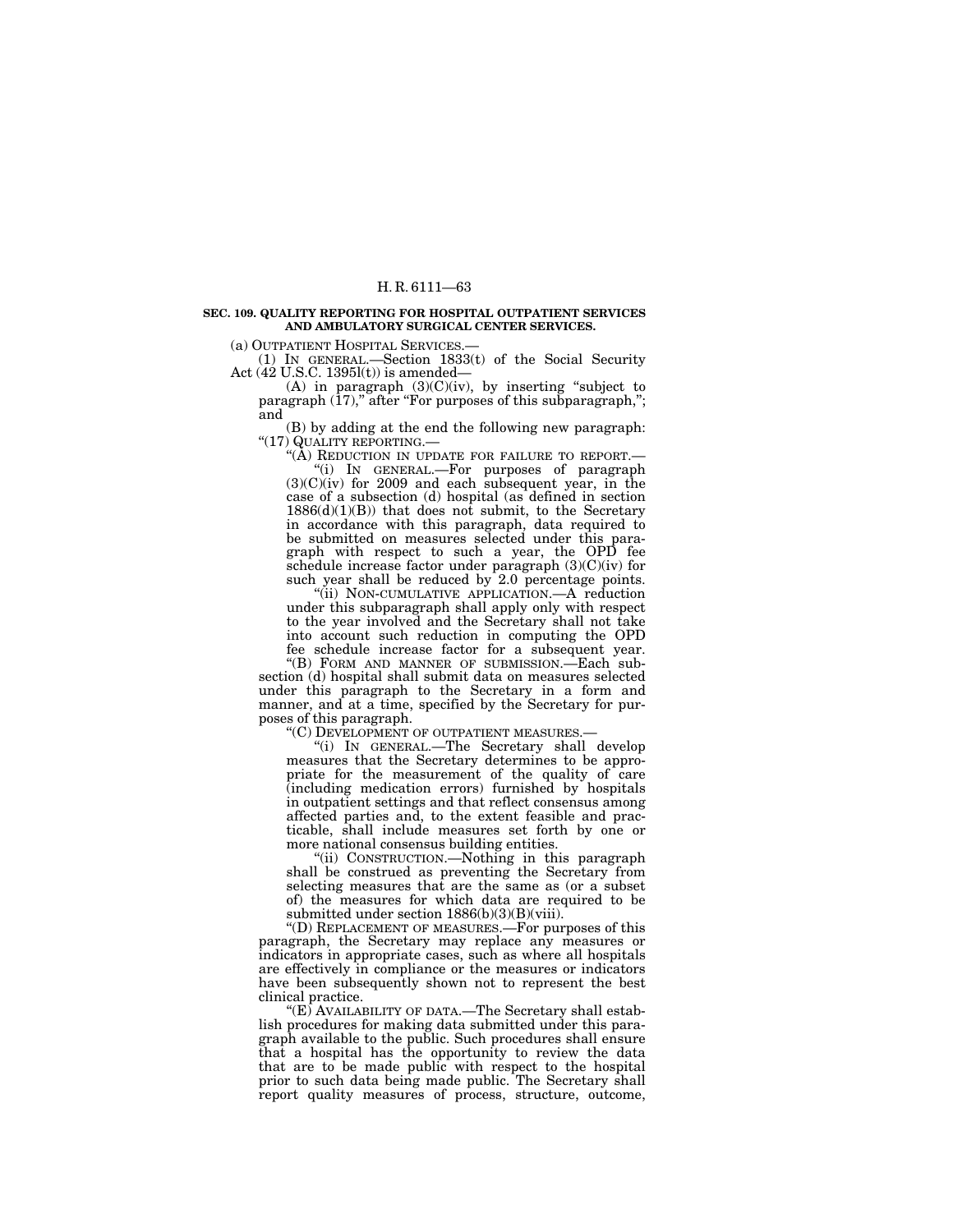**SEC. 109. QUALITY REPORTING FOR HOSPITAL OUTPATIENT SERVICES AND AMBULATORY SURGICAL CENTER SERVICES.**

(a) OUTPATIENT HOSPITAL SERVICES.—

(1) IN GENERAL.—Section 1833(t) of the Social Security Act (42 U.S.C. 1395l(t)) is amended—

(A) in paragraph (3)(C)(iv), by inserting "subject to paragraph (17)," after "For purposes of this subparagraph,"; and

(B) by adding at the end the following new paragraph:

"(17) QUALITY REPORTING.—

"(A) REDUCTION IN UPDATE FOR FAILURE TO REPORT.—

"(i) IN GENERAL.—For purposes of paragraph (3)(C)(iv) for 2009 and each subsequent year, in the case of a subsection (d) hospital (as defined in section 1886(d)(1)(B)) that does not submit, to the Secretary in accordance with this paragraph, data required to be submitted on measures selected under this paragraph with respect to such a year, the OPD fee schedule increase factor under paragraph (3)(C)(iv) for such year shall be reduced by 2.0 percentage points.

"(ii) NON-CUMULATIVE APPLICATION.—A reduction under this subparagraph shall apply only with respect to the year involved and the Secretary shall not take into account such reduction in computing the OPD fee schedule increase factor for a subsequent year.

"(B) FORM AND MANNER OF SUBMISSION.—Each subsection (d) hospital shall submit data on measures selected under this paragraph to the Secretary in a form and manner, and at a time, specified by the Secretary for purposes of this paragraph.

"(C) DEVELOPMENT OF OUTPATIENT MEASURES.—

"(i) IN GENERAL.—The Secretary shall develop measures that the Secretary determines to be appropriate for the measurement of the quality of care (including medication errors) furnished by hospitals in outpatient settings and that reflect consensus among affected parties and, to the extent feasible and practicable, shall include measures set forth by one or more national consensus building entities.

"(ii) CONSTRUCTION.—Nothing in this paragraph shall be construed as preventing the Secretary from selecting measures that are the same as (or a subset of) the measures for which data are required to be submitted under section 1886(b)(3)(B)(viii).

"(D) REPLACEMENT OF MEASURES.—For purposes of this paragraph, the Secretary may replace any measures or indicators in appropriate cases, such as where all hospitals are effectively in compliance or the measures or indicators have been subsequently shown not to represent the best clinical practice.

"(E) AVAILABILITY OF DATA.—The Secretary shall establish procedures for making data submitted under this paragraph available to the public. Such procedures shall ensure that a hospital has the opportunity to review the data that are to be made public with respect to the hospital prior to such data being made public. The Secretary shall report quality measures of process, structure, outcome,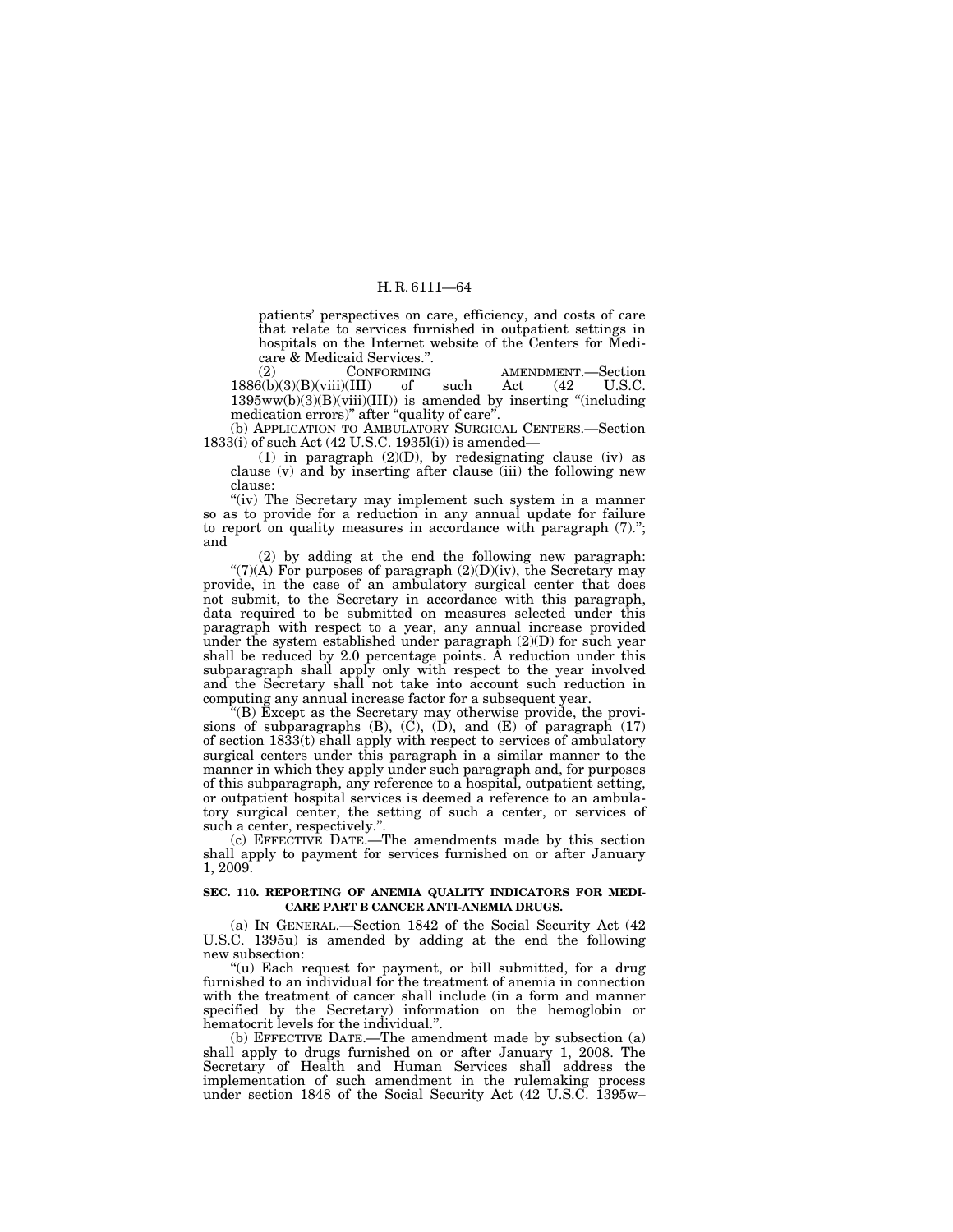patients' perspectives on care, efficiency, and costs of care that relate to services furnished in outpatient settings in hospitals on the Internet website of the Centers for Medicare & Medicaid Services.".

(2) CONFORMING AMENDMENT.—Section 1886(b)(3)(B)(viii)(III) of such Act (42 U.S.C. 1395ww(b)(3)(B)(viii)(III)) is amended by inserting "(including medication errors)" after "quality of care".

(b) APPLICATION TO AMBULATORY SURGICAL CENTERS.—Section 1833(i) of such Act (42 U.S.C. 1935l(i)) is amended—

(1) in paragraph (2)(D), by redesignating clause (iv) as clause (v) and by inserting after clause (iii) the following new clause:

"(iv) The Secretary may implement such system in a manner so as to provide for a reduction in any annual update for failure to report on quality measures in accordance with paragraph (7)."; and

(2) by adding at the end the following new paragraph:

"(7)(A) For purposes of paragraph (2)(D)(iv), the Secretary may provide, in the case of an ambulatory surgical center that does not submit, to the Secretary in accordance with this paragraph, data required to be submitted on measures selected under this paragraph with respect to a year, any annual increase provided under the system established under paragraph (2)(D) for such year shall be reduced by 2.0 percentage points. A reduction under this subparagraph shall apply only with respect to the year involved and the Secretary shall not take into account such reduction in computing any annual increase factor for a subsequent year.

"(B) Except as the Secretary may otherwise provide, the provisions of subparagraphs (B), (C), (D), and (E) of paragraph (17) of section 1833(t) shall apply with respect to services of ambulatory surgical centers under this paragraph in a similar manner to the manner in which they apply under such paragraph and, for purposes of this subparagraph, any reference to a hospital, outpatient setting, or outpatient hospital services is deemed a reference to an ambulatory surgical center, the setting of such a center, or services of such a center, respectively.".

(c) EFFECTIVE DATE.—The amendments made by this section shall apply to payment for services furnished on or after January 1, 2009.

**SEC. 110. REPORTING OF ANEMIA QUALITY INDICATORS FOR MEDICARE PART B CANCER ANTI-ANEMIA DRUGS.**

(a) IN GENERAL.—Section 1842 of the Social Security Act (42 U.S.C. 1395u) is amended by adding at the end the following new subsection:

"(u) Each request for payment, or bill submitted, for a drug furnished to an individual for the treatment of anemia in connection with the treatment of cancer shall include (in a form and manner specified by the Secretary) information on the hemoglobin or hematocrit levels for the individual.".

(b) EFFECTIVE DATE.—The amendment made by subsection (a) shall apply to drugs furnished on or after January 1, 2008. The Secretary of Health and Human Services shall address the implementation of such amendment in the rulemaking process under section 1848 of the Social Security Act (42 U.S.C. 1395w–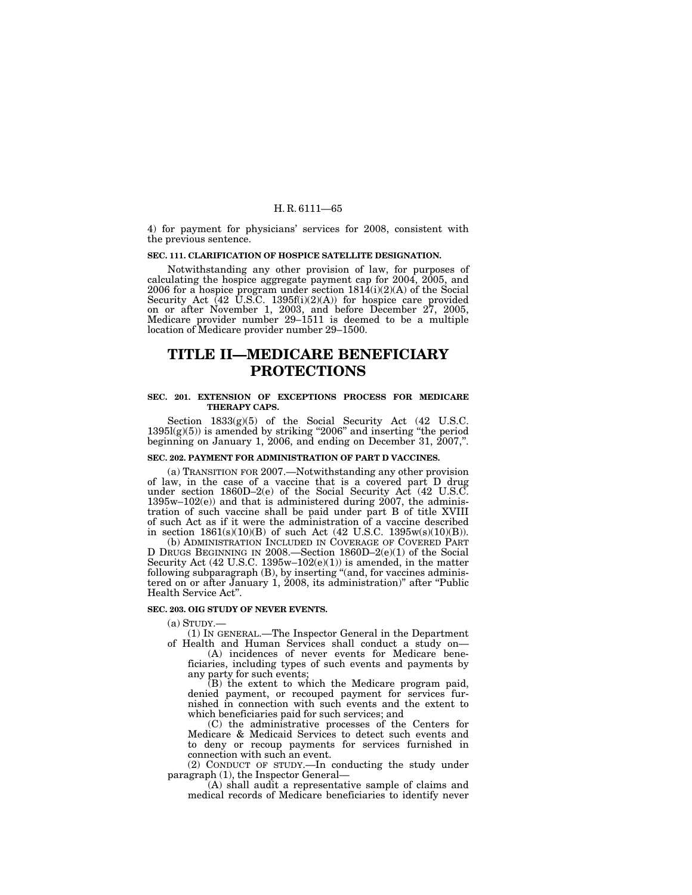4) for payment for physicians' services for 2008, consistent with the previous sentence.

**SEC. 111. CLARIFICATION OF HOSPICE SATELLITE DESIGNATION.**

Notwithstanding any other provision of law, for purposes of calculating the hospice aggregate payment cap for 2004, 2005, and 2006 for a hospice program under section 1814(i)(2)(A) of the Social Security Act (42 U.S.C. 1395f(i)(2)(A)) for hospice care provided on or after November 1, 2003, and before December 27, 2005, Medicare provider number 29–1511 is deemed to be a multiple location of Medicare provider number 29–1500.

# TITLE II—MEDICARE BENEFICIARY PROTECTIONS

**SEC. 201. EXTENSION OF EXCEPTIONS PROCESS FOR MEDICARE THERAPY CAPS.**

Section 1833(g)(5) of the Social Security Act (42 U.S.C. 1395l(g)(5)) is amended by striking "2006" and inserting "the period beginning on January 1, 2006, and ending on December 31, 2007,".

**SEC. 202. PAYMENT FOR ADMINISTRATION OF PART D VACCINES.**

(a) TRANSITION FOR 2007.—Notwithstanding any other provision of law, in the case of a vaccine that is a covered part D drug under section 1860D–2(e) of the Social Security Act (42 U.S.C. 1395w–102(e)) and that is administered during 2007, the administration of such vaccine shall be paid under part B of title XVIII of such Act as if it were the administration of a vaccine described in section 1861(s)(10)(B) of such Act (42 U.S.C. 1395w(s)(10)(B)).

(b) ADMINISTRATION INCLUDED IN COVERAGE OF COVERED PART D DRUGS BEGINNING IN 2008.—Section 1860D–2(e)(1) of the Social Security Act (42 U.S.C. 1395w–102(e)(1)) is amended, in the matter following subparagraph (B), by inserting "(and, for vaccines administered on or after January 1, 2008, its administration)" after "Public Health Service Act".

**SEC. 203. OIG STUDY OF NEVER EVENTS.**

(a) STUDY.—

(1) IN GENERAL.—The Inspector General in the Department of Health and Human Services shall conduct a study on—

(A) incidences of never events for Medicare beneficiaries, including types of such events and payments by any party for such events;

(B) the extent to which the Medicare program paid, denied payment, or recouped payment for services furnished in connection with such events and the extent to which beneficiaries paid for such services; and

(C) the administrative processes of the Centers for Medicare & Medicaid Services to detect such events and to deny or recoup payments for services furnished in connection with such an event.

(2) CONDUCT OF STUDY.—In conducting the study under paragraph (1), the Inspector General—

(A) shall audit a representative sample of claims and medical records of Medicare beneficiaries to identify never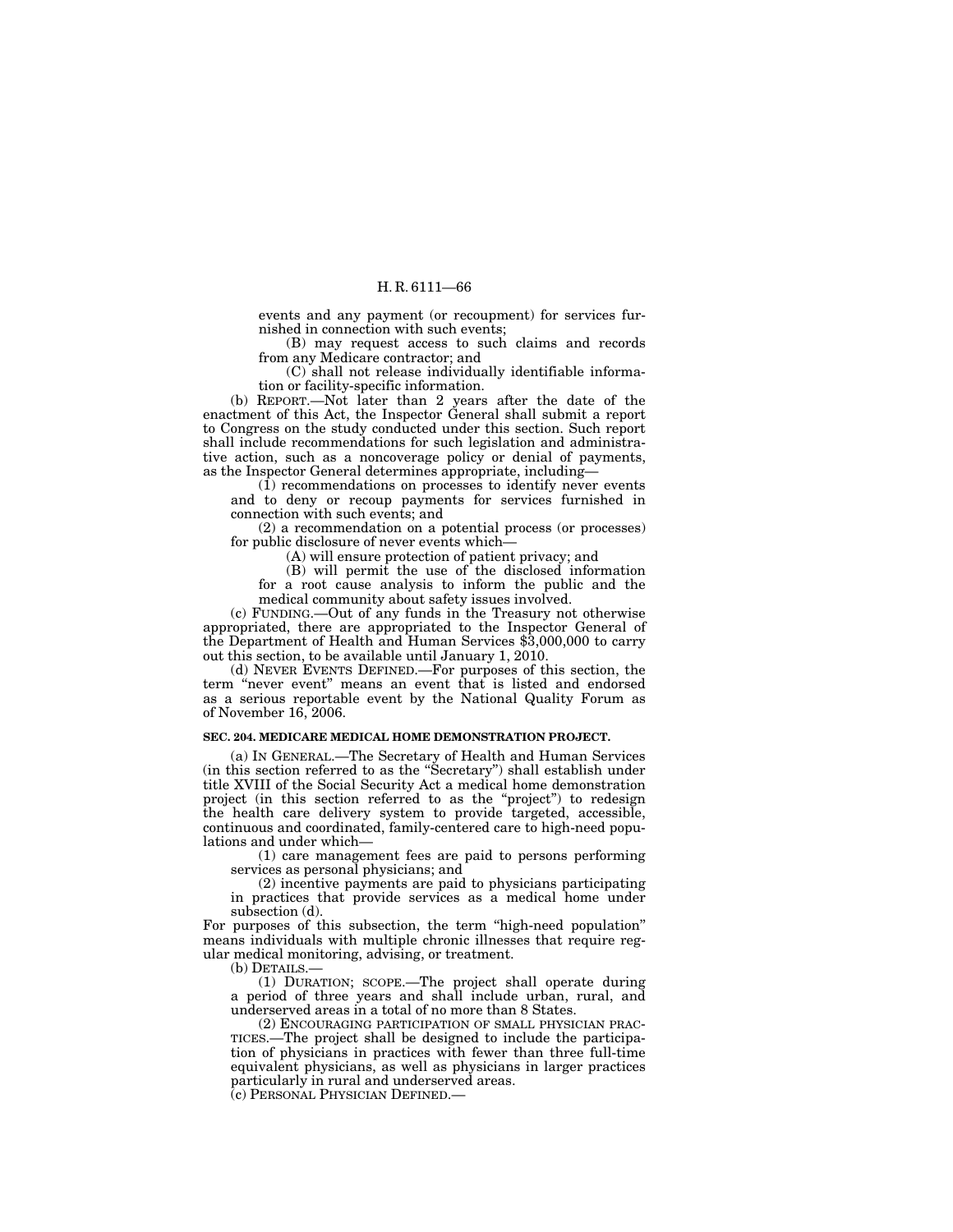events and any payment (or recoupment) for services furnished in connection with such events;

(B) may request access to such claims and records from any Medicare contractor; and

(C) shall not release individually identifiable information or facility-specific information.

(b) REPORT.—Not later than 2 years after the date of the enactment of this Act, the Inspector General shall submit a report to Congress on the study conducted under this section. Such report shall include recommendations for such legislation and administrative action, such as a noncoverage policy or denial of payments, as the Inspector General determines appropriate, including—

(1) recommendations on processes to identify never events and to deny or recoup payments for services furnished in connection with such events; and

(2) a recommendation on a potential process (or processes) for public disclosure of never events which—

(A) will ensure protection of patient privacy; and

(B) will permit the use of the disclosed information for a root cause analysis to inform the public and the medical community about safety issues involved.

(c) FUNDING.—Out of any funds in the Treasury not otherwise appropriated, there are appropriated to the Inspector General of the Department of Health and Human Services $3,000,000 to carry out this section, to be available until January 1, 2010.

(d) NEVER EVENTS DEFINED.—For purposes of this section, the term "never event" means an event that is listed and endorsed as a serious reportable event by the National Quality Forum as of November 16, 2006.

**SEC. 204. MEDICARE MEDICAL HOME DEMONSTRATION PROJECT.**

(a) IN GENERAL.—The Secretary of Health and Human Services (in this section referred to as the "Secretary") shall establish under title XVIII of the Social Security Act a medical home demonstration project (in this section referred to as the "project") to redesign the health care delivery system to provide targeted, accessible, continuous and coordinated, family-centered care to high-need populations and under which—

(1) care management fees are paid to persons performing services as personal physicians; and

(2) incentive payments are paid to physicians participating in practices that provide services as a medical home under subsection (d).

For purposes of this subsection, the term "high-need population" means individuals with multiple chronic illnesses that require regular medical monitoring, advising, or treatment.

(b) DETAILS.—

(1) DURATION; SCOPE.—The project shall operate during a period of three years and shall include urban, rural, and underserved areas in a total of no more than 8 States.

(2) ENCOURAGING PARTICIPATION OF SMALL PHYSICIAN PRACTICES.—The project shall be designed to include the participation of physicians in practices with fewer than three full-time equivalent physicians, as well as physicians in larger practices particularly in rural and underserved areas.

(c) PERSONAL PHYSICIAN DEFINED.—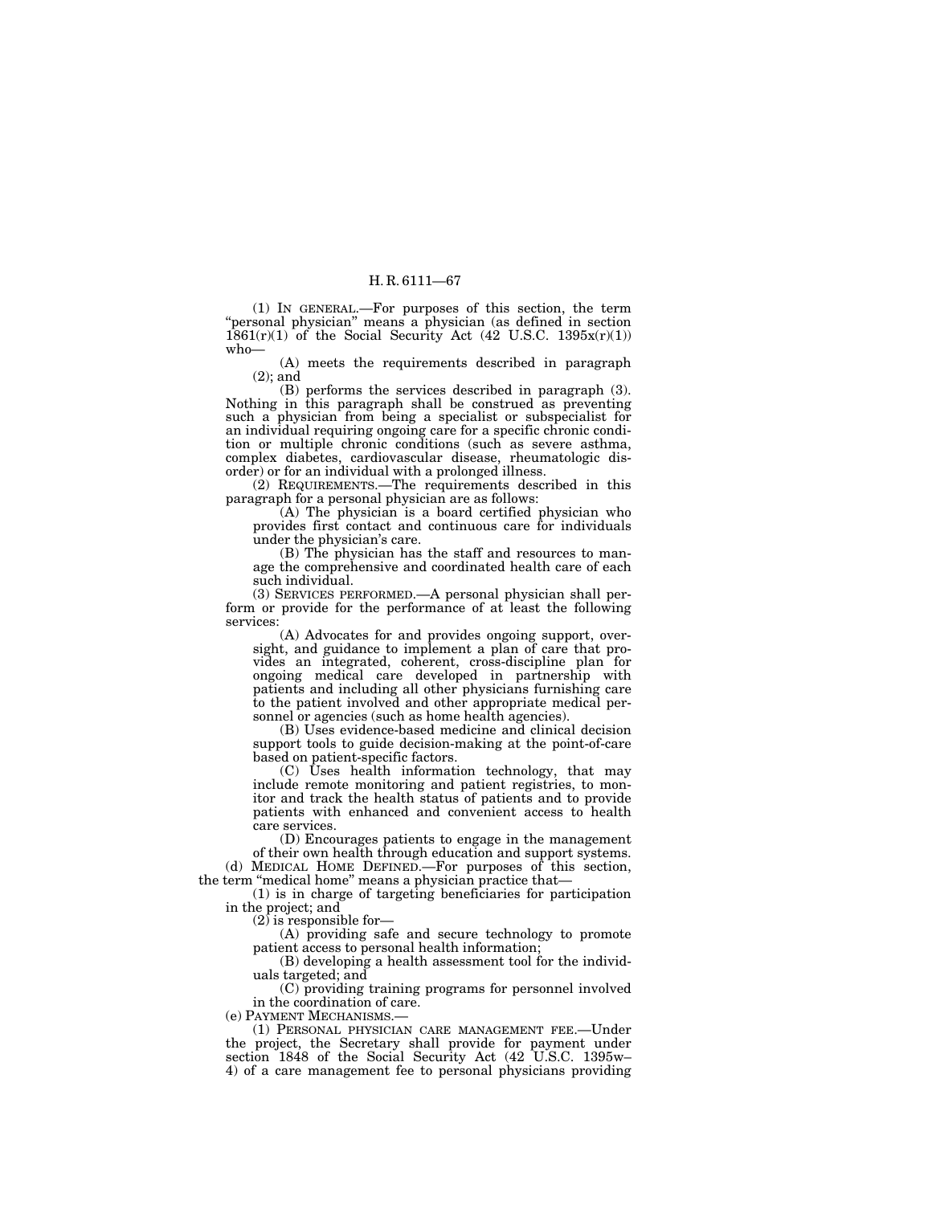(1) IN GENERAL.—For purposes of this section, the term "personal physician" means a physician (as defined in section 1861(r)(1) of the Social Security Act (42 U.S.C. 1395x(r)(1)) who—

(A) meets the requirements described in paragraph (2); and

(B) performs the services described in paragraph (3).

Nothing in this paragraph shall be construed as preventing such a physician from being a specialist or subspecialist for an individual requiring ongoing care for a specific chronic condition or multiple chronic conditions (such as severe asthma, complex diabetes, cardiovascular disease, rheumatologic disorder) or for an individual with a prolonged illness.

(2) REQUIREMENTS.—The requirements described in this paragraph for a personal physician are as follows:

(A) The physician is a board certified physician who provides first contact and continuous care for individuals under the physician's care.

(B) The physician has the staff and resources to manage the comprehensive and coordinated health care of each such individual.

(3) SERVICES PERFORMED.—A personal physician shall perform or provide for the performance of at least the following services:

(A) Advocates for and provides ongoing support, oversight, and guidance to implement a plan of care that provides an integrated, coherent, cross-discipline plan for ongoing medical care developed in partnership with patients and including all other physicians furnishing care to the patient involved and other appropriate medical personnel or agencies (such as home health agencies).

(B) Uses evidence-based medicine and clinical decision support tools to guide decision-making at the point-of-care based on patient-specific factors.

(C) Uses health information technology, that may include remote monitoring and patient registries, to monitor and track the health status of patients and to provide patients with enhanced and convenient access to health care services.

(D) Encourages patients to engage in the management of their own health through education and support systems.

(d) MEDICAL HOME DEFINED.—For purposes of this section, the term "medical home" means a physician practice that—

(1) is in charge of targeting beneficiaries for participation in the project; and

(2) is responsible for—

(A) providing safe and secure technology to promote patient access to personal health information;

(B) developing a health assessment tool for the individuals targeted; and

(C) providing training programs for personnel involved in the coordination of care.

(e) PAYMENT MECHANISMS.—

(1) PERSONAL PHYSICIAN CARE MANAGEMENT FEE.—Under the project, the Secretary shall provide for payment under section 1848 of the Social Security Act (42 U.S.C. 1395w–4) of a care management fee to personal physicians providing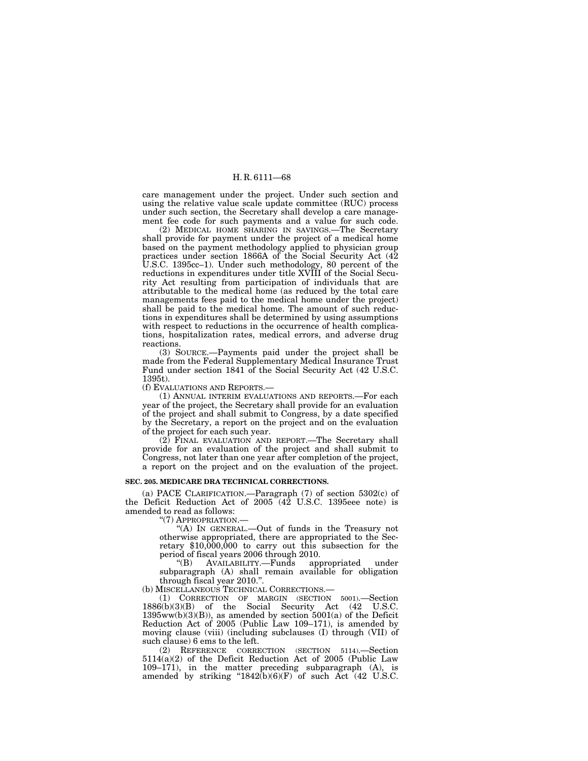care management under the project. Under such section and using the relative value scale update committee (RUC) process under such section, the Secretary shall develop a care management fee code for such payments and a value for such code.

(2) MEDICAL HOME SHARING IN SAVINGS.—The Secretary shall provide for payment under the project of a medical home based on the payment methodology applied to physician group practices under section 1866A of the Social Security Act (42 U.S.C. 1395cc–1). Under such methodology, 80 percent of the reductions in expenditures under title XVIII of the Social Security Act resulting from participation of individuals that are attributable to the medical home (as reduced by the total care managements fees paid to the medical home under the project) shall be paid to the medical home. The amount of such reductions in expenditures shall be determined by using assumptions with respect to reductions in the occurrence of health complications, hospitalization rates, medical errors, and adverse drug reactions.

(3) SOURCE.—Payments paid under the project shall be made from the Federal Supplementary Medical Insurance Trust Fund under section 1841 of the Social Security Act (42 U.S.C. 1395t).

(f) EVALUATIONS AND REPORTS.—

(1) ANNUAL INTERIM EVALUATIONS AND REPORTS.—For each year of the project, the Secretary shall provide for an evaluation of the project and shall submit to Congress, by a date specified by the Secretary, a report on the project and on the evaluation of the project for each such year.

(2) FINAL EVALUATION AND REPORT.—The Secretary shall provide for an evaluation of the project and shall submit to Congress, not later than one year after completion of the project, a report on the project and on the evaluation of the project.

**SEC. 205. MEDICARE DRA TECHNICAL CORRECTIONS.**

(a) PACE CLARIFICATION.—Paragraph (7) of section 5302(c) of the Deficit Reduction Act of 2005 (42 U.S.C. 1395eee note) is amended to read as follows:

"(7) APPROPRIATION.—

"(A) IN GENERAL.—Out of funds in the Treasury not otherwise appropriated, there are appropriated to the Secretary $10,000,000 to carry out this subsection for the period of fiscal years 2006 through 2010.

"(B) AVAILABILITY.—Funds appropriated under subparagraph (A) shall remain available for obligation through fiscal year 2010.".

(b) MISCELLANEOUS TECHNICAL CORRECTIONS.—

(1) CORRECTION OF MARGIN (SECTION 5001).—Section 1886(b)(3)(B) of the Social Security Act (42 U.S.C. 1395ww(b)(3)(B)), as amended by section 5001(a) of the Deficit Reduction Act of 2005 (Public Law 109–171), is amended by moving clause (viii) (including subclauses (I) through (VII) of such clause) 6 ems to the left.

(2) REFERENCE CORRECTION (SECTION 5114).—Section 5114(a)(2) of the Deficit Reduction Act of 2005 (Public Law 109–171), in the matter preceding subparagraph (A), is amended by striking "1842(b)(6)(F) of such Act (42 U.S.C.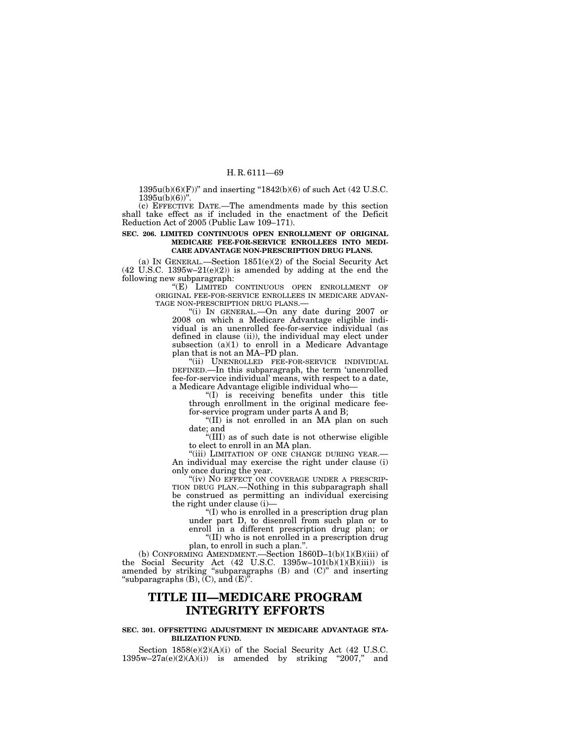1395u(b)(6)(F))'' and inserting ''1842(b)(6) of such Act (42 U.S.C. 1395u(b)(6))''.

(c) EFFECTIVE DATE.—The amendments made by this section shall take effect as if included in the enactment of the Deficit Reduction Act of 2005 (Public Law 109–171).

**SEC. 206. LIMITED CONTINUOUS OPEN ENROLLMENT OF ORIGINAL MEDICARE FEE-FOR-SERVICE ENROLLEES INTO MEDICARE ADVANTAGE NON-PRESCRIPTION DRUG PLANS.**

(a) IN GENERAL.—Section 1851(e)(2) of the Social Security Act (42 U.S.C. 1395w–21(e)(2)) is amended by adding at the end the following new subparagraph:

''(E) LIMITED CONTINUOUS OPEN ENROLLMENT OF ORIGINAL FEE-FOR-SERVICE ENROLLEES IN MEDICARE ADVANTAGE NON-PRESCRIPTION DRUG PLANS.—

''(i) IN GENERAL.—On any date during 2007 or 2008 on which a Medicare Advantage eligible individual is an unenrolled fee-for-service individual (as defined in clause (ii)), the individual may elect under subsection (a)(1) to enroll in a Medicare Advantage plan that is not an MA–PD plan.

''(ii) UNENROLLED FEE-FOR-SERVICE INDIVIDUAL DEFINED.—In this subparagraph, the term 'unenrolled fee-for-service individual' means, with respect to a date, a Medicare Advantage eligible individual who—

''(I) is receiving benefits under this title through enrollment in the original medicare fee-for-service program under parts A and B;

''(II) is not enrolled in an MA plan on such date; and

''(III) as of such date is not otherwise eligible to elect to enroll in an MA plan.

''(iii) LIMITATION OF ONE CHANGE DURING YEAR.—An individual may exercise the right under clause (i) only once during the year.

''(iv) NO EFFECT ON COVERAGE UNDER A PRESCRIPTION DRUG PLAN.—Nothing in this subparagraph shall be construed as permitting an individual exercising the right under clause (i)—

''(I) who is enrolled in a prescription drug plan under part D, to disenroll from such plan or to enroll in a different prescription drug plan; or

''(II) who is not enrolled in a prescription drug plan, to enroll in such a plan.''.

(b) CONFORMING AMENDMENT.—Section 1860D–1(b)(1)(B)(iii) of the Social Security Act (42 U.S.C. 1395w–101(b)(1)(B)(iii)) is amended by striking ''subparagraphs (B) and (C)'' and inserting ''subparagraphs (B), (C), and (E)''.

# TITLE III—MEDICARE PROGRAM INTEGRITY EFFORTS

**SEC. 301. OFFSETTING ADJUSTMENT IN MEDICARE ADVANTAGE STABILIZATION FUND.**

Section 1858(e)(2)(A)(i) of the Social Security Act (42 U.S.C. 1395w–27a(e)(2)(A)(i)) is amended by striking ''2007,'' and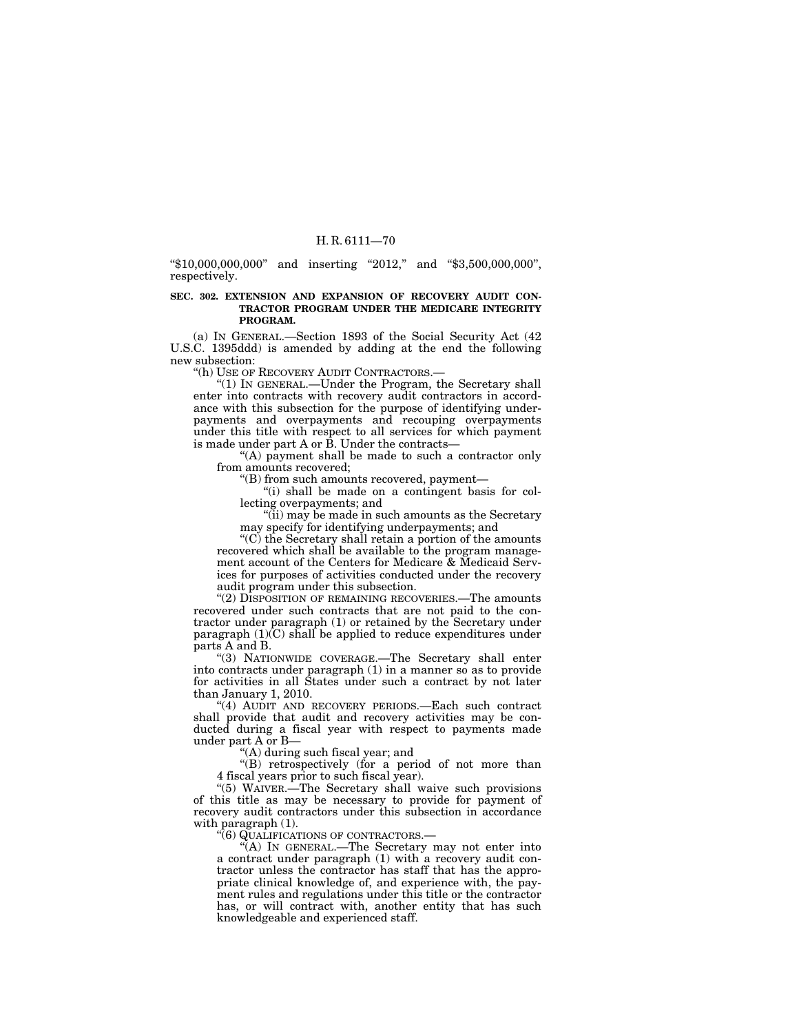"$10,000,000,000" and inserting "2012," and "$3,500,000,000", respectively.

**SEC. 302. EXTENSION AND EXPANSION OF RECOVERY AUDIT CONTRACTOR PROGRAM UNDER THE MEDICARE INTEGRITY PROGRAM.**

(a) IN GENERAL.—Section 1893 of the Social Security Act (42 U.S.C. 1395ddd) is amended by adding at the end the following new subsection:

"(h) USE OF RECOVERY AUDIT CONTRACTORS.—

"(1) IN GENERAL.—Under the Program, the Secretary shall enter into contracts with recovery audit contractors in accordance with this subsection for the purpose of identifying underpayments and overpayments and recouping overpayments under this title with respect to all services for which payment is made under part A or B. Under the contracts—

"(A) payment shall be made to such a contractor only from amounts recovered;

"(B) from such amounts recovered, payment—

"(i) shall be made on a contingent basis for collecting overpayments; and

"(ii) may be made in such amounts as the Secretary may specify for identifying underpayments; and

"(C) the Secretary shall retain a portion of the amounts recovered which shall be available to the program management account of the Centers for Medicare & Medicaid Services for purposes of activities conducted under the recovery audit program under this subsection.

"(2) DISPOSITION OF REMAINING RECOVERIES.—The amounts recovered under such contracts that are not paid to the contractor under paragraph (1) or retained by the Secretary under paragraph (1)(C) shall be applied to reduce expenditures under parts A and B.

"(3) NATIONWIDE COVERAGE.—The Secretary shall enter into contracts under paragraph (1) in a manner so as to provide for activities in all States under such a contract by not later than January 1, 2010.

"(4) AUDIT AND RECOVERY PERIODS.—Each such contract shall provide that audit and recovery activities may be conducted during a fiscal year with respect to payments made under part A or B—

"(A) during such fiscal year; and

"(B) retrospectively (for a period of not more than 4 fiscal years prior to such fiscal year).

"(5) WAIVER.—The Secretary shall waive such provisions of this title as may be necessary to provide for payment of recovery audit contractors under this subsection in accordance with paragraph (1).

"(6) QUALIFICATIONS OF CONTRACTORS.—

"(A) IN GENERAL.—The Secretary may not enter into a contract under paragraph (1) with a recovery audit contractor unless the contractor has staff that has the appropriate clinical knowledge of, and experience with, the payment rules and regulations under this title or the contractor has, or will contract with, another entity that has such knowledgeable and experienced staff.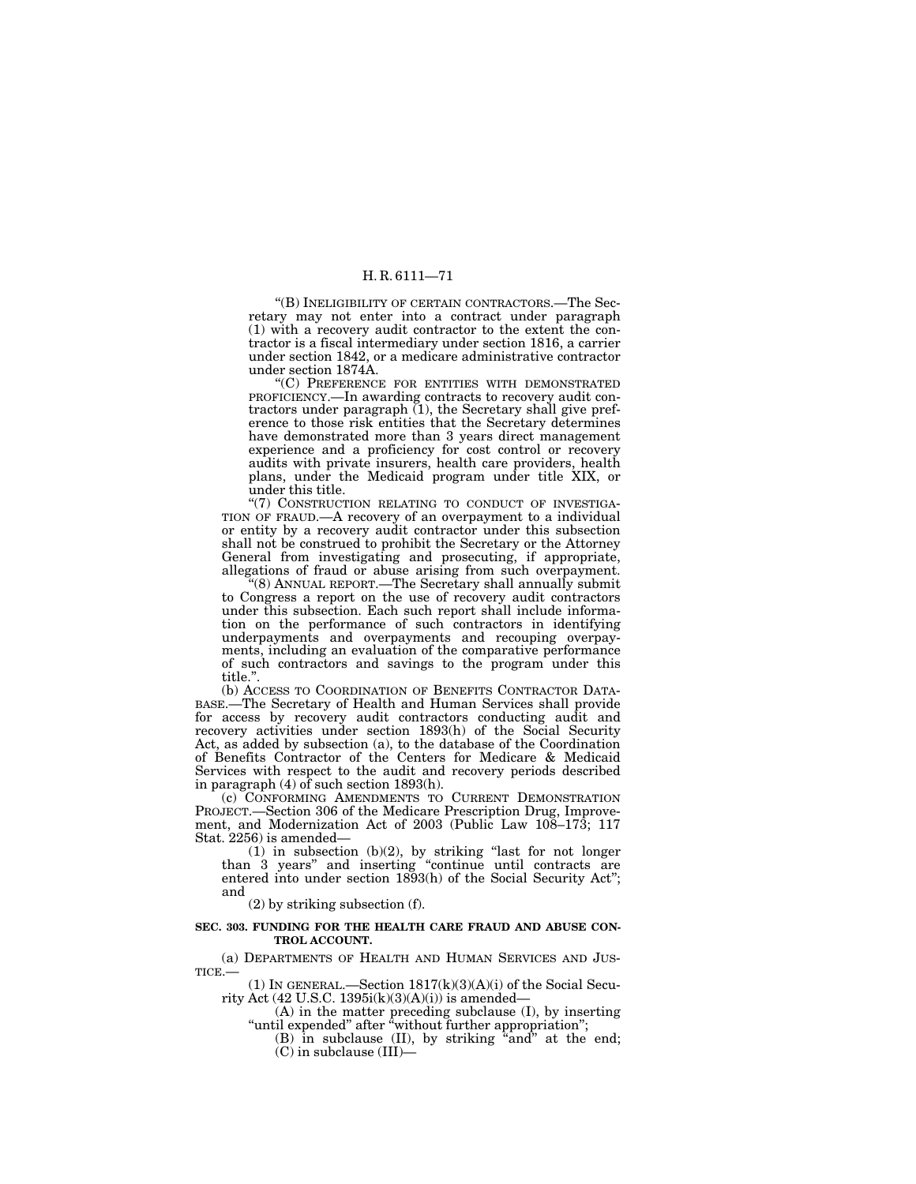"(B) INELIGIBILITY OF CERTAIN CONTRACTORS.—The Secretary may not enter into a contract under paragraph (1) with a recovery audit contractor to the extent the contractor is a fiscal intermediary under section 1816, a carrier under section 1842, or a medicare administrative contractor under section 1874A.

"(C) PREFERENCE FOR ENTITIES WITH DEMONSTRATED PROFICIENCY.—In awarding contracts to recovery audit contractors under paragraph (1), the Secretary shall give preference to those risk entities that the Secretary determines have demonstrated more than 3 years direct management experience and a proficiency for cost control or recovery audits with private insurers, health care providers, health plans, under the Medicaid program under title XIX, or under this title.

"(7) CONSTRUCTION RELATING TO CONDUCT OF INVESTIGATION OF FRAUD.—A recovery of an overpayment to a individual or entity by a recovery audit contractor under this subsection shall not be construed to prohibit the Secretary or the Attorney General from investigating and prosecuting, if appropriate, allegations of fraud or abuse arising from such overpayment.

"(8) ANNUAL REPORT.—The Secretary shall annually submit to Congress a report on the use of recovery audit contractors under this subsection. Each such report shall include information on the performance of such contractors in identifying underpayments and overpayments and recouping overpayments, including an evaluation of the comparative performance of such contractors and savings to the program under this title.".

(b) ACCESS TO COORDINATION OF BENEFITS CONTRACTOR DATABASE.—The Secretary of Health and Human Services shall provide for access by recovery audit contractors conducting audit and recovery activities under section 1893(h) of the Social Security Act, as added by subsection (a), to the database of the Coordination of Benefits Contractor of the Centers for Medicare & Medicaid Services with respect to the audit and recovery periods described in paragraph (4) of such section 1893(h).

(c) CONFORMING AMENDMENTS TO CURRENT DEMONSTRATION PROJECT.—Section 306 of the Medicare Prescription Drug, Improvement, and Modernization Act of 2003 (Public Law 108–173; 117 Stat. 2256) is amended—

(1) in subsection (b)(2), by striking "last for not longer than 3 years" and inserting "continue until contracts are entered into under section 1893(h) of the Social Security Act"; and

(2) by striking subsection (f).

**SEC. 303. FUNDING FOR THE HEALTH CARE FRAUD AND ABUSE CONTROL ACCOUNT.**

(a) DEPARTMENTS OF HEALTH AND HUMAN SERVICES AND JUSTICE.—

(1) IN GENERAL.—Section 1817(k)(3)(A)(i) of the Social Security Act (42 U.S.C. 1395i(k)(3)(A)(i)) is amended—

(A) in the matter preceding subclause (I), by inserting "until expended" after "without further appropriation";

(B) in subclause (II), by striking "and" at the end;

(C) in subclause (III)—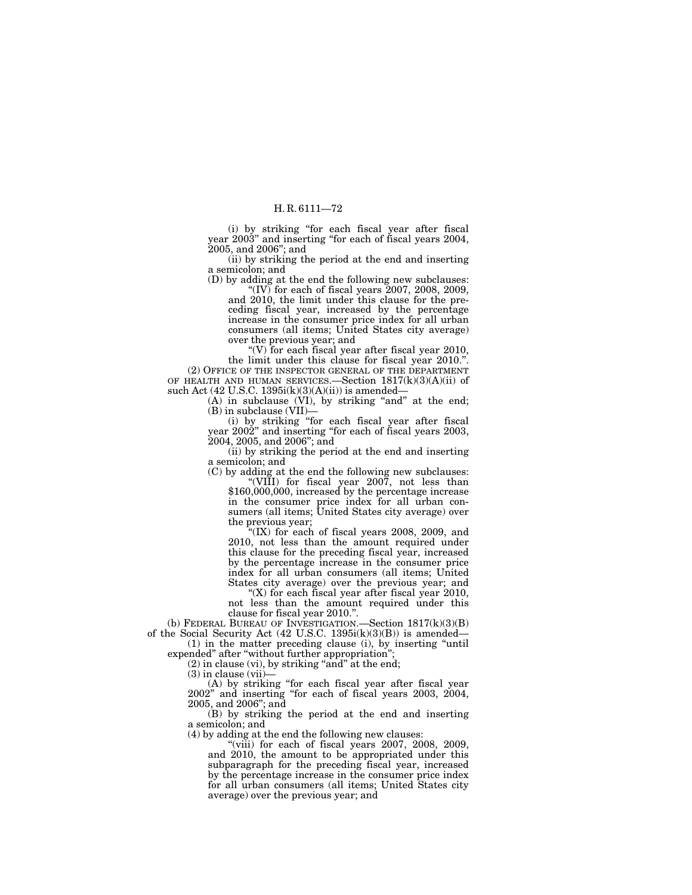(i) by striking "for each fiscal year after fiscal year 2003" and inserting "for each of fiscal years 2004, 2005, and 2006"; and

(ii) by striking the period at the end and inserting a semicolon; and

(D) by adding at the end the following new subclauses:

"(IV) for each of fiscal years 2007, 2008, 2009, and 2010, the limit under this clause for the preceding fiscal year, increased by the percentage increase in the consumer price index for all urban consumers (all items; United States city average) over the previous year; and

"(V) for each fiscal year after fiscal year 2010, the limit under this clause for fiscal year 2010.".

(2) OFFICE OF THE INSPECTOR GENERAL OF THE DEPARTMENT OF HEALTH AND HUMAN SERVICES.—Section 1817(k)(3)(A)(ii) of such Act (42 U.S.C. 1395i(k)(3)(A)(ii)) is amended—

(A) in subclause (VI), by striking "and" at the end;

(B) in subclause (VII)—

(i) by striking "for each fiscal year after fiscal year 2002" and inserting "for each of fiscal years 2003, 2004, 2005, and 2006"; and

(ii) by striking the period at the end and inserting a semicolon; and

(C) by adding at the end the following new subclauses:

"(VIII) for fiscal year 2007, not less than $160,000,000, increased by the percentage increase in the consumer price index for all urban consumers (all items; United States city average) over the previous year;

"(IX) for each of fiscal years 2008, 2009, and 2010, not less than the amount required under this clause for the preceding fiscal year, increased by the percentage increase in the consumer price index for all urban consumers (all items; United States city average) over the previous year; and

"(X) for each fiscal year after fiscal year 2010, not less than the amount required under this clause for fiscal year 2010.".

(b) FEDERAL BUREAU OF INVESTIGATION.—Section 1817(k)(3)(B) of the Social Security Act (42 U.S.C. 1395i(k)(3)(B)) is amended—

(1) in the matter preceding clause (i), by inserting "until expended" after "without further appropriation";

(2) in clause (vi), by striking "and" at the end;

(3) in clause (vii)—

(A) by striking "for each fiscal year after fiscal year 2002" and inserting "for each of fiscal years 2003, 2004, 2005, and 2006"; and

(B) by striking the period at the end and inserting a semicolon; and

(4) by adding at the end the following new clauses:

"(viii) for each of fiscal years 2007, 2008, 2009, and 2010, the amount to be appropriated under this subparagraph for the preceding fiscal year, increased by the percentage increase in the consumer price index for all urban consumers (all items; United States city average) over the previous year; and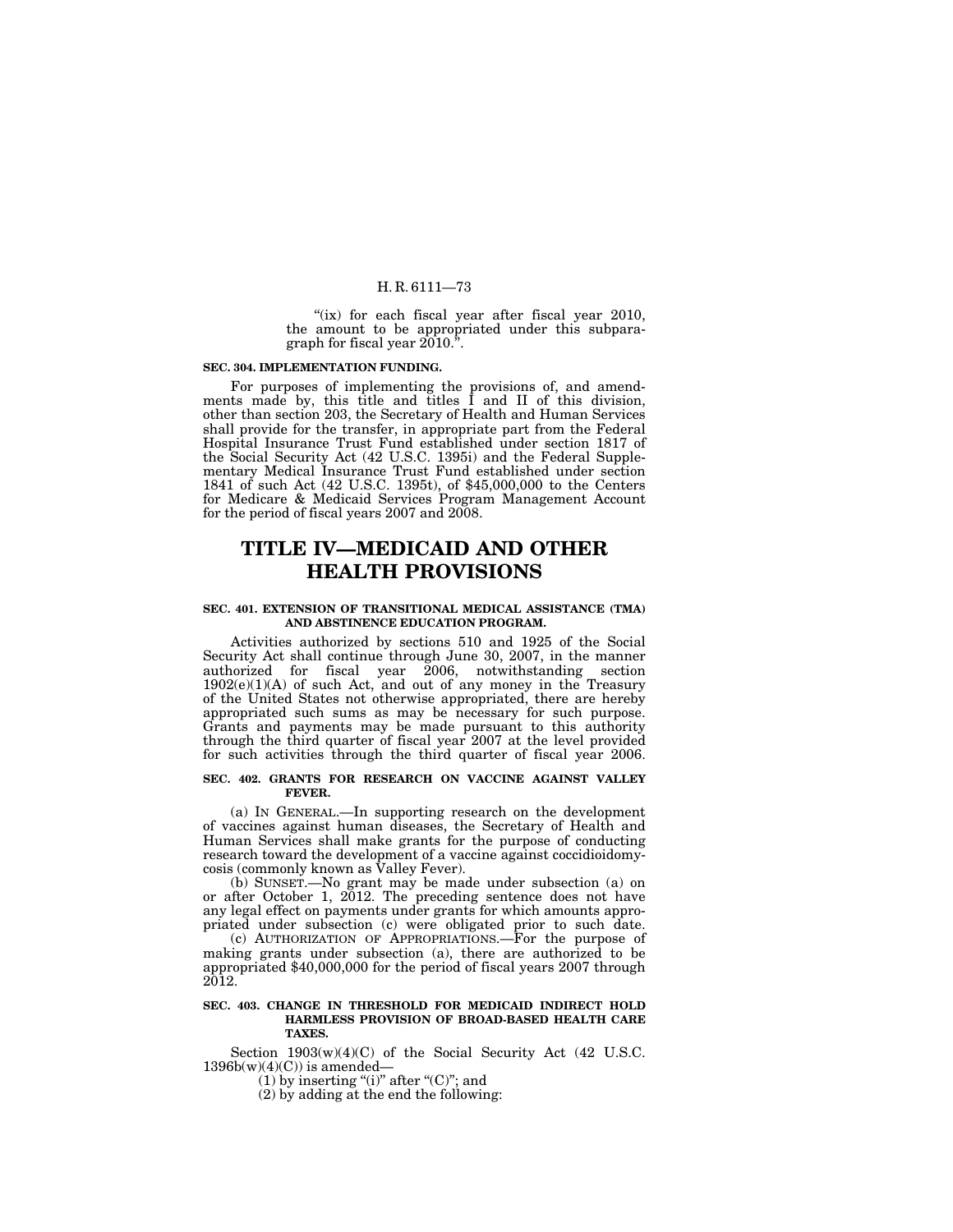"(ix) for each fiscal year after fiscal year 2010, the amount to be appropriated under this subparagraph for fiscal year 2010.".

**SEC. 304. IMPLEMENTATION FUNDING.**

For purposes of implementing the provisions of, and amendments made by, this title and titles I and II of this division, other than section 203, the Secretary of Health and Human Services shall provide for the transfer, in appropriate part from the Federal Hospital Insurance Trust Fund established under section 1817 of the Social Security Act (42 U.S.C. 1395i) and the Federal Supplementary Medical Insurance Trust Fund established under section 1841 of such Act (42 U.S.C. 1395t), of $45,000,000 to the Centers for Medicare & Medicaid Services Program Management Account for the period of fiscal years 2007 and 2008.

# TITLE IV—MEDICAID AND OTHER HEALTH PROVISIONS

**SEC. 401. EXTENSION OF TRANSITIONAL MEDICAL ASSISTANCE (TMA) AND ABSTINENCE EDUCATION PROGRAM.**

Activities authorized by sections 510 and 1925 of the Social Security Act shall continue through June 30, 2007, in the manner authorized for fiscal year 2006, notwithstanding section 1902(e)(1)(A) of such Act, and out of any money in the Treasury of the United States not otherwise appropriated, there are hereby appropriated such sums as may be necessary for such purpose. Grants and payments may be made pursuant to this authority through the third quarter of fiscal year 2007 at the level provided for such activities through the third quarter of fiscal year 2006.

**SEC. 402. GRANTS FOR RESEARCH ON VACCINE AGAINST VALLEY FEVER.**

(a) IN GENERAL.—In supporting research on the development of vaccines against human diseases, the Secretary of Health and Human Services shall make grants for the purpose of conducting research toward the development of a vaccine against coccidioidomycosis (commonly known as Valley Fever).

(b) SUNSET.—No grant may be made under subsection (a) on or after October 1, 2012. The preceding sentence does not have any legal effect on payments under grants for which amounts appropriated under subsection (c) were obligated prior to such date.

(c) AUTHORIZATION OF APPROPRIATIONS.—For the purpose of making grants under subsection (a), there are authorized to be appropriated $40,000,000 for the period of fiscal years 2007 through 2012.

**SEC. 403. CHANGE IN THRESHOLD FOR MEDICAID INDIRECT HOLD HARMLESS PROVISION OF BROAD-BASED HEALTH CARE TAXES.**

Section 1903(w)(4)(C) of the Social Security Act (42 U.S.C. 1396b(w)(4)(C)) is amended—

(1) by inserting "(i)" after "(C)"; and

(2) by adding at the end the following: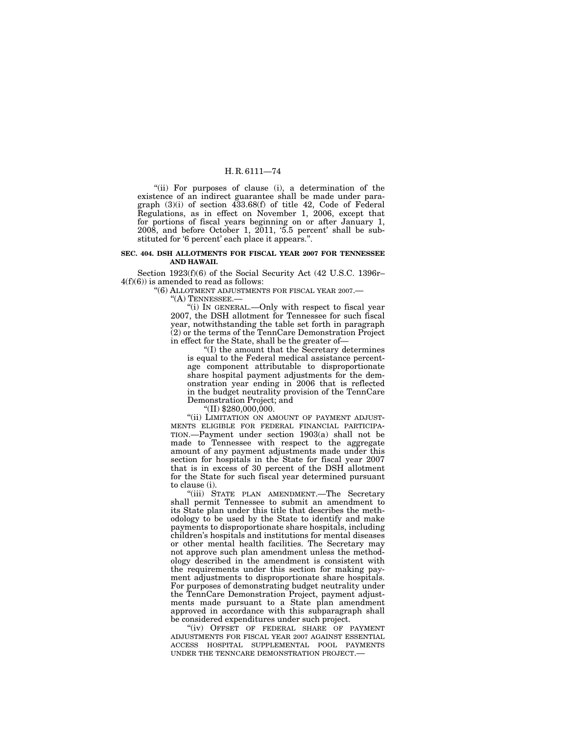"(ii) For purposes of clause (i), a determination of the existence of an indirect guarantee shall be made under paragraph (3)(i) of section 433.68(f) of title 42, Code of Federal Regulations, as in effect on November 1, 2006, except that for portions of fiscal years beginning on or after January 1, 2008, and before October 1, 2011, '5.5 percent' shall be substituted for '6 percent' each place it appears.".

**SEC. 404. DSH ALLOTMENTS FOR FISCAL YEAR 2007 FOR TENNESSEE AND HAWAII.**

Section 1923(f)(6) of the Social Security Act (42 U.S.C. 1396r–4(f)(6)) is amended to read as follows:

"(6) ALLOTMENT ADJUSTMENTS FOR FISCAL YEAR 2007.—

"(A) TENNESSEE.—

"(i) IN GENERAL.—Only with respect to fiscal year 2007, the DSH allotment for Tennessee for such fiscal year, notwithstanding the table set forth in paragraph (2) or the terms of the TennCare Demonstration Project in effect for the State, shall be the greater of—

"(I) the amount that the Secretary determines is equal to the Federal medical assistance percentage component attributable to disproportionate share hospital payment adjustments for the demonstration year ending in 2006 that is reflected in the budget neutrality provision of the TennCare Demonstration Project; and

"(II) $280,000,000.

"(ii) LIMITATION ON AMOUNT OF PAYMENT ADJUSTMENTS ELIGIBLE FOR FEDERAL FINANCIAL PARTICIPATION.—Payment under section 1903(a) shall not be made to Tennessee with respect to the aggregate amount of any payment adjustments made under this section for hospitals in the State for fiscal year 2007 that is in excess of 30 percent of the DSH allotment for the State for such fiscal year determined pursuant to clause (i).

"(iii) STATE PLAN AMENDMENT.—The Secretary shall permit Tennessee to submit an amendment to its State plan under this title that describes the methodology to be used by the State to identify and make payments to disproportionate share hospitals, including children's hospitals and institutions for mental diseases or other mental health facilities. The Secretary may not approve such plan amendment unless the methodology described in the amendment is consistent with the requirements under this section for making payment adjustments to disproportionate share hospitals. For purposes of demonstrating budget neutrality under the TennCare Demonstration Project, payment adjustments made pursuant to a State plan amendment approved in accordance with this subparagraph shall be considered expenditures under such project.

"(iv) OFFSET OF FEDERAL SHARE OF PAYMENT ADJUSTMENTS FOR FISCAL YEAR 2007 AGAINST ESSENTIAL ACCESS HOSPITAL SUPPLEMENTAL POOL PAYMENTS UNDER THE TENNCARE DEMONSTRATION PROJECT.—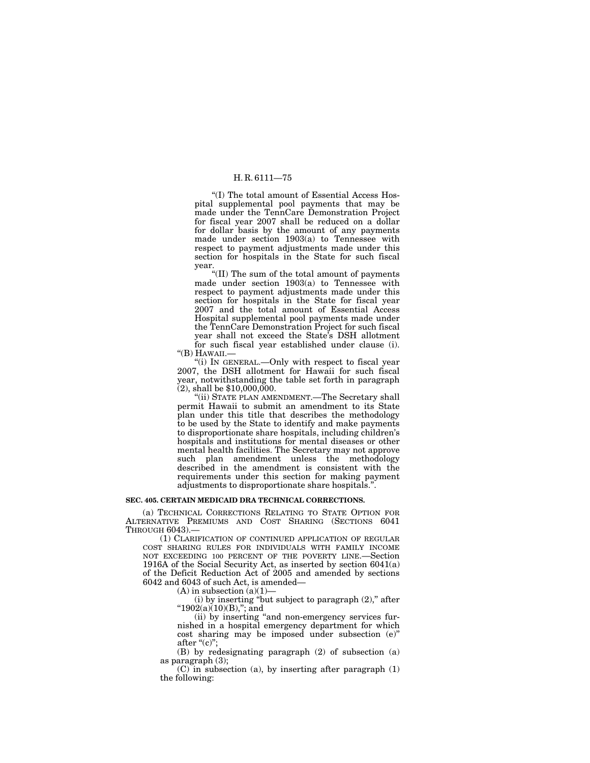"(I) The total amount of Essential Access Hospital supplemental pool payments that may be made under the TennCare Demonstration Project for fiscal year 2007 shall be reduced on a dollar for dollar basis by the amount of any payments made under section 1903(a) to Tennessee with respect to payment adjustments made under this section for hospitals in the State for such fiscal year.

"(II) The sum of the total amount of payments made under section 1903(a) to Tennessee with respect to payment adjustments made under this section for hospitals in the State for fiscal year 2007 and the total amount of Essential Access Hospital supplemental pool payments made under the TennCare Demonstration Project for such fiscal year shall not exceed the State's DSH allotment for such fiscal year established under clause (i).

"(B) HAWAII.—

"(i) IN GENERAL.—Only with respect to fiscal year 2007, the DSH allotment for Hawaii for such fiscal year, notwithstanding the table set forth in paragraph (2), shall be $10,000,000.

"(ii) STATE PLAN AMENDMENT.—The Secretary shall permit Hawaii to submit an amendment to its State plan under this title that describes the methodology to be used by the State to identify and make payments to disproportionate share hospitals, including children's hospitals and institutions for mental diseases or other mental health facilities. The Secretary may not approve such plan amendment unless the methodology described in the amendment is consistent with the requirements under this section for making payment adjustments to disproportionate share hospitals.".

**SEC. 405. CERTAIN MEDICAID DRA TECHNICAL CORRECTIONS.**

(a) TECHNICAL CORRECTIONS RELATING TO STATE OPTION FOR ALTERNATIVE PREMIUMS AND COST SHARING (SECTIONS 6041 THROUGH 6043).—

(1) CLARIFICATION OF CONTINUED APPLICATION OF REGULAR COST SHARING RULES FOR INDIVIDUALS WITH FAMILY INCOME NOT EXCEEDING 100 PERCENT OF THE POVERTY LINE.—Section 1916A of the Social Security Act, as inserted by section 6041(a) of the Deficit Reduction Act of 2005 and amended by sections 6042 and 6043 of such Act, is amended—

(A) in subsection (a)(1)—

(i) by inserting "but subject to paragraph (2)," after "1902(a)(10)(B),"; and

(ii) by inserting "and non-emergency services furnished in a hospital emergency department for which cost sharing may be imposed under subsection (e)" after "(c)";

(B) by redesignating paragraph (2) of subsection (a) as paragraph (3);

(C) in subsection (a), by inserting after paragraph (1) the following: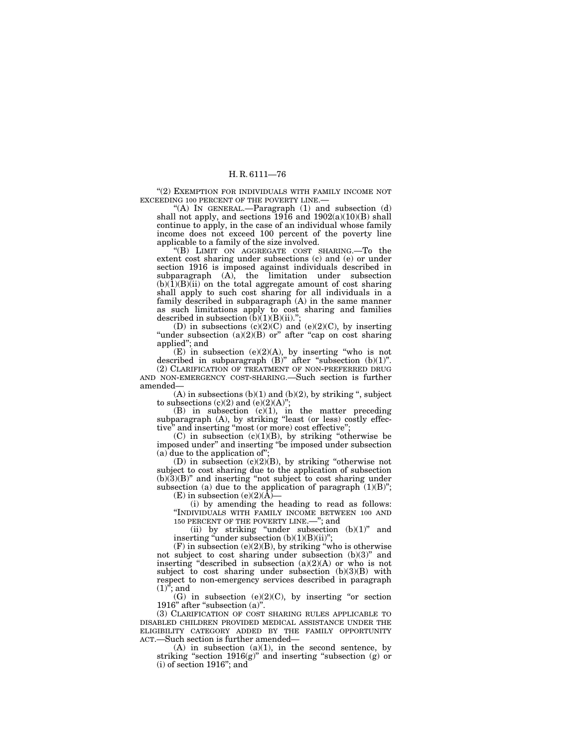"(2) EXEMPTION FOR INDIVIDUALS WITH FAMILY INCOME NOT EXCEEDING 100 PERCENT OF THE POVERTY LINE.—

"(A) IN GENERAL.—Paragraph (1) and subsection (d) shall not apply, and sections 1916 and 1902(a)(10)(B) shall continue to apply, in the case of an individual whose family income does not exceed 100 percent of the poverty line applicable to a family of the size involved.

"(B) LIMIT ON AGGREGATE COST SHARING.—To the extent cost sharing under subsections (c) and (e) or under section 1916 is imposed against individuals described in subparagraph (A), the limitation under subsection (b)(1)(B)(ii) on the total aggregate amount of cost sharing shall apply to such cost sharing for all individuals in a family described in subparagraph (A) in the same manner as such limitations apply to cost sharing and families described in subsection (b)(1)(B)(ii).";

(D) in subsections (c)(2)(C) and (e)(2)(C), by inserting "under subsection (a)(2)(B) or" after "cap on cost sharing applied"; and

(E) in subsection (e)(2)(A), by inserting "who is not described in subparagraph (B)" after "subsection (b)(1)".

(2) CLARIFICATION OF TREATMENT OF NON-PREFERRED DRUG AND NON-EMERGENCY COST-SHARING.—Such section is further amended—

(A) in subsections (b)(1) and (b)(2), by striking ", subject to subsections (c)(2) and (e)(2)(A)";

(B) in subsection (c)(1), in the matter preceding subparagraph (A), by striking "least (or less) costly effective" and inserting "most (or more) cost effective";

(C) in subsection (c)(1)(B), by striking "otherwise be imposed under" and inserting "be imposed under subsection (a) due to the application of";

(D) in subsection (c)(2)(B), by striking "otherwise not subject to cost sharing due to the application of subsection (b)(3)(B)" and inserting "not subject to cost sharing under subsection (a) due to the application of paragraph (1)(B)";

(E) in subsection (e)(2)(A)—

(i) by amending the heading to read as follows: "INDIVIDUALS WITH FAMILY INCOME BETWEEN 100 AND 150 PERCENT OF THE POVERTY LINE.—"; and

(ii) by striking "under subsection (b)(1)" and inserting "under subsection (b)(1)(B)(ii)";

(F) in subsection (e)(2)(B), by striking "who is otherwise not subject to cost sharing under subsection (b)(3)" and inserting "described in subsection (a)(2)(A) or who is not subject to cost sharing under subsection (b)(3)(B) with respect to non-emergency services described in paragraph (1)"; and

(G) in subsection (e)(2)(C), by inserting "or section 1916" after "subsection (a)".

(3) CLARIFICATION OF COST SHARING RULES APPLICABLE TO DISABLED CHILDREN PROVIDED MEDICAL ASSISTANCE UNDER THE ELIGIBILITY CATEGORY ADDED BY THE FAMILY OPPORTUNITY ACT.—Such section is further amended—

(A) in subsection (a)(1), in the second sentence, by striking "section 1916(g)" and inserting "subsection (g) or (i) of section 1916"; and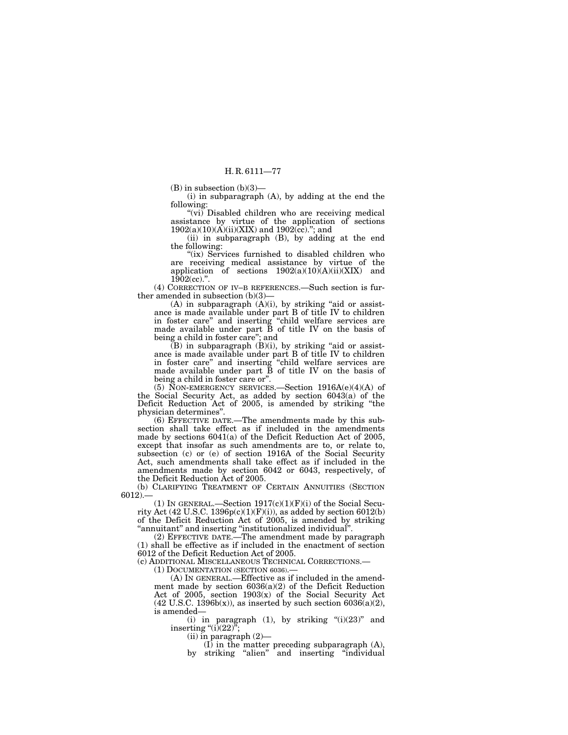(B) in subsection (b)(3)—

(i) in subparagraph (A), by adding at the end the following:

"(vi) Disabled children who are receiving medical assistance by virtue of the application of sections 1902(a)(10)(A)(ii)(XIX) and 1902(cc)."; and

(ii) in subparagraph (B), by adding at the end the following:

"(ix) Services furnished to disabled children who are receiving medical assistance by virtue of the application of sections 1902(a)(10)(A)(ii)(XIX) and 1902(cc).".

(4) CORRECTION OF IV–B REFERENCES.—Such section is further amended in subsection (b)(3)—

(A) in subparagraph (A)(i), by striking "aid or assistance is made available under part B of title IV to children in foster care" and inserting "child welfare services are made available under part B of title IV on the basis of being a child in foster care"; and

(B) in subparagraph (B)(i), by striking "aid or assistance is made available under part B of title IV to children in foster care" and inserting "child welfare services are made available under part B of title IV on the basis of being a child in foster care or".

(5) NON-EMERGENCY SERVICES.—Section 1916A(e)(4)(A) of the Social Security Act, as added by section 6043(a) of the Deficit Reduction Act of 2005, is amended by striking "the physician determines".

(6) EFFECTIVE DATE.—The amendments made by this subsection shall take effect as if included in the amendments made by sections 6041(a) of the Deficit Reduction Act of 2005, except that insofar as such amendments are to, or relate to, subsection (c) or (e) of section 1916A of the Social Security Act, such amendments shall take effect as if included in the amendments made by section 6042 or 6043, respectively, of the Deficit Reduction Act of 2005.

(b) CLARIFYING TREATMENT OF CERTAIN ANNUITIES (SECTION 6012).—

(1) IN GENERAL.—Section 1917(c)(1)(F)(i) of the Social Security Act (42 U.S.C. 1396p(c)(1)(F)(i)), as added by section 6012(b) of the Deficit Reduction Act of 2005, is amended by striking "annuitant" and inserting "institutionalized individual".

(2) EFFECTIVE DATE.—The amendment made by paragraph (1) shall be effective as if included in the enactment of section 6012 of the Deficit Reduction Act of 2005.

(c) ADDITIONAL MISCELLANEOUS TECHNICAL CORRECTIONS.—

(1) DOCUMENTATION (SECTION 6036).—

(A) IN GENERAL.—Effective as if included in the amendment made by section 6036(a)(2) of the Deficit Reduction Act of 2005, section 1903(x) of the Social Security Act (42 U.S.C. 1396b(x)), as inserted by such section 6036(a)(2), is amended—

(i) in paragraph (1), by striking "(i)(23)" and inserting "(i)(22)";

(ii) in paragraph (2)—

(I) in the matter preceding subparagraph (A), by striking "alien" and inserting "individual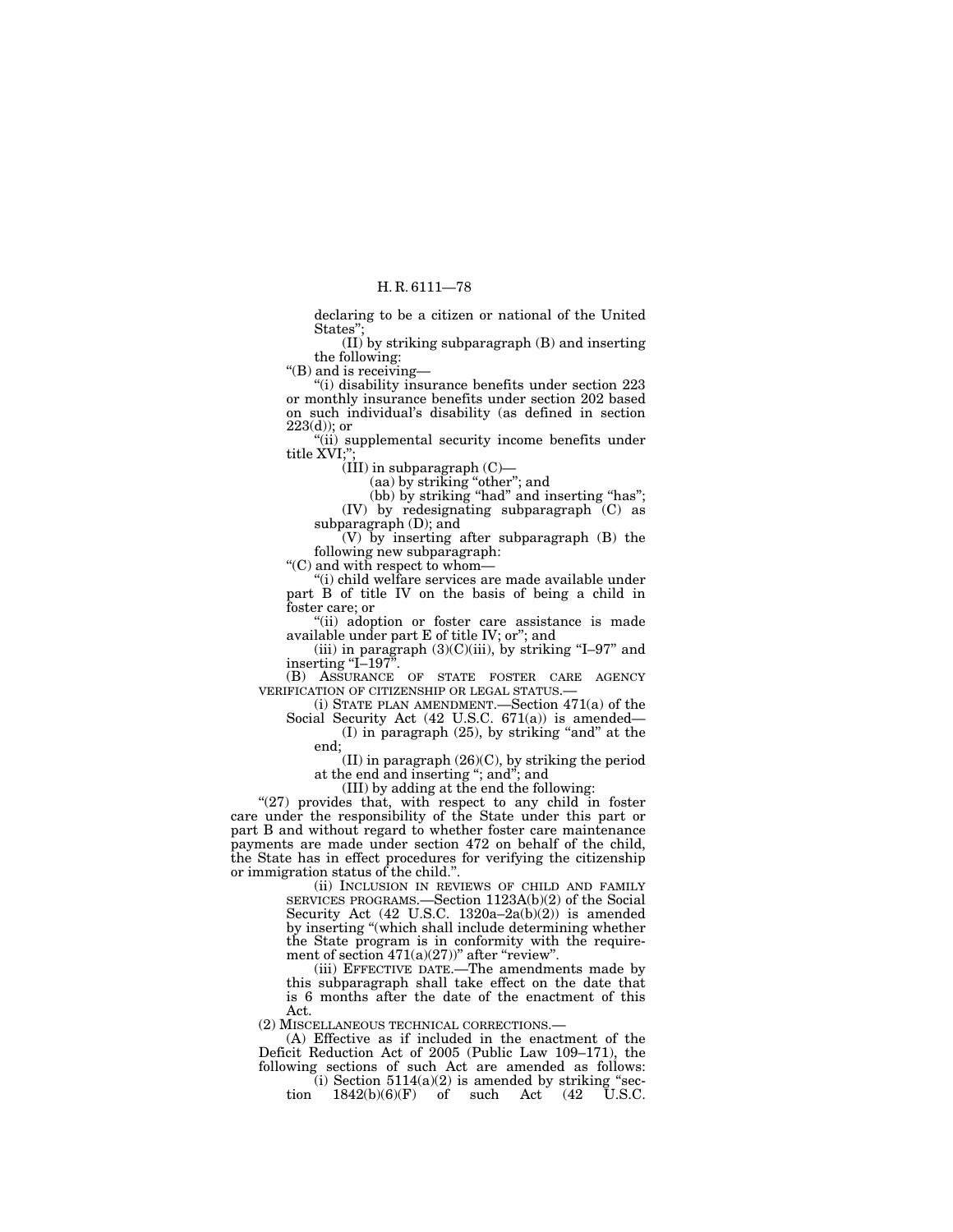declaring to be a citizen or national of the United States";

(II) by striking subparagraph (B) and inserting the following:

"(B) and is receiving—

"(i) disability insurance benefits under section 223 or monthly insurance benefits under section 202 based on such individual's disability (as defined in section 223(d)); or

"(ii) supplemental security income benefits under title XVI;";

(III) in subparagraph (C)—

(aa) by striking "other"; and

(bb) by striking "had" and inserting "has";

(IV) by redesignating subparagraph (C) as subparagraph (D); and

(V) by inserting after subparagraph (B) the following new subparagraph:

"(C) and with respect to whom—

"(i) child welfare services are made available under part B of title IV on the basis of being a child in foster care; or

"(ii) adoption or foster care assistance is made available under part E of title IV; or"; and

(iii) in paragraph (3)(C)(iii), by striking "I–97" and inserting "I–197".

(B) ASSURANCE OF STATE FOSTER CARE AGENCY VERIFICATION OF CITIZENSHIP OR LEGAL STATUS.—

(i) STATE PLAN AMENDMENT.—Section 471(a) of the Social Security Act (42 U.S.C. 671(a)) is amended—

(I) in paragraph (25), by striking "and" at the end;

(II) in paragraph (26)(C), by striking the period at the end and inserting "; and"; and

(III) by adding at the end the following:

"(27) provides that, with respect to any child in foster care under the responsibility of the State under this part or part B and without regard to whether foster care maintenance payments are made under section 472 on behalf of the child, the State has in effect procedures for verifying the citizenship or immigration status of the child.".

(ii) INCLUSION IN REVIEWS OF CHILD AND FAMILY SERVICES PROGRAMS.—Section 1123A(b)(2) of the Social Security Act (42 U.S.C. 1320a–2a(b)(2)) is amended by inserting "(which shall include determining whether the State program is in conformity with the requirement of section 471(a)(27))" after "review".

(iii) EFFECTIVE DATE.—The amendments made by this subparagraph shall take effect on the date that is 6 months after the date of the enactment of this Act.

(2) MISCELLANEOUS TECHNICAL CORRECTIONS.—

(A) Effective as if included in the enactment of the Deficit Reduction Act of 2005 (Public Law 109–171), the following sections of such Act are amended as follows:

(i) Section 5114(a)(2) is amended by striking "section 1842(b)(6)(F) of such Act (42 U.S.C.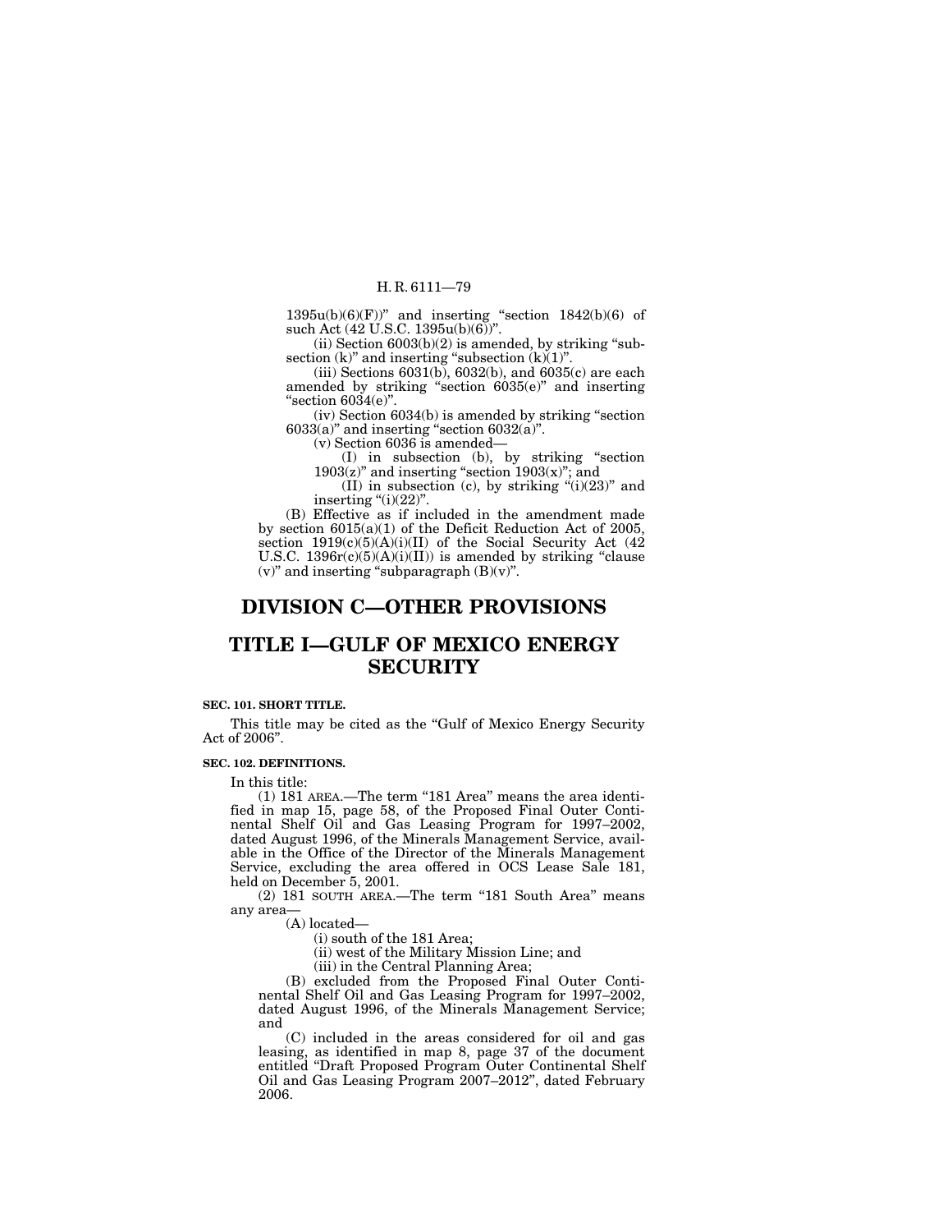1395u(b)(6)(F))" and inserting "section 1842(b)(6) of such Act (42 U.S.C. 1395u(b)(6))".

(ii) Section 6003(b)(2) is amended, by striking "subsection (k)" and inserting "subsection (k)(1)".

(iii) Sections 6031(b), 6032(b), and 6035(c) are each amended by striking "section 6035(e)" and inserting "section 6034(e)".

(iv) Section 6034(b) is amended by striking "section 6033(a)" and inserting "section 6032(a)".

(v) Section 6036 is amended—

(I) in subsection (b), by striking "section 1903(z)" and inserting "section 1903(x)"; and

(II) in subsection (c), by striking "(i)(23)" and inserting "(i)(22)".

(B) Effective as if included in the amendment made by section 6015(a)(1) of the Deficit Reduction Act of 2005, section 1919(c)(5)(A)(i)(II) of the Social Security Act (42 U.S.C. 1396r(c)(5)(A)(i)(II)) is amended by striking "clause (v)" and inserting "subparagraph (B)(v)".

# DIVISION C—OTHER PROVISIONS

# TITLE I—GULF OF MEXICO ENERGY SECURITY

**SEC. 101. SHORT TITLE.**

This title may be cited as the "Gulf of Mexico Energy Security Act of 2006".

**SEC. 102. DEFINITIONS.**

In this title:

(1) 181 AREA.—The term "181 Area" means the area identified in map 15, page 58, of the Proposed Final Outer Continental Shelf Oil and Gas Leasing Program for 1997–2002, dated August 1996, of the Minerals Management Service, available in the Office of the Director of the Minerals Management Service, excluding the area offered in OCS Lease Sale 181, held on December 5, 2001.

(2) 181 SOUTH AREA.—The term "181 South Area" means any area—

(A) located—

(i) south of the 181 Area;

(ii) west of the Military Mission Line; and

(iii) in the Central Planning Area;

(B) excluded from the Proposed Final Outer Continental Shelf Oil and Gas Leasing Program for 1997–2002, dated August 1996, of the Minerals Management Service; and

(C) included in the areas considered for oil and gas leasing, as identified in map 8, page 37 of the document entitled "Draft Proposed Program Outer Continental Shelf Oil and Gas Leasing Program 2007–2012", dated February 2006.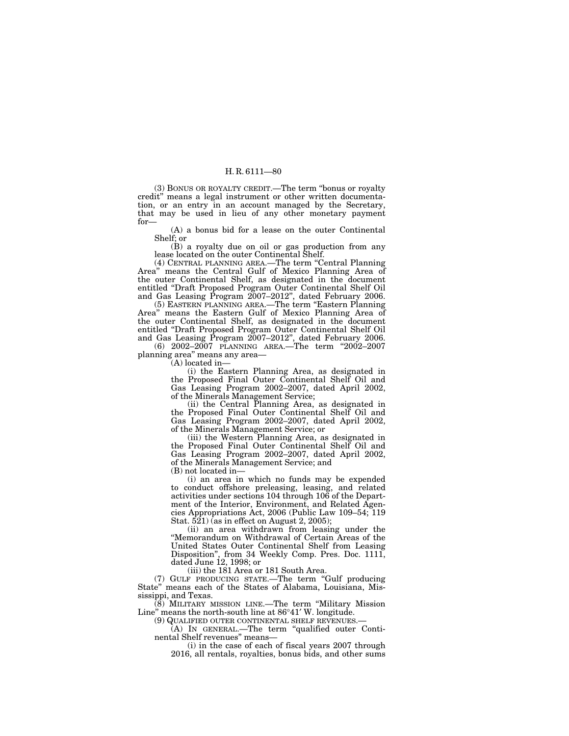(3) BONUS OR ROYALTY CREDIT.—The term "bonus or royalty credit" means a legal instrument or other written documentation, or an entry in an account managed by the Secretary, that may be used in lieu of any other monetary payment for—

(A) a bonus bid for a lease on the outer Continental Shelf; or

(B) a royalty due on oil or gas production from any lease located on the outer Continental Shelf.

(4) CENTRAL PLANNING AREA.—The term "Central Planning Area" means the Central Gulf of Mexico Planning Area of the outer Continental Shelf, as designated in the document entitled "Draft Proposed Program Outer Continental Shelf Oil and Gas Leasing Program 2007–2012", dated February 2006.

(5) EASTERN PLANNING AREA.—The term "Eastern Planning Area" means the Eastern Gulf of Mexico Planning Area of the outer Continental Shelf, as designated in the document entitled "Draft Proposed Program Outer Continental Shelf Oil and Gas Leasing Program 2007–2012", dated February 2006.

(6) 2002–2007 PLANNING AREA.—The term "2002–2007 planning area" means any area—

(A) located in—

(i) the Eastern Planning Area, as designated in the Proposed Final Outer Continental Shelf Oil and Gas Leasing Program 2002–2007, dated April 2002, of the Minerals Management Service;

(ii) the Central Planning Area, as designated in the Proposed Final Outer Continental Shelf Oil and Gas Leasing Program 2002–2007, dated April 2002, of the Minerals Management Service; or

(iii) the Western Planning Area, as designated in the Proposed Final Outer Continental Shelf Oil and Gas Leasing Program 2002–2007, dated April 2002, of the Minerals Management Service; and

(B) not located in—

(i) an area in which no funds may be expended to conduct offshore preleasing, leasing, and related activities under sections 104 through 106 of the Department of the Interior, Environment, and Related Agencies Appropriations Act, 2006 (Public Law 109–54; 119 Stat. 521) (as in effect on August 2, 2005);

(ii) an area withdrawn from leasing under the "Memorandum on Withdrawal of Certain Areas of the United States Outer Continental Shelf from Leasing Disposition", from 34 Weekly Comp. Pres. Doc. 1111, dated June 12, 1998; or

(iii) the 181 Area or 181 South Area.

(7) GULF PRODUCING STATE.—The term "Gulf producing State" means each of the States of Alabama, Louisiana, Mississippi, and Texas.

(8) MILITARY MISSION LINE.—The term "Military Mission Line" means the north-south line at 86°41′ W. longitude.

(9) QUALIFIED OUTER CONTINENTAL SHELF REVENUES.—

(A) IN GENERAL.—The term "qualified outer Continental Shelf revenues" means—

(i) in the case of each of fiscal years 2007 through 2016, all rentals, royalties, bonus bids, and other sums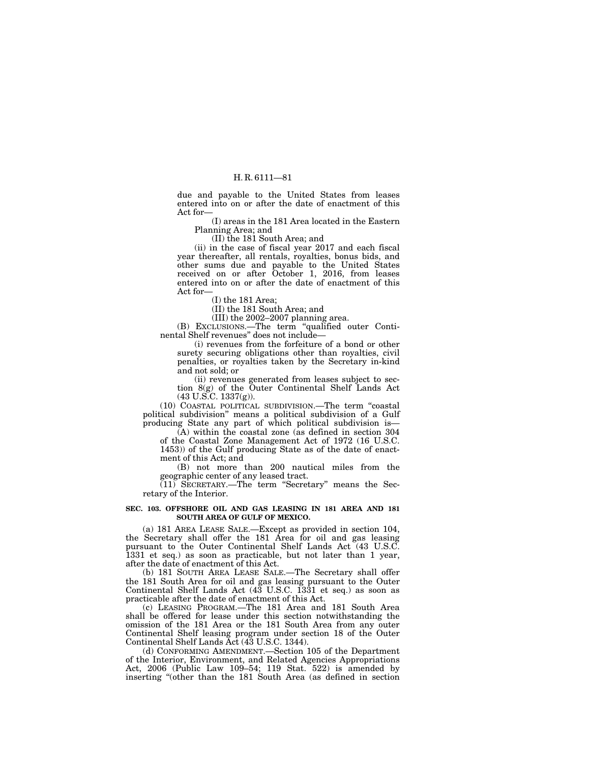due and payable to the United States from leases entered into on or after the date of enactment of this Act for—

(I) areas in the 181 Area located in the Eastern Planning Area; and

(II) the 181 South Area; and

(ii) in the case of fiscal year 2017 and each fiscal year thereafter, all rentals, royalties, bonus bids, and other sums due and payable to the United States received on or after October 1, 2016, from leases entered into on or after the date of enactment of this Act for—

(I) the 181 Area;

(II) the 181 South Area; and

(III) the 2002–2007 planning area.

(B) EXCLUSIONS.—The term "qualified outer Continental Shelf revenues" does not include—

(i) revenues from the forfeiture of a bond or other surety securing obligations other than royalties, civil penalties, or royalties taken by the Secretary in-kind and not sold; or

(ii) revenues generated from leases subject to section 8(g) of the Outer Continental Shelf Lands Act (43 U.S.C. 1337(g)).

(10) COASTAL POLITICAL SUBDIVISION.—The term "coastal political subdivision" means a political subdivision of a Gulf producing State any part of which political subdivision is—

(A) within the coastal zone (as defined in section 304 of the Coastal Zone Management Act of 1972 (16 U.S.C. 1453)) of the Gulf producing State as of the date of enactment of this Act; and

(B) not more than 200 nautical miles from the geographic center of any leased tract.

(11) SECRETARY.—The term "Secretary" means the Secretary of the Interior.

**SEC. 103. OFFSHORE OIL AND GAS LEASING IN 181 AREA AND 181 SOUTH AREA OF GULF OF MEXICO.**

(a) 181 AREA LEASE SALE.—Except as provided in section 104, the Secretary shall offer the 181 Area for oil and gas leasing pursuant to the Outer Continental Shelf Lands Act (43 U.S.C. 1331 et seq.) as soon as practicable, but not later than 1 year, after the date of enactment of this Act.

(b) 181 SOUTH AREA LEASE SALE.—The Secretary shall offer the 181 South Area for oil and gas leasing pursuant to the Outer Continental Shelf Lands Act (43 U.S.C. 1331 et seq.) as soon as practicable after the date of enactment of this Act.

(c) LEASING PROGRAM.—The 181 Area and 181 South Area shall be offered for lease under this section notwithstanding the omission of the 181 Area or the 181 South Area from any outer Continental Shelf leasing program under section 18 of the Outer Continental Shelf Lands Act (43 U.S.C. 1344).

(d) CONFORMING AMENDMENT.—Section 105 of the Department of the Interior, Environment, and Related Agencies Appropriations Act, 2006 (Public Law 109–54; 119 Stat. 522) is amended by inserting "(other than the 181 South Area (as defined in section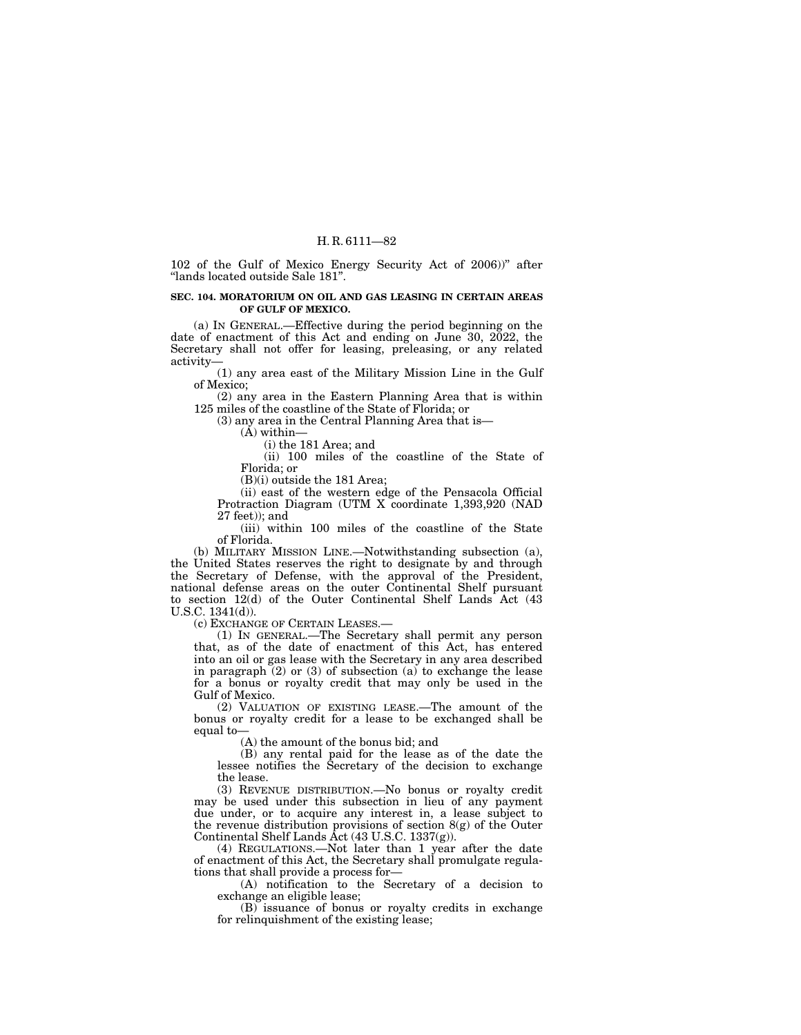102 of the Gulf of Mexico Energy Security Act of 2006))" after "lands located outside Sale 181".

### SEC. 104. MORATORIUM ON OIL AND GAS LEASING IN CERTAIN AREAS OF GULF OF MEXICO.

(a) IN GENERAL.—Effective during the period beginning on the date of enactment of this Act and ending on June 30, 2022, the Secretary shall not offer for leasing, preleasing, or any related activity—

(1) any area east of the Military Mission Line in the Gulf of Mexico;

(2) any area in the Eastern Planning Area that is within 125 miles of the coastline of the State of Florida; or

(3) any area in the Central Planning Area that is—

(A) within—

(i) the 181 Area; and

(ii) 100 miles of the coastline of the State of Florida; or

(B)(i) outside the 181 Area;

(ii) east of the western edge of the Pensacola Official Protraction Diagram (UTM X coordinate 1,393,920 (NAD 27 feet)); and

(iii) within 100 miles of the coastline of the State of Florida.

(b) MILITARY MISSION LINE.—Notwithstanding subsection (a), the United States reserves the right to designate by and through the Secretary of Defense, with the approval of the President, national defense areas on the outer Continental Shelf pursuant to section 12(d) of the Outer Continental Shelf Lands Act (43 U.S.C. 1341(d)).

(c) EXCHANGE OF CERTAIN LEASES.—

(1) IN GENERAL.—The Secretary shall permit any person that, as of the date of enactment of this Act, has entered into an oil or gas lease with the Secretary in any area described in paragraph (2) or (3) of subsection (a) to exchange the lease for a bonus or royalty credit that may only be used in the Gulf of Mexico.

(2) VALUATION OF EXISTING LEASE.—The amount of the bonus or royalty credit for a lease to be exchanged shall be equal to—

(A) the amount of the bonus bid; and

(B) any rental paid for the lease as of the date the lessee notifies the Secretary of the decision to exchange the lease.

(3) REVENUE DISTRIBUTION.—No bonus or royalty credit may be used under this subsection in lieu of any payment due under, or to acquire any interest in, a lease subject to the revenue distribution provisions of section 8(g) of the Outer Continental Shelf Lands Act (43 U.S.C. 1337(g)).

(4) REGULATIONS.—Not later than 1 year after the date of enactment of this Act, the Secretary shall promulgate regulations that shall provide a process for—

(A) notification to the Secretary of a decision to exchange an eligible lease;

(B) issuance of bonus or royalty credits in exchange for relinquishment of the existing lease;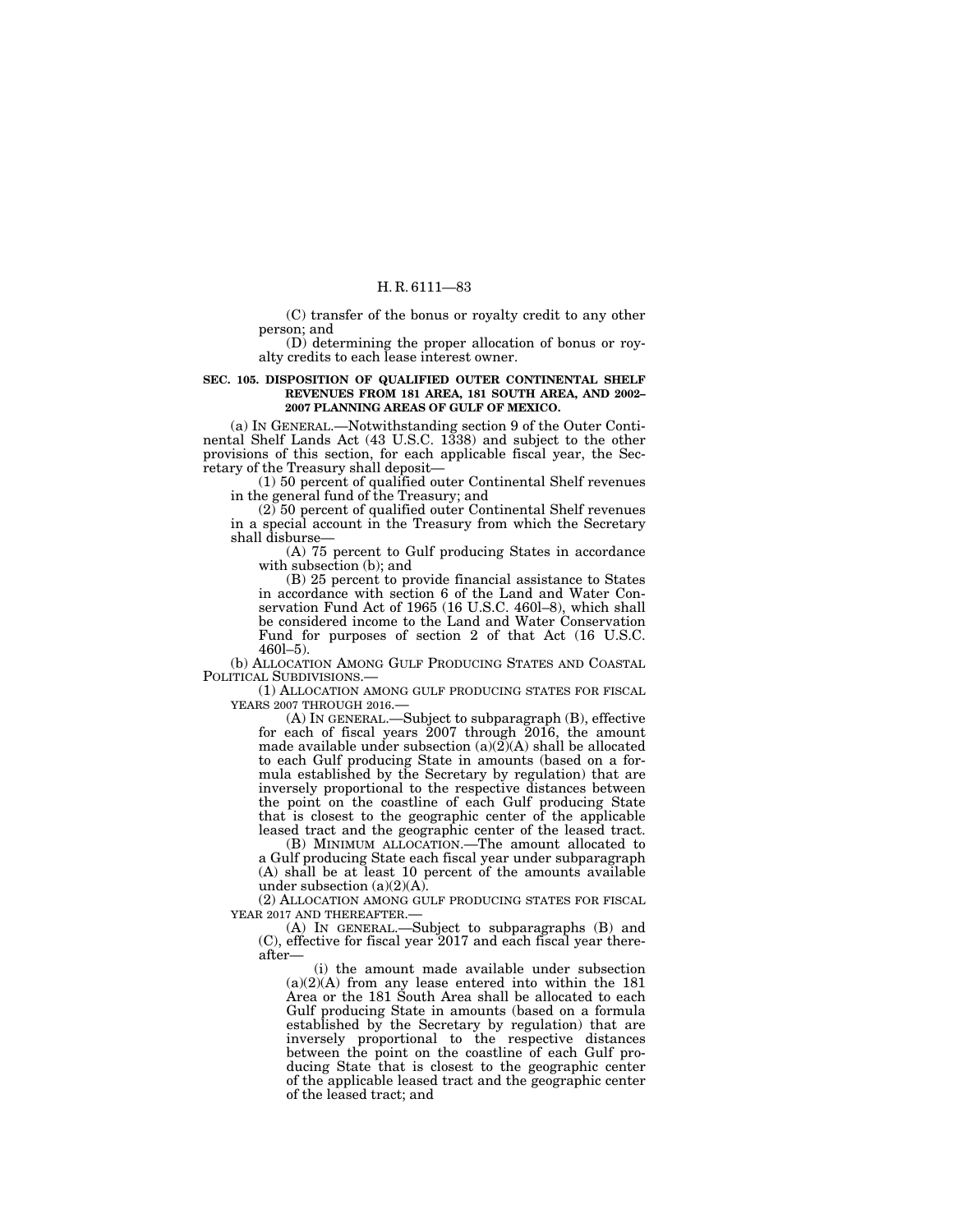(C) transfer of the bonus or royalty credit to any other person; and

(D) determining the proper allocation of bonus or royalty credits to each lease interest owner.

**SEC. 105. DISPOSITION OF QUALIFIED OUTER CONTINENTAL SHELF REVENUES FROM 181 AREA, 181 SOUTH AREA, AND 2002–2007 PLANNING AREAS OF GULF OF MEXICO.**

(a) IN GENERAL.—Notwithstanding section 9 of the Outer Continental Shelf Lands Act (43 U.S.C. 1338) and subject to the other provisions of this section, for each applicable fiscal year, the Secretary of the Treasury shall deposit—

(1) 50 percent of qualified outer Continental Shelf revenues in the general fund of the Treasury; and

(2) 50 percent of qualified outer Continental Shelf revenues in a special account in the Treasury from which the Secretary shall disburse—

(A) 75 percent to Gulf producing States in accordance with subsection (b); and

(B) 25 percent to provide financial assistance to States in accordance with section 6 of the Land and Water Conservation Fund Act of 1965 (16 U.S.C. 460l–8), which shall be considered income to the Land and Water Conservation Fund for purposes of section 2 of that Act (16 U.S.C. 460l–5).

(b) ALLOCATION AMONG GULF PRODUCING STATES AND COASTAL POLITICAL SUBDIVISIONS.—

(1) ALLOCATION AMONG GULF PRODUCING STATES FOR FISCAL YEARS 2007 THROUGH 2016.—

(A) IN GENERAL.—Subject to subparagraph (B), effective for each of fiscal years 2007 through 2016, the amount made available under subsection (a)(2)(A) shall be allocated to each Gulf producing State in amounts (based on a formula established by the Secretary by regulation) that are inversely proportional to the respective distances between the point on the coastline of each Gulf producing State that is closest to the geographic center of the applicable leased tract and the geographic center of the leased tract.

(B) MINIMUM ALLOCATION.—The amount allocated to a Gulf producing State each fiscal year under subparagraph (A) shall be at least 10 percent of the amounts available under subsection (a)(2)(A).

(2) ALLOCATION AMONG GULF PRODUCING STATES FOR FISCAL YEAR 2017 AND THEREAFTER.—

(A) IN GENERAL.—Subject to subparagraphs (B) and (C), effective for fiscal year 2017 and each fiscal year thereafter—

(i) the amount made available under subsection (a)(2)(A) from any lease entered into within the 181 Area or the 181 South Area shall be allocated to each Gulf producing State in amounts (based on a formula established by the Secretary by regulation) that are inversely proportional to the respective distances between the point on the coastline of each Gulf producing State that is closest to the geographic center of the applicable leased tract and the geographic center of the leased tract; and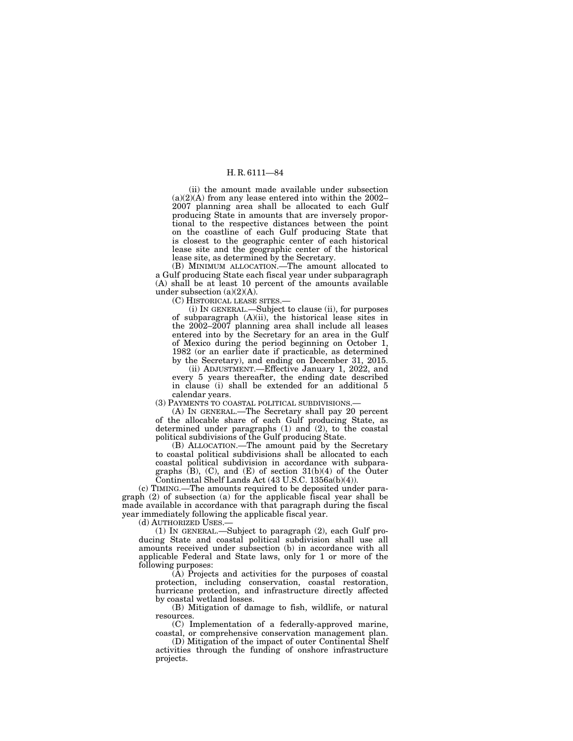(ii) the amount made available under subsection (a)(2)(A) from any lease entered into within the 2002–2007 planning area shall be allocated to each Gulf producing State in amounts that are inversely proportional to the respective distances between the point on the coastline of each Gulf producing State that is closest to the geographic center of each historical lease site and the geographic center of the historical lease site, as determined by the Secretary.

(B) MINIMUM ALLOCATION.—The amount allocated to a Gulf producing State each fiscal year under subparagraph (A) shall be at least 10 percent of the amounts available under subsection (a)(2)(A).

(C) HISTORICAL LEASE SITES.—

(i) IN GENERAL.—Subject to clause (ii), for purposes of subparagraph (A)(ii), the historical lease sites in the 2002–2007 planning area shall include all leases entered into by the Secretary for an area in the Gulf of Mexico during the period beginning on October 1, 1982 (or an earlier date if practicable, as determined by the Secretary), and ending on December 31, 2015.

(ii) ADJUSTMENT.—Effective January 1, 2022, and every 5 years thereafter, the ending date described in clause (i) shall be extended for an additional 5 calendar years.

(3) PAYMENTS TO COASTAL POLITICAL SUBDIVISIONS.—

(A) IN GENERAL.—The Secretary shall pay 20 percent of the allocable share of each Gulf producing State, as determined under paragraphs (1) and (2), to the coastal political subdivisions of the Gulf producing State.

(B) ALLOCATION.—The amount paid by the Secretary to coastal political subdivisions shall be allocated to each coastal political subdivision in accordance with subparagraphs (B), (C), and (E) of section 31(b)(4) of the Outer Continental Shelf Lands Act (43 U.S.C. 1356a(b)(4)).

(c) TIMING.—The amounts required to be deposited under paragraph (2) of subsection (a) for the applicable fiscal year shall be made available in accordance with that paragraph during the fiscal year immediately following the applicable fiscal year.

(d) AUTHORIZED USES.—

(1) IN GENERAL.—Subject to paragraph (2), each Gulf producing State and coastal political subdivision shall use all amounts received under subsection (b) in accordance with all applicable Federal and State laws, only for 1 or more of the following purposes:

(A) Projects and activities for the purposes of coastal protection, including conservation, coastal restoration, hurricane protection, and infrastructure directly affected by coastal wetland losses.

(B) Mitigation of damage to fish, wildlife, or natural resources.

(C) Implementation of a federally-approved marine, coastal, or comprehensive conservation management plan.

(D) Mitigation of the impact of outer Continental Shelf activities through the funding of onshore infrastructure projects.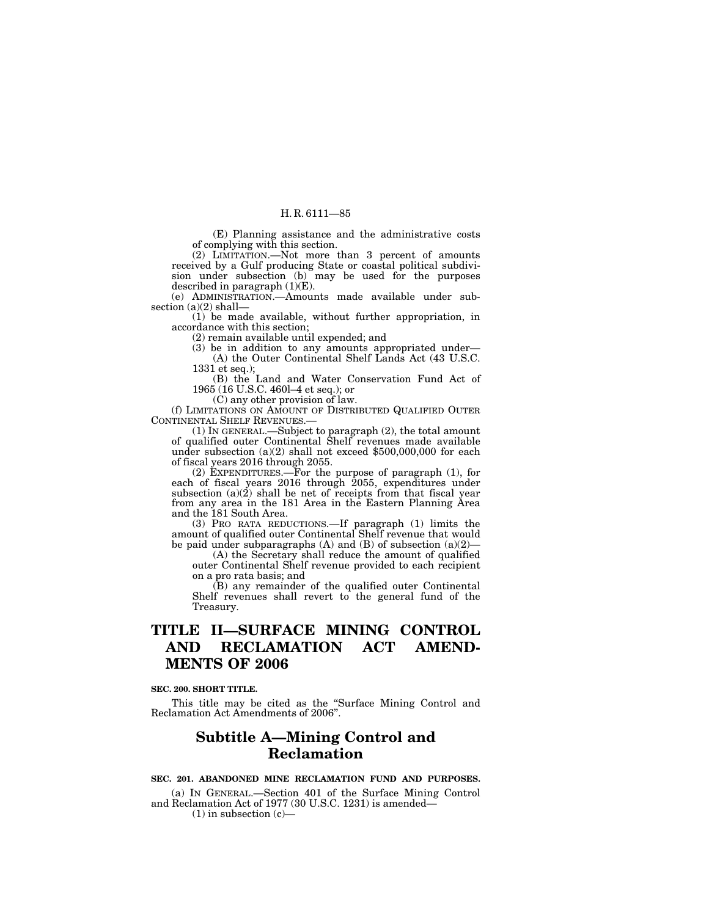(E) Planning assistance and the administrative costs of complying with this section.

(2) LIMITATION.—Not more than 3 percent of amounts received by a Gulf producing State or coastal political subdivision under subsection (b) may be used for the purposes described in paragraph (1)(E).

(e) ADMINISTRATION.—Amounts made available under subsection (a)(2) shall—

(1) be made available, without further appropriation, in accordance with this section;

(2) remain available until expended; and

(3) be in addition to any amounts appropriated under—

(A) the Outer Continental Shelf Lands Act (43 U.S.C. 1331 et seq.);

(B) the Land and Water Conservation Fund Act of 1965 (16 U.S.C. 460l–4 et seq.); or

(C) any other provision of law.

(f) LIMITATIONS ON AMOUNT OF DISTRIBUTED QUALIFIED OUTER CONTINENTAL SHELF REVENUES.—

(1) IN GENERAL.—Subject to paragraph (2), the total amount of qualified outer Continental Shelf revenues made available under subsection (a)(2) shall not exceed $500,000,000 for each of fiscal years 2016 through 2055.

(2) EXPENDITURES.—For the purpose of paragraph (1), for each of fiscal years 2016 through 2055, expenditures under subsection (a)(2) shall be net of receipts from that fiscal year from any area in the 181 Area in the Eastern Planning Area and the 181 South Area.

(3) PRO RATA REDUCTIONS.—If paragraph (1) limits the amount of qualified outer Continental Shelf revenue that would be paid under subparagraphs (A) and (B) of subsection (a)(2)—

(A) the Secretary shall reduce the amount of qualified outer Continental Shelf revenue provided to each recipient on a pro rata basis; and

(B) any remainder of the qualified outer Continental Shelf revenues shall revert to the general fund of the Treasury.

# TITLE II—SURFACE MINING CONTROL AND RECLAMATION ACT AMENDMENTS OF 2006

**SEC. 200. SHORT TITLE.**

This title may be cited as the "Surface Mining Control and Reclamation Act Amendments of 2006".

## Subtitle A—Mining Control and Reclamation

**SEC. 201. ABANDONED MINE RECLAMATION FUND AND PURPOSES.**

(a) IN GENERAL.—Section 401 of the Surface Mining Control and Reclamation Act of 1977 (30 U.S.C. 1231) is amended—

(1) in subsection (c)—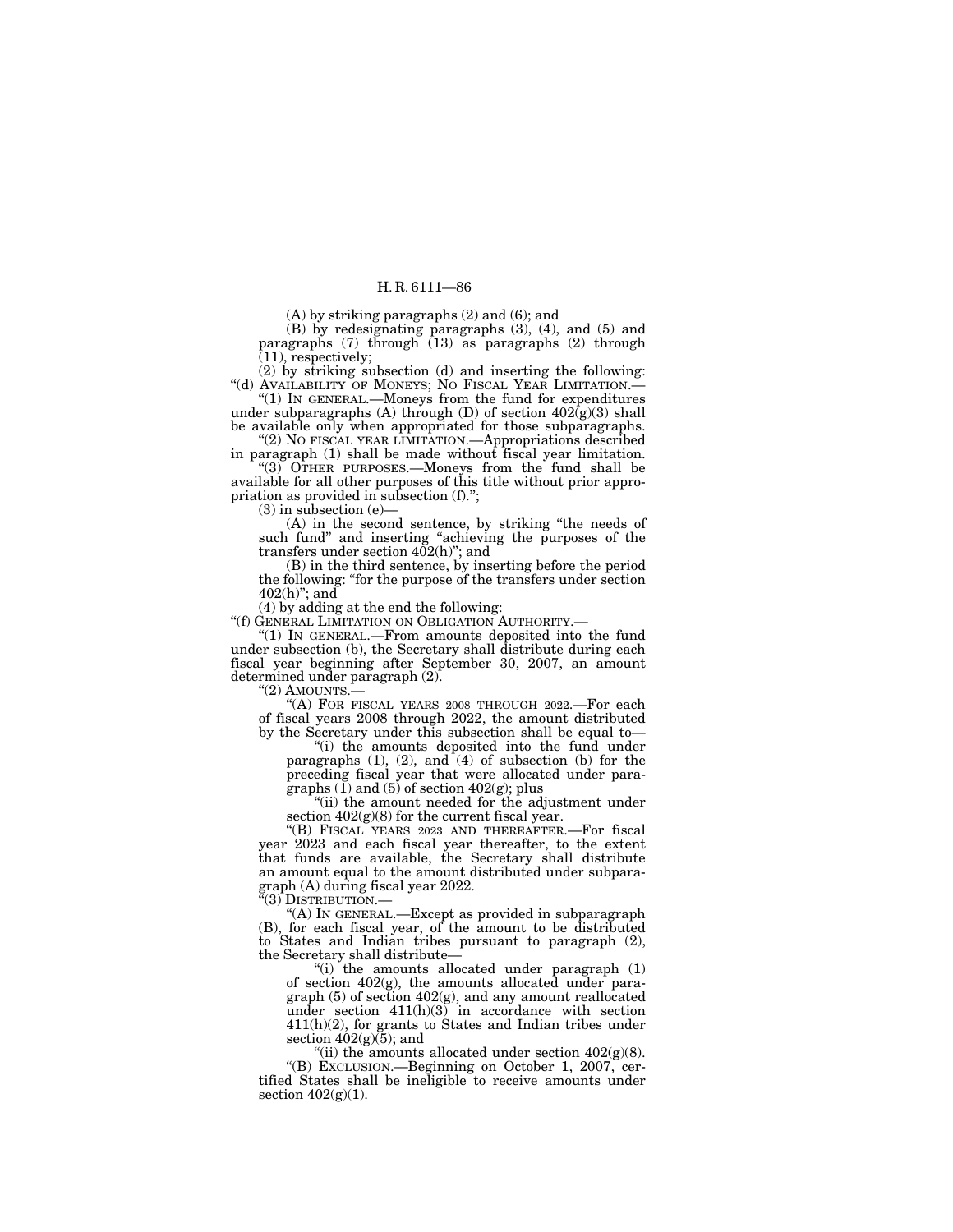(A) by striking paragraphs (2) and (6); and

(B) by redesignating paragraphs (3), (4), and (5) and paragraphs (7) through (13) as paragraphs (2) through (11), respectively;

(2) by striking subsection (d) and inserting the following:

"(d) AVAILABILITY OF MONEYS; NO FISCAL YEAR LIMITATION.—

"(1) IN GENERAL.—Moneys from the fund for expenditures under subparagraphs (A) through (D) of section 402(g)(3) shall be available only when appropriated for those subparagraphs.

"(2) NO FISCAL YEAR LIMITATION.—Appropriations described in paragraph (1) shall be made without fiscal year limitation.

"(3) OTHER PURPOSES.—Moneys from the fund shall be available for all other purposes of this title without prior appropriation as provided in subsection (f).";

(3) in subsection (e)—

(A) in the second sentence, by striking "the needs of such fund" and inserting "achieving the purposes of the transfers under section 402(h)"; and

(B) in the third sentence, by inserting before the period the following: "for the purpose of the transfers under section 402(h)"; and

(4) by adding at the end the following:

"(f) GENERAL LIMITATION ON OBLIGATION AUTHORITY.—

"(1) IN GENERAL.—From amounts deposited into the fund under subsection (b), the Secretary shall distribute during each fiscal year beginning after September 30, 2007, an amount determined under paragraph (2).

"(2) AMOUNTS.—

"(A) FOR FISCAL YEARS 2008 THROUGH 2022.—For each of fiscal years 2008 through 2022, the amount distributed by the Secretary under this subsection shall be equal to—

"(i) the amounts deposited into the fund under paragraphs (1), (2), and (4) of subsection (b) for the preceding fiscal year that were allocated under paragraphs (1) and (5) of section 402(g); plus

"(ii) the amount needed for the adjustment under section 402(g)(8) for the current fiscal year.

"(B) FISCAL YEARS 2023 AND THEREAFTER.—For fiscal year 2023 and each fiscal year thereafter, to the extent that funds are available, the Secretary shall distribute an amount equal to the amount distributed under subparagraph (A) during fiscal year 2022.

"(3) DISTRIBUTION.—

"(A) IN GENERAL.—Except as provided in subparagraph (B), for each fiscal year, of the amount to be distributed to States and Indian tribes pursuant to paragraph (2), the Secretary shall distribute—

"(i) the amounts allocated under paragraph (1) of section 402(g), the amounts allocated under paragraph (5) of section 402(g), and any amount reallocated under section 411(h)(3) in accordance with section 411(h)(2), for grants to States and Indian tribes under section 402(g)(5); and

"(ii) the amounts allocated under section 402(g)(8).

"(B) EXCLUSION.—Beginning on October 1, 2007, certified States shall be ineligible to receive amounts under section 402(g)(1).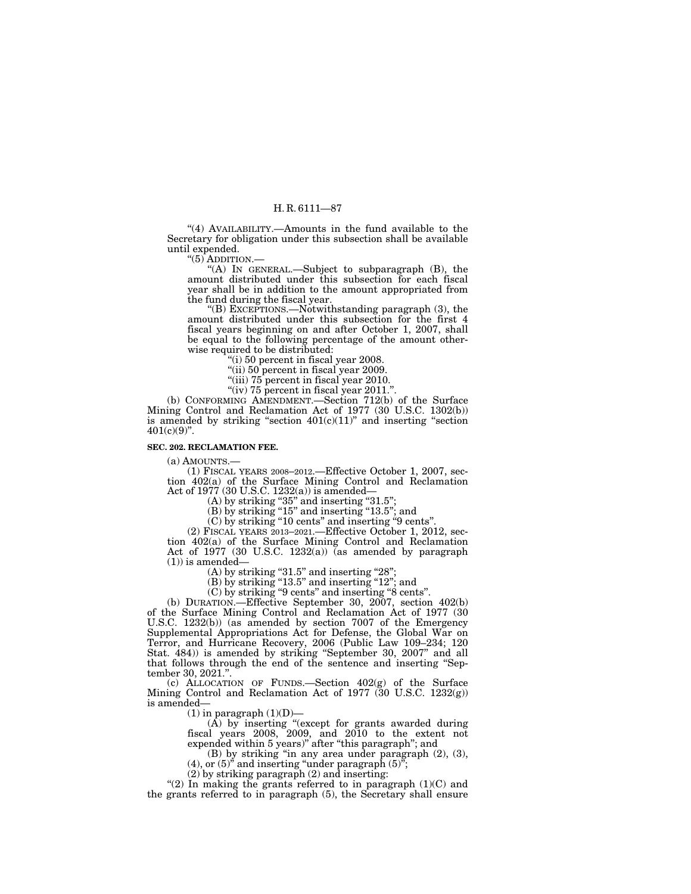"(4) AVAILABILITY.—Amounts in the fund available to the Secretary for obligation under this subsection shall be available until expended.

"(5) ADDITION.—

"(A) IN GENERAL.—Subject to subparagraph (B), the amount distributed under this subsection for each fiscal year shall be in addition to the amount appropriated from the fund during the fiscal year.

"(B) EXCEPTIONS.—Notwithstanding paragraph (3), the amount distributed under this subsection for the first 4 fiscal years beginning on and after October 1, 2007, shall be equal to the following percentage of the amount otherwise required to be distributed:

"(i) 50 percent in fiscal year 2008.

"(ii) 50 percent in fiscal year 2009.

"(iii) 75 percent in fiscal year 2010.

"(iv) 75 percent in fiscal year 2011.".

(b) CONFORMING AMENDMENT.—Section 712(b) of the Surface Mining Control and Reclamation Act of 1977 (30 U.S.C. 1302(b)) is amended by striking "section 401(c)(11)" and inserting "section 401(c)(9)".

**SEC. 202. RECLAMATION FEE.**

(a) AMOUNTS.—

(1) FISCAL YEARS 2008–2012.—Effective October 1, 2007, section 402(a) of the Surface Mining Control and Reclamation Act of 1977 (30 U.S.C. 1232(a)) is amended—

(A) by striking "35" and inserting "31.5";

(B) by striking "15" and inserting "13.5"; and

(C) by striking "10 cents" and inserting "9 cents".

(2) FISCAL YEARS 2013–2021.—Effective October 1, 2012, section 402(a) of the Surface Mining Control and Reclamation Act of 1977 (30 U.S.C. 1232(a)) (as amended by paragraph (1)) is amended—

(A) by striking "31.5" and inserting "28";

(B) by striking "13.5" and inserting "12"; and

(C) by striking "9 cents" and inserting "8 cents".

(b) DURATION.—Effective September 30, 2007, section 402(b) of the Surface Mining Control and Reclamation Act of 1977 (30 U.S.C. 1232(b)) (as amended by section 7007 of the Emergency Supplemental Appropriations Act for Defense, the Global War on Terror, and Hurricane Recovery, 2006 (Public Law 109–234; 120 Stat. 484)) is amended by striking "September 30, 2007" and all that follows through the end of the sentence and inserting "September 30, 2021.".

(c) ALLOCATION OF FUNDS.—Section 402(g) of the Surface Mining Control and Reclamation Act of 1977 (30 U.S.C. 1232(g)) is amended—

(1) in paragraph (1)(D)—

(A) by inserting "(except for grants awarded during fiscal years 2008, 2009, and 2010 to the extent not expended within 5 years)" after "this paragraph"; and

(B) by striking "in any area under paragraph (2), (3), (4), or (5)" and inserting "under paragraph (5)";

(2) by striking paragraph (2) and inserting:

"(2) In making the grants referred to in paragraph (1)(C) and the grants referred to in paragraph (5), the Secretary shall ensure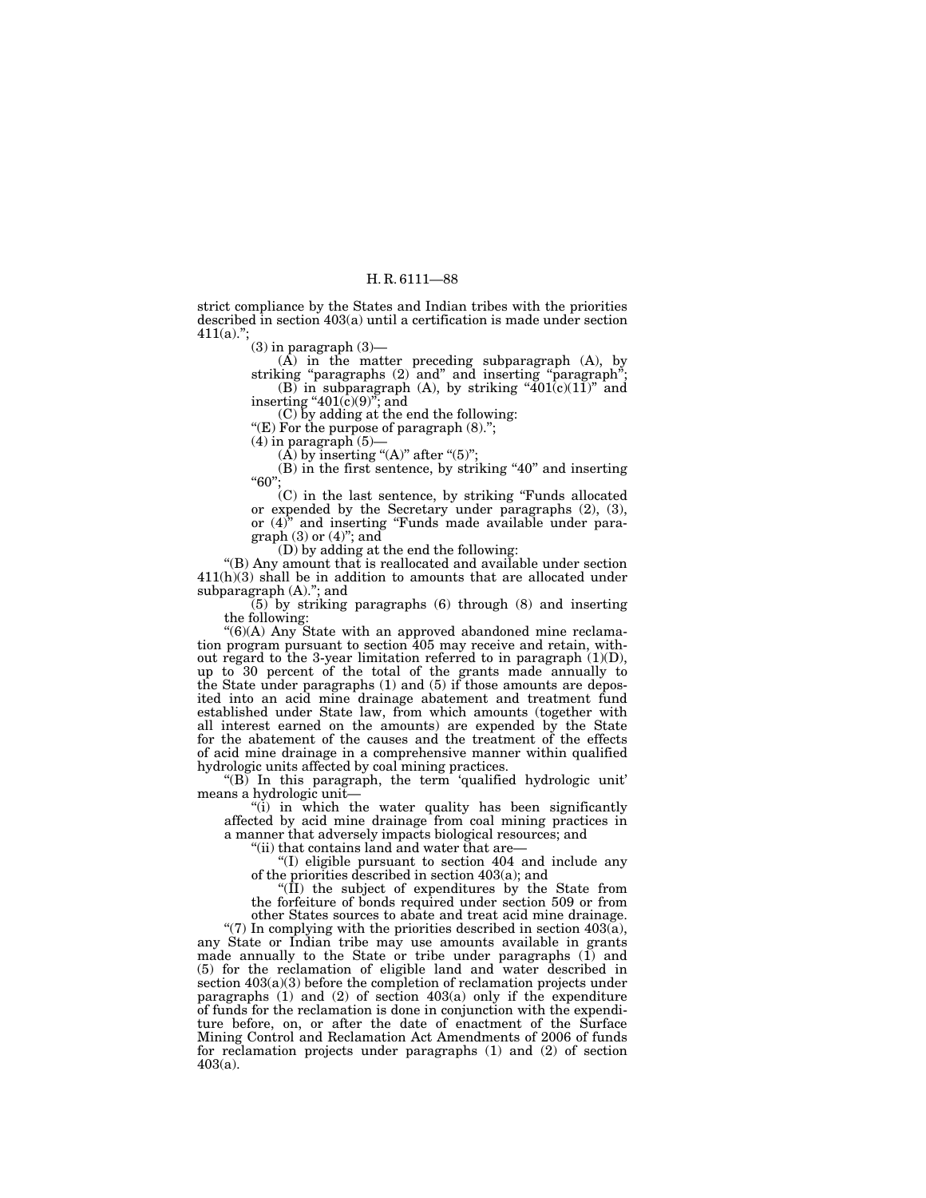strict compliance by the States and Indian tribes with the priorities described in section 403(a) until a certification is made under section 411(a).";

(3) in paragraph (3)—

(A) in the matter preceding subparagraph (A), by striking "paragraphs (2) and" and inserting "paragraph";

(B) in subparagraph (A), by striking "401(c)(11)" and inserting "401(c)(9)"; and

(C) by adding at the end the following:

"(E) For the purpose of paragraph (8).";

(4) in paragraph (5)—

(A) by inserting "(A)" after "(5)";

(B) in the first sentence, by striking "40" and inserting "60";

(C) in the last sentence, by striking "Funds allocated or expended by the Secretary under paragraphs (2), (3), or (4)" and inserting "Funds made available under paragraph (3) or (4)"; and

(D) by adding at the end the following:

"(B) Any amount that is reallocated and available under section 411(h)(3) shall be in addition to amounts that are allocated under subparagraph (A)."; and

(5) by striking paragraphs (6) through (8) and inserting the following:

"(6)(A) Any State with an approved abandoned mine reclamation program pursuant to section 405 may receive and retain, without regard to the 3-year limitation referred to in paragraph (1)(D), up to 30 percent of the total of the grants made annually to the State under paragraphs (1) and (5) if those amounts are deposited into an acid mine drainage abatement and treatment fund established under State law, from which amounts (together with all interest earned on the amounts) are expended by the State for the abatement of the causes and the treatment of the effects of acid mine drainage in a comprehensive manner within qualified hydrologic units affected by coal mining practices.

"(B) In this paragraph, the term 'qualified hydrologic unit' means a hydrologic unit—

"(i) in which the water quality has been significantly affected by acid mine drainage from coal mining practices in a manner that adversely impacts biological resources; and

"(ii) that contains land and water that are—

"(I) eligible pursuant to section 404 and include any of the priorities described in section 403(a); and

"(II) the subject of expenditures by the State from the forfeiture of bonds required under section 509 or from other States sources to abate and treat acid mine drainage.

"(7) In complying with the priorities described in section 403(a), any State or Indian tribe may use amounts available in grants made annually to the State or tribe under paragraphs (1) and (5) for the reclamation of eligible land and water described in section 403(a)(3) before the completion of reclamation projects under paragraphs (1) and (2) of section 403(a) only if the expenditure of funds for the reclamation is done in conjunction with the expenditure before, on, or after the date of enactment of the Surface Mining Control and Reclamation Act Amendments of 2006 of funds for reclamation projects under paragraphs (1) and (2) of section 403(a).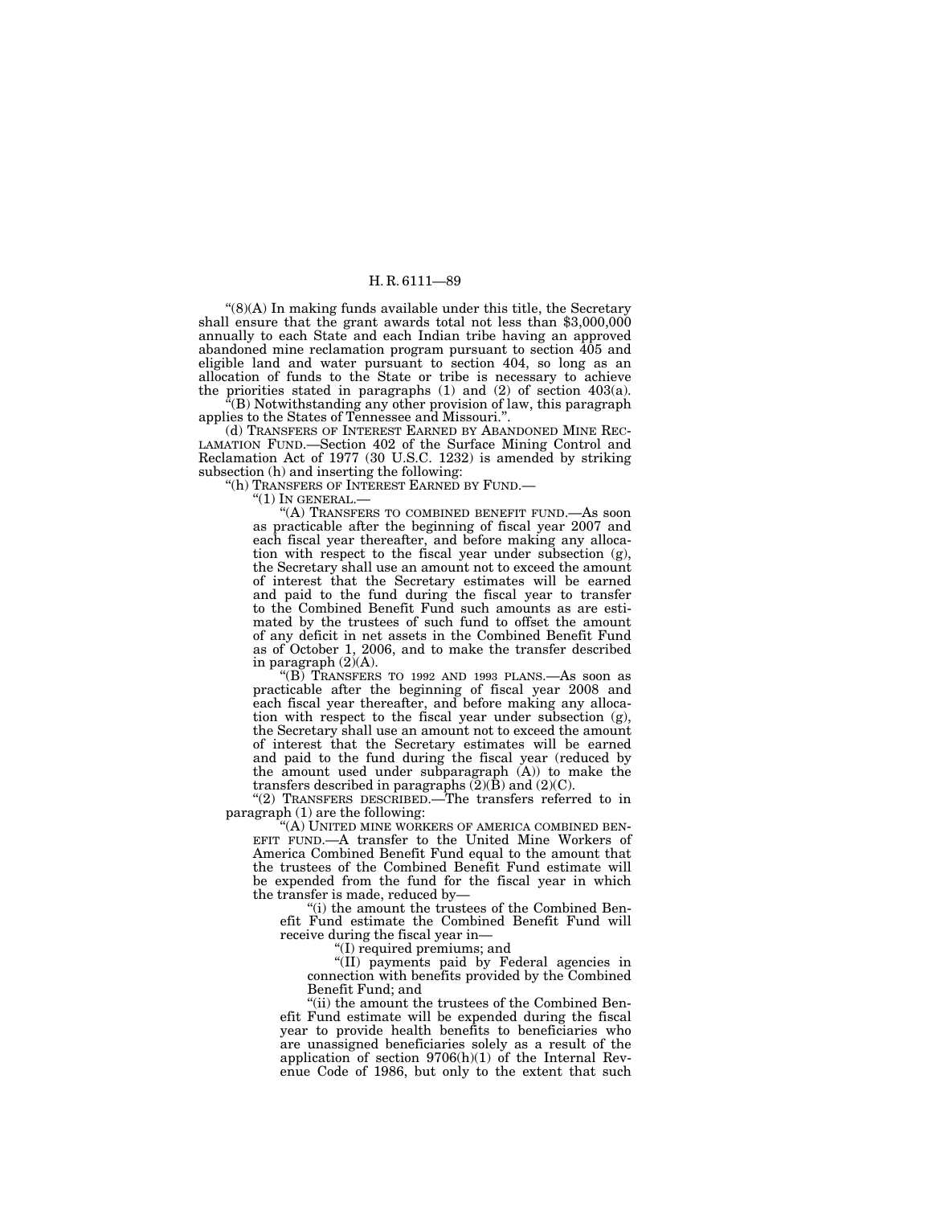"(8)(A) In making funds available under this title, the Secretary shall ensure that the grant awards total not less than $3,000,000 annually to each State and each Indian tribe having an approved abandoned mine reclamation program pursuant to section 405 and eligible land and water pursuant to section 404, so long as an allocation of funds to the State or tribe is necessary to achieve the priorities stated in paragraphs (1) and (2) of section 403(a).

"(B) Notwithstanding any other provision of law, this paragraph applies to the States of Tennessee and Missouri.".

(d) TRANSFERS OF INTEREST EARNED BY ABANDONED MINE RECLAMATION FUND.—Section 402 of the Surface Mining Control and Reclamation Act of 1977 (30 U.S.C. 1232) is amended by striking subsection (h) and inserting the following:

"(h) TRANSFERS OF INTEREST EARNED BY FUND.—

"(1) IN GENERAL.—

"(A) TRANSFERS TO COMBINED BENEFIT FUND.—As soon as practicable after the beginning of fiscal year 2007 and each fiscal year thereafter, and before making any allocation with respect to the fiscal year under subsection (g), the Secretary shall use an amount not to exceed the amount of interest that the Secretary estimates will be earned and paid to the fund during the fiscal year to transfer to the Combined Benefit Fund such amounts as are estimated by the trustees of such fund to offset the amount of any deficit in net assets in the Combined Benefit Fund as of October 1, 2006, and to make the transfer described in paragraph (2)(A).

"(B) TRANSFERS TO 1992 AND 1993 PLANS.—As soon as practicable after the beginning of fiscal year 2008 and each fiscal year thereafter, and before making any allocation with respect to the fiscal year under subsection (g), the Secretary shall use an amount not to exceed the amount of interest that the Secretary estimates will be earned and paid to the fund during the fiscal year (reduced by the amount used under subparagraph (A)) to make the transfers described in paragraphs (2)(B) and (2)(C).

"(2) TRANSFERS DESCRIBED.—The transfers referred to in paragraph (1) are the following:

"(A) UNITED MINE WORKERS OF AMERICA COMBINED BENEFIT FUND.—A transfer to the United Mine Workers of America Combined Benefit Fund equal to the amount that the trustees of the Combined Benefit Fund estimate will be expended from the fund for the fiscal year in which the transfer is made, reduced by—

"(i) the amount the trustees of the Combined Benefit Fund estimate the Combined Benefit Fund will receive during the fiscal year in—

"(I) required premiums; and

"(II) payments paid by Federal agencies in connection with benefits provided by the Combined Benefit Fund; and

"(ii) the amount the trustees of the Combined Benefit Fund estimate will be expended during the fiscal year to provide health benefits to beneficiaries who are unassigned beneficiaries solely as a result of the application of section 9706(h)(1) of the Internal Revenue Code of 1986, but only to the extent that such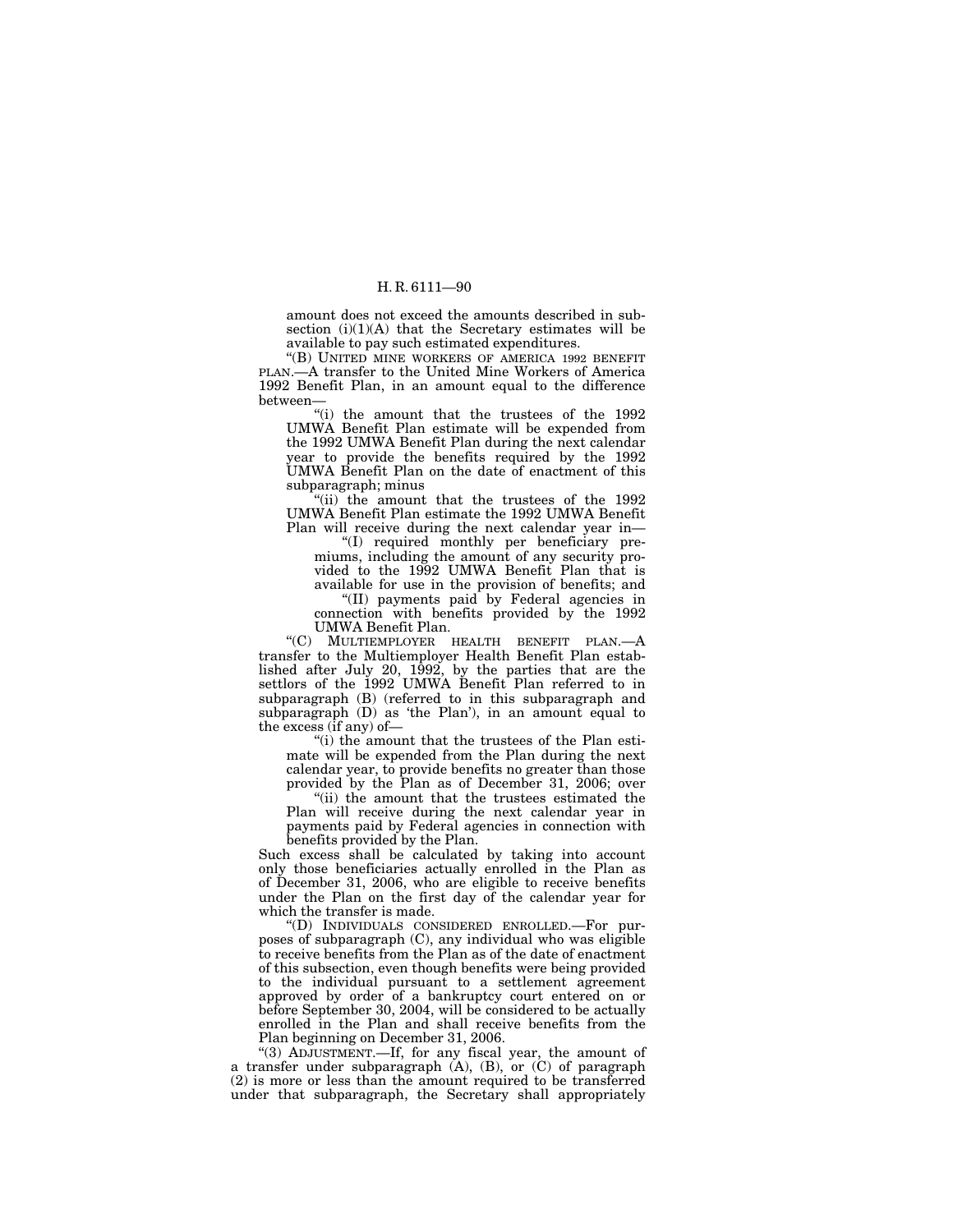amount does not exceed the amounts described in subsection (i)(1)(A) that the Secretary estimates will be available to pay such estimated expenditures.

"(B) UNITED MINE WORKERS OF AMERICA 1992 BENEFIT PLAN.—A transfer to the United Mine Workers of America 1992 Benefit Plan, in an amount equal to the difference between—

"(i) the amount that the trustees of the 1992 UMWA Benefit Plan estimate will be expended from the 1992 UMWA Benefit Plan during the next calendar year to provide the benefits required by the 1992 UMWA Benefit Plan on the date of enactment of this subparagraph; minus

"(ii) the amount that the trustees of the 1992 UMWA Benefit Plan estimate the 1992 UMWA Benefit Plan will receive during the next calendar year in—

"(I) required monthly per beneficiary premiums, including the amount of any security provided to the 1992 UMWA Benefit Plan that is available for use in the provision of benefits; and

"(II) payments paid by Federal agencies in connection with benefits provided by the 1992 UMWA Benefit Plan.

"(C) MULTIEMPLOYER HEALTH BENEFIT PLAN.—A transfer to the Multiemployer Health Benefit Plan established after July 20, 1992, by the parties that are the settlors of the 1992 UMWA Benefit Plan referred to in subparagraph (B) (referred to in this subparagraph and subparagraph (D) as 'the Plan'), in an amount equal to the excess (if any) of—

"(i) the amount that the trustees of the Plan estimate will be expended from the Plan during the next calendar year, to provide benefits no greater than those provided by the Plan as of December 31, 2006; over

"(ii) the amount that the trustees estimated the Plan will receive during the next calendar year in payments paid by Federal agencies in connection with benefits provided by the Plan.

Such excess shall be calculated by taking into account only those beneficiaries actually enrolled in the Plan as of December 31, 2006, who are eligible to receive benefits under the Plan on the first day of the calendar year for which the transfer is made.

"(D) INDIVIDUALS CONSIDERED ENROLLED.—For purposes of subparagraph (C), any individual who was eligible to receive benefits from the Plan as of the date of enactment of this subsection, even though benefits were being provided to the individual pursuant to a settlement agreement approved by order of a bankruptcy court entered on or before September 30, 2004, will be considered to be actually enrolled in the Plan and shall receive benefits from the Plan beginning on December 31, 2006.

"(3) ADJUSTMENT.—If, for any fiscal year, the amount of a transfer under subparagraph (A), (B), or (C) of paragraph (2) is more or less than the amount required to be transferred under that subparagraph, the Secretary shall appropriately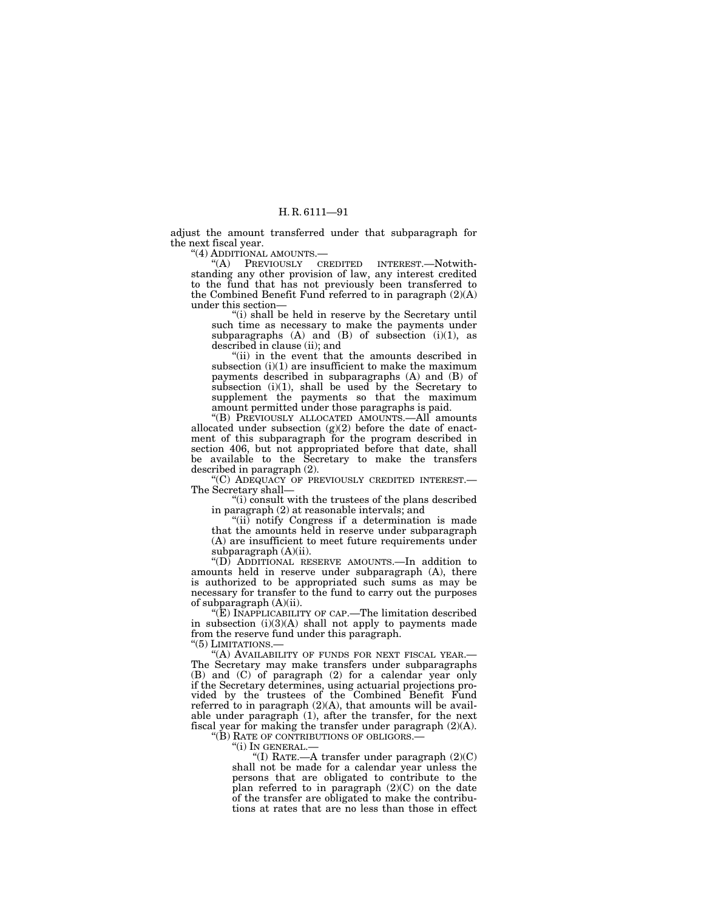adjust the amount transferred under that subparagraph for the next fiscal year.

"(4) ADDITIONAL AMOUNTS.—

"(A) PREVIOUSLY CREDITED INTEREST.—Notwithstanding any other provision of law, any interest credited to the fund that has not previously been transferred to the Combined Benefit Fund referred to in paragraph (2)(A) under this section—

"(i) shall be held in reserve by the Secretary until such time as necessary to make the payments under subparagraphs (A) and (B) of subsection (i)(1), as described in clause (ii); and

"(ii) in the event that the amounts described in subsection (i)(1) are insufficient to make the maximum payments described in subparagraphs (A) and (B) of subsection (i)(1), shall be used by the Secretary to supplement the payments so that the maximum amount permitted under those paragraphs is paid.

"(B) PREVIOUSLY ALLOCATED AMOUNTS.—All amounts allocated under subsection (g)(2) before the date of enactment of this subparagraph for the program described in section 406, but not appropriated before that date, shall be available to the Secretary to make the transfers described in paragraph (2).

"(C) ADEQUACY OF PREVIOUSLY CREDITED INTEREST.—The Secretary shall—

"(i) consult with the trustees of the plans described in paragraph (2) at reasonable intervals; and

"(ii) notify Congress if a determination is made that the amounts held in reserve under subparagraph (A) are insufficient to meet future requirements under subparagraph (A)(ii).

"(D) ADDITIONAL RESERVE AMOUNTS.—In addition to amounts held in reserve under subparagraph (A), there is authorized to be appropriated such sums as may be necessary for transfer to the fund to carry out the purposes of subparagraph (A)(ii).

"(E) INAPPLICABILITY OF CAP.—The limitation described in subsection (i)(3)(A) shall not apply to payments made from the reserve fund under this paragraph.

"(5) LIMITATIONS.—

"(A) AVAILABILITY OF FUNDS FOR NEXT FISCAL YEAR.—The Secretary may make transfers under subparagraphs (B) and (C) of paragraph (2) for a calendar year only if the Secretary determines, using actuarial projections provided by the trustees of the Combined Benefit Fund referred to in paragraph (2)(A), that amounts will be available under paragraph (1), after the transfer, for the next fiscal year for making the transfer under paragraph (2)(A).

"(B) RATE OF CONTRIBUTIONS OF OBLIGORS.—

"(i) IN GENERAL.—

"(I) RATE.—A transfer under paragraph (2)(C) shall not be made for a calendar year unless the persons that are obligated to contribute to the plan referred to in paragraph (2)(C) on the date of the transfer are obligated to make the contributions at rates that are no less than those in effect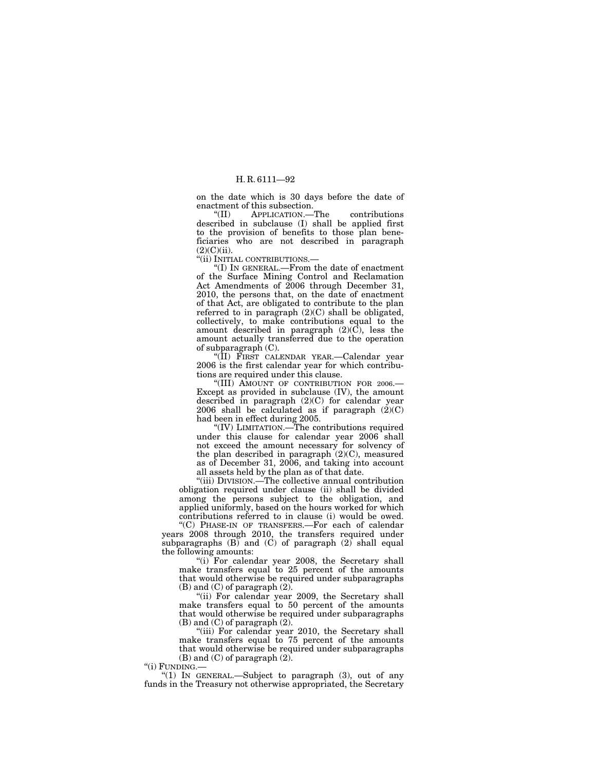on the date which is 30 days before the date of enactment of this subsection.

"(II) APPLICATION.—The contributions described in subclause (I) shall be applied first to the provision of benefits to those plan beneficiaries who are not described in paragraph (2)(C)(ii).

"(ii) INITIAL CONTRIBUTIONS.—

"(I) IN GENERAL.—From the date of enactment of the Surface Mining Control and Reclamation Act Amendments of 2006 through December 31, 2010, the persons that, on the date of enactment of that Act, are obligated to contribute to the plan referred to in paragraph (2)(C) shall be obligated, collectively, to make contributions equal to the amount described in paragraph (2)(C), less the amount actually transferred due to the operation of subparagraph (C).

"(II) FIRST CALENDAR YEAR.—Calendar year 2006 is the first calendar year for which contributions are required under this clause.

"(III) AMOUNT OF CONTRIBUTION FOR 2006.—Except as provided in subclause (IV), the amount described in paragraph (2)(C) for calendar year 2006 shall be calculated as if paragraph (2)(C) had been in effect during 2005.

"(IV) LIMITATION.—The contributions required under this clause for calendar year 2006 shall not exceed the amount necessary for solvency of the plan described in paragraph (2)(C), measured as of December 31, 2006, and taking into account all assets held by the plan as of that date.

"(iii) DIVISION.—The collective annual contribution obligation required under clause (ii) shall be divided among the persons subject to the obligation, and applied uniformly, based on the hours worked for which contributions referred to in clause (i) would be owed.

"(C) PHASE-IN OF TRANSFERS.—For each of calendar years 2008 through 2010, the transfers required under subparagraphs (B) and (C) of paragraph (2) shall equal the following amounts:

"(i) For calendar year 2008, the Secretary shall make transfers equal to 25 percent of the amounts that would otherwise be required under subparagraphs (B) and (C) of paragraph (2).

"(ii) For calendar year 2009, the Secretary shall make transfers equal to 50 percent of the amounts that would otherwise be required under subparagraphs (B) and (C) of paragraph (2).

"(iii) For calendar year 2010, the Secretary shall make transfers equal to 75 percent of the amounts that would otherwise be required under subparagraphs (B) and (C) of paragraph (2).

"(i) FUNDING.—

"(1) IN GENERAL.—Subject to paragraph (3), out of any funds in the Treasury not otherwise appropriated, the Secretary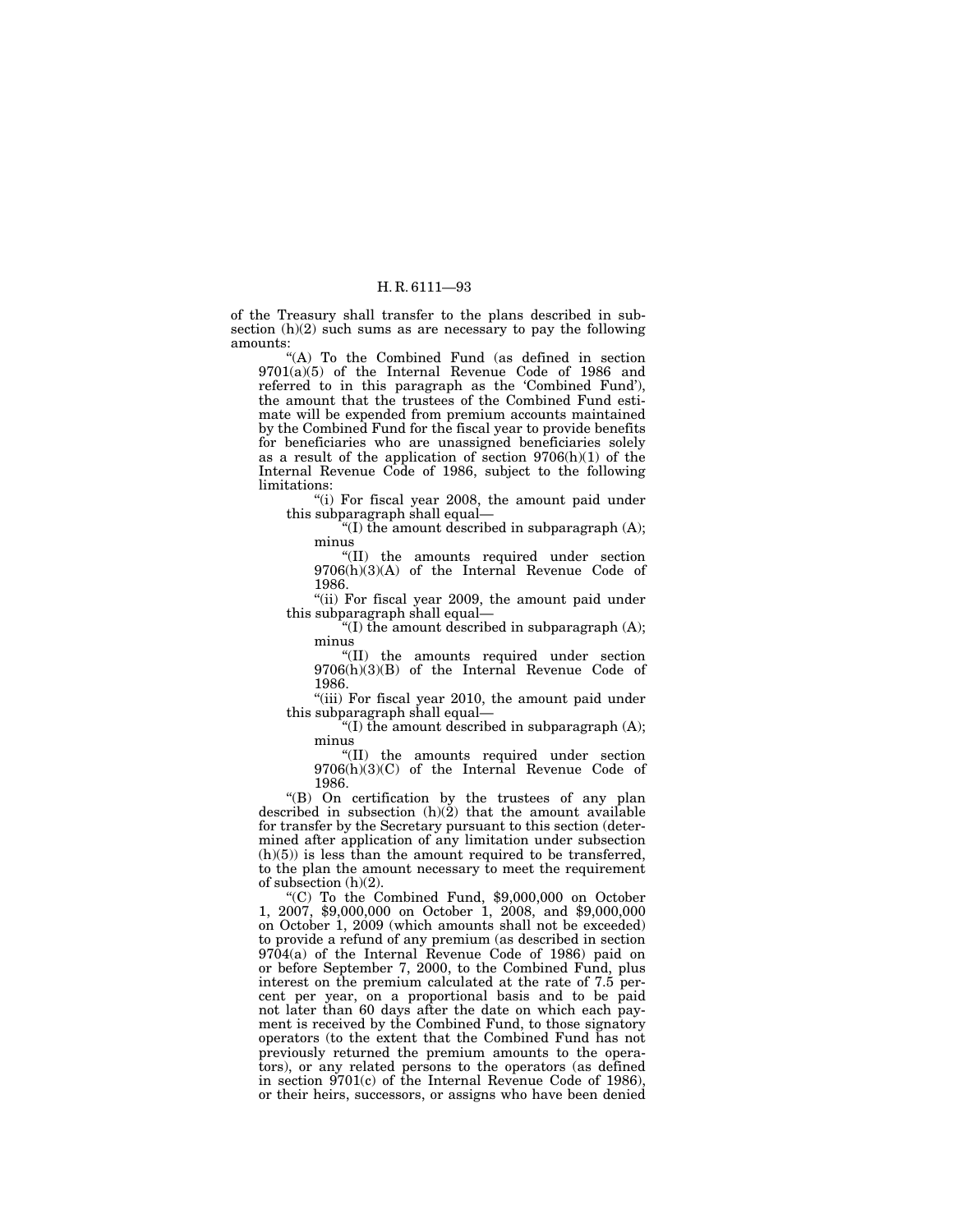of the Treasury shall transfer to the plans described in subsection (h)(2) such sums as are necessary to pay the following amounts:

"(A) To the Combined Fund (as defined in section 9701(a)(5) of the Internal Revenue Code of 1986 and referred to in this paragraph as the 'Combined Fund'), the amount that the trustees of the Combined Fund estimate will be expended from premium accounts maintained by the Combined Fund for the fiscal year to provide benefits for beneficiaries who are unassigned beneficiaries solely as a result of the application of section 9706(h)(1) of the Internal Revenue Code of 1986, subject to the following limitations:

"(i) For fiscal year 2008, the amount paid under this subparagraph shall equal—

"(I) the amount described in subparagraph (A); minus

"(II) the amounts required under section 9706(h)(3)(A) of the Internal Revenue Code of 1986.

"(ii) For fiscal year 2009, the amount paid under this subparagraph shall equal—

"(I) the amount described in subparagraph (A); minus

"(II) the amounts required under section 9706(h)(3)(B) of the Internal Revenue Code of 1986.

"(iii) For fiscal year 2010, the amount paid under this subparagraph shall equal—

"(I) the amount described in subparagraph (A); minus

"(II) the amounts required under section 9706(h)(3)(C) of the Internal Revenue Code of 1986.

"(B) On certification by the trustees of any plan described in subsection (h)(2) that the amount available for transfer by the Secretary pursuant to this section (determined after application of any limitation under subsection (h)(5)) is less than the amount required to be transferred, to the plan the amount necessary to meet the requirement of subsection (h)(2).

"(C) To the Combined Fund, $9,000,000 on October 1, 2007, $9,000,000 on October 1, 2008, and $9,000,000 on October 1, 2009 (which amounts shall not be exceeded) to provide a refund of any premium (as described in section 9704(a) of the Internal Revenue Code of 1986) paid on or before September 7, 2000, to the Combined Fund, plus interest on the premium calculated at the rate of 7.5 percent per year, on a proportional basis and to be paid not later than 60 days after the date on which each payment is received by the Combined Fund, to those signatory operators (to the extent that the Combined Fund has not previously returned the premium amounts to the operators), or any related persons to the operators (as defined in section 9701(c) of the Internal Revenue Code of 1986), or their heirs, successors, or assigns who have been denied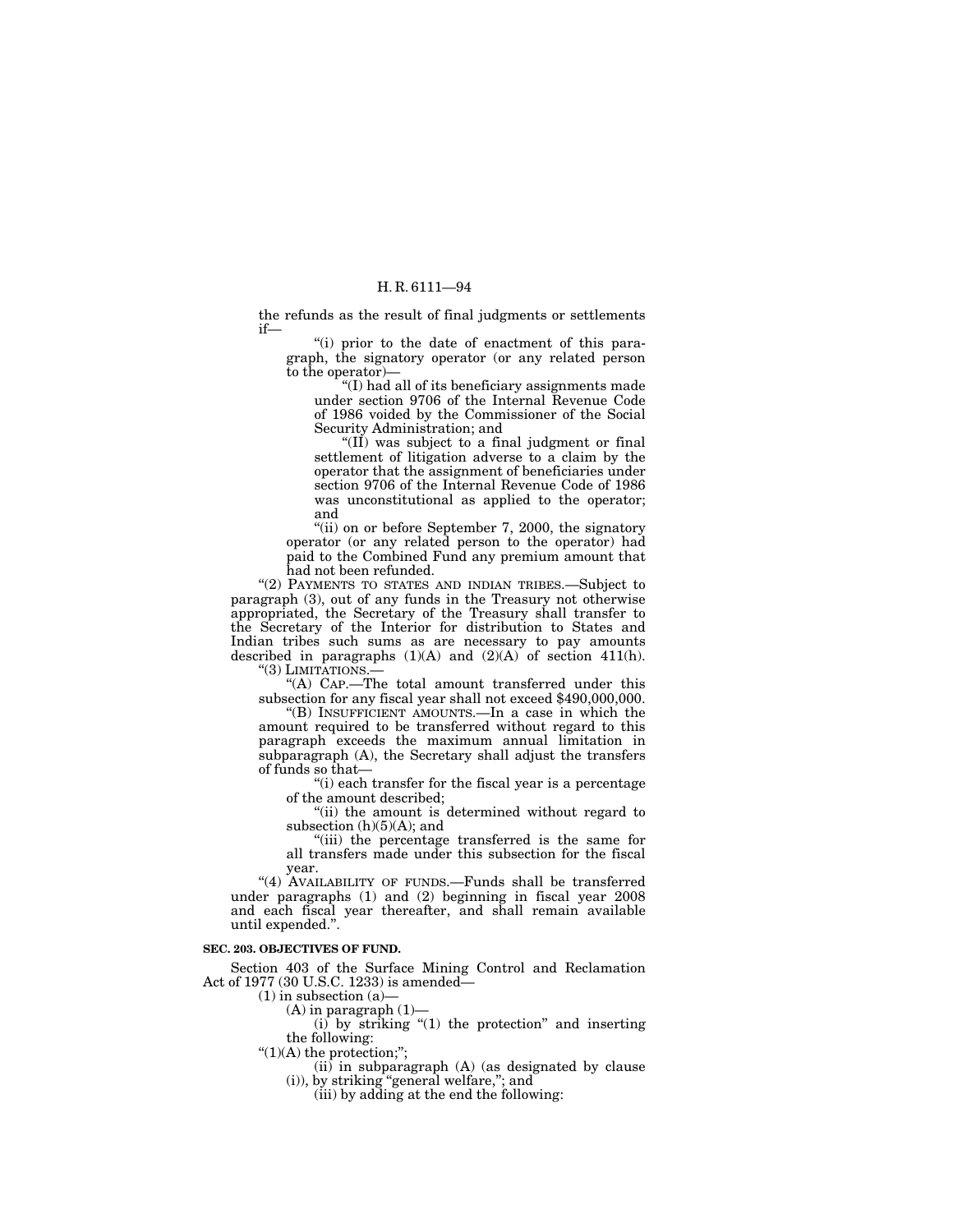the refunds as the result of final judgments or settlements if—

"(i) prior to the date of enactment of this paragraph, the signatory operator (or any related person to the operator)—

"(I) had all of its beneficiary assignments made under section 9706 of the Internal Revenue Code of 1986 voided by the Commissioner of the Social Security Administration; and

"(II) was subject to a final judgment or final settlement of litigation adverse to a claim by the operator that the assignment of beneficiaries under section 9706 of the Internal Revenue Code of 1986 was unconstitutional as applied to the operator; and

"(ii) on or before September 7, 2000, the signatory operator (or any related person to the operator) had paid to the Combined Fund any premium amount that had not been refunded.

"(2) PAYMENTS TO STATES AND INDIAN TRIBES.—Subject to paragraph (3), out of any funds in the Treasury not otherwise appropriated, the Secretary of the Treasury shall transfer to the Secretary of the Interior for distribution to States and Indian tribes such sums as are necessary to pay amounts described in paragraphs (1)(A) and (2)(A) of section 411(h).

"(3) LIMITATIONS.—

"(A) CAP.—The total amount transferred under this subsection for any fiscal year shall not exceed $490,000,000.

"(B) INSUFFICIENT AMOUNTS.—In a case in which the amount required to be transferred without regard to this paragraph exceeds the maximum annual limitation in subparagraph (A), the Secretary shall adjust the transfers of funds so that—

"(i) each transfer for the fiscal year is a percentage of the amount described;

"(ii) the amount is determined without regard to subsection (h)(5)(A); and

"(iii) the percentage transferred is the same for all transfers made under this subsection for the fiscal year.

"(4) AVAILABILITY OF FUNDS.—Funds shall be transferred under paragraphs (1) and (2) beginning in fiscal year 2008 and each fiscal year thereafter, and shall remain available until expended.".

**SEC. 203. OBJECTIVES OF FUND.**

Section 403 of the Surface Mining Control and Reclamation Act of 1977 (30 U.S.C. 1233) is amended—

(1) in subsection (a)—

(A) in paragraph (1)—

(i) by striking "(1) the protection" and inserting the following:

"(1)(A) the protection;";

(ii) in subparagraph (A) (as designated by clause (i)), by striking "general welfare,"; and

(iii) by adding at the end the following: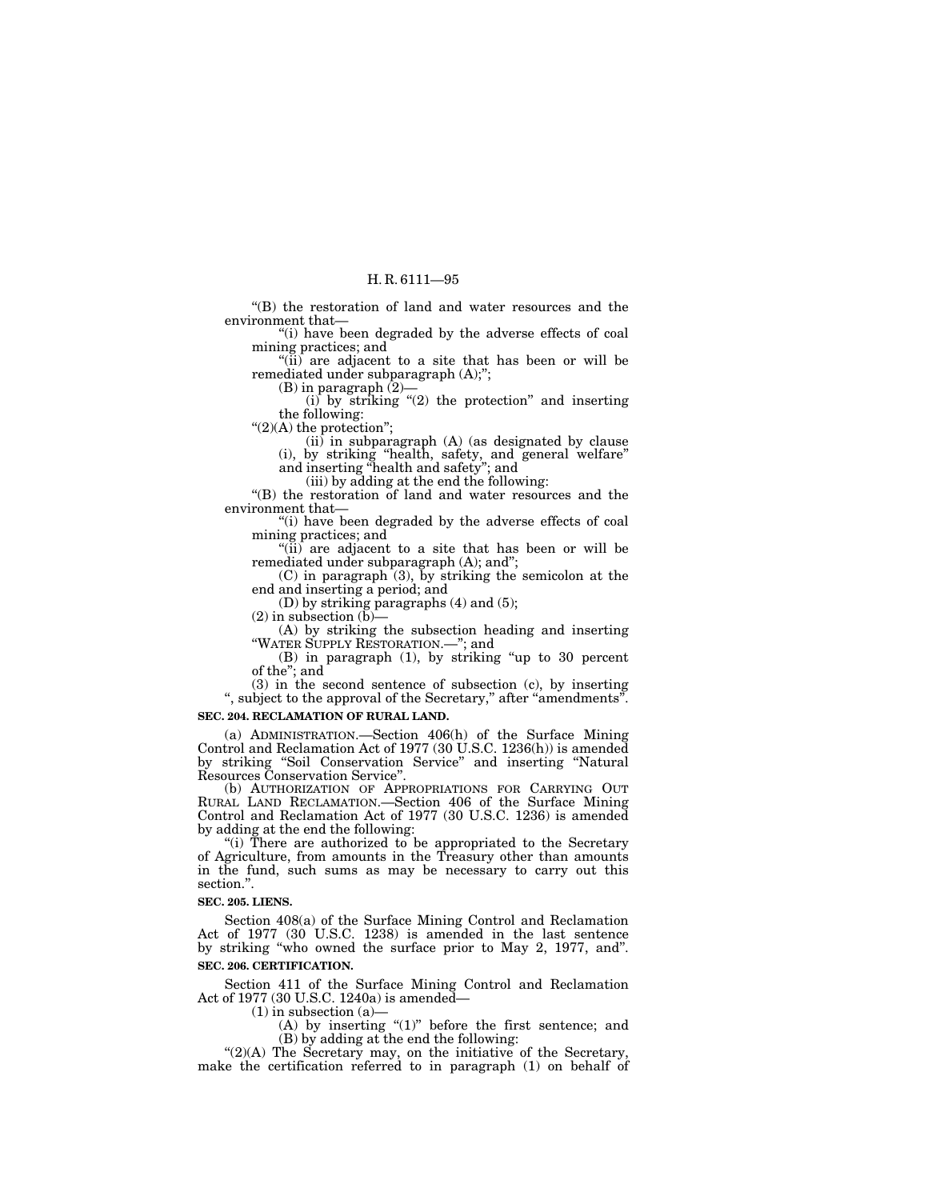"(B) the restoration of land and water resources and the environment that—

"(i) have been degraded by the adverse effects of coal mining practices; and

"(ii) are adjacent to a site that has been or will be remediated under subparagraph (A);";

(B) in paragraph (2)—

(i) by striking "(2) the protection" and inserting the following:

"(2)(A) the protection";

(ii) in subparagraph (A) (as designated by clause (i), by striking "health, safety, and general welfare" and inserting "health and safety"; and

(iii) by adding at the end the following:

"(B) the restoration of land and water resources and the environment that—

"(i) have been degraded by the adverse effects of coal mining practices; and

"(ii) are adjacent to a site that has been or will be remediated under subparagraph (A); and";

(C) in paragraph (3), by striking the semicolon at the end and inserting a period; and

(D) by striking paragraphs (4) and (5);

(2) in subsection (b)—

(A) by striking the subsection heading and inserting "WATER SUPPLY RESTORATION.—"; and

(B) in paragraph (1), by striking "up to 30 percent of the"; and

(3) in the second sentence of subsection (c), by inserting ", subject to the approval of the Secretary," after "amendments".

**SEC. 204. RECLAMATION OF RURAL LAND.**

(a) ADMINISTRATION.—Section 406(h) of the Surface Mining Control and Reclamation Act of 1977 (30 U.S.C. 1236(h)) is amended by striking "Soil Conservation Service" and inserting "Natural Resources Conservation Service".

(b) AUTHORIZATION OF APPROPRIATIONS FOR CARRYING OUT RURAL LAND RECLAMATION.—Section 406 of the Surface Mining Control and Reclamation Act of 1977 (30 U.S.C. 1236) is amended by adding at the end the following:

"(i) There are authorized to be appropriated to the Secretary of Agriculture, from amounts in the Treasury other than amounts in the fund, such sums as may be necessary to carry out this section.".

**SEC. 205. LIENS.**

Section 408(a) of the Surface Mining Control and Reclamation Act of 1977 (30 U.S.C. 1238) is amended in the last sentence by striking "who owned the surface prior to May 2, 1977, and".

**SEC. 206. CERTIFICATION.**

Section 411 of the Surface Mining Control and Reclamation Act of 1977 (30 U.S.C. 1240a) is amended—

(1) in subsection (a)—

(A) by inserting "(1)" before the first sentence; and

(B) by adding at the end the following:

"(2)(A) The Secretary may, on the initiative of the Secretary, make the certification referred to in paragraph (1) on behalf of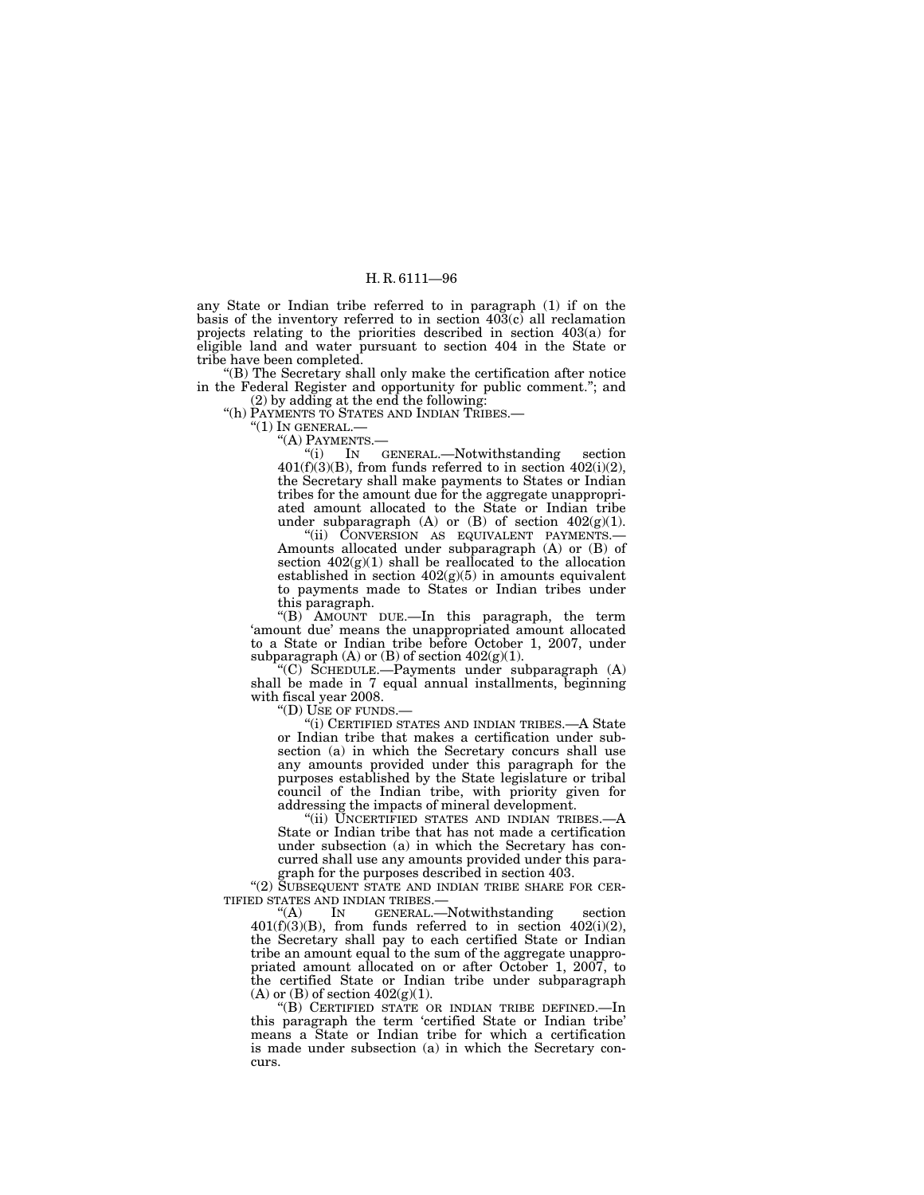any State or Indian tribe referred to in paragraph (1) if on the basis of the inventory referred to in section 403(c) all reclamation projects relating to the priorities described in section 403(a) for eligible land and water pursuant to section 404 in the State or tribe have been completed.

"(B) The Secretary shall only make the certification after notice in the Federal Register and opportunity for public comment."; and

(2) by adding at the end the following:

"(h) PAYMENTS TO STATES AND INDIAN TRIBES.—

"(1) IN GENERAL.—

"(A) PAYMENTS.—

"(i) IN GENERAL.—Notwithstanding section 401(f)(3)(B), from funds referred to in section 402(i)(2), the Secretary shall make payments to States or Indian tribes for the amount due for the aggregate unappropriated amount allocated to the State or Indian tribe under subparagraph (A) or (B) of section 402(g)(1).

"(ii) CONVERSION AS EQUIVALENT PAYMENTS.—Amounts allocated under subparagraph (A) or (B) of section 402(g)(1) shall be reallocated to the allocation established in section 402(g)(5) in amounts equivalent to payments made to States or Indian tribes under this paragraph.

"(B) AMOUNT DUE.—In this paragraph, the term 'amount due' means the unappropriated amount allocated to a State or Indian tribe before October 1, 2007, under subparagraph (A) or (B) of section 402(g)(1).

"(C) SCHEDULE.—Payments under subparagraph (A) shall be made in 7 equal annual installments, beginning with fiscal year 2008.

"(D) USE OF FUNDS.—

"(i) CERTIFIED STATES AND INDIAN TRIBES.—A State or Indian tribe that makes a certification under subsection (a) in which the Secretary concurs shall use any amounts provided under this paragraph for the purposes established by the State legislature or tribal council of the Indian tribe, with priority given for addressing the impacts of mineral development.

"(ii) UNCERTIFIED STATES AND INDIAN TRIBES.—A State or Indian tribe that has not made a certification under subsection (a) in which the Secretary has concurred shall use any amounts provided under this paragraph for the purposes described in section 403.

"(2) SUBSEQUENT STATE AND INDIAN TRIBE SHARE FOR CERTIFIED STATES AND INDIAN TRIBES.—

"(A) IN GENERAL.—Notwithstanding section 401(f)(3)(B), from funds referred to in section 402(i)(2), the Secretary shall pay to each certified State or Indian tribe an amount equal to the sum of the aggregate unappropriated amount allocated on or after October 1, 2007, to the certified State or Indian tribe under subparagraph (A) or (B) of section 402(g)(1).

"(B) CERTIFIED STATE OR INDIAN TRIBE DEFINED.—In this paragraph the term 'certified State or Indian tribe' means a State or Indian tribe for which a certification is made under subsection (a) in which the Secretary concurs.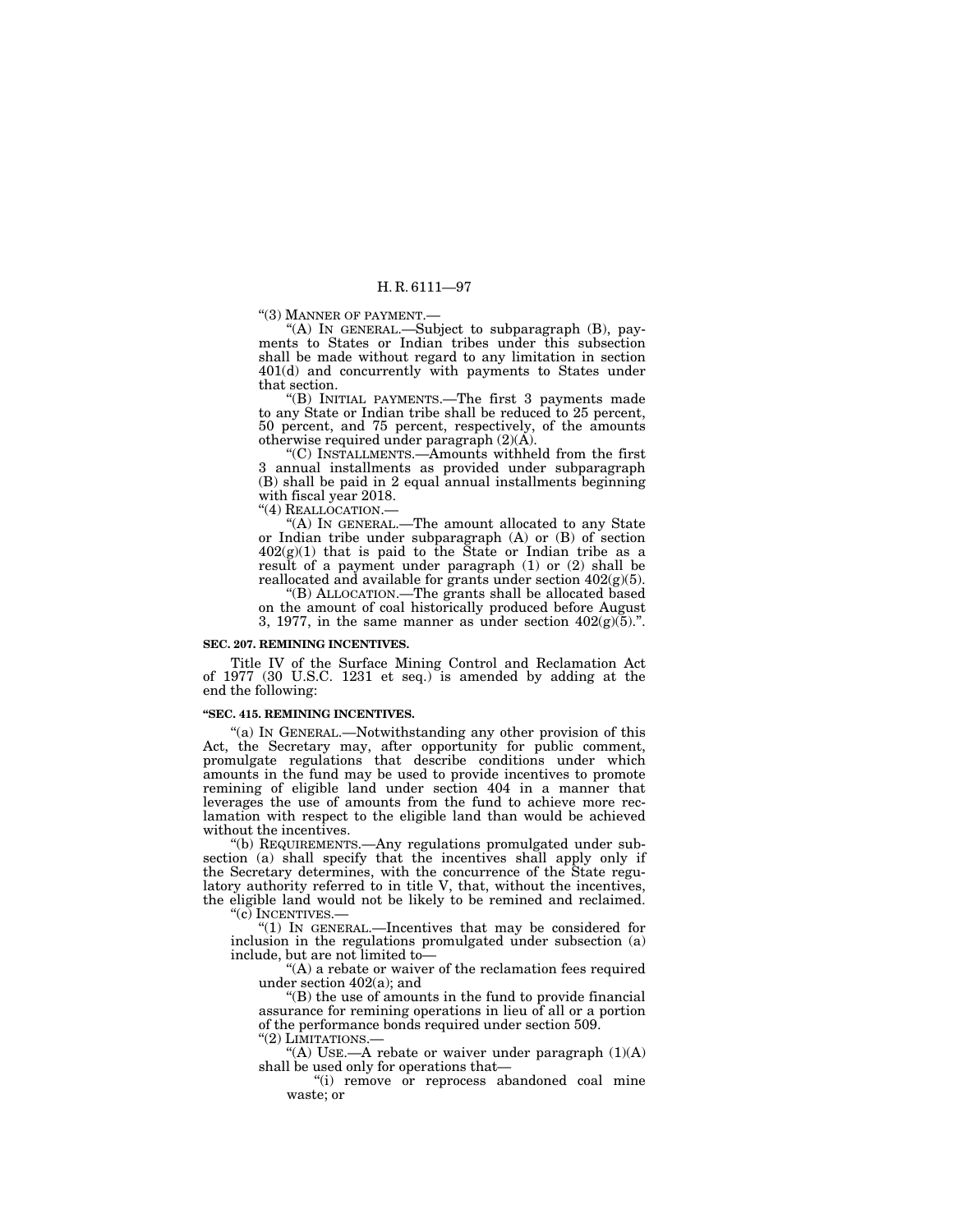"(3) MANNER OF PAYMENT.—

"(A) IN GENERAL.—Subject to subparagraph (B), payments to States or Indian tribes under this subsection shall be made without regard to any limitation in section 401(d) and concurrently with payments to States under that section.

"(B) INITIAL PAYMENTS.—The first 3 payments made to any State or Indian tribe shall be reduced to 25 percent, 50 percent, and 75 percent, respectively, of the amounts otherwise required under paragraph (2)(A).

"(C) INSTALLMENTS.—Amounts withheld from the first 3 annual installments as provided under subparagraph (B) shall be paid in 2 equal annual installments beginning with fiscal year 2018.

"(4) REALLOCATION.—

"(A) IN GENERAL.—The amount allocated to any State or Indian tribe under subparagraph (A) or (B) of section 402(g)(1) that is paid to the State or Indian tribe as a result of a payment under paragraph (1) or (2) shall be reallocated and available for grants under section 402(g)(5).

"(B) ALLOCATION.—The grants shall be allocated based on the amount of coal historically produced before August 3, 1977, in the same manner as under section 402(g)(5).".

**SEC. 207. REMINING INCENTIVES.**

Title IV of the Surface Mining Control and Reclamation Act of 1977 (30 U.S.C. 1231 et seq.) is amended by adding at the end the following:

**"SEC. 415. REMINING INCENTIVES.**

"(a) IN GENERAL.—Notwithstanding any other provision of this Act, the Secretary may, after opportunity for public comment, promulgate regulations that describe conditions under which amounts in the fund may be used to provide incentives to promote remining of eligible land under section 404 in a manner that leverages the use of amounts from the fund to achieve more reclamation with respect to the eligible land than would be achieved without the incentives.

"(b) REQUIREMENTS.—Any regulations promulgated under subsection (a) shall specify that the incentives shall apply only if the Secretary determines, with the concurrence of the State regulatory authority referred to in title V, that, without the incentives, the eligible land would not be likely to be remined and reclaimed.

"(c) INCENTIVES.—

"(1) IN GENERAL.—Incentives that may be considered for inclusion in the regulations promulgated under subsection (a) include, but are not limited to—

"(A) a rebate or waiver of the reclamation fees required under section 402(a); and

"(B) the use of amounts in the fund to provide financial assurance for remining operations in lieu of all or a portion of the performance bonds required under section 509.

"(2) LIMITATIONS.—

"(A) USE.—A rebate or waiver under paragraph (1)(A) shall be used only for operations that—

"(i) remove or reprocess abandoned coal mine waste; or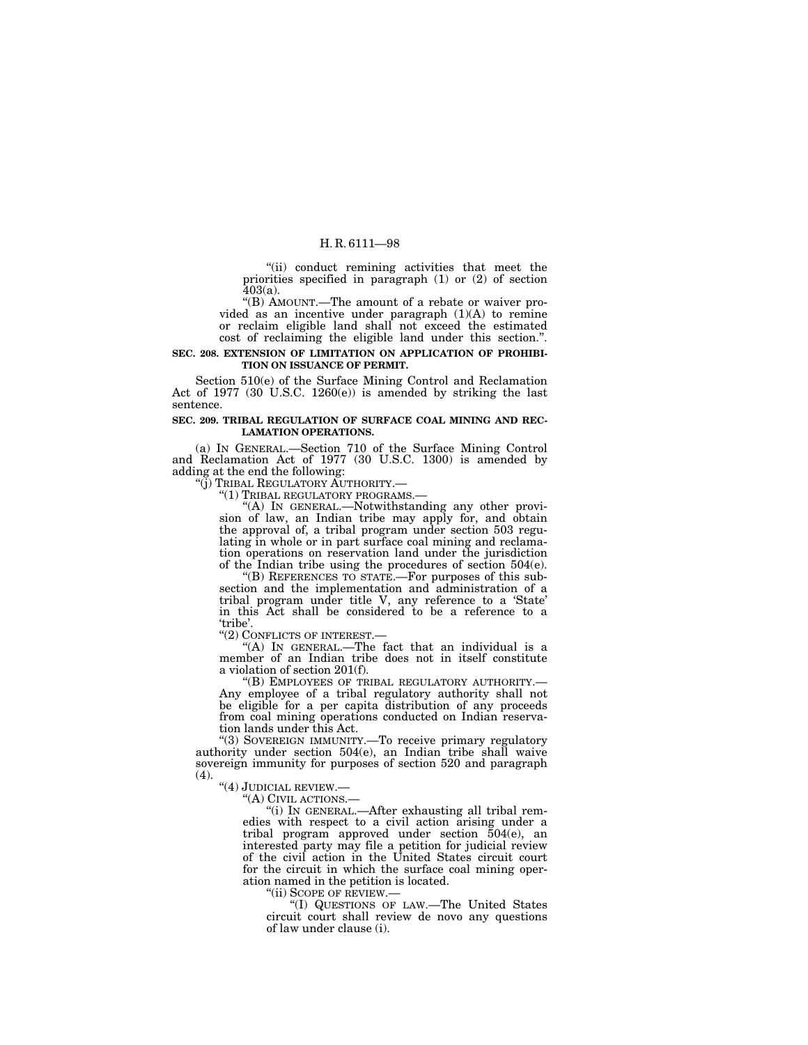"(ii) conduct remining activities that meet the priorities specified in paragraph (1) or (2) of section 403(a).

"(B) AMOUNT.—The amount of a rebate or waiver provided as an incentive under paragraph (1)(A) to remine or reclaim eligible land shall not exceed the estimated cost of reclaiming the eligible land under this section.".

**SEC. 208. EXTENSION OF LIMITATION ON APPLICATION OF PROHIBITION ON ISSUANCE OF PERMIT.**

Section 510(e) of the Surface Mining Control and Reclamation Act of 1977 (30 U.S.C. 1260(e)) is amended by striking the last sentence.

**SEC. 209. TRIBAL REGULATION OF SURFACE COAL MINING AND RECLAMATION OPERATIONS.**

(a) IN GENERAL.—Section 710 of the Surface Mining Control and Reclamation Act of 1977 (30 U.S.C. 1300) is amended by adding at the end the following:

"(j) TRIBAL REGULATORY AUTHORITY.—

"(1) TRIBAL REGULATORY PROGRAMS.—

"(A) IN GENERAL.—Notwithstanding any other provision of law, an Indian tribe may apply for, and obtain the approval of, a tribal program under section 503 regulating in whole or in part surface coal mining and reclamation operations on reservation land under the jurisdiction of the Indian tribe using the procedures of section 504(e).

"(B) REFERENCES TO STATE.—For purposes of this subsection and the implementation and administration of a tribal program under title V, any reference to a 'State' in this Act shall be considered to be a reference to a 'tribe'.

"(2) CONFLICTS OF INTEREST.—

"(A) IN GENERAL.—The fact that an individual is a member of an Indian tribe does not in itself constitute a violation of section 201(f).

"(B) EMPLOYEES OF TRIBAL REGULATORY AUTHORITY.—Any employee of a tribal regulatory authority shall not be eligible for a per capita distribution of any proceeds from coal mining operations conducted on Indian reservation lands under this Act.

"(3) SOVEREIGN IMMUNITY.—To receive primary regulatory authority under section 504(e), an Indian tribe shall waive sovereign immunity for purposes of section 520 and paragraph (4).

"(4) JUDICIAL REVIEW.—

"(A) CIVIL ACTIONS.—

"(i) IN GENERAL.—After exhausting all tribal remedies with respect to a civil action arising under a tribal program approved under section 504(e), an interested party may file a petition for judicial review of the civil action in the United States circuit court for the circuit in which the surface coal mining operation named in the petition is located.

"(ii) SCOPE OF REVIEW.—

"(I) QUESTIONS OF LAW.—The United States circuit court shall review de novo any questions of law under clause (i).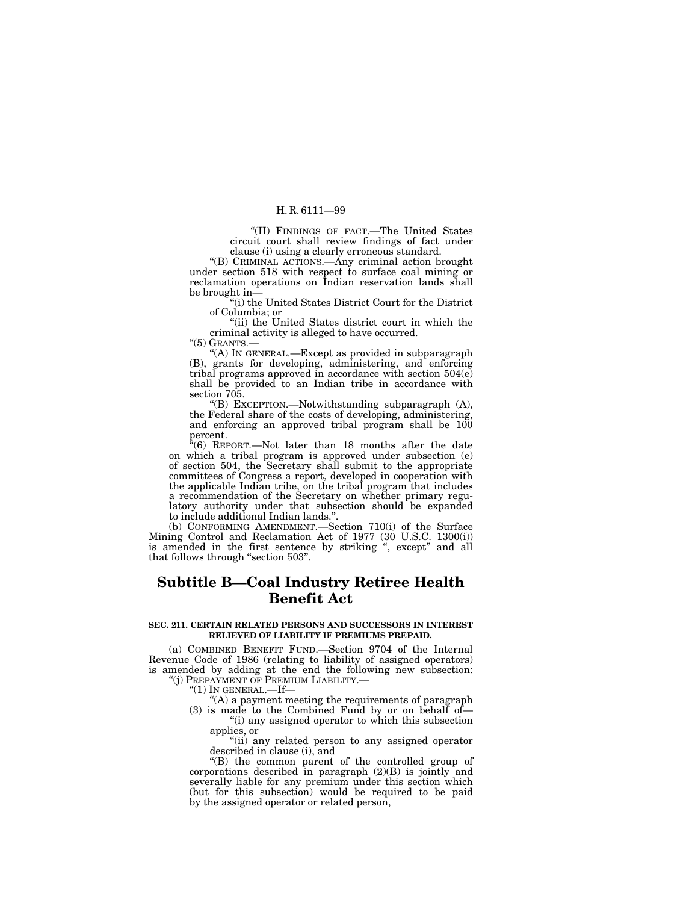"(II) FINDINGS OF FACT.—The United States circuit court shall review findings of fact under clause (i) using a clearly erroneous standard.

"(B) CRIMINAL ACTIONS.—Any criminal action brought under section 518 with respect to surface coal mining or reclamation operations on Indian reservation lands shall be brought in—

"(i) the United States District Court for the District of Columbia; or

"(ii) the United States district court in which the criminal activity is alleged to have occurred.

"(5) GRANTS.—

"(A) IN GENERAL.—Except as provided in subparagraph (B), grants for developing, administering, and enforcing tribal programs approved in accordance with section 504(e) shall be provided to an Indian tribe in accordance with section 705.

"(B) EXCEPTION.—Notwithstanding subparagraph (A), the Federal share of the costs of developing, administering, and enforcing an approved tribal program shall be 100 percent.

"(6) REPORT.—Not later than 18 months after the date on which a tribal program is approved under subsection (e) of section 504, the Secretary shall submit to the appropriate committees of Congress a report, developed in cooperation with the applicable Indian tribe, on the tribal program that includes a recommendation of the Secretary on whether primary regulatory authority under that subsection should be expanded to include additional Indian lands.".

(b) CONFORMING AMENDMENT.—Section 710(i) of the Surface Mining Control and Reclamation Act of 1977 (30 U.S.C. 1300(i)) is amended in the first sentence by striking ", except" and all that follows through "section 503".

# Subtitle B—Coal Industry Retiree Health Benefit Act

### SEC. 211. CERTAIN RELATED PERSONS AND SUCCESSORS IN INTEREST RELIEVED OF LIABILITY IF PREMIUMS PREPAID.

(a) COMBINED BENEFIT FUND.—Section 9704 of the Internal Revenue Code of 1986 (relating to liability of assigned operators) is amended by adding at the end the following new subsection:

"(j) PREPAYMENT OF PREMIUM LIABILITY.—

"(1) IN GENERAL.—If—

"(A) a payment meeting the requirements of paragraph (3) is made to the Combined Fund by or on behalf of—

"(i) any assigned operator to which this subsection applies, or

"(ii) any related person to any assigned operator described in clause (i), and

"(B) the common parent of the controlled group of corporations described in paragraph (2)(B) is jointly and severally liable for any premium under this section which (but for this subsection) would be required to be paid by the assigned operator or related person,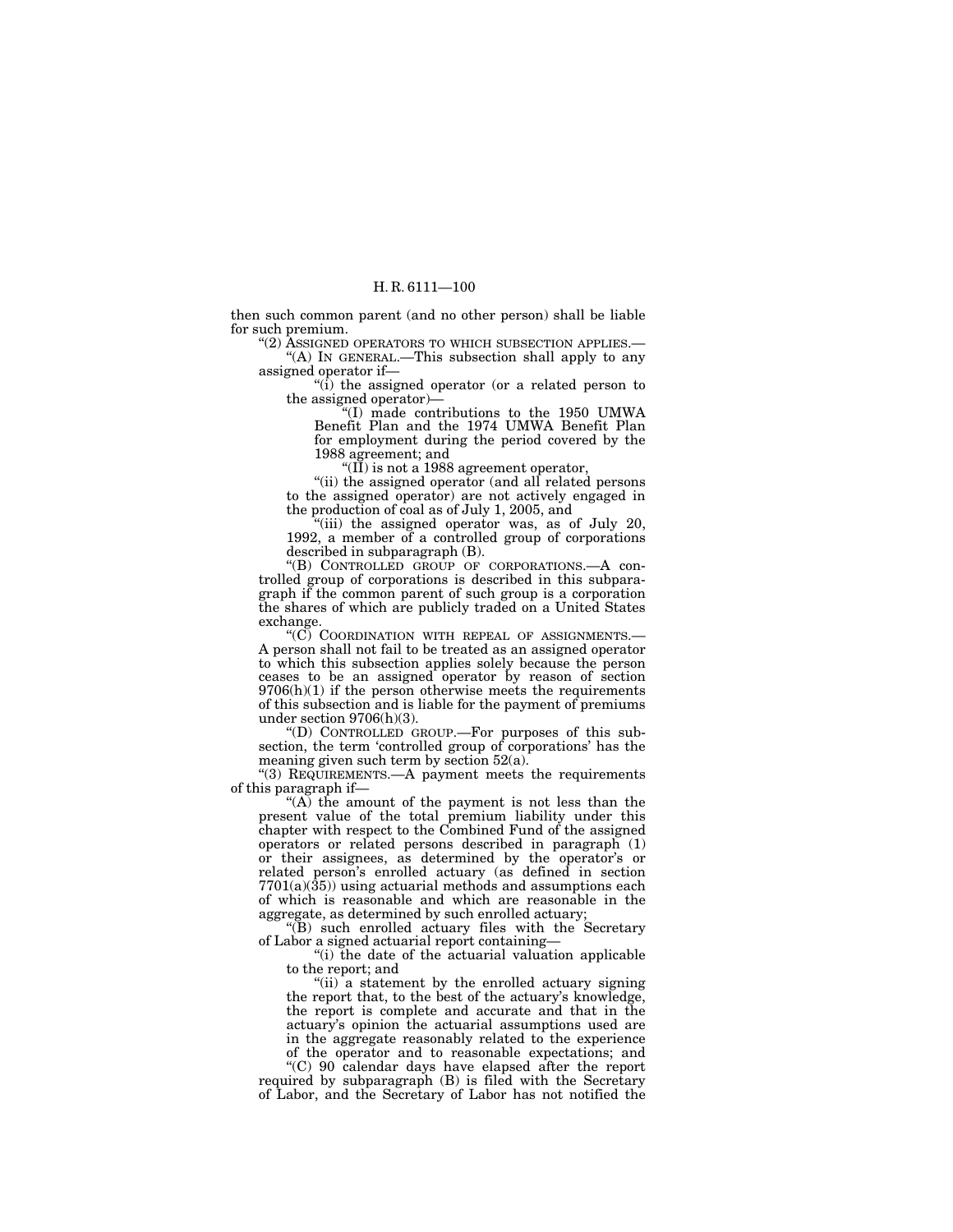then such common parent (and no other person) shall be liable for such premium.

"(2) ASSIGNED OPERATORS TO WHICH SUBSECTION APPLIES.—

"(A) IN GENERAL.—This subsection shall apply to any assigned operator if—

"(i) the assigned operator (or a related person to the assigned operator)—

"(I) made contributions to the 1950 UMWA Benefit Plan and the 1974 UMWA Benefit Plan for employment during the period covered by the 1988 agreement; and

"(II) is not a 1988 agreement operator,

"(ii) the assigned operator (and all related persons to the assigned operator) are not actively engaged in the production of coal as of July 1, 2005, and

"(iii) the assigned operator was, as of July 20, 1992, a member of a controlled group of corporations described in subparagraph (B).

"(B) CONTROLLED GROUP OF CORPORATIONS.—A controlled group of corporations is described in this subparagraph if the common parent of such group is a corporation the shares of which are publicly traded on a United States exchange.

"(C) COORDINATION WITH REPEAL OF ASSIGNMENTS.—A person shall not fail to be treated as an assigned operator to which this subsection applies solely because the person ceases to be an assigned operator by reason of section 9706(h)(1) if the person otherwise meets the requirements of this subsection and is liable for the payment of premiums under section 9706(h)(3).

"(D) CONTROLLED GROUP.—For purposes of this subsection, the term 'controlled group of corporations' has the meaning given such term by section 52(a).

"(3) REQUIREMENTS.—A payment meets the requirements of this paragraph if—

"(A) the amount of the payment is not less than the present value of the total premium liability under this chapter with respect to the Combined Fund of the assigned operators or related persons described in paragraph (1) or their assignees, as determined by the operator's or related person's enrolled actuary (as defined in section 7701(a)(35)) using actuarial methods and assumptions each of which is reasonable and which are reasonable in the aggregate, as determined by such enrolled actuary;

"(B) such enrolled actuary files with the Secretary of Labor a signed actuarial report containing—

"(i) the date of the actuarial valuation applicable to the report; and

"(ii) a statement by the enrolled actuary signing the report that, to the best of the actuary's knowledge, the report is complete and accurate and that in the actuary's opinion the actuarial assumptions used are in the aggregate reasonably related to the experience of the operator and to reasonable expectations; and

"(C) 90 calendar days have elapsed after the report required by subparagraph (B) is filed with the Secretary of Labor, and the Secretary of Labor has not notified the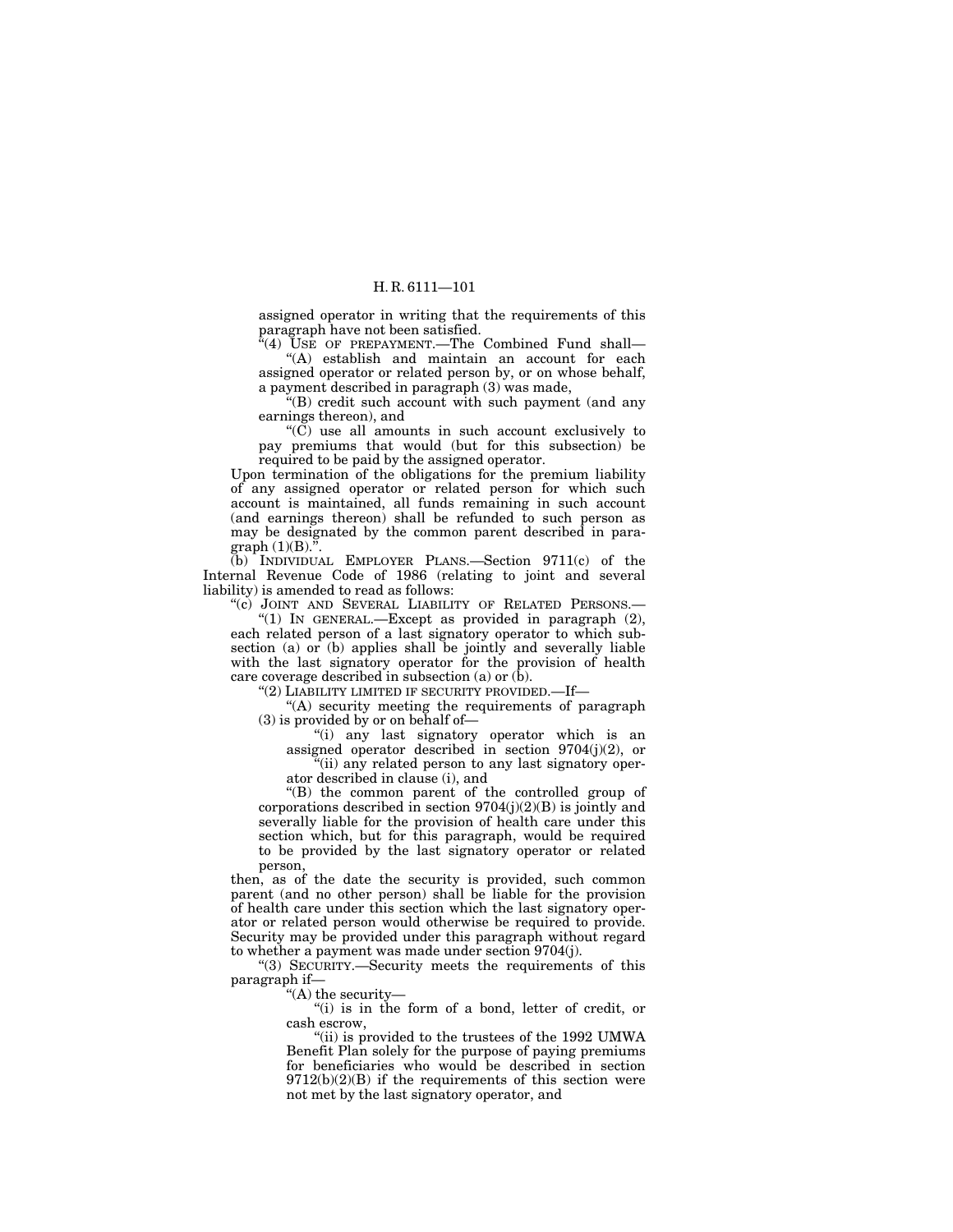assigned operator in writing that the requirements of this paragraph have not been satisfied.

"(4) USE OF PREPAYMENT.—The Combined Fund shall—

"(A) establish and maintain an account for each assigned operator or related person by, or on whose behalf, a payment described in paragraph (3) was made,

"(B) credit such account with such payment (and any earnings thereon), and

"(C) use all amounts in such account exclusively to pay premiums that would (but for this subsection) be required to be paid by the assigned operator.

Upon termination of the obligations for the premium liability of any assigned operator or related person for which such account is maintained, all funds remaining in such account (and earnings thereon) shall be refunded to such person as may be designated by the common parent described in paragraph (1)(B).".

(b) INDIVIDUAL EMPLOYER PLANS.—Section 9711(c) of the Internal Revenue Code of 1986 (relating to joint and several liability) is amended to read as follows:

"(c) JOINT AND SEVERAL LIABILITY OF RELATED PERSONS.—

"(1) IN GENERAL.—Except as provided in paragraph (2), each related person of a last signatory operator to which subsection (a) or (b) applies shall be jointly and severally liable with the last signatory operator for the provision of health care coverage described in subsection (a) or (b).

"(2) LIABILITY LIMITED IF SECURITY PROVIDED.—If—

"(A) security meeting the requirements of paragraph (3) is provided by or on behalf of—

"(i) any last signatory operator which is an assigned operator described in section 9704(j)(2), or

"(ii) any related person to any last signatory operator described in clause (i), and

"(B) the common parent of the controlled group of corporations described in section 9704(j)(2)(B) is jointly and severally liable for the provision of health care under this section which, but for this paragraph, would be required to be provided by the last signatory operator or related person,

then, as of the date the security is provided, such common parent (and no other person) shall be liable for the provision of health care under this section which the last signatory operator or related person would otherwise be required to provide. Security may be provided under this paragraph without regard to whether a payment was made under section 9704(j).

"(3) SECURITY.—Security meets the requirements of this paragraph if—

"(A) the security—

"(i) is in the form of a bond, letter of credit, or cash escrow,

"(ii) is provided to the trustees of the 1992 UMWA Benefit Plan solely for the purpose of paying premiums for beneficiaries who would be described in section 9712(b)(2)(B) if the requirements of this section were not met by the last signatory operator, and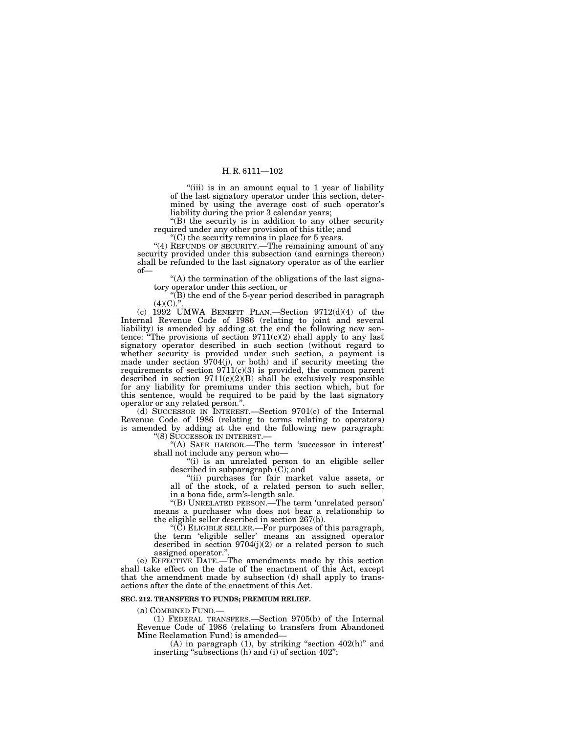"(iii) is in an amount equal to 1 year of liability of the last signatory operator under this section, determined by using the average cost of such operator's liability during the prior 3 calendar years;

"(B) the security is in addition to any other security required under any other provision of this title; and

"(C) the security remains in place for 5 years.

"(4) REFUNDS OF SECURITY.—The remaining amount of any security provided under this subsection (and earnings thereon) shall be refunded to the last signatory operator as of the earlier of—

"(A) the termination of the obligations of the last signatory operator under this section, or

"(B) the end of the 5-year period described in paragraph (4)(C).".

(c) 1992 UMWA BENEFIT PLAN.—Section 9712(d)(4) of the Internal Revenue Code of 1986 (relating to joint and several liability) is amended by adding at the end the following new sentence: "The provisions of section 9711(c)(2) shall apply to any last signatory operator described in such section (without regard to whether security is provided under such section, a payment is made under section 9704(j), or both) and if security meeting the requirements of section 9711(c)(3) is provided, the common parent described in section 9711(c)(2)(B) shall be exclusively responsible for any liability for premiums under this section which, but for this sentence, would be required to be paid by the last signatory operator or any related person.".

(d) SUCCESSOR IN INTEREST.—Section 9701(c) of the Internal Revenue Code of 1986 (relating to terms relating to operators) is amended by adding at the end the following new paragraph:

"(8) SUCCESSOR IN INTEREST.—

"(A) SAFE HARBOR.—The term 'successor in interest' shall not include any person who—

"(i) is an unrelated person to an eligible seller described in subparagraph (C); and

"(ii) purchases for fair market value assets, or all of the stock, of a related person to such seller, in a bona fide, arm's-length sale.

"(B) UNRELATED PERSON.—The term 'unrelated person' means a purchaser who does not bear a relationship to the eligible seller described in section 267(b).

"(C) ELIGIBLE SELLER.—For purposes of this paragraph, the term 'eligible seller' means an assigned operator described in section 9704(j)(2) or a related person to such assigned operator.".

(e) EFFECTIVE DATE.—The amendments made by this section shall take effect on the date of the enactment of this Act, except that the amendment made by subsection (d) shall apply to transactions after the date of the enactment of this Act.

**SEC. 212. TRANSFERS TO FUNDS; PREMIUM RELIEF.**

(a) COMBINED FUND.—

(1) FEDERAL TRANSFERS.—Section 9705(b) of the Internal Revenue Code of 1986 (relating to transfers from Abandoned Mine Reclamation Fund) is amended—

(A) in paragraph (1), by striking "section 402(h)" and inserting "subsections (h) and (i) of section 402";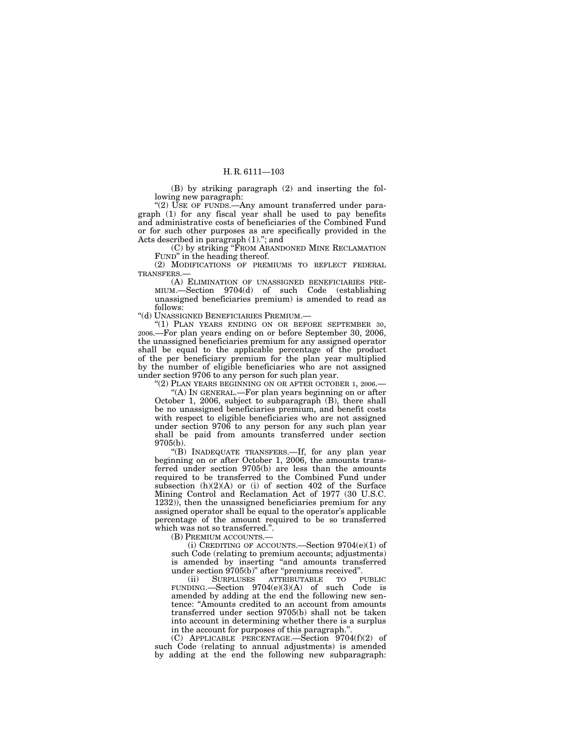(B) by striking paragraph (2) and inserting the following new paragraph:

"(2) USE OF FUNDS.—Any amount transferred under paragraph (1) for any fiscal year shall be used to pay benefits and administrative costs of beneficiaries of the Combined Fund or for such other purposes as are specifically provided in the Acts described in paragraph (1)."; and

(C) by striking "FROM ABANDONED MINE RECLAMATION FUND" in the heading thereof.

(2) MODIFICATIONS OF PREMIUMS TO REFLECT FEDERAL TRANSFERS.—

(A) ELIMINATION OF UNASSIGNED BENEFICIARIES PREMIUM.—Section 9704(d) of such Code (establishing unassigned beneficiaries premium) is amended to read as follows:

"(d) UNASSIGNED BENEFICIARIES PREMIUM.—

"(1) PLAN YEARS ENDING ON OR BEFORE SEPTEMBER 30, 2006.—For plan years ending on or before September 30, 2006, the unassigned beneficiaries premium for any assigned operator shall be equal to the applicable percentage of the product of the per beneficiary premium for the plan year multiplied by the number of eligible beneficiaries who are not assigned under section 9706 to any person for such plan year.

"(2) PLAN YEARS BEGINNING ON OR AFTER OCTOBER 1, 2006.—

"(A) IN GENERAL.—For plan years beginning on or after October 1, 2006, subject to subparagraph (B), there shall be no unassigned beneficiaries premium, and benefit costs with respect to eligible beneficiaries who are not assigned under section 9706 to any person for any such plan year shall be paid from amounts transferred under section 9705(b).

"(B) INADEQUATE TRANSFERS.—If, for any plan year beginning on or after October 1, 2006, the amounts transferred under section 9705(b) are less than the amounts required to be transferred to the Combined Fund under subsection (h)(2)(A) or (i) of section 402 of the Surface Mining Control and Reclamation Act of 1977 (30 U.S.C. 1232)), then the unassigned beneficiaries premium for any assigned operator shall be equal to the operator's applicable percentage of the amount required to be so transferred which was not so transferred.".

(B) PREMIUM ACCOUNTS.—

(i) CREDITING OF ACCOUNTS.—Section 9704(e)(1) of such Code (relating to premium accounts; adjustments) is amended by inserting "and amounts transferred under section 9705(b)" after "premiums received".

(ii) SURPLUSES ATTRIBUTABLE TO PUBLIC FUNDING.—Section 9704(e)(3)(A) of such Code is amended by adding at the end the following new sentence: "Amounts credited to an account from amounts transferred under section 9705(b) shall not be taken into account in determining whether there is a surplus in the account for purposes of this paragraph.".

(C) APPLICABLE PERCENTAGE.—Section 9704(f)(2) of such Code (relating to annual adjustments) is amended by adding at the end the following new subparagraph: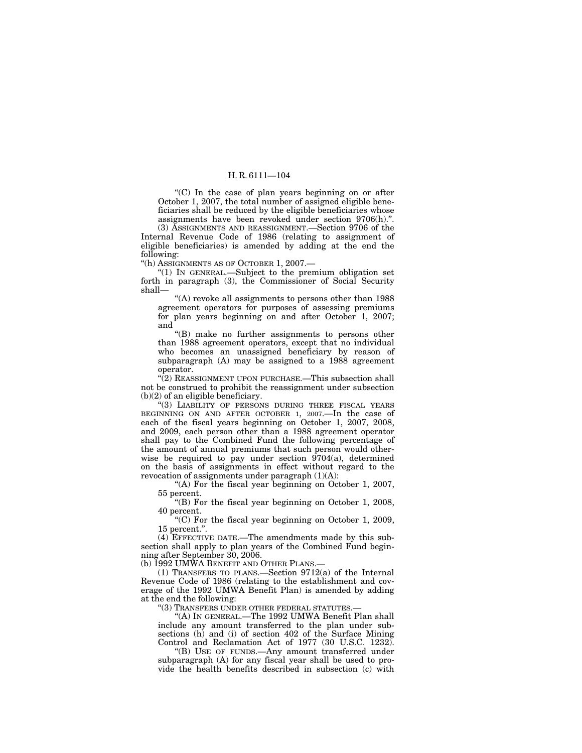"(C) In the case of plan years beginning on or after October 1, 2007, the total number of assigned eligible beneficiaries shall be reduced by the eligible beneficiaries whose assignments have been revoked under section 9706(h).".

(3) ASSIGNMENTS AND REASSIGNMENT.—Section 9706 of the Internal Revenue Code of 1986 (relating to assignment of eligible beneficiaries) is amended by adding at the end the following:

"(h) ASSIGNMENTS AS OF OCTOBER 1, 2007.—

"(1) IN GENERAL.—Subject to the premium obligation set forth in paragraph (3), the Commissioner of Social Security shall—

"(A) revoke all assignments to persons other than 1988 agreement operators for purposes of assessing premiums for plan years beginning on and after October 1, 2007; and

"(B) make no further assignments to persons other than 1988 agreement operators, except that no individual who becomes an unassigned beneficiary by reason of subparagraph (A) may be assigned to a 1988 agreement operator.

"(2) REASSIGNMENT UPON PURCHASE.—This subsection shall not be construed to prohibit the reassignment under subsection (b)(2) of an eligible beneficiary.

"(3) LIABILITY OF PERSONS DURING THREE FISCAL YEARS BEGINNING ON AND AFTER OCTOBER 1, 2007.—In the case of each of the fiscal years beginning on October 1, 2007, 2008, and 2009, each person other than a 1988 agreement operator shall pay to the Combined Fund the following percentage of the amount of annual premiums that such person would otherwise be required to pay under section 9704(a), determined on the basis of assignments in effect without regard to the revocation of assignments under paragraph (1)(A):

"(A) For the fiscal year beginning on October 1, 2007, 55 percent.

"(B) For the fiscal year beginning on October 1, 2008, 40 percent.

"(C) For the fiscal year beginning on October 1, 2009, 15 percent.".

(4) EFFECTIVE DATE.—The amendments made by this subsection shall apply to plan years of the Combined Fund beginning after September 30, 2006.

(b) 1992 UMWA BENEFIT AND OTHER PLANS.—

(1) TRANSFERS TO PLANS.—Section 9712(a) of the Internal Revenue Code of 1986 (relating to the establishment and coverage of the 1992 UMWA Benefit Plan) is amended by adding at the end the following:

"(3) TRANSFERS UNDER OTHER FEDERAL STATUTES.—

"(A) IN GENERAL.—The 1992 UMWA Benefit Plan shall include any amount transferred to the plan under subsections (h) and (i) of section 402 of the Surface Mining Control and Reclamation Act of 1977 (30 U.S.C. 1232).

"(B) USE OF FUNDS.—Any amount transferred under subparagraph (A) for any fiscal year shall be used to provide the health benefits described in subsection (c) with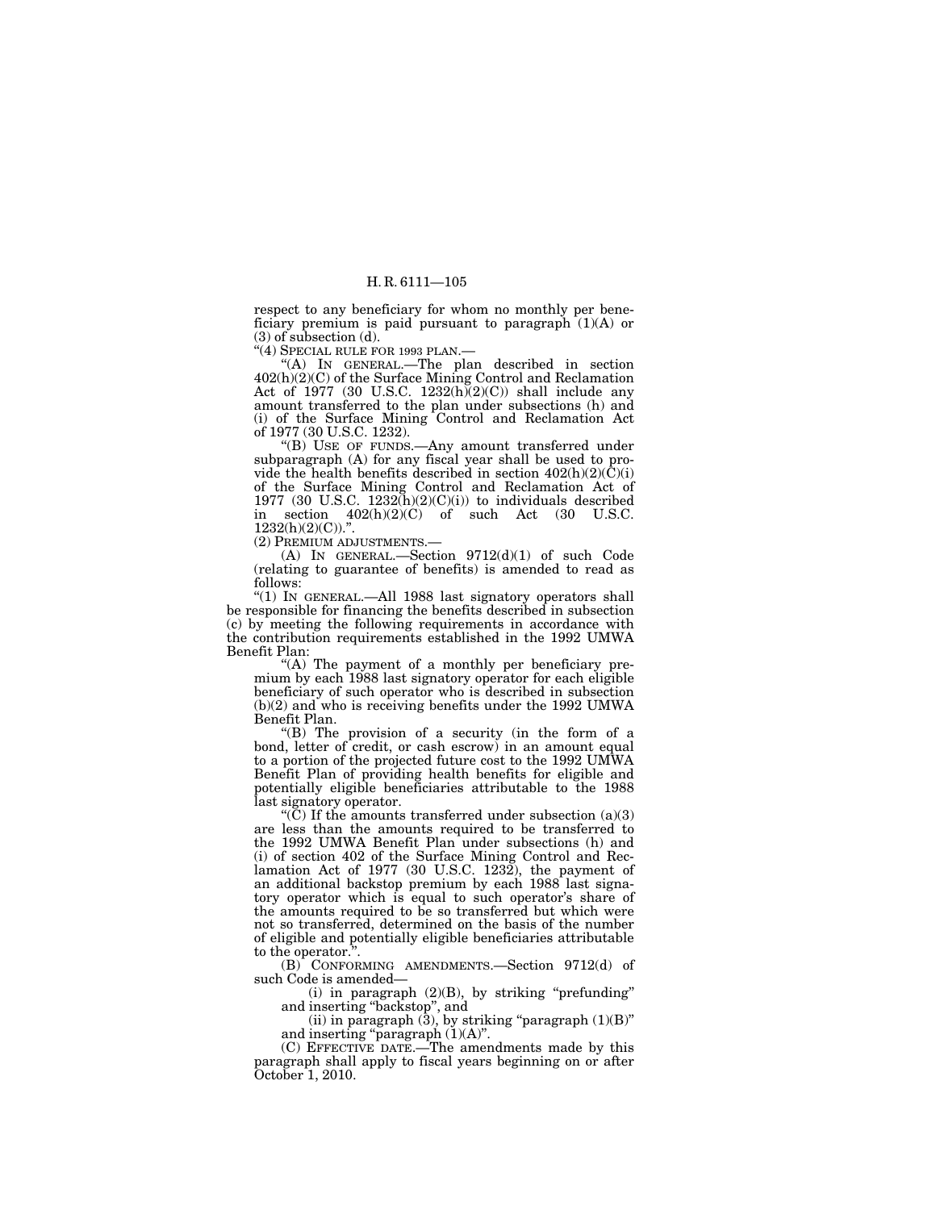respect to any beneficiary for whom no monthly per beneficiary premium is paid pursuant to paragraph (1)(A) or (3) of subsection (d).

"(4) SPECIAL RULE FOR 1993 PLAN.—

"(A) IN GENERAL.—The plan described in section 402(h)(2)(C) of the Surface Mining Control and Reclamation Act of 1977 (30 U.S.C. 1232(h)(2)(C)) shall include any amount transferred to the plan under subsections (h) and (i) of the Surface Mining Control and Reclamation Act of 1977 (30 U.S.C. 1232).

"(B) USE OF FUNDS.—Any amount transferred under subparagraph (A) for any fiscal year shall be used to provide the health benefits described in section 402(h)(2)(C)(i) of the Surface Mining Control and Reclamation Act of 1977 (30 U.S.C. 1232(h)(2)(C)(i)) to individuals described in section 402(h)(2)(C) of such Act (30 U.S.C. 1232(h)(2)(C)).".

(2) PREMIUM ADJUSTMENTS.—

(A) IN GENERAL.—Section 9712(d)(1) of such Code (relating to guarantee of benefits) is amended to read as follows:

"(1) IN GENERAL.—All 1988 last signatory operators shall be responsible for financing the benefits described in subsection (c) by meeting the following requirements in accordance with the contribution requirements established in the 1992 UMWA Benefit Plan:

"(A) The payment of a monthly per beneficiary premium by each 1988 last signatory operator for each eligible beneficiary of such operator who is described in subsection (b)(2) and who is receiving benefits under the 1992 UMWA Benefit Plan.

"(B) The provision of a security (in the form of a bond, letter of credit, or cash escrow) in an amount equal to a portion of the projected future cost to the 1992 UMWA Benefit Plan of providing health benefits for eligible and potentially eligible beneficiaries attributable to the 1988 last signatory operator.

"(C) If the amounts transferred under subsection (a)(3) are less than the amounts required to be transferred to the 1992 UMWA Benefit Plan under subsections (h) and (i) of section 402 of the Surface Mining Control and Reclamation Act of 1977 (30 U.S.C. 1232), the payment of an additional backstop premium by each 1988 last signatory operator which is equal to such operator's share of the amounts required to be so transferred but which were not so transferred, determined on the basis of the number of eligible and potentially eligible beneficiaries attributable to the operator.".

(B) CONFORMING AMENDMENTS.—Section 9712(d) of such Code is amended—

(i) in paragraph (2)(B), by striking "prefunding" and inserting "backstop", and

(ii) in paragraph (3), by striking "paragraph (1)(B)" and inserting "paragraph (1)(A)".

(C) EFFECTIVE DATE.—The amendments made by this paragraph shall apply to fiscal years beginning on or after October 1, 2010.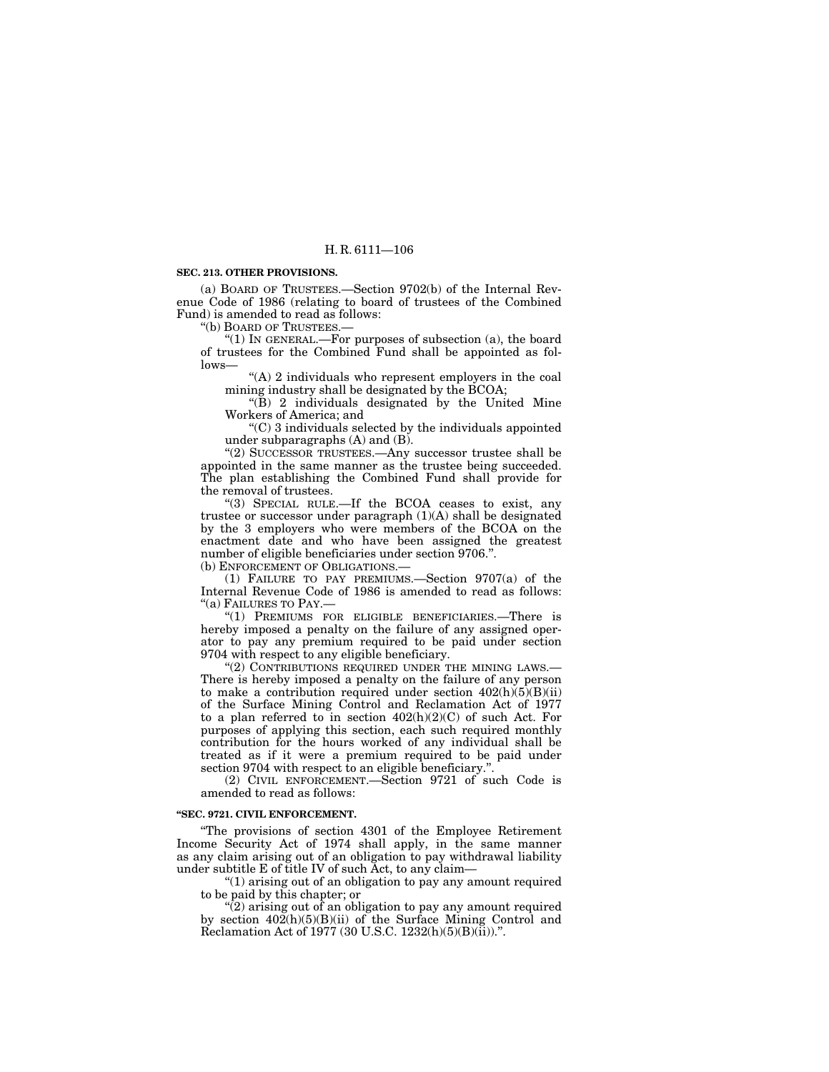**SEC. 213. OTHER PROVISIONS.**

(a) BOARD OF TRUSTEES.—Section 9702(b) of the Internal Revenue Code of 1986 (relating to board of trustees of the Combined Fund) is amended to read as follows:

"(b) BOARD OF TRUSTEES.—

"(1) IN GENERAL.—For purposes of subsection (a), the board of trustees for the Combined Fund shall be appointed as follows—

"(A) 2 individuals who represent employers in the coal mining industry shall be designated by the BCOA;

"(B) 2 individuals designated by the United Mine Workers of America; and

"(C) 3 individuals selected by the individuals appointed under subparagraphs (A) and (B).

"(2) SUCCESSOR TRUSTEES.—Any successor trustee shall be appointed in the same manner as the trustee being succeeded. The plan establishing the Combined Fund shall provide for the removal of trustees.

"(3) SPECIAL RULE.—If the BCOA ceases to exist, any trustee or successor under paragraph (1)(A) shall be designated by the 3 employers who were members of the BCOA on the enactment date and who have been assigned the greatest number of eligible beneficiaries under section 9706.".

(b) ENFORCEMENT OF OBLIGATIONS.—

(1) FAILURE TO PAY PREMIUMS.—Section 9707(a) of the Internal Revenue Code of 1986 is amended to read as follows:

"(a) FAILURES TO PAY.—

"(1) PREMIUMS FOR ELIGIBLE BENEFICIARIES.—There is hereby imposed a penalty on the failure of any assigned operator to pay any premium required to be paid under section 9704 with respect to any eligible beneficiary.

"(2) CONTRIBUTIONS REQUIRED UNDER THE MINING LAWS.—There is hereby imposed a penalty on the failure of any person to make a contribution required under section 402(h)(5)(B)(ii) of the Surface Mining Control and Reclamation Act of 1977 to a plan referred to in section 402(h)(2)(C) of such Act. For purposes of applying this section, each such required monthly contribution for the hours worked of any individual shall be treated as if it were a premium required to be paid under section 9704 with respect to an eligible beneficiary.".

(2) CIVIL ENFORCEMENT.—Section 9721 of such Code is amended to read as follows:

**"SEC. 9721. CIVIL ENFORCEMENT.**

"The provisions of section 4301 of the Employee Retirement Income Security Act of 1974 shall apply, in the same manner as any claim arising out of an obligation to pay withdrawal liability under subtitle E of title IV of such Act, to any claim—

"(1) arising out of an obligation to pay any amount required to be paid by this chapter; or

"(2) arising out of an obligation to pay any amount required by section 402(h)(5)(B)(ii) of the Surface Mining Control and Reclamation Act of 1977 (30 U.S.C. 1232(h)(5)(B)(ii)).".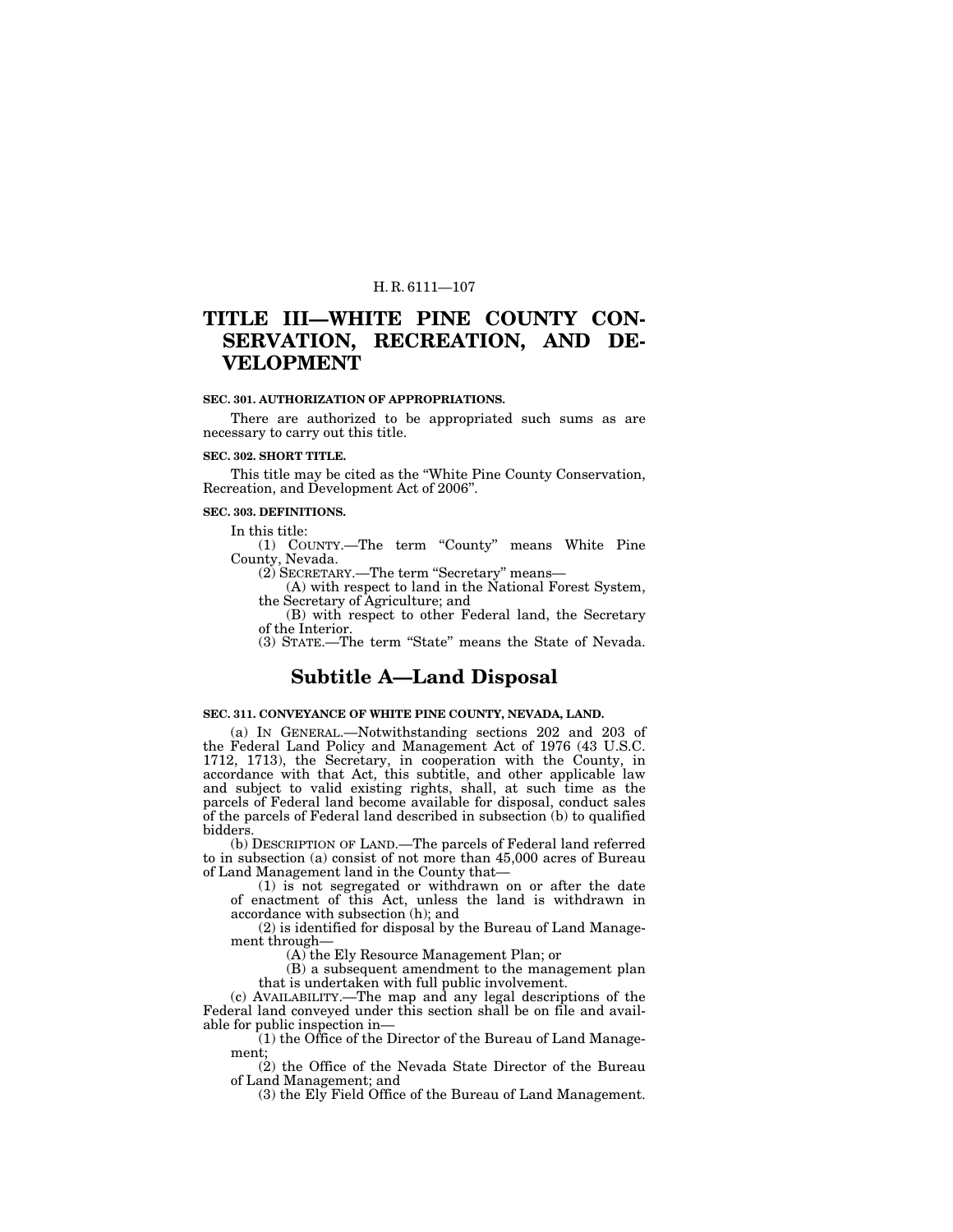# TITLE III—WHITE PINE COUNTY CONSERVATION, RECREATION, AND DEVELOPMENT

**SEC. 301. AUTHORIZATION OF APPROPRIATIONS.**

There are authorized to be appropriated such sums as are necessary to carry out this title.

**SEC. 302. SHORT TITLE.**

This title may be cited as the "White Pine County Conservation, Recreation, and Development Act of 2006".

**SEC. 303. DEFINITIONS.**

In this title:

(1) COUNTY.—The term "County" means White Pine County, Nevada.

(2) SECRETARY.—The term "Secretary" means—

(A) with respect to land in the National Forest System, the Secretary of Agriculture; and

(B) with respect to other Federal land, the Secretary of the Interior.

(3) STATE.—The term "State" means the State of Nevada.

## Subtitle A—Land Disposal

**SEC. 311. CONVEYANCE OF WHITE PINE COUNTY, NEVADA, LAND.**

(a) IN GENERAL.—Notwithstanding sections 202 and 203 of the Federal Land Policy and Management Act of 1976 (43 U.S.C. 1712, 1713), the Secretary, in cooperation with the County, in accordance with that Act, this subtitle, and other applicable law and subject to valid existing rights, shall, at such time as the parcels of Federal land become available for disposal, conduct sales of the parcels of Federal land described in subsection (b) to qualified bidders.

(b) DESCRIPTION OF LAND.—The parcels of Federal land referred to in subsection (a) consist of not more than 45,000 acres of Bureau of Land Management land in the County that—

(1) is not segregated or withdrawn on or after the date of enactment of this Act, unless the land is withdrawn in accordance with subsection (h); and

(2) is identified for disposal by the Bureau of Land Management through—

(A) the Ely Resource Management Plan; or

(B) a subsequent amendment to the management plan that is undertaken with full public involvement.

(c) AVAILABILITY.—The map and any legal descriptions of the Federal land conveyed under this section shall be on file and available for public inspection in—

(1) the Office of the Director of the Bureau of Land Management;

(2) the Office of the Nevada State Director of the Bureau of Land Management; and

(3) the Ely Field Office of the Bureau of Land Management.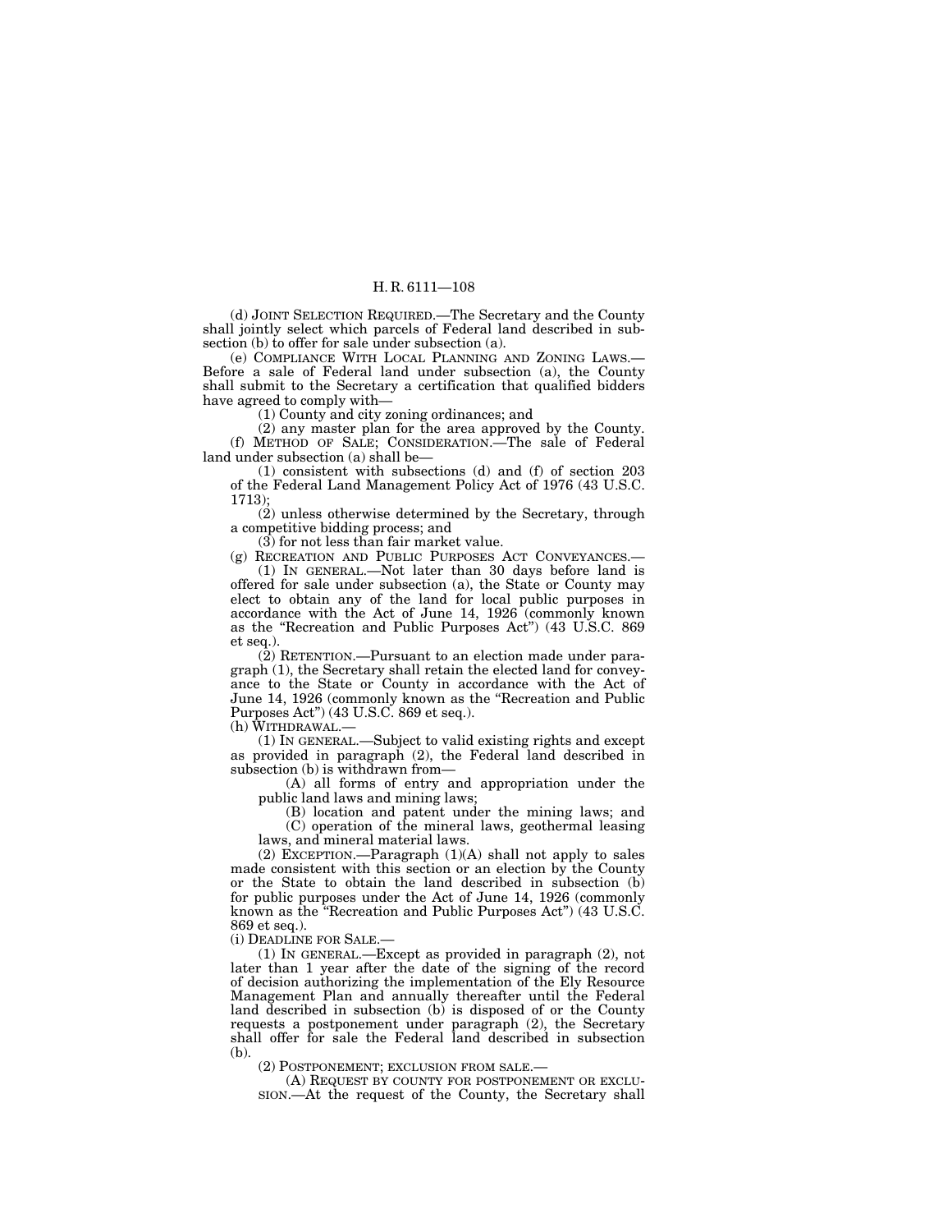(d) JOINT SELECTION REQUIRED.—The Secretary and the County shall jointly select which parcels of Federal land described in subsection (b) to offer for sale under subsection (a).

(e) COMPLIANCE WITH LOCAL PLANNING AND ZONING LAWS.—Before a sale of Federal land under subsection (a), the County shall submit to the Secretary a certification that qualified bidders have agreed to comply with—

(1) County and city zoning ordinances; and

(2) any master plan for the area approved by the County.

(f) METHOD OF SALE; CONSIDERATION.—The sale of Federal land under subsection (a) shall be—

(1) consistent with subsections (d) and (f) of section 203 of the Federal Land Management Policy Act of 1976 (43 U.S.C. 1713);

(2) unless otherwise determined by the Secretary, through a competitive bidding process; and

(3) for not less than fair market value.

(g) RECREATION AND PUBLIC PURPOSES ACT CONVEYANCES.—

(1) IN GENERAL.—Not later than 30 days before land is offered for sale under subsection (a), the State or County may elect to obtain any of the land for local public purposes in accordance with the Act of June 14, 1926 (commonly known as the "Recreation and Public Purposes Act") (43 U.S.C. 869 et seq.).

(2) RETENTION.—Pursuant to an election made under paragraph (1), the Secretary shall retain the elected land for conveyance to the State or County in accordance with the Act of June 14, 1926 (commonly known as the "Recreation and Public Purposes Act") (43 U.S.C. 869 et seq.).

(h) WITHDRAWAL.—

(1) IN GENERAL.—Subject to valid existing rights and except as provided in paragraph (2), the Federal land described in subsection (b) is withdrawn from—

(A) all forms of entry and appropriation under the public land laws and mining laws;

(B) location and patent under the mining laws; and

(C) operation of the mineral laws, geothermal leasing laws, and mineral material laws.

(2) EXCEPTION.—Paragraph (1)(A) shall not apply to sales made consistent with this section or an election by the County or the State to obtain the land described in subsection (b) for public purposes under the Act of June 14, 1926 (commonly known as the "Recreation and Public Purposes Act") (43 U.S.C. 869 et seq.).

(i) DEADLINE FOR SALE.—

(1) IN GENERAL.—Except as provided in paragraph (2), not later than 1 year after the date of the signing of the record of decision authorizing the implementation of the Ely Resource Management Plan and annually thereafter until the Federal land described in subsection (b) is disposed of or the County requests a postponement under paragraph (2), the Secretary shall offer for sale the Federal land described in subsection (b).

(2) POSTPONEMENT; EXCLUSION FROM SALE.—

(A) REQUEST BY COUNTY FOR POSTPONEMENT OR EXCLUSION.—At the request of the County, the Secretary shall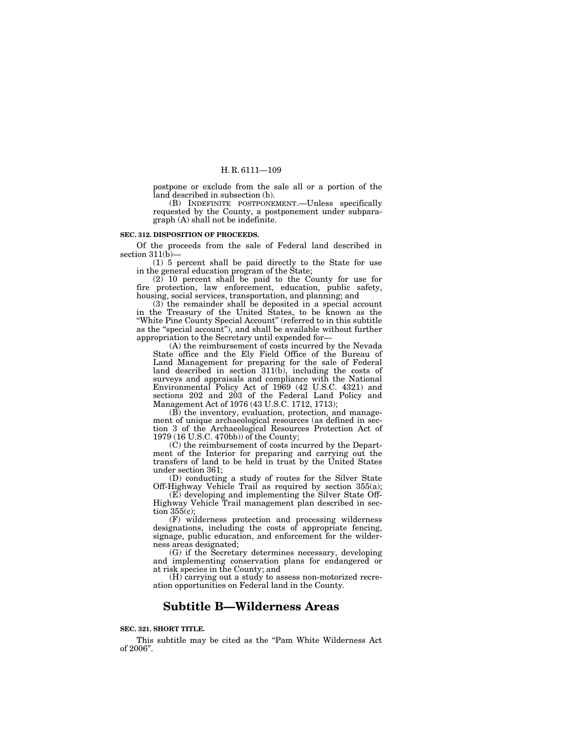postpone or exclude from the sale all or a portion of the land described in subsection (b).

(B) INDEFINITE POSTPONEMENT.—Unless specifically requested by the County, a postponement under subparagraph (A) shall not be indefinite.

**SEC. 312. DISPOSITION OF PROCEEDS.**

Of the proceeds from the sale of Federal land described in section 311(b)—

(1) 5 percent shall be paid directly to the State for use in the general education program of the State;

(2) 10 percent shall be paid to the County for use for fire protection, law enforcement, education, public safety, housing, social services, transportation, and planning; and

(3) the remainder shall be deposited in a special account in the Treasury of the United States, to be known as the "White Pine County Special Account" (referred to in this subtitle as the "special account"), and shall be available without further appropriation to the Secretary until expended for—

(A) the reimbursement of costs incurred by the Nevada State office and the Ely Field Office of the Bureau of Land Management for preparing for the sale of Federal land described in section 311(b), including the costs of surveys and appraisals and compliance with the National Environmental Policy Act of 1969 (42 U.S.C. 4321) and sections 202 and 203 of the Federal Land Policy and Management Act of 1976 (43 U.S.C. 1712, 1713);

(B) the inventory, evaluation, protection, and management of unique archaeological resources (as defined in section 3 of the Archaeological Resources Protection Act of 1979 (16 U.S.C. 470bb)) of the County;

(C) the reimbursement of costs incurred by the Department of the Interior for preparing and carrying out the transfers of land to be held in trust by the United States under section 361;

(D) conducting a study of routes for the Silver State Off-Highway Vehicle Trail as required by section 355(a);

(E) developing and implementing the Silver State Off-Highway Vehicle Trail management plan described in section 355(c);

(F) wilderness protection and processing wilderness designations, including the costs of appropriate fencing, signage, public education, and enforcement for the wilderness areas designated;

(G) if the Secretary determines necessary, developing and implementing conservation plans for endangered or at risk species in the County; and

(H) carrying out a study to assess non-motorized recreation opportunities on Federal land in the County.

## Subtitle B—Wilderness Areas

**SEC. 321. SHORT TITLE.**

This subtitle may be cited as the "Pam White Wilderness Act of 2006".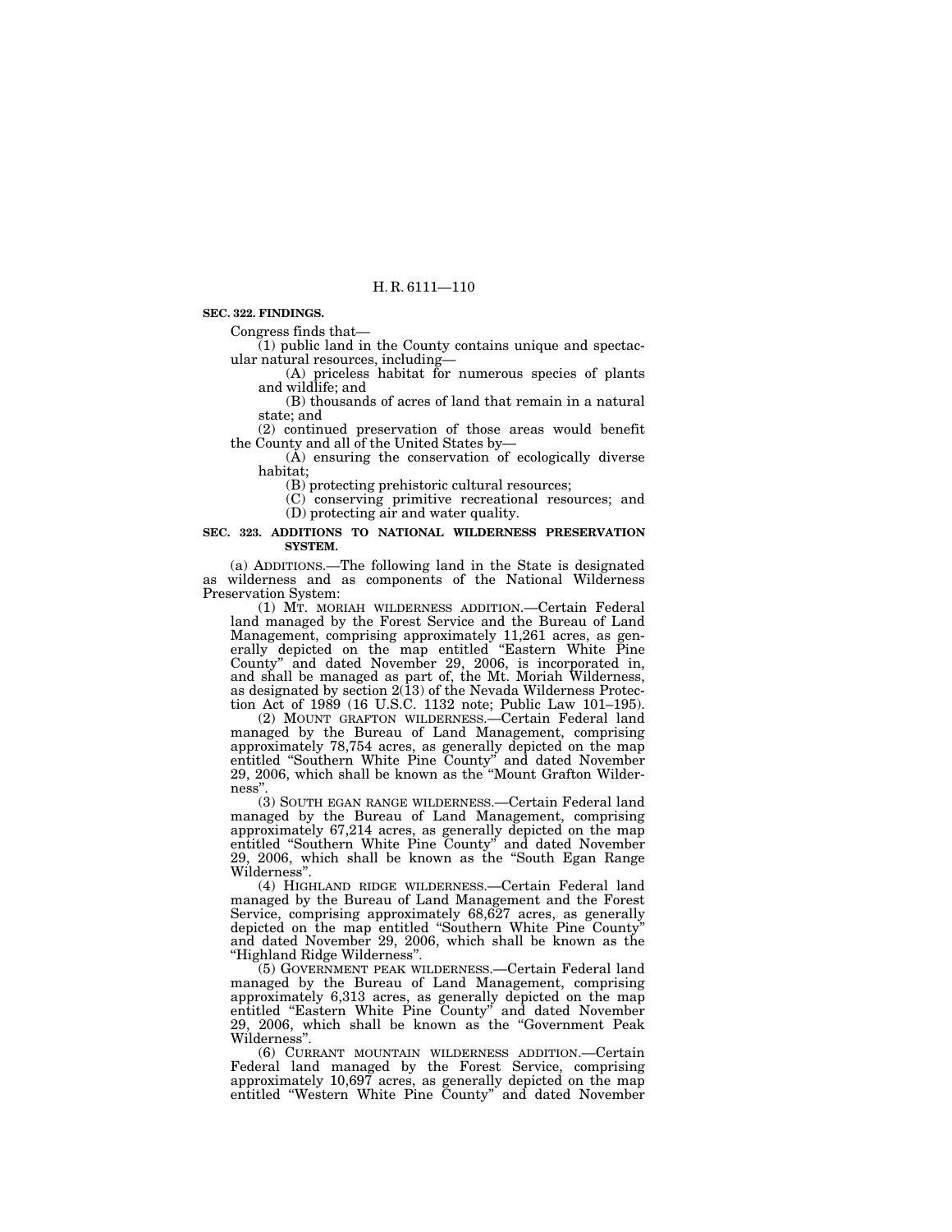**SEC. 322. FINDINGS.**

Congress finds that—

(1) public land in the County contains unique and spectacular natural resources, including—

(A) priceless habitat for numerous species of plants and wildlife; and

(B) thousands of acres of land that remain in a natural state; and

(2) continued preservation of those areas would benefit the County and all of the United States by—

(A) ensuring the conservation of ecologically diverse habitat;

(B) protecting prehistoric cultural resources;

(C) conserving primitive recreational resources; and

(D) protecting air and water quality.

**SEC. 323. ADDITIONS TO NATIONAL WILDERNESS PRESERVATION SYSTEM.**

(a) ADDITIONS.—The following land in the State is designated as wilderness and as components of the National Wilderness Preservation System:

(1) MT. MORIAH WILDERNESS ADDITION.—Certain Federal land managed by the Forest Service and the Bureau of Land Management, comprising approximately 11,261 acres, as generally depicted on the map entitled "Eastern White Pine County" and dated November 29, 2006, is incorporated in, and shall be managed as part of, the Mt. Moriah Wilderness, as designated by section 2(13) of the Nevada Wilderness Protection Act of 1989 (16 U.S.C. 1132 note; Public Law 101–195).

(2) MOUNT GRAFTON WILDERNESS.—Certain Federal land managed by the Bureau of Land Management, comprising approximately 78,754 acres, as generally depicted on the map entitled "Southern White Pine County" and dated November 29, 2006, which shall be known as the "Mount Grafton Wilderness".

(3) SOUTH EGAN RANGE WILDERNESS.—Certain Federal land managed by the Bureau of Land Management, comprising approximately 67,214 acres, as generally depicted on the map entitled "Southern White Pine County" and dated November 29, 2006, which shall be known as the "South Egan Range Wilderness".

(4) HIGHLAND RIDGE WILDERNESS.—Certain Federal land managed by the Bureau of Land Management and the Forest Service, comprising approximately 68,627 acres, as generally depicted on the map entitled "Southern White Pine County" and dated November 29, 2006, which shall be known as the "Highland Ridge Wilderness".

(5) GOVERNMENT PEAK WILDERNESS.—Certain Federal land managed by the Bureau of Land Management, comprising approximately 6,313 acres, as generally depicted on the map entitled "Eastern White Pine County" and dated November 29, 2006, which shall be known as the "Government Peak Wilderness".

(6) CURRANT MOUNTAIN WILDERNESS ADDITION.—Certain Federal land managed by the Forest Service, comprising approximately 10,697 acres, as generally depicted on the map entitled "Western White Pine County" and dated November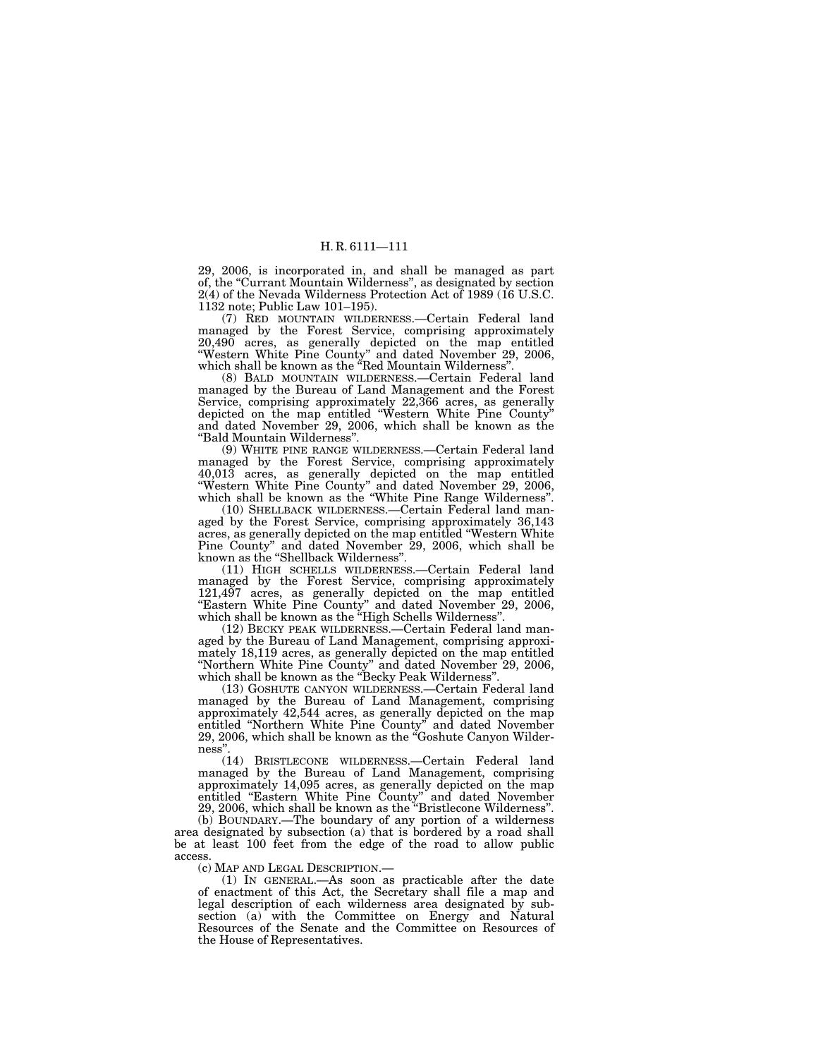29, 2006, is incorporated in, and shall be managed as part of, the "Currant Mountain Wilderness", as designated by section 2(4) of the Nevada Wilderness Protection Act of 1989 (16 U.S.C. 1132 note; Public Law 101–195).

(7) RED MOUNTAIN WILDERNESS.—Certain Federal land managed by the Forest Service, comprising approximately 20,490 acres, as generally depicted on the map entitled "Western White Pine County" and dated November 29, 2006, which shall be known as the "Red Mountain Wilderness".

(8) BALD MOUNTAIN WILDERNESS.—Certain Federal land managed by the Bureau of Land Management and the Forest Service, comprising approximately 22,366 acres, as generally depicted on the map entitled "Western White Pine County" and dated November 29, 2006, which shall be known as the "Bald Mountain Wilderness".

(9) WHITE PINE RANGE WILDERNESS.—Certain Federal land managed by the Forest Service, comprising approximately 40,013 acres, as generally depicted on the map entitled "Western White Pine County" and dated November 29, 2006, which shall be known as the "White Pine Range Wilderness".

(10) SHELLBACK WILDERNESS.—Certain Federal land managed by the Forest Service, comprising approximately 36,143 acres, as generally depicted on the map entitled "Western White Pine County" and dated November 29, 2006, which shall be known as the "Shellback Wilderness".

(11) HIGH SCHELLS WILDERNESS.—Certain Federal land managed by the Forest Service, comprising approximately 121,497 acres, as generally depicted on the map entitled "Eastern White Pine County" and dated November 29, 2006, which shall be known as the "High Schells Wilderness".

(12) BECKY PEAK WILDERNESS.—Certain Federal land managed by the Bureau of Land Management, comprising approximately 18,119 acres, as generally depicted on the map entitled "Northern White Pine County" and dated November 29, 2006, which shall be known as the "Becky Peak Wilderness".

(13) GOSHUTE CANYON WILDERNESS.—Certain Federal land managed by the Bureau of Land Management, comprising approximately 42,544 acres, as generally depicted on the map entitled "Northern White Pine County" and dated November 29, 2006, which shall be known as the "Goshute Canyon Wilderness".

(14) BRISTLECONE WILDERNESS.—Certain Federal land managed by the Bureau of Land Management, comprising approximately 14,095 acres, as generally depicted on the map entitled "Eastern White Pine County" and dated November 29, 2006, which shall be known as the "Bristlecone Wilderness".

(b) BOUNDARY.—The boundary of any portion of a wilderness area designated by subsection (a) that is bordered by a road shall be at least 100 feet from the edge of the road to allow public access.

(c) MAP AND LEGAL DESCRIPTION.—

(1) IN GENERAL.—As soon as practicable after the date of enactment of this Act, the Secretary shall file a map and legal description of each wilderness area designated by subsection (a) with the Committee on Energy and Natural Resources of the Senate and the Committee on Resources of the House of Representatives.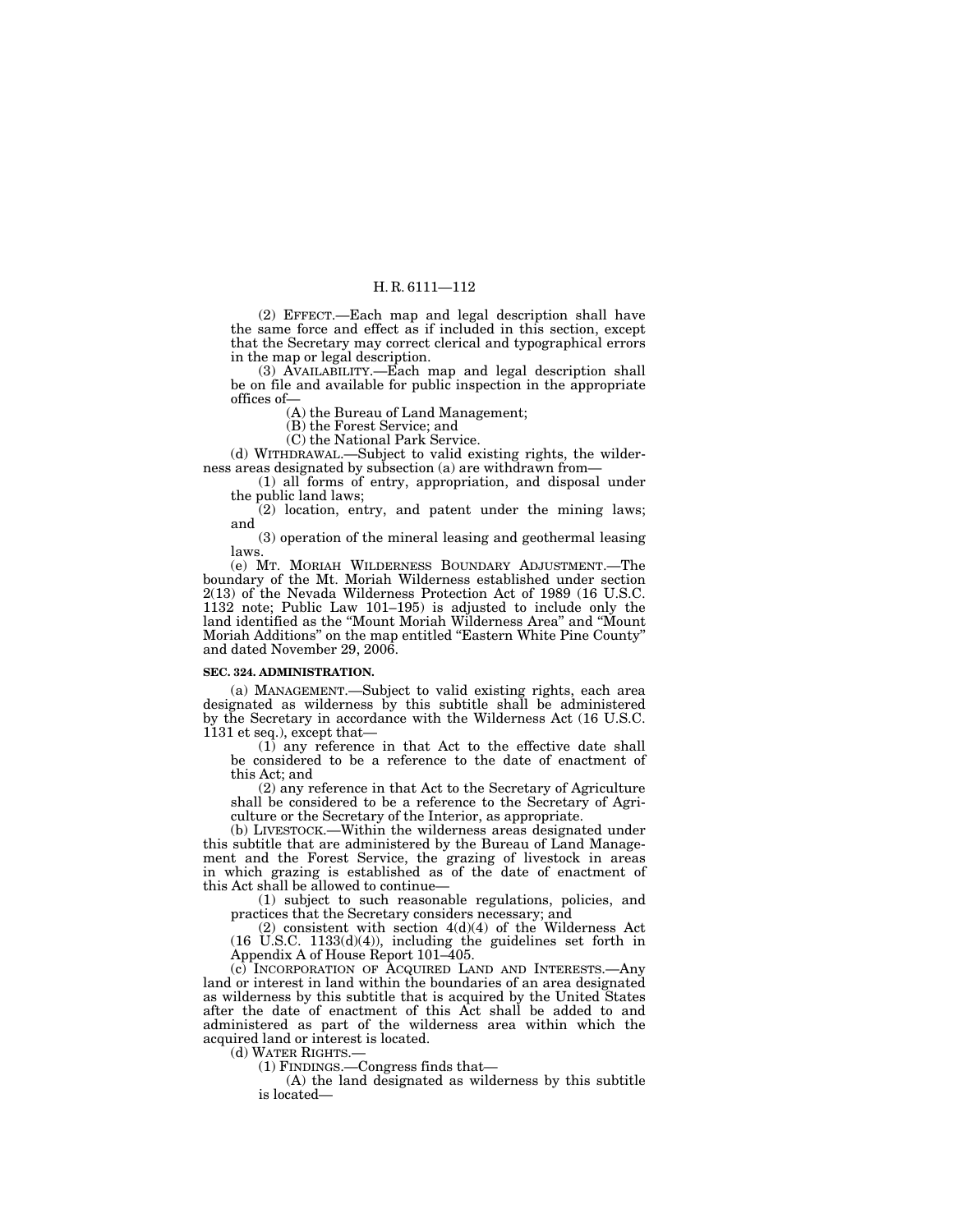(2) EFFECT.—Each map and legal description shall have the same force and effect as if included in this section, except that the Secretary may correct clerical and typographical errors in the map or legal description.

(3) AVAILABILITY.—Each map and legal description shall be on file and available for public inspection in the appropriate offices of—

(A) the Bureau of Land Management;

(B) the Forest Service; and

(C) the National Park Service.

(d) WITHDRAWAL.—Subject to valid existing rights, the wilderness areas designated by subsection (a) are withdrawn from—

(1) all forms of entry, appropriation, and disposal under the public land laws;

(2) location, entry, and patent under the mining laws; and

(3) operation of the mineral leasing and geothermal leasing laws.

(e) MT. MORIAH WILDERNESS BOUNDARY ADJUSTMENT.—The boundary of the Mt. Moriah Wilderness established under section 2(13) of the Nevada Wilderness Protection Act of 1989 (16 U.S.C. 1132 note; Public Law 101–195) is adjusted to include only the land identified as the "Mount Moriah Wilderness Area" and "Mount Moriah Additions" on the map entitled "Eastern White Pine County" and dated November 29, 2006.

**SEC. 324. ADMINISTRATION.**

(a) MANAGEMENT.—Subject to valid existing rights, each area designated as wilderness by this subtitle shall be administered by the Secretary in accordance with the Wilderness Act (16 U.S.C. 1131 et seq.), except that—

(1) any reference in that Act to the effective date shall be considered to be a reference to the date of enactment of this Act; and

(2) any reference in that Act to the Secretary of Agriculture shall be considered to be a reference to the Secretary of Agriculture or the Secretary of the Interior, as appropriate.

(b) LIVESTOCK.—Within the wilderness areas designated under this subtitle that are administered by the Bureau of Land Management and the Forest Service, the grazing of livestock in areas in which grazing is established as of the date of enactment of this Act shall be allowed to continue—

(1) subject to such reasonable regulations, policies, and practices that the Secretary considers necessary; and

(2) consistent with section 4(d)(4) of the Wilderness Act (16 U.S.C. 1133(d)(4)), including the guidelines set forth in Appendix A of House Report 101–405.

(c) INCORPORATION OF ACQUIRED LAND AND INTERESTS.—Any land or interest in land within the boundaries of an area designated as wilderness by this subtitle that is acquired by the United States after the date of enactment of this Act shall be added to and administered as part of the wilderness area within which the acquired land or interest is located.

(d) WATER RIGHTS.—

(1) FINDINGS.—Congress finds that—

(A) the land designated as wilderness by this subtitle is located—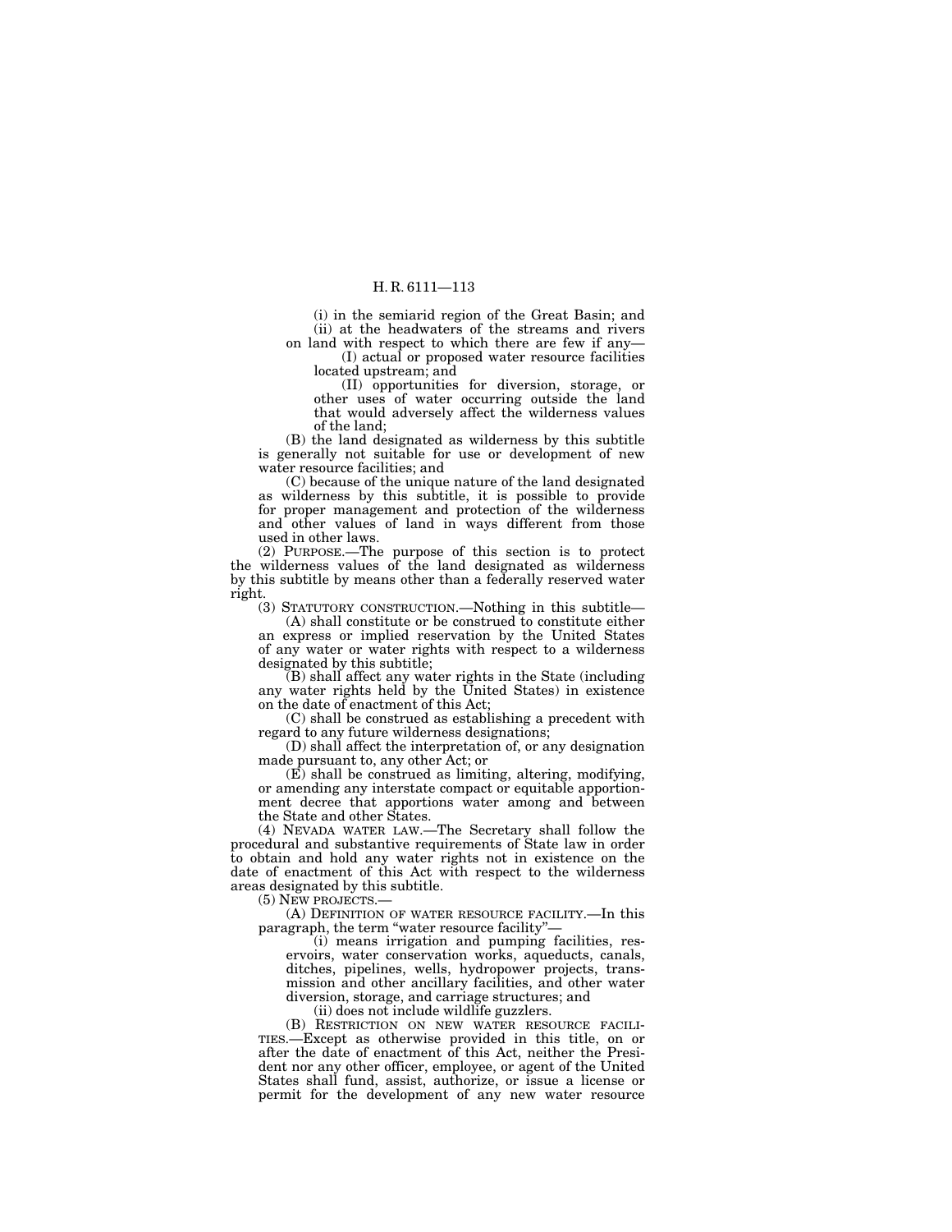(i) in the semiarid region of the Great Basin; and

(ii) at the headwaters of the streams and rivers on land with respect to which there are few if any—

(I) actual or proposed water resource facilities located upstream; and

(II) opportunities for diversion, storage, or other uses of water occurring outside the land that would adversely affect the wilderness values of the land;

(B) the land designated as wilderness by this subtitle is generally not suitable for use or development of new water resource facilities; and

(C) because of the unique nature of the land designated as wilderness by this subtitle, it is possible to provide for proper management and protection of the wilderness and other values of land in ways different from those used in other laws.

(2) PURPOSE.—The purpose of this section is to protect the wilderness values of the land designated as wilderness by this subtitle by means other than a federally reserved water right.

(3) STATUTORY CONSTRUCTION.—Nothing in this subtitle—

(A) shall constitute or be construed to constitute either an express or implied reservation by the United States of any water or water rights with respect to a wilderness designated by this subtitle;

(B) shall affect any water rights in the State (including any water rights held by the United States) in existence on the date of enactment of this Act;

(C) shall be construed as establishing a precedent with regard to any future wilderness designations;

(D) shall affect the interpretation of, or any designation made pursuant to, any other Act; or

(E) shall be construed as limiting, altering, modifying, or amending any interstate compact or equitable apportionment decree that apportions water among and between the State and other States.

(4) NEVADA WATER LAW.—The Secretary shall follow the procedural and substantive requirements of State law in order to obtain and hold any water rights not in existence on the date of enactment of this Act with respect to the wilderness areas designated by this subtitle.

(5) NEW PROJECTS.—

(A) DEFINITION OF WATER RESOURCE FACILITY.—In this paragraph, the term "water resource facility"—

(i) means irrigation and pumping facilities, reservoirs, water conservation works, aqueducts, canals, ditches, pipelines, wells, hydropower projects, transmission and other ancillary facilities, and other water diversion, storage, and carriage structures; and

(ii) does not include wildlife guzzlers.

(B) RESTRICTION ON NEW WATER RESOURCE FACILITIES.—Except as otherwise provided in this title, on or after the date of enactment of this Act, neither the President nor any other officer, employee, or agent of the United States shall fund, assist, authorize, or issue a license or permit for the development of any new water resource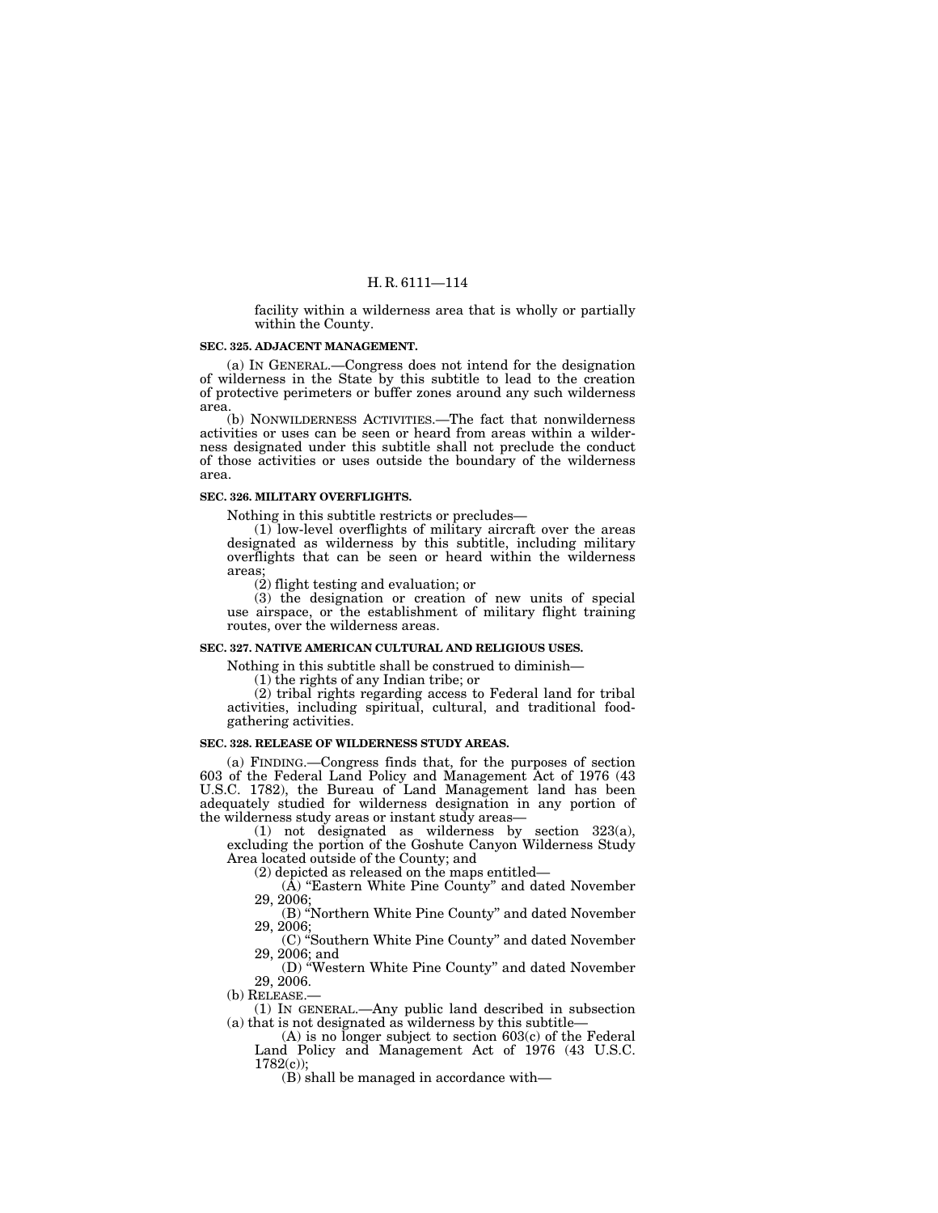facility within a wilderness area that is wholly or partially within the County.

**SEC. 325. ADJACENT MANAGEMENT.**

(a) IN GENERAL.—Congress does not intend for the designation of wilderness in the State by this subtitle to lead to the creation of protective perimeters or buffer zones around any such wilderness area.

(b) NONWILDERNESS ACTIVITIES.—The fact that nonwilderness activities or uses can be seen or heard from areas within a wilderness designated under this subtitle shall not preclude the conduct of those activities or uses outside the boundary of the wilderness area.

**SEC. 326. MILITARY OVERFLIGHTS.**

Nothing in this subtitle restricts or precludes—

(1) low-level overflights of military aircraft over the areas designated as wilderness by this subtitle, including military overflights that can be seen or heard within the wilderness areas;

(2) flight testing and evaluation; or

(3) the designation or creation of new units of special use airspace, or the establishment of military flight training routes, over the wilderness areas.

**SEC. 327. NATIVE AMERICAN CULTURAL AND RELIGIOUS USES.**

Nothing in this subtitle shall be construed to diminish—

(1) the rights of any Indian tribe; or

(2) tribal rights regarding access to Federal land for tribal activities, including spiritual, cultural, and traditional food-gathering activities.

**SEC. 328. RELEASE OF WILDERNESS STUDY AREAS.**

(a) FINDING.—Congress finds that, for the purposes of section 603 of the Federal Land Policy and Management Act of 1976 (43 U.S.C. 1782), the Bureau of Land Management land has been adequately studied for wilderness designation in any portion of the wilderness study areas or instant study areas—

(1) not designated as wilderness by section 323(a), excluding the portion of the Goshute Canyon Wilderness Study Area located outside of the County; and

(2) depicted as released on the maps entitled—

(A) "Eastern White Pine County" and dated November 29, 2006;

(B) "Northern White Pine County" and dated November 29, 2006;

(C) "Southern White Pine County" and dated November 29, 2006; and

(D) "Western White Pine County" and dated November 29, 2006.

(b) RELEASE.—

(1) IN GENERAL.—Any public land described in subsection (a) that is not designated as wilderness by this subtitle—

(A) is no longer subject to section 603(c) of the Federal Land Policy and Management Act of 1976 (43 U.S.C. 1782(c));

(B) shall be managed in accordance with—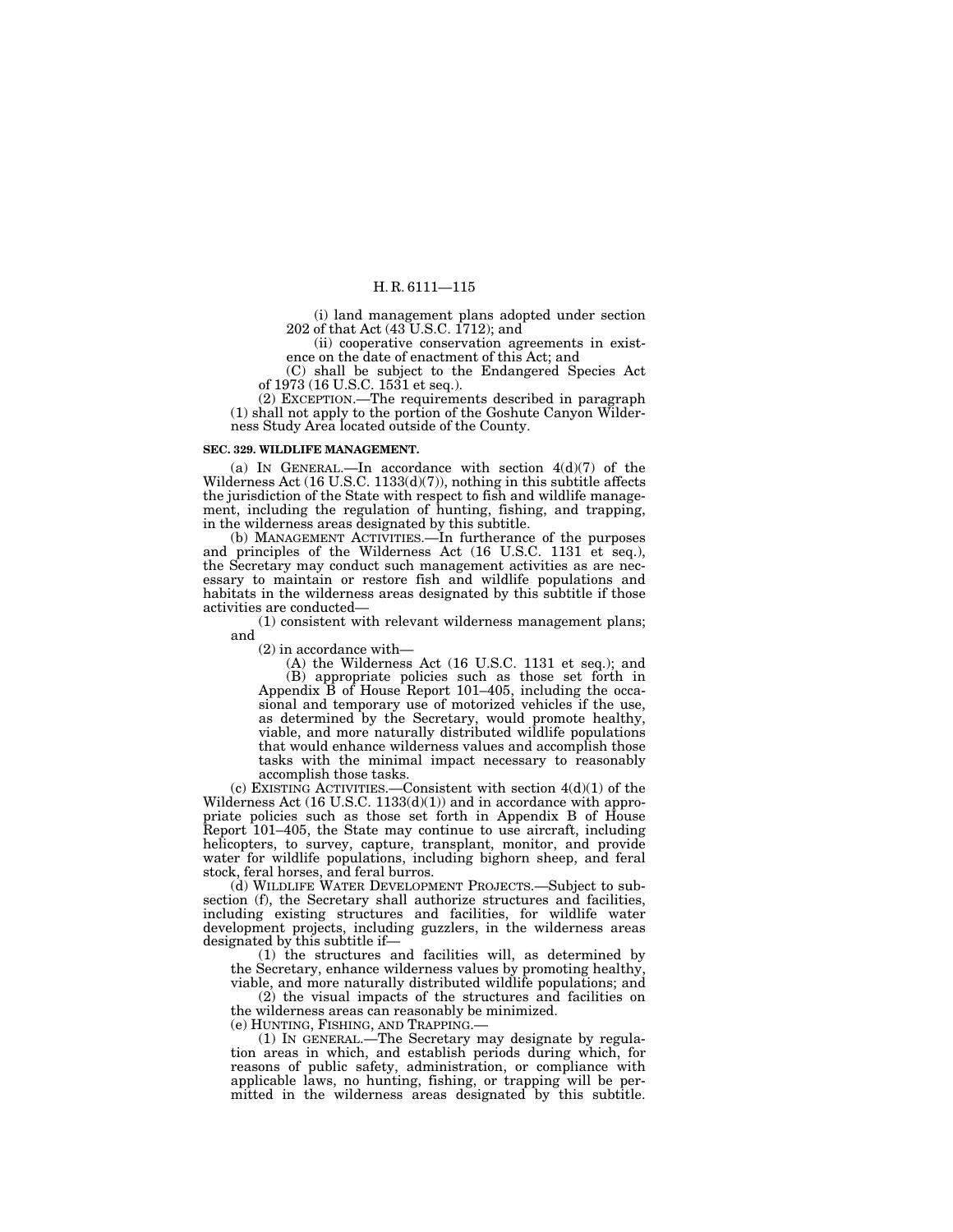(i) land management plans adopted under section 202 of that Act (43 U.S.C. 1712); and

(ii) cooperative conservation agreements in existence on the date of enactment of this Act; and

(C) shall be subject to the Endangered Species Act of 1973 (16 U.S.C. 1531 et seq.).

(2) EXCEPTION.—The requirements described in paragraph (1) shall not apply to the portion of the Goshute Canyon Wilderness Study Area located outside of the County.

**SEC. 329. WILDLIFE MANAGEMENT.**

(a) IN GENERAL.—In accordance with section 4(d)(7) of the Wilderness Act (16 U.S.C. 1133(d)(7)), nothing in this subtitle affects the jurisdiction of the State with respect to fish and wildlife management, including the regulation of hunting, fishing, and trapping, in the wilderness areas designated by this subtitle.

(b) MANAGEMENT ACTIVITIES.—In furtherance of the purposes and principles of the Wilderness Act (16 U.S.C. 1131 et seq.), the Secretary may conduct such management activities as are necessary to maintain or restore fish and wildlife populations and habitats in the wilderness areas designated by this subtitle if those activities are conducted—

(1) consistent with relevant wilderness management plans; and

(2) in accordance with—

(A) the Wilderness Act (16 U.S.C. 1131 et seq.); and

(B) appropriate policies such as those set forth in Appendix B of House Report 101–405, including the occasional and temporary use of motorized vehicles if the use, as determined by the Secretary, would promote healthy, viable, and more naturally distributed wildlife populations that would enhance wilderness values and accomplish those tasks with the minimal impact necessary to reasonably accomplish those tasks.

(c) EXISTING ACTIVITIES.—Consistent with section 4(d)(1) of the Wilderness Act (16 U.S.C. 1133(d)(1)) and in accordance with appropriate policies such as those set forth in Appendix B of House Report 101–405, the State may continue to use aircraft, including helicopters, to survey, capture, transplant, monitor, and provide water for wildlife populations, including bighorn sheep, and feral stock, feral horses, and feral burros.

(d) WILDLIFE WATER DEVELOPMENT PROJECTS.—Subject to subsection (f), the Secretary shall authorize structures and facilities, including existing structures and facilities, for wildlife water development projects, including guzzlers, in the wilderness areas designated by this subtitle if—

(1) the structures and facilities will, as determined by the Secretary, enhance wilderness values by promoting healthy, viable, and more naturally distributed wildlife populations; and

(2) the visual impacts of the structures and facilities on the wilderness areas can reasonably be minimized.

(e) HUNTING, FISHING, AND TRAPPING.—

(1) IN GENERAL.—The Secretary may designate by regulation areas in which, and establish periods during which, for reasons of public safety, administration, or compliance with applicable laws, no hunting, fishing, or trapping will be permitted in the wilderness areas designated by this subtitle.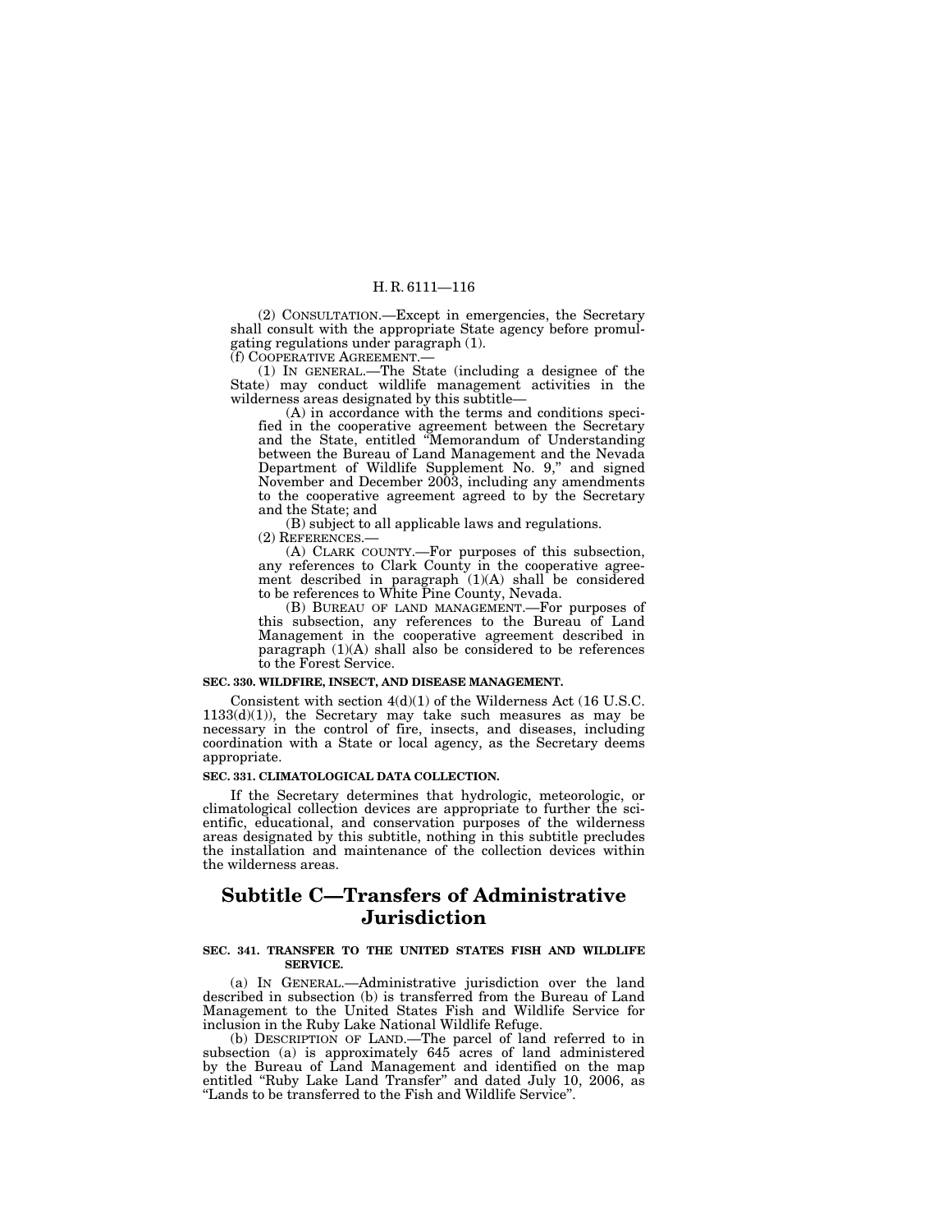(2) CONSULTATION.—Except in emergencies, the Secretary shall consult with the appropriate State agency before promulgating regulations under paragraph (1).

(f) COOPERATIVE AGREEMENT.—

(1) IN GENERAL.—The State (including a designee of the State) may conduct wildlife management activities in the wilderness areas designated by this subtitle—

(A) in accordance with the terms and conditions specified in the cooperative agreement between the Secretary and the State, entitled "Memorandum of Understanding between the Bureau of Land Management and the Nevada Department of Wildlife Supplement No. 9," and signed November and December 2003, including any amendments to the cooperative agreement agreed to by the Secretary and the State; and

(B) subject to all applicable laws and regulations.

(2) REFERENCES.—

(A) CLARK COUNTY.—For purposes of this subsection, any references to Clark County in the cooperative agreement described in paragraph (1)(A) shall be considered to be references to White Pine County, Nevada.

(B) BUREAU OF LAND MANAGEMENT.—For purposes of this subsection, any references to the Bureau of Land Management in the cooperative agreement described in paragraph (1)(A) shall also be considered to be references to the Forest Service.

**SEC. 330. WILDFIRE, INSECT, AND DISEASE MANAGEMENT.**

Consistent with section 4(d)(1) of the Wilderness Act (16 U.S.C. 1133(d)(1)), the Secretary may take such measures as may be necessary in the control of fire, insects, and diseases, including coordination with a State or local agency, as the Secretary deems appropriate.

**SEC. 331. CLIMATOLOGICAL DATA COLLECTION.**

If the Secretary determines that hydrologic, meteorologic, or climatological collection devices are appropriate to further the scientific, educational, and conservation purposes of the wilderness areas designated by this subtitle, nothing in this subtitle precludes the installation and maintenance of the collection devices within the wilderness areas.

# Subtitle C—Transfers of Administrative Jurisdiction

**SEC. 341. TRANSFER TO THE UNITED STATES FISH AND WILDLIFE SERVICE.**

(a) IN GENERAL.—Administrative jurisdiction over the land described in subsection (b) is transferred from the Bureau of Land Management to the United States Fish and Wildlife Service for inclusion in the Ruby Lake National Wildlife Refuge.

(b) DESCRIPTION OF LAND.—The parcel of land referred to in subsection (a) is approximately 645 acres of land administered by the Bureau of Land Management and identified on the map entitled "Ruby Lake Land Transfer" and dated July 10, 2006, as "Lands to be transferred to the Fish and Wildlife Service".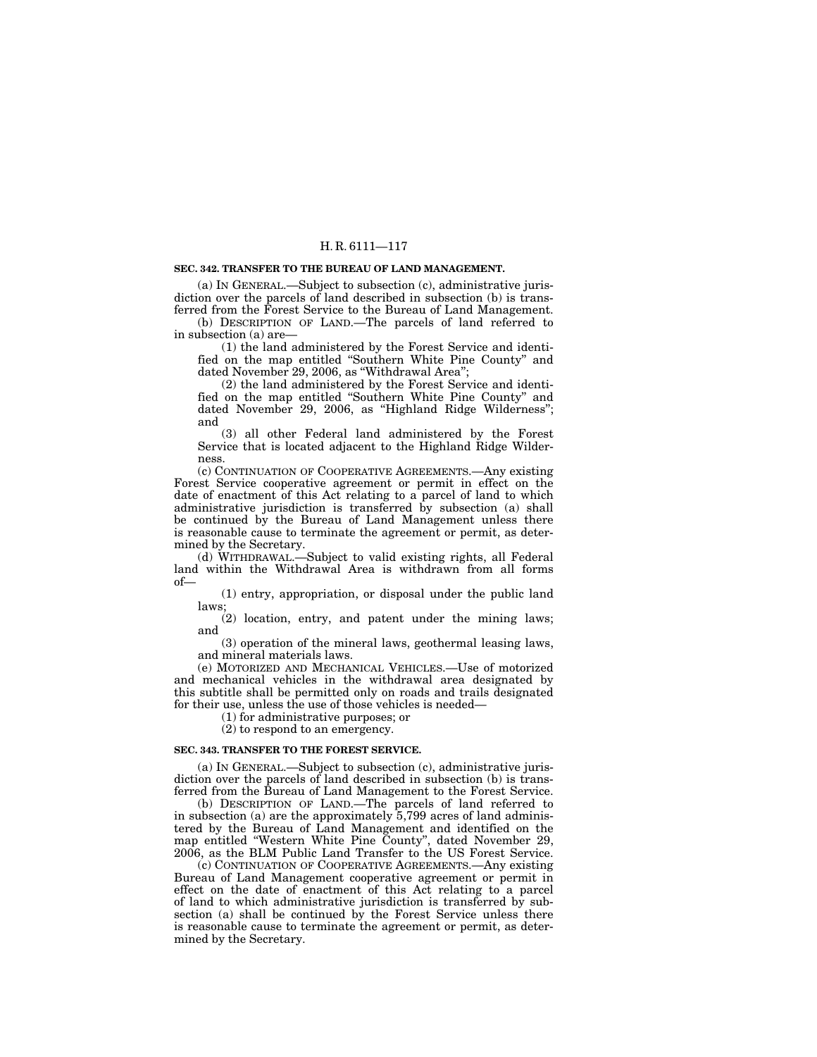**SEC. 342. TRANSFER TO THE BUREAU OF LAND MANAGEMENT.**

(a) IN GENERAL.—Subject to subsection (c), administrative jurisdiction over the parcels of land described in subsection (b) is transferred from the Forest Service to the Bureau of Land Management.

(b) DESCRIPTION OF LAND.—The parcels of land referred to in subsection (a) are—

(1) the land administered by the Forest Service and identified on the map entitled "Southern White Pine County" and dated November 29, 2006, as "Withdrawal Area";

(2) the land administered by the Forest Service and identified on the map entitled "Southern White Pine County" and dated November 29, 2006, as "Highland Ridge Wilderness"; and

(3) all other Federal land administered by the Forest Service that is located adjacent to the Highland Ridge Wilderness.

(c) CONTINUATION OF COOPERATIVE AGREEMENTS.—Any existing Forest Service cooperative agreement or permit in effect on the date of enactment of this Act relating to a parcel of land to which administrative jurisdiction is transferred by subsection (a) shall be continued by the Bureau of Land Management unless there is reasonable cause to terminate the agreement or permit, as determined by the Secretary.

(d) WITHDRAWAL.—Subject to valid existing rights, all Federal land within the Withdrawal Area is withdrawn from all forms of—

(1) entry, appropriation, or disposal under the public land laws;

(2) location, entry, and patent under the mining laws; and

(3) operation of the mineral laws, geothermal leasing laws, and mineral materials laws.

(e) MOTORIZED AND MECHANICAL VEHICLES.—Use of motorized and mechanical vehicles in the withdrawal area designated by this subtitle shall be permitted only on roads and trails designated for their use, unless the use of those vehicles is needed—

(1) for administrative purposes; or

(2) to respond to an emergency.

**SEC. 343. TRANSFER TO THE FOREST SERVICE.**

(a) IN GENERAL.—Subject to subsection (c), administrative jurisdiction over the parcels of land described in subsection (b) is transferred from the Bureau of Land Management to the Forest Service.

(b) DESCRIPTION OF LAND.—The parcels of land referred to in subsection (a) are the approximately 5,799 acres of land administered by the Bureau of Land Management and identified on the map entitled "Western White Pine County", dated November 29, 2006, as the BLM Public Land Transfer to the US Forest Service.

(c) CONTINUATION OF COOPERATIVE AGREEMENTS.—Any existing Bureau of Land Management cooperative agreement or permit in effect on the date of enactment of this Act relating to a parcel of land to which administrative jurisdiction is transferred by subsection (a) shall be continued by the Forest Service unless there is reasonable cause to terminate the agreement or permit, as determined by the Secretary.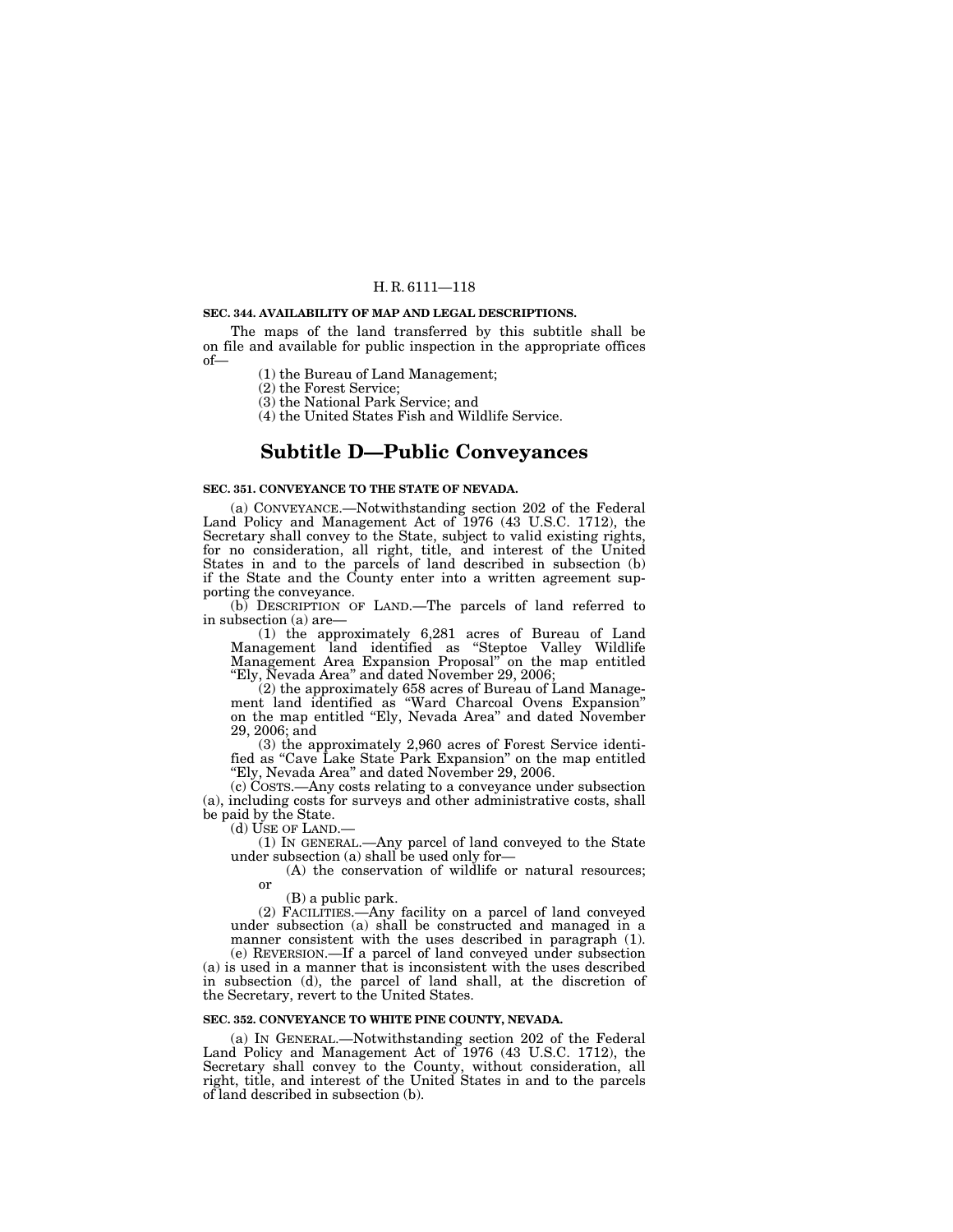**SEC. 344. AVAILABILITY OF MAP AND LEGAL DESCRIPTIONS.**

The maps of the land transferred by this subtitle shall be on file and available for public inspection in the appropriate offices of—

(1) the Bureau of Land Management;

(2) the Forest Service;

(3) the National Park Service; and

(4) the United States Fish and Wildlife Service.

# Subtitle D—Public Conveyances

**SEC. 351. CONVEYANCE TO THE STATE OF NEVADA.**

(a) CONVEYANCE.—Notwithstanding section 202 of the Federal Land Policy and Management Act of 1976 (43 U.S.C. 1712), the Secretary shall convey to the State, subject to valid existing rights, for no consideration, all right, title, and interest of the United States in and to the parcels of land described in subsection (b) if the State and the County enter into a written agreement supporting the conveyance.

(b) DESCRIPTION OF LAND.—The parcels of land referred to in subsection (a) are—

(1) the approximately 6,281 acres of Bureau of Land Management land identified as "Steptoe Valley Wildlife Management Area Expansion Proposal" on the map entitled "Ely, Nevada Area" and dated November 29, 2006;

(2) the approximately 658 acres of Bureau of Land Management land identified as "Ward Charcoal Ovens Expansion" on the map entitled "Ely, Nevada Area" and dated November 29, 2006; and

(3) the approximately 2,960 acres of Forest Service identified as "Cave Lake State Park Expansion" on the map entitled "Ely, Nevada Area" and dated November 29, 2006.

(c) COSTS.—Any costs relating to a conveyance under subsection (a), including costs for surveys and other administrative costs, shall be paid by the State.

(d) USE OF LAND.—

(1) IN GENERAL.—Any parcel of land conveyed to the State under subsection (a) shall be used only for—

(A) the conservation of wildlife or natural resources; or

(B) a public park.

(2) FACILITIES.—Any facility on a parcel of land conveyed under subsection (a) shall be constructed and managed in a manner consistent with the uses described in paragraph (1).

(e) REVERSION.—If a parcel of land conveyed under subsection (a) is used in a manner that is inconsistent with the uses described in subsection (d), the parcel of land shall, at the discretion of the Secretary, revert to the United States.

**SEC. 352. CONVEYANCE TO WHITE PINE COUNTY, NEVADA.**

(a) IN GENERAL.—Notwithstanding section 202 of the Federal Land Policy and Management Act of 1976 (43 U.S.C. 1712), the Secretary shall convey to the County, without consideration, all right, title, and interest of the United States in and to the parcels of land described in subsection (b).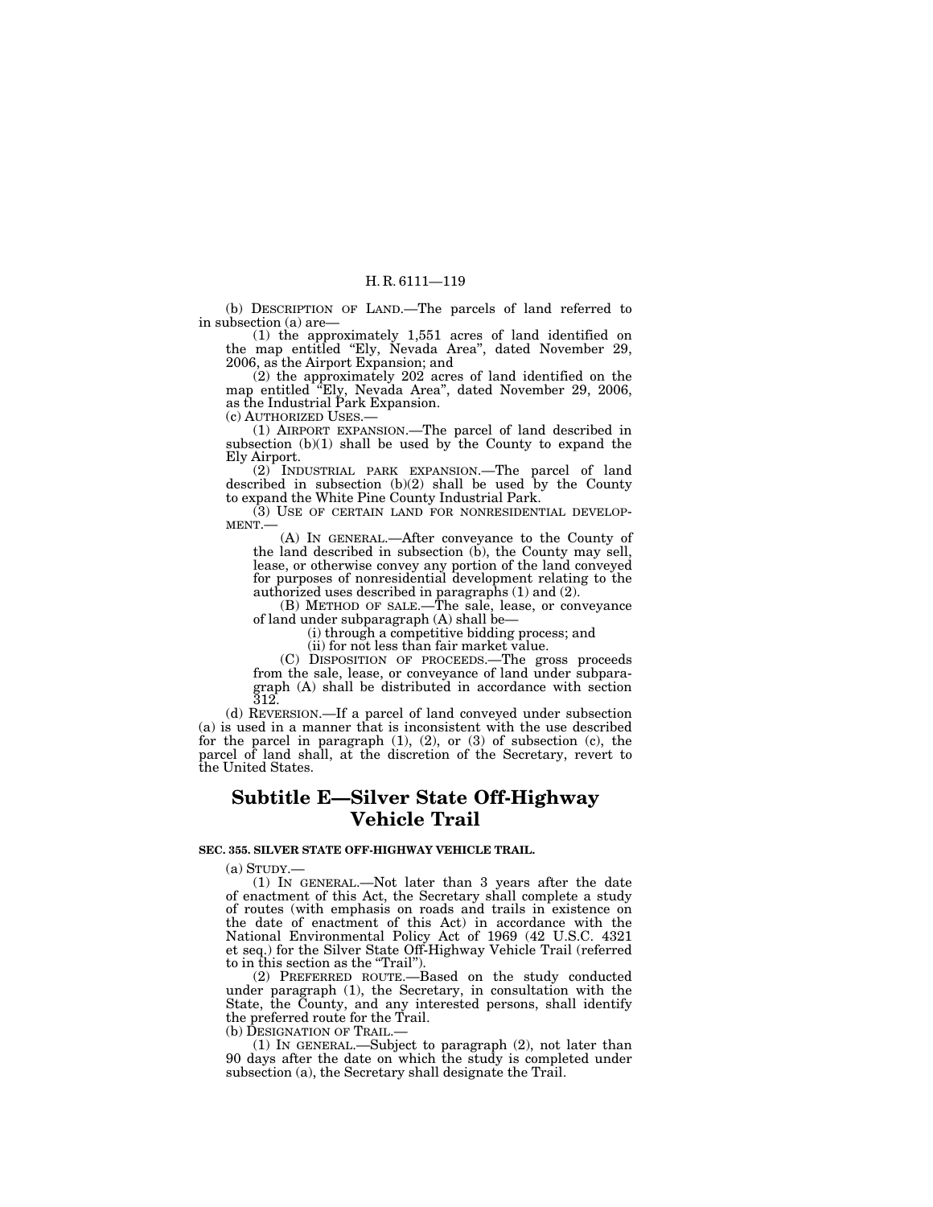(b) DESCRIPTION OF LAND.—The parcels of land referred to in subsection (a) are—

(1) the approximately 1,551 acres of land identified on the map entitled "Ely, Nevada Area", dated November 29, 2006, as the Airport Expansion; and

(2) the approximately 202 acres of land identified on the map entitled "Ely, Nevada Area", dated November 29, 2006, as the Industrial Park Expansion.

(c) AUTHORIZED USES.—

(1) AIRPORT EXPANSION.—The parcel of land described in subsection (b)(1) shall be used by the County to expand the Ely Airport.

(2) INDUSTRIAL PARK EXPANSION.—The parcel of land described in subsection (b)(2) shall be used by the County to expand the White Pine County Industrial Park.

(3) USE OF CERTAIN LAND FOR NONRESIDENTIAL DEVELOPMENT.—

(A) IN GENERAL.—After conveyance to the County of the land described in subsection (b), the County may sell, lease, or otherwise convey any portion of the land conveyed for purposes of nonresidential development relating to the authorized uses described in paragraphs (1) and (2).

(B) METHOD OF SALE.—The sale, lease, or conveyance of land under subparagraph (A) shall be—

(i) through a competitive bidding process; and

(ii) for not less than fair market value.

(C) DISPOSITION OF PROCEEDS.—The gross proceeds from the sale, lease, or conveyance of land under subparagraph (A) shall be distributed in accordance with section 312.

(d) REVERSION.—If a parcel of land conveyed under subsection (a) is used in a manner that is inconsistent with the use described for the parcel in paragraph (1), (2), or (3) of subsection (c), the parcel of land shall, at the discretion of the Secretary, revert to the United States.

## Subtitle E—Silver State Off-Highway Vehicle Trail

**SEC. 355. SILVER STATE OFF-HIGHWAY VEHICLE TRAIL.**

(a) STUDY.—

(1) IN GENERAL.—Not later than 3 years after the date of enactment of this Act, the Secretary shall complete a study of routes (with emphasis on roads and trails in existence on the date of enactment of this Act) in accordance with the National Environmental Policy Act of 1969 (42 U.S.C. 4321 et seq.) for the Silver State Off-Highway Vehicle Trail (referred to in this section as the "Trail").

(2) PREFERRED ROUTE.—Based on the study conducted under paragraph (1), the Secretary, in consultation with the State, the County, and any interested persons, shall identify the preferred route for the Trail.

(b) DESIGNATION OF TRAIL.—

(1) IN GENERAL.—Subject to paragraph (2), not later than 90 days after the date on which the study is completed under subsection (a), the Secretary shall designate the Trail.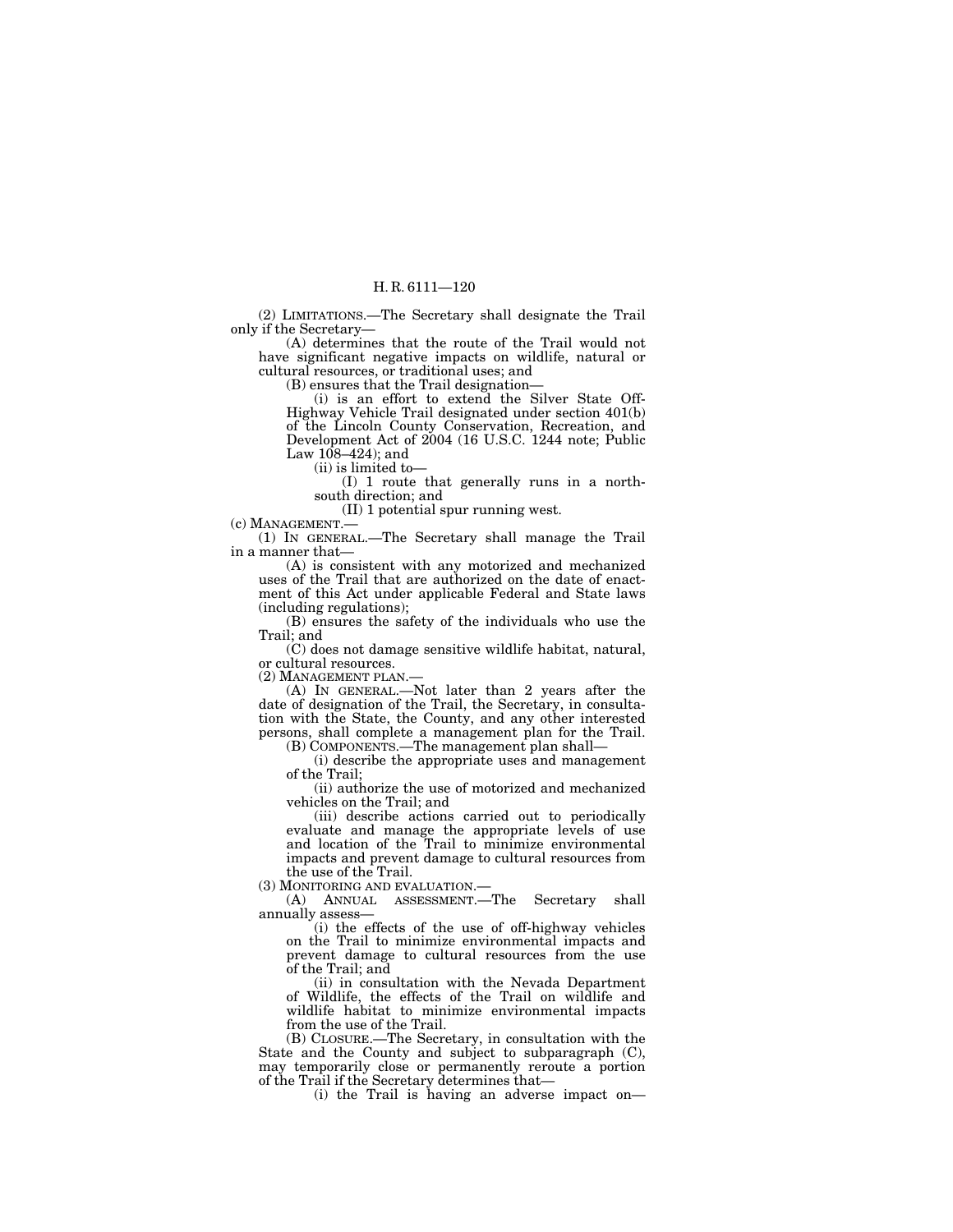(2) LIMITATIONS.—The Secretary shall designate the Trail only if the Secretary—

(A) determines that the route of the Trail would not have significant negative impacts on wildlife, natural or cultural resources, or traditional uses; and

(B) ensures that the Trail designation—

(i) is an effort to extend the Silver State Off-Highway Vehicle Trail designated under section 401(b) of the Lincoln County Conservation, Recreation, and Development Act of 2004 (16 U.S.C. 1244 note; Public Law 108–424); and

(ii) is limited to—

(I) 1 route that generally runs in a north-south direction; and

(II) 1 potential spur running west.

(c) MANAGEMENT.—

(1) IN GENERAL.—The Secretary shall manage the Trail in a manner that—

(A) is consistent with any motorized and mechanized uses of the Trail that are authorized on the date of enactment of this Act under applicable Federal and State laws (including regulations);

(B) ensures the safety of the individuals who use the Trail; and

(C) does not damage sensitive wildlife habitat, natural, or cultural resources.

(2) MANAGEMENT PLAN.—

(A) IN GENERAL.—Not later than 2 years after the date of designation of the Trail, the Secretary, in consultation with the State, the County, and any other interested persons, shall complete a management plan for the Trail.

(B) COMPONENTS.—The management plan shall—

(i) describe the appropriate uses and management of the Trail;

(ii) authorize the use of motorized and mechanized vehicles on the Trail; and

(iii) describe actions carried out to periodically evaluate and manage the appropriate levels of use and location of the Trail to minimize environmental impacts and prevent damage to cultural resources from the use of the Trail.

(3) MONITORING AND EVALUATION.—

(A) ANNUAL ASSESSMENT.—The Secretary shall annually assess—

(i) the effects of the use of off-highway vehicles on the Trail to minimize environmental impacts and prevent damage to cultural resources from the use of the Trail; and

(ii) in consultation with the Nevada Department of Wildlife, the effects of the Trail on wildlife and wildlife habitat to minimize environmental impacts from the use of the Trail.

(B) CLOSURE.—The Secretary, in consultation with the State and the County and subject to subparagraph (C), may temporarily close or permanently reroute a portion of the Trail if the Secretary determines that—

(i) the Trail is having an adverse impact on—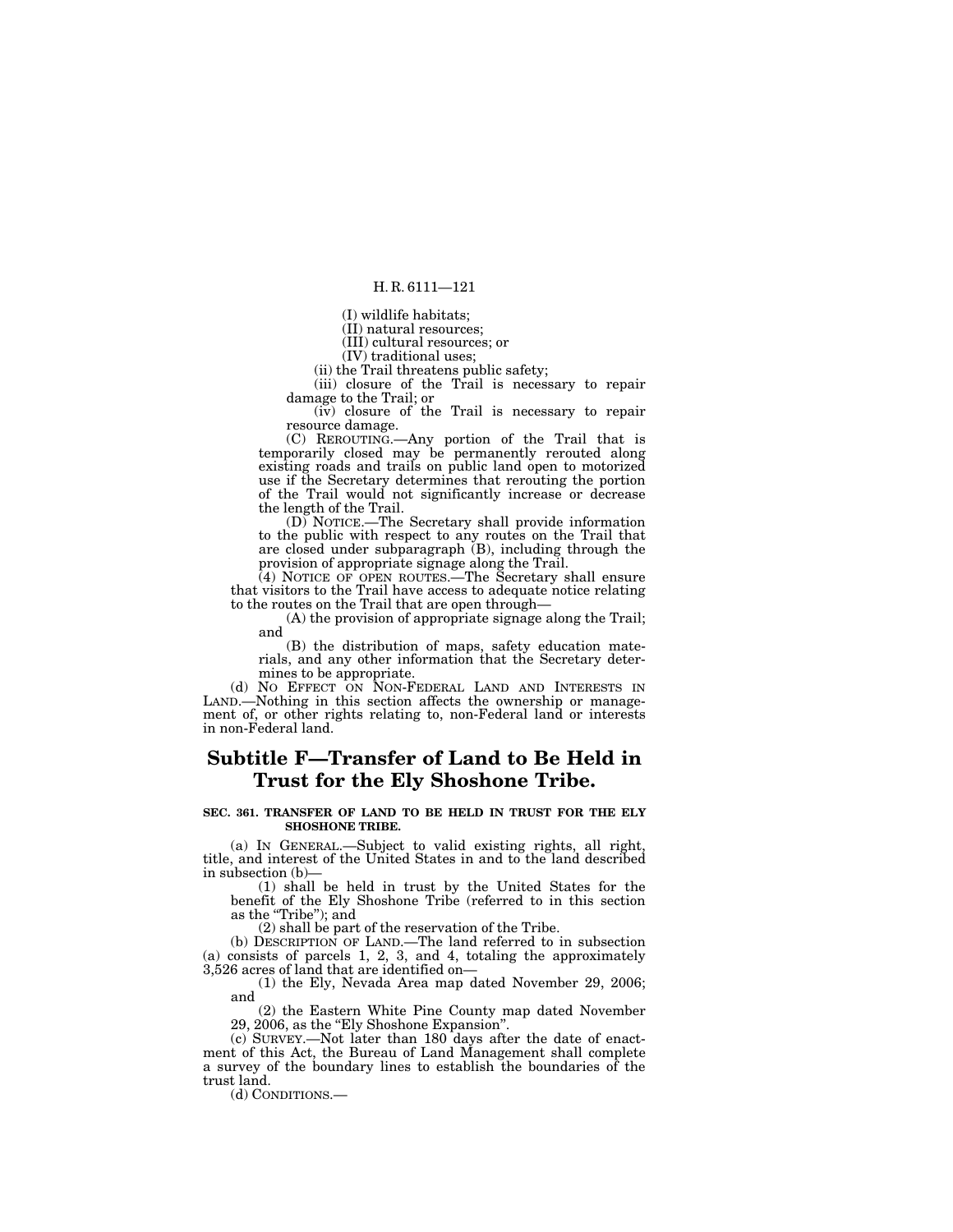(I) wildlife habitats;

(II) natural resources;

(III) cultural resources; or

(IV) traditional uses;

(ii) the Trail threatens public safety;

(iii) closure of the Trail is necessary to repair damage to the Trail; or

(iv) closure of the Trail is necessary to repair resource damage.

(C) REROUTING.—Any portion of the Trail that is temporarily closed may be permanently rerouted along existing roads and trails on public land open to motorized use if the Secretary determines that rerouting the portion of the Trail would not significantly increase or decrease the length of the Trail.

(D) NOTICE.—The Secretary shall provide information to the public with respect to any routes on the Trail that are closed under subparagraph (B), including through the provision of appropriate signage along the Trail.

(4) NOTICE OF OPEN ROUTES.—The Secretary shall ensure that visitors to the Trail have access to adequate notice relating to the routes on the Trail that are open through—

(A) the provision of appropriate signage along the Trail; and

(B) the distribution of maps, safety education materials, and any other information that the Secretary determines to be appropriate.

(d) NO EFFECT ON NON-FEDERAL LAND AND INTERESTS IN LAND.—Nothing in this section affects the ownership or management of, or other rights relating to, non-Federal land or interests in non-Federal land.

# Subtitle F—Transfer of Land to Be Held in Trust for the Ely Shoshone Tribe.

### SEC. 361. TRANSFER OF LAND TO BE HELD IN TRUST FOR THE ELY SHOSHONE TRIBE.

(a) IN GENERAL.—Subject to valid existing rights, all right, title, and interest of the United States in and to the land described in subsection (b)—

(1) shall be held in trust by the United States for the benefit of the Ely Shoshone Tribe (referred to in this section as the "Tribe"); and

(2) shall be part of the reservation of the Tribe.

(b) DESCRIPTION OF LAND.—The land referred to in subsection (a) consists of parcels 1, 2, 3, and 4, totaling the approximately 3,526 acres of land that are identified on—

(1) the Ely, Nevada Area map dated November 29, 2006; and

(2) the Eastern White Pine County map dated November 29, 2006, as the "Ely Shoshone Expansion".

(c) SURVEY.—Not later than 180 days after the date of enactment of this Act, the Bureau of Land Management shall complete a survey of the boundary lines to establish the boundaries of the trust land.

(d) CONDITIONS.—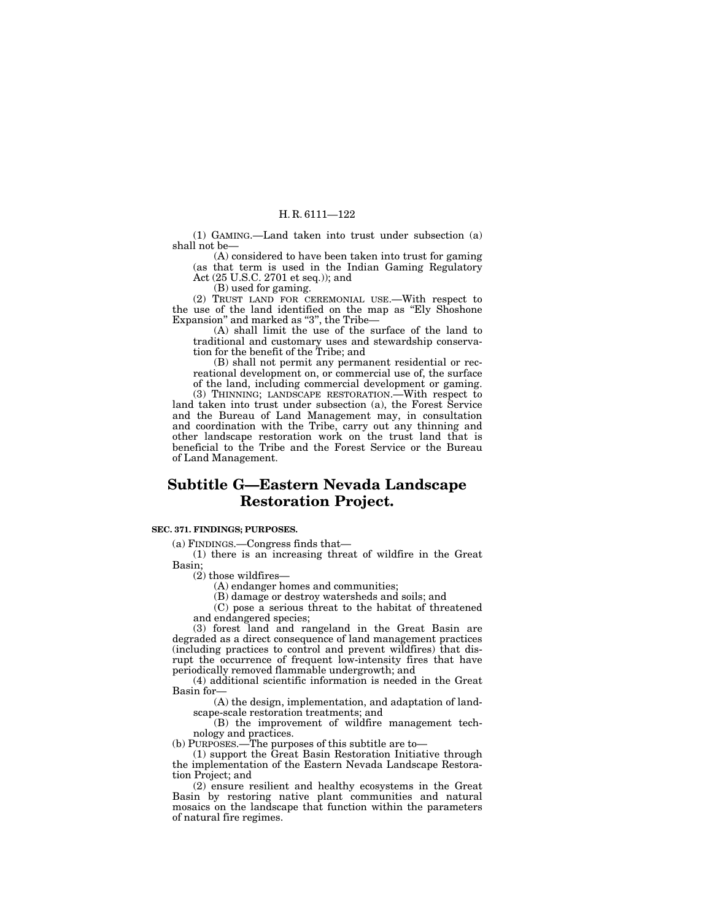(1) GAMING.—Land taken into trust under subsection (a) shall not be—

(A) considered to have been taken into trust for gaming (as that term is used in the Indian Gaming Regulatory Act (25 U.S.C. 2701 et seq.)); and

(B) used for gaming.

(2) TRUST LAND FOR CEREMONIAL USE.—With respect to the use of the land identified on the map as "Ely Shoshone Expansion" and marked as "3", the Tribe—

(A) shall limit the use of the surface of the land to traditional and customary uses and stewardship conservation for the benefit of the Tribe; and

(B) shall not permit any permanent residential or recreational development on, or commercial use of, the surface of the land, including commercial development or gaming.

(3) THINNING; LANDSCAPE RESTORATION.—With respect to land taken into trust under subsection (a), the Forest Service and the Bureau of Land Management may, in consultation and coordination with the Tribe, carry out any thinning and other landscape restoration work on the trust land that is beneficial to the Tribe and the Forest Service or the Bureau of Land Management.

# Subtitle G—Eastern Nevada Landscape Restoration Project.

**SEC. 371. FINDINGS; PURPOSES.**

(a) FINDINGS.—Congress finds that—

(1) there is an increasing threat of wildfire in the Great Basin;

(2) those wildfires—

(A) endanger homes and communities;

(B) damage or destroy watersheds and soils; and

(C) pose a serious threat to the habitat of threatened and endangered species;

(3) forest land and rangeland in the Great Basin are degraded as a direct consequence of land management practices (including practices to control and prevent wildfires) that disrupt the occurrence of frequent low-intensity fires that have periodically removed flammable undergrowth; and

(4) additional scientific information is needed in the Great Basin for—

(A) the design, implementation, and adaptation of landscape-scale restoration treatments; and

(B) the improvement of wildfire management technology and practices.

(b) PURPOSES.—The purposes of this subtitle are to—

(1) support the Great Basin Restoration Initiative through the implementation of the Eastern Nevada Landscape Restoration Project; and

(2) ensure resilient and healthy ecosystems in the Great Basin by restoring native plant communities and natural mosaics on the landscape that function within the parameters of natural fire regimes.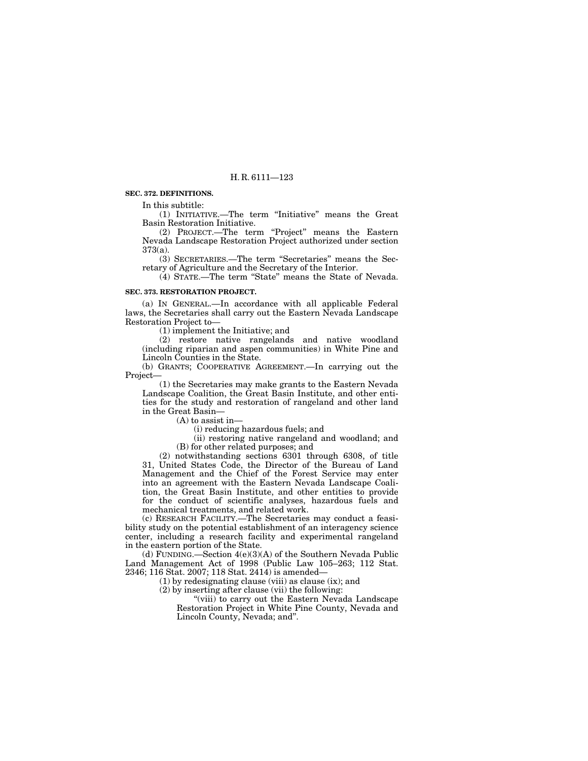**SEC. 372. DEFINITIONS.**

In this subtitle:

(1) INITIATIVE.—The term "Initiative" means the Great Basin Restoration Initiative.

(2) PROJECT.—The term "Project" means the Eastern Nevada Landscape Restoration Project authorized under section 373(a).

(3) SECRETARIES.—The term "Secretaries" means the Secretary of Agriculture and the Secretary of the Interior.

(4) STATE.—The term "State" means the State of Nevada.

**SEC. 373. RESTORATION PROJECT.**

(a) IN GENERAL.—In accordance with all applicable Federal laws, the Secretaries shall carry out the Eastern Nevada Landscape Restoration Project to—

(1) implement the Initiative; and

(2) restore native rangelands and native woodland (including riparian and aspen communities) in White Pine and Lincoln Counties in the State.

(b) GRANTS; COOPERATIVE AGREEMENT.—In carrying out the Project—

(1) the Secretaries may make grants to the Eastern Nevada Landscape Coalition, the Great Basin Institute, and other entities for the study and restoration of rangeland and other land in the Great Basin—

(A) to assist in—

(i) reducing hazardous fuels; and

(ii) restoring native rangeland and woodland; and

(B) for other related purposes; and

(2) notwithstanding sections 6301 through 6308, of title 31, United States Code, the Director of the Bureau of Land Management and the Chief of the Forest Service may enter into an agreement with the Eastern Nevada Landscape Coalition, the Great Basin Institute, and other entities to provide for the conduct of scientific analyses, hazardous fuels and mechanical treatments, and related work.

(c) RESEARCH FACILITY.—The Secretaries may conduct a feasibility study on the potential establishment of an interagency science center, including a research facility and experimental rangeland in the eastern portion of the State.

(d) FUNDING.—Section 4(e)(3)(A) of the Southern Nevada Public Land Management Act of 1998 (Public Law 105–263; 112 Stat. 2346; 116 Stat. 2007; 118 Stat. 2414) is amended—

(1) by redesignating clause (viii) as clause (ix); and

(2) by inserting after clause (vii) the following:

"(viii) to carry out the Eastern Nevada Landscape Restoration Project in White Pine County, Nevada and Lincoln County, Nevada; and".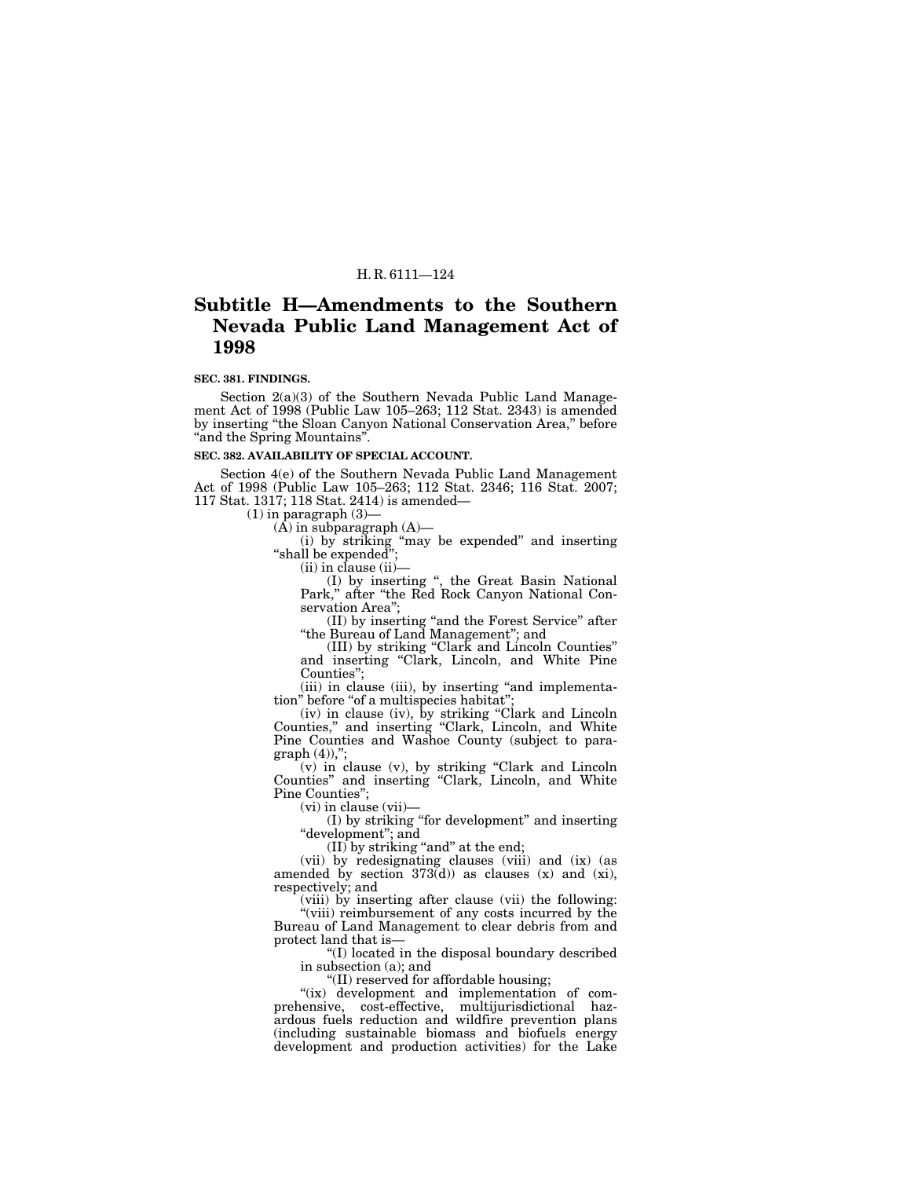## Subtitle H—Amendments to the Southern Nevada Public Land Management Act of 1998

**SEC. 381. FINDINGS.**

Section 2(a)(3) of the Southern Nevada Public Land Management Act of 1998 (Public Law 105–263; 112 Stat. 2343) is amended by inserting "the Sloan Canyon National Conservation Area," before "and the Spring Mountains".

**SEC. 382. AVAILABILITY OF SPECIAL ACCOUNT.**

Section 4(e) of the Southern Nevada Public Land Management Act of 1998 (Public Law 105–263; 112 Stat. 2346; 116 Stat. 2007; 117 Stat. 1317; 118 Stat. 2414) is amended—

(1) in paragraph (3)—

(A) in subparagraph (A)—

(i) by striking "may be expended" and inserting "shall be expended";

(ii) in clause (ii)—

(I) by inserting ", the Great Basin National Park," after "the Red Rock Canyon National Conservation Area";

(II) by inserting "and the Forest Service" after "the Bureau of Land Management"; and

(III) by striking "Clark and Lincoln Counties" and inserting "Clark, Lincoln, and White Pine Counties";

(iii) in clause (iii), by inserting "and implementation" before "of a multispecies habitat";

(iv) in clause (iv), by striking "Clark and Lincoln Counties," and inserting "Clark, Lincoln, and White Pine Counties and Washoe County (subject to paragraph (4)),";

(v) in clause (v), by striking "Clark and Lincoln Counties" and inserting "Clark, Lincoln, and White Pine Counties";

(vi) in clause (vii)—

(I) by striking "for development" and inserting "development"; and

(II) by striking "and" at the end;

(vii) by redesignating clauses (viii) and (ix) (as amended by section 373(d)) as clauses (x) and (xi), respectively; and

(viii) by inserting after clause (vii) the following:

"(viii) reimbursement of any costs incurred by the Bureau of Land Management to clear debris from and protect land that is—

"(I) located in the disposal boundary described in subsection (a); and

"(II) reserved for affordable housing;

"(ix) development and implementation of comprehensive, cost-effective, multijurisdictional hazardous fuels reduction and wildfire prevention plans (including sustainable biomass and biofuels energy development and production activities) for the Lake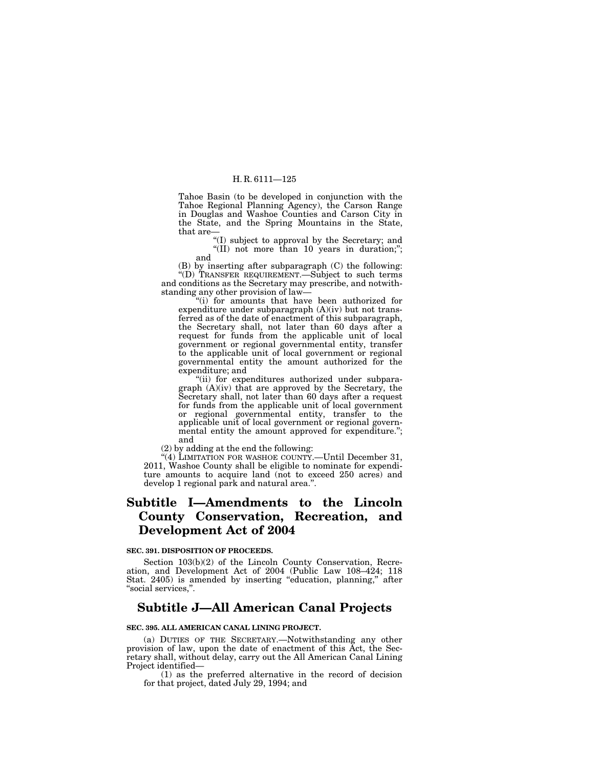Tahoe Basin (to be developed in conjunction with the Tahoe Regional Planning Agency), the Carson Range in Douglas and Washoe Counties and Carson City in the State, and the Spring Mountains in the State, that are—

"(I) subject to approval by the Secretary; and

"(II) not more than 10 years in duration;"; and

(B) by inserting after subparagraph (C) the following:

"(D) TRANSFER REQUIREMENT.—Subject to such terms and conditions as the Secretary may prescribe, and notwithstanding any other provision of law—

"(i) for amounts that have been authorized for expenditure under subparagraph (A)(iv) but not transferred as of the date of enactment of this subparagraph, the Secretary shall, not later than 60 days after a request for funds from the applicable unit of local government or regional governmental entity, transfer to the applicable unit of local government or regional governmental entity the amount authorized for the expenditure; and

"(ii) for expenditures authorized under subparagraph (A)(iv) that are approved by the Secretary, the Secretary shall, not later than 60 days after a request for funds from the applicable unit of local government or regional governmental entity, transfer to the applicable unit of local government or regional governmental entity the amount approved for expenditure."; and

(2) by adding at the end the following:

"(4) LIMITATION FOR WASHOE COUNTY.—Until December 31, 2011, Washoe County shall be eligible to nominate for expenditure amounts to acquire land (not to exceed 250 acres) and develop 1 regional park and natural area.".

# Subtitle I—Amendments to the Lincoln County Conservation, Recreation, and Development Act of 2004

**SEC. 391. DISPOSITION OF PROCEEDS.**

Section 103(b)(2) of the Lincoln County Conservation, Recreation, and Development Act of 2004 (Public Law 108–424; 118 Stat. 2405) is amended by inserting "education, planning," after "social services,".

# Subtitle J—All American Canal Projects

**SEC. 395. ALL AMERICAN CANAL LINING PROJECT.**

(a) DUTIES OF THE SECRETARY.—Notwithstanding any other provision of law, upon the date of enactment of this Act, the Secretary shall, without delay, carry out the All American Canal Lining Project identified—

(1) as the preferred alternative in the record of decision for that project, dated July 29, 1994; and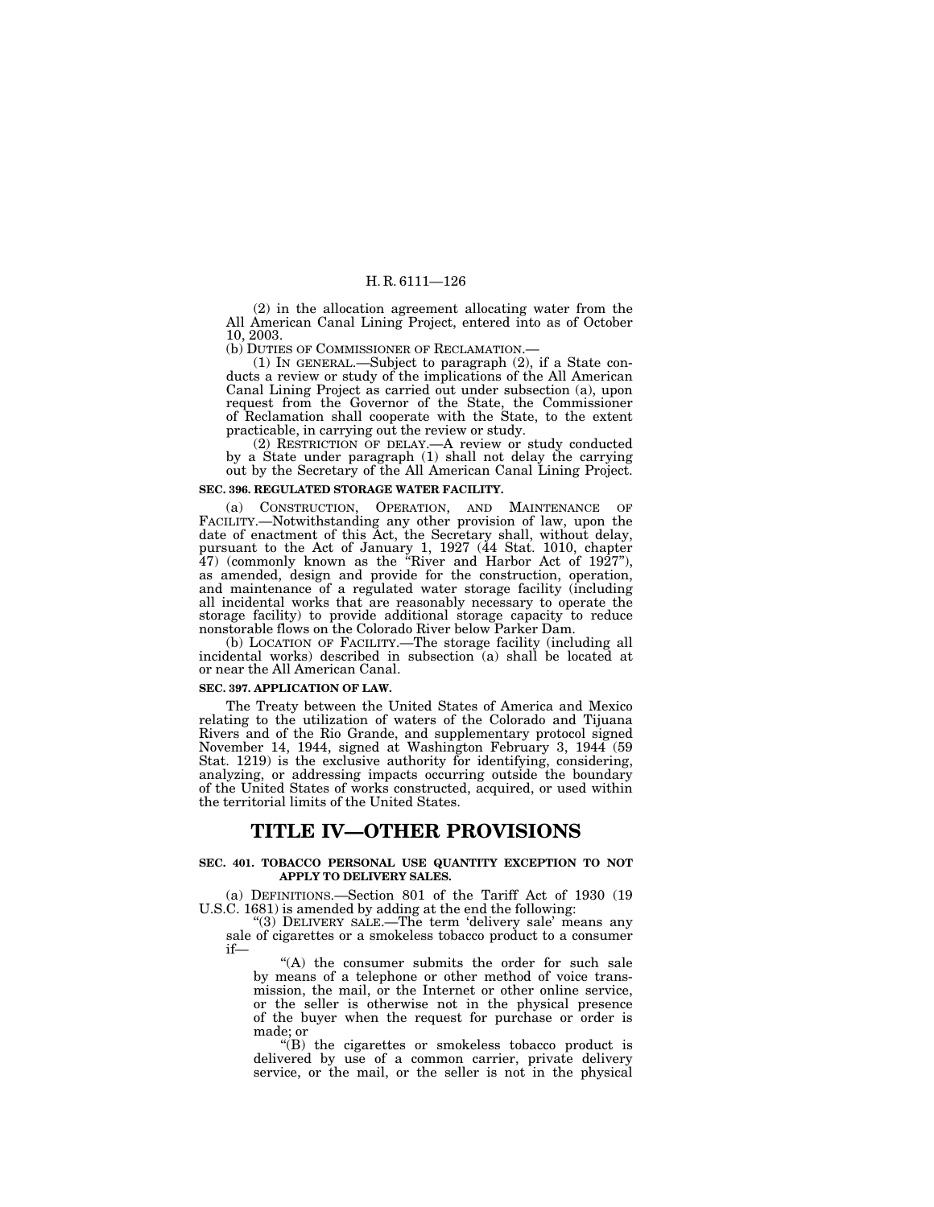(2) in the allocation agreement allocating water from the All American Canal Lining Project, entered into as of October 10, 2003.

(b) DUTIES OF COMMISSIONER OF RECLAMATION.—

(1) IN GENERAL.—Subject to paragraph (2), if a State conducts a review or study of the implications of the All American Canal Lining Project as carried out under subsection (a), upon request from the Governor of the State, the Commissioner of Reclamation shall cooperate with the State, to the extent practicable, in carrying out the review or study.

(2) RESTRICTION OF DELAY.—A review or study conducted by a State under paragraph (1) shall not delay the carrying out by the Secretary of the All American Canal Lining Project.

**SEC. 396. REGULATED STORAGE WATER FACILITY.**

(a) CONSTRUCTION, OPERATION, AND MAINTENANCE OF FACILITY.—Notwithstanding any other provision of law, upon the date of enactment of this Act, the Secretary shall, without delay, pursuant to the Act of January 1, 1927 (44 Stat. 1010, chapter 47) (commonly known as the "River and Harbor Act of 1927"), as amended, design and provide for the construction, operation, and maintenance of a regulated water storage facility (including all incidental works that are reasonably necessary to operate the storage facility) to provide additional storage capacity to reduce nonstorable flows on the Colorado River below Parker Dam.

(b) LOCATION OF FACILITY.—The storage facility (including all incidental works) described in subsection (a) shall be located at or near the All American Canal.

**SEC. 397. APPLICATION OF LAW.**

The Treaty between the United States of America and Mexico relating to the utilization of waters of the Colorado and Tijuana Rivers and of the Rio Grande, and supplementary protocol signed November 14, 1944, signed at Washington February 3, 1944 (59 Stat. 1219) is the exclusive authority for identifying, considering, analyzing, or addressing impacts occurring outside the boundary of the United States of works constructed, acquired, or used within the territorial limits of the United States.

# TITLE IV—OTHER PROVISIONS

**SEC. 401. TOBACCO PERSONAL USE QUANTITY EXCEPTION TO NOT APPLY TO DELIVERY SALES.**

(a) DEFINITIONS.—Section 801 of the Tariff Act of 1930 (19 U.S.C. 1681) is amended by adding at the end the following:

"(3) DELIVERY SALE.—The term 'delivery sale' means any sale of cigarettes or a smokeless tobacco product to a consumer if—

"(A) the consumer submits the order for such sale by means of a telephone or other method of voice transmission, the mail, or the Internet or other online service, or the seller is otherwise not in the physical presence of the buyer when the request for purchase or order is made; or

"(B) the cigarettes or smokeless tobacco product is delivered by use of a common carrier, private delivery service, or the mail, or the seller is not in the physical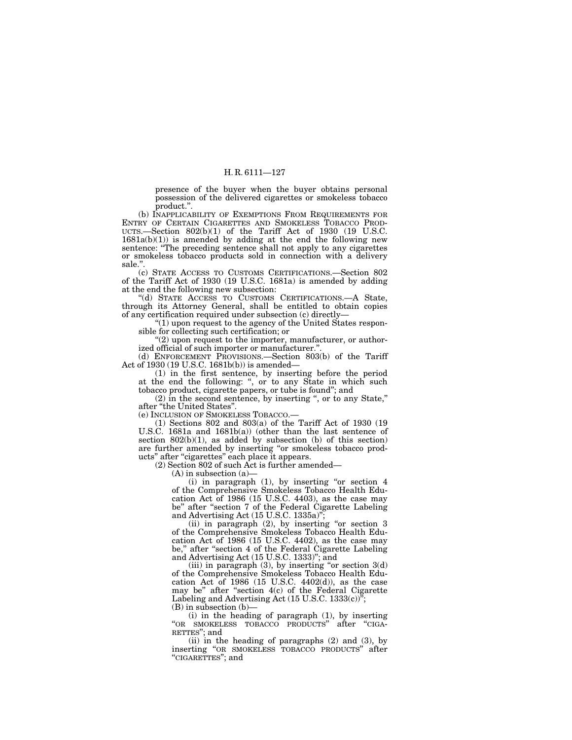presence of the buyer when the buyer obtains personal possession of the delivered cigarettes or smokeless tobacco product.".

(b) INAPPLICABILITY OF EXEMPTIONS FROM REQUIREMENTS FOR ENTRY OF CERTAIN CIGARETTES AND SMOKELESS TOBACCO PRODUCTS.—Section 802(b)(1) of the Tariff Act of 1930 (19 U.S.C. 1681a(b)(1)) is amended by adding at the end the following new sentence: "The preceding sentence shall not apply to any cigarettes or smokeless tobacco products sold in connection with a delivery sale.".

(c) STATE ACCESS TO CUSTOMS CERTIFICATIONS.—Section 802 of the Tariff Act of 1930 (19 U.S.C. 1681a) is amended by adding at the end the following new subsection:

"(d) STATE ACCESS TO CUSTOMS CERTIFICATIONS.—A State, through its Attorney General, shall be entitled to obtain copies of any certification required under subsection (c) directly—

"(1) upon request to the agency of the United States responsible for collecting such certification; or

"(2) upon request to the importer, manufacturer, or authorized official of such importer or manufacturer.".

(d) ENFORCEMENT PROVISIONS.—Section 803(b) of the Tariff Act of 1930 (19 U.S.C. 1681b(b)) is amended—

(1) in the first sentence, by inserting before the period at the end the following: ", or to any State in which such tobacco product, cigarette papers, or tube is found"; and

(2) in the second sentence, by inserting ", or to any State," after "the United States".

(e) INCLUSION OF SMOKELESS TOBACCO.—

(1) Sections 802 and 803(a) of the Tariff Act of 1930 (19 U.S.C. 1681a and 1681b(a)) (other than the last sentence of section 802(b)(1), as added by subsection (b) of this section) are further amended by inserting "or smokeless tobacco products" after "cigarettes" each place it appears.

(2) Section 802 of such Act is further amended—

(A) in subsection (a)—

(i) in paragraph (1), by inserting "or section 4 of the Comprehensive Smokeless Tobacco Health Education Act of 1986 (15 U.S.C. 4403), as the case may be" after "section 7 of the Federal Cigarette Labeling and Advertising Act (15 U.S.C. 1335a)";

(ii) in paragraph (2), by inserting "or section 3 of the Comprehensive Smokeless Tobacco Health Education Act of 1986 (15 U.S.C. 4402), as the case may be," after "section 4 of the Federal Cigarette Labeling and Advertising Act (15 U.S.C. 1333)"; and

(iii) in paragraph (3), by inserting "or section 3(d) of the Comprehensive Smokeless Tobacco Health Education Act of 1986 (15 U.S.C. 4402(d)), as the case may be" after "section 4(c) of the Federal Cigarette Labeling and Advertising Act (15 U.S.C. 1333(c))";

(B) in subsection (b)—

(i) in the heading of paragraph (1), by inserting "OR SMOKELESS TOBACCO PRODUCTS" after "CIGARETTES"; and

(ii) in the heading of paragraphs (2) and (3), by inserting "OR SMOKELESS TOBACCO PRODUCTS" after "CIGARETTES"; and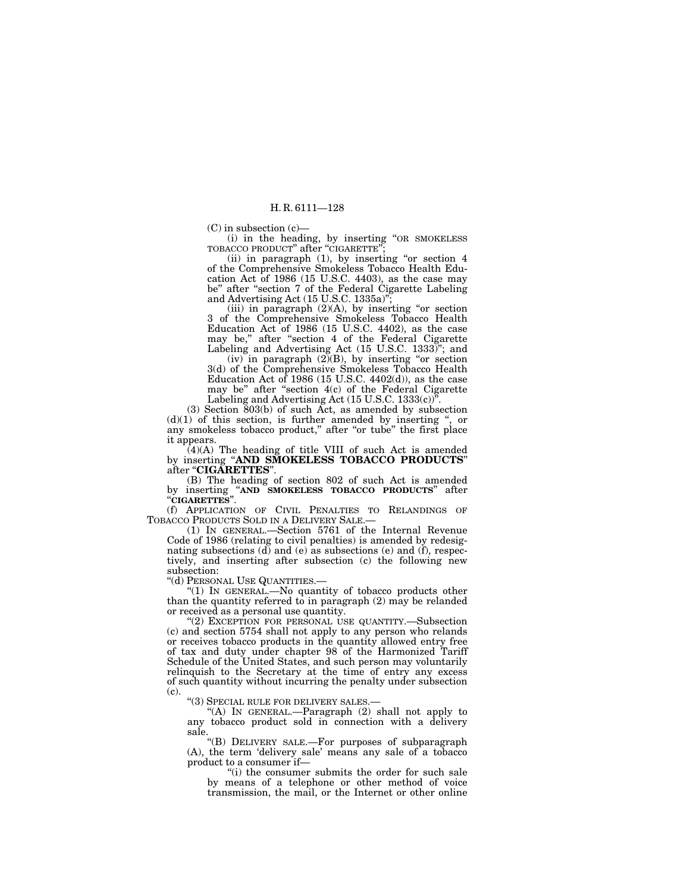(C) in subsection (c)—

(i) in the heading, by inserting "OR SMOKELESS TOBACCO PRODUCT" after "CIGARETTE";

(ii) in paragraph (1), by inserting "or section 4 of the Comprehensive Smokeless Tobacco Health Education Act of 1986 (15 U.S.C. 4403), as the case may be" after "section 7 of the Federal Cigarette Labeling and Advertising Act (15 U.S.C. 1335a)";

(iii) in paragraph (2)(A), by inserting "or section 3 of the Comprehensive Smokeless Tobacco Health Education Act of 1986 (15 U.S.C. 4402), as the case may be," after "section 4 of the Federal Cigarette Labeling and Advertising Act (15 U.S.C. 1333)"; and

(iv) in paragraph (2)(B), by inserting "or section 3(d) of the Comprehensive Smokeless Tobacco Health Education Act of 1986 (15 U.S.C. 4402(d)), as the case may be" after "section 4(c) of the Federal Cigarette Labeling and Advertising Act (15 U.S.C. 1333(c))".

(3) Section 803(b) of such Act, as amended by subsection (d)(1) of this section, is further amended by inserting ", or any smokeless tobacco product," after "or tube" the first place it appears.

(4)(A) The heading of title VIII of such Act is amended by inserting "**AND SMOKELESS TOBACCO PRODUCTS**" after "**CIGARETTES**".

(B) The heading of section 802 of such Act is amended by inserting "**AND SMOKELESS TOBACCO PRODUCTS**" after "**CIGARETTES**".

(f) APPLICATION OF CIVIL PENALTIES TO RELANDINGS OF TOBACCO PRODUCTS SOLD IN A DELIVERY SALE.—

(1) IN GENERAL.—Section 5761 of the Internal Revenue Code of 1986 (relating to civil penalties) is amended by redesignating subsections (d) and (e) as subsections (e) and (f), respectively, and inserting after subsection (c) the following new subsection:

"(d) PERSONAL USE QUANTITIES.—

"(1) IN GENERAL.—No quantity of tobacco products other than the quantity referred to in paragraph (2) may be relanded or received as a personal use quantity.

"(2) EXCEPTION FOR PERSONAL USE QUANTITY.—Subsection (c) and section 5754 shall not apply to any person who relands or receives tobacco products in the quantity allowed entry free of tax and duty under chapter 98 of the Harmonized Tariff Schedule of the United States, and such person may voluntarily relinquish to the Secretary at the time of entry any excess of such quantity without incurring the penalty under subsection (c).

"(3) SPECIAL RULE FOR DELIVERY SALES.—

"(A) IN GENERAL.—Paragraph (2) shall not apply to any tobacco product sold in connection with a delivery sale.

"(B) DELIVERY SALE.—For purposes of subparagraph (A), the term 'delivery sale' means any sale of a tobacco product to a consumer if—

"(i) the consumer submits the order for such sale by means of a telephone or other method of voice transmission, the mail, or the Internet or other online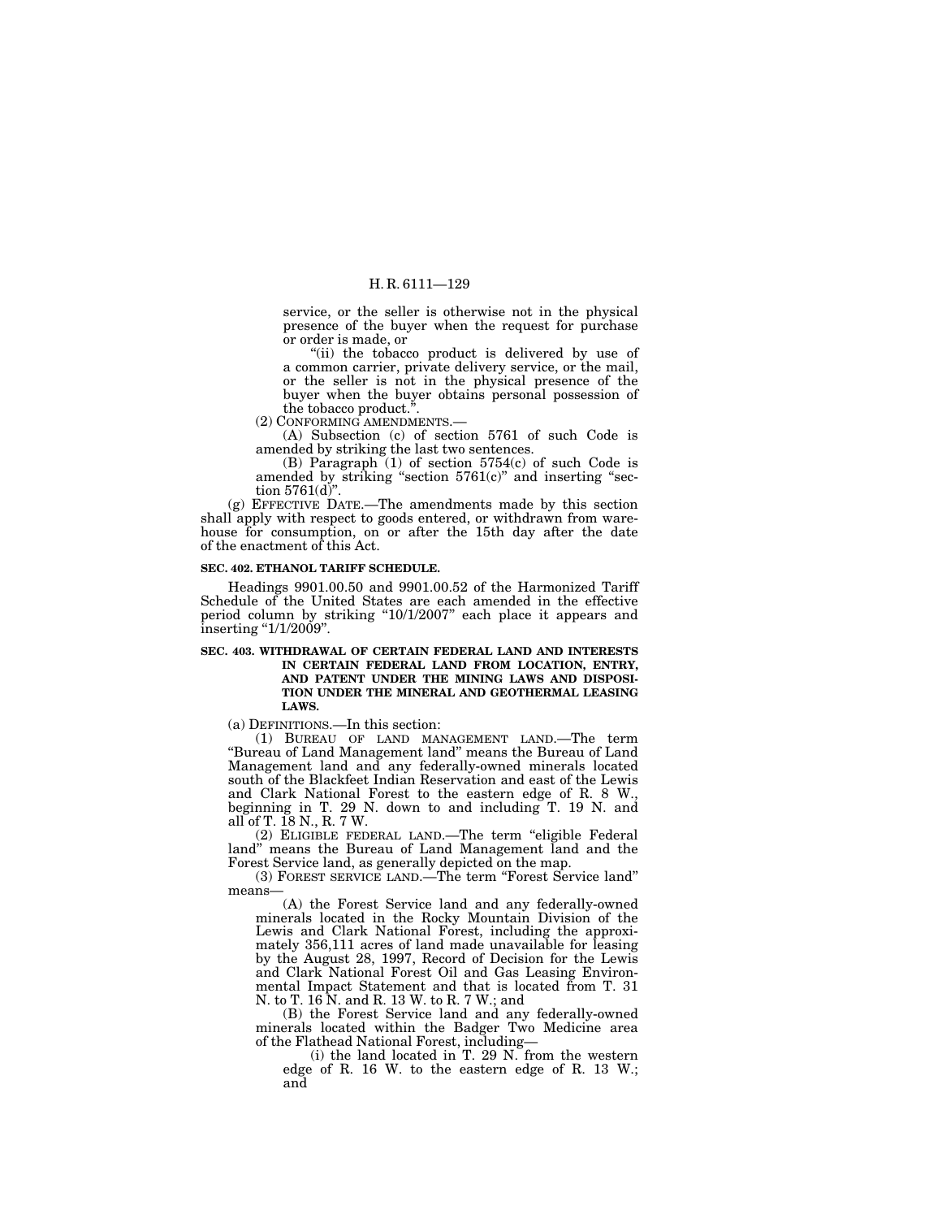service, or the seller is otherwise not in the physical presence of the buyer when the request for purchase or order is made, or

"(ii) the tobacco product is delivered by use of a common carrier, private delivery service, or the mail, or the seller is not in the physical presence of the buyer when the buyer obtains personal possession of the tobacco product.".

(2) CONFORMING AMENDMENTS.—

(A) Subsection (c) of section 5761 of such Code is amended by striking the last two sentences.

(B) Paragraph (1) of section 5754(c) of such Code is amended by striking "section 5761(c)" and inserting "section 5761(d)".

(g) EFFECTIVE DATE.—The amendments made by this section shall apply with respect to goods entered, or withdrawn from warehouse for consumption, on or after the 15th day after the date of the enactment of this Act.

**SEC. 402. ETHANOL TARIFF SCHEDULE.**

Headings 9901.00.50 and 9901.00.52 of the Harmonized Tariff Schedule of the United States are each amended in the effective period column by striking "10/1/2007" each place it appears and inserting "1/1/2009".

**SEC. 403. WITHDRAWAL OF CERTAIN FEDERAL LAND AND INTERESTS IN CERTAIN FEDERAL LAND FROM LOCATION, ENTRY, AND PATENT UNDER THE MINING LAWS AND DISPOSITION UNDER THE MINERAL AND GEOTHERMAL LEASING LAWS.**

(a) DEFINITIONS.—In this section:

(1) BUREAU OF LAND MANAGEMENT LAND.—The term "Bureau of Land Management land" means the Bureau of Land Management land and any federally-owned minerals located south of the Blackfeet Indian Reservation and east of the Lewis and Clark National Forest to the eastern edge of R. 8 W., beginning in T. 29 N. down to and including T. 19 N. and all of T. 18 N., R. 7 W.

(2) ELIGIBLE FEDERAL LAND.—The term "eligible Federal land" means the Bureau of Land Management land and the Forest Service land, as generally depicted on the map.

(3) FOREST SERVICE LAND.—The term "Forest Service land" means—

(A) the Forest Service land and any federally-owned minerals located in the Rocky Mountain Division of the Lewis and Clark National Forest, including the approximately 356,111 acres of land made unavailable for leasing by the August 28, 1997, Record of Decision for the Lewis and Clark National Forest Oil and Gas Leasing Environmental Impact Statement and that is located from T. 31 N. to T. 16 N. and R. 13 W. to R. 7 W.; and

(B) the Forest Service land and any federally-owned minerals located within the Badger Two Medicine area of the Flathead National Forest, including—

(i) the land located in T. 29 N. from the western edge of R. 16 W. to the eastern edge of R. 13 W.; and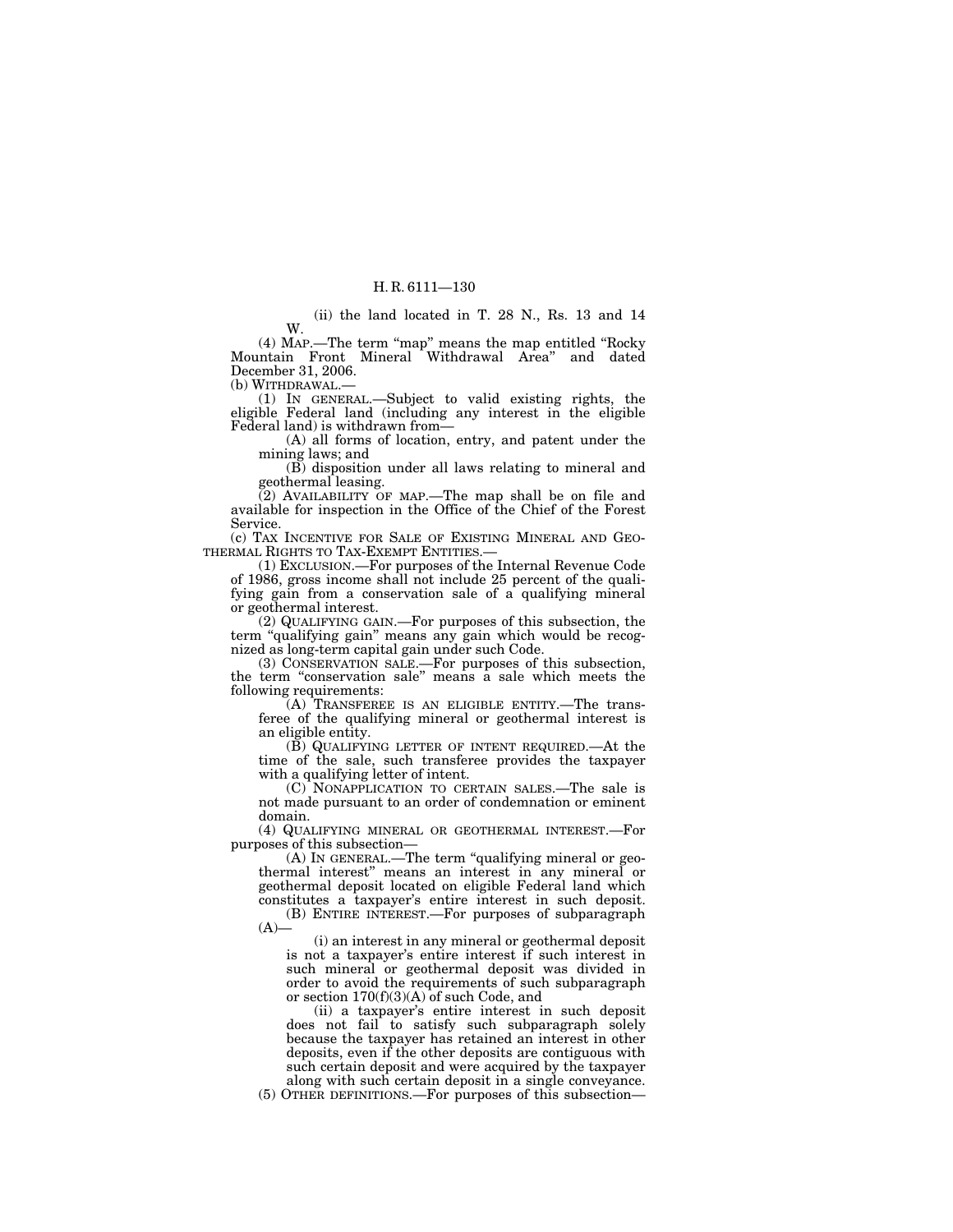(ii) the land located in T. 28 N., Rs. 13 and 14 W.

(4) MAP.—The term "map" means the map entitled "Rocky Mountain Front Mineral Withdrawal Area" and dated December 31, 2006.

(b) WITHDRAWAL.—

(1) IN GENERAL.—Subject to valid existing rights, the eligible Federal land (including any interest in the eligible Federal land) is withdrawn from—

(A) all forms of location, entry, and patent under the mining laws; and

(B) disposition under all laws relating to mineral and geothermal leasing.

(2) AVAILABILITY OF MAP.—The map shall be on file and available for inspection in the Office of the Chief of the Forest Service.

(c) TAX INCENTIVE FOR SALE OF EXISTING MINERAL AND GEOTHERMAL RIGHTS TO TAX-EXEMPT ENTITIES.—

(1) EXCLUSION.—For purposes of the Internal Revenue Code of 1986, gross income shall not include 25 percent of the qualifying gain from a conservation sale of a qualifying mineral or geothermal interest.

(2) QUALIFYING GAIN.—For purposes of this subsection, the term "qualifying gain" means any gain which would be recognized as long-term capital gain under such Code.

(3) CONSERVATION SALE.—For purposes of this subsection, the term "conservation sale" means a sale which meets the following requirements:

(A) TRANSFEREE IS AN ELIGIBLE ENTITY.—The transferee of the qualifying mineral or geothermal interest is an eligible entity.

(B) QUALIFYING LETTER OF INTENT REQUIRED.—At the time of the sale, such transferee provides the taxpayer with a qualifying letter of intent.

(C) NONAPPLICATION TO CERTAIN SALES.—The sale is not made pursuant to an order of condemnation or eminent domain.

(4) QUALIFYING MINERAL OR GEOTHERMAL INTEREST.—For purposes of this subsection—

(A) IN GENERAL.—The term "qualifying mineral or geothermal interest" means an interest in any mineral or geothermal deposit located on eligible Federal land which constitutes a taxpayer's entire interest in such deposit.

(B) ENTIRE INTEREST.—For purposes of subparagraph (A)—

(i) an interest in any mineral or geothermal deposit is not a taxpayer's entire interest if such interest in such mineral or geothermal deposit was divided in order to avoid the requirements of such subparagraph or section 170(f)(3)(A) of such Code, and

(ii) a taxpayer's entire interest in such deposit does not fail to satisfy such subparagraph solely because the taxpayer has retained an interest in other deposits, even if the other deposits are contiguous with such certain deposit and were acquired by the taxpayer along with such certain deposit in a single conveyance.

(5) OTHER DEFINITIONS.—For purposes of this subsection—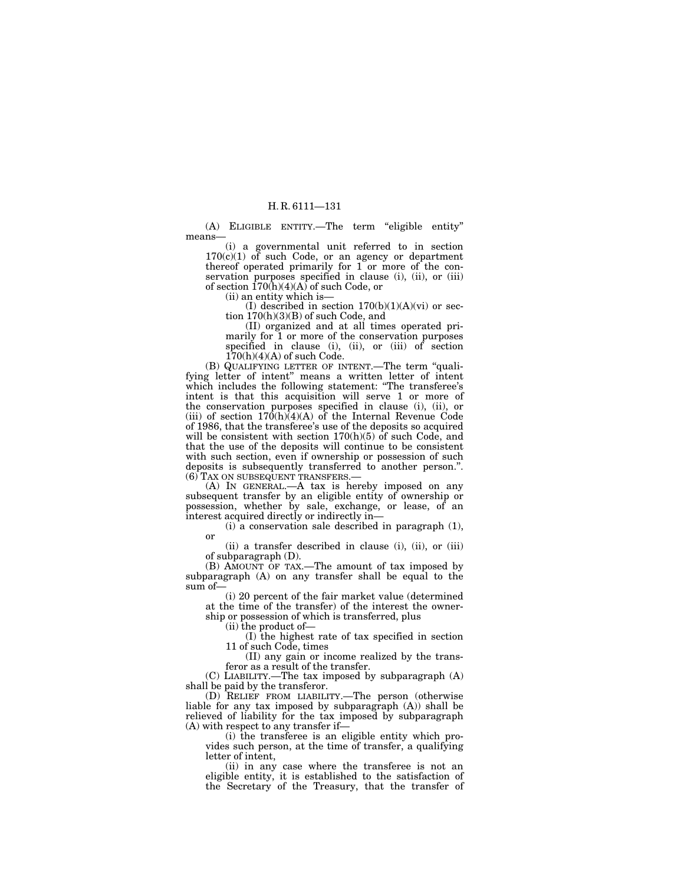(A) ELIGIBLE ENTITY.—The term "eligible entity" means—

(i) a governmental unit referred to in section 170(c)(1) of such Code, or an agency or department thereof operated primarily for 1 or more of the conservation purposes specified in clause (i), (ii), or (iii) of section 170(h)(4)(A) of such Code, or

(ii) an entity which is—

(I) described in section 170(b)(1)(A)(vi) or section 170(h)(3)(B) of such Code, and

(II) organized and at all times operated primarily for 1 or more of the conservation purposes specified in clause (i), (ii), or (iii) of section 170(h)(4)(A) of such Code.

(B) QUALIFYING LETTER OF INTENT.—The term "qualifying letter of intent" means a written letter of intent which includes the following statement: "The transferee's intent is that this acquisition will serve 1 or more of the conservation purposes specified in clause (i), (ii), or (iii) of section 170(h)(4)(A) of the Internal Revenue Code of 1986, that the transferee's use of the deposits so acquired will be consistent with section 170(h)(5) of such Code, and that the use of the deposits will continue to be consistent with such section, even if ownership or possession of such deposits is subsequently transferred to another person.".

(6) TAX ON SUBSEQUENT TRANSFERS.—

(A) IN GENERAL.—A tax is hereby imposed on any subsequent transfer by an eligible entity of ownership or possession, whether by sale, exchange, or lease, of an interest acquired directly or indirectly in—

(i) a conservation sale described in paragraph (1), or

(ii) a transfer described in clause (i), (ii), or (iii) of subparagraph (D).

(B) AMOUNT OF TAX.—The amount of tax imposed by subparagraph (A) on any transfer shall be equal to the sum of—

(i) 20 percent of the fair market value (determined at the time of the transfer) of the interest the ownership or possession of which is transferred, plus

(ii) the product of—

(I) the highest rate of tax specified in section 11 of such Code, times

(II) any gain or income realized by the transferor as a result of the transfer.

(C) LIABILITY.—The tax imposed by subparagraph (A) shall be paid by the transferor.

(D) RELIEF FROM LIABILITY.—The person (otherwise liable for any tax imposed by subparagraph (A)) shall be relieved of liability for the tax imposed by subparagraph (A) with respect to any transfer if—

(i) the transferee is an eligible entity which provides such person, at the time of transfer, a qualifying letter of intent,

(ii) in any case where the transferee is not an eligible entity, it is established to the satisfaction of the Secretary of the Treasury, that the transfer of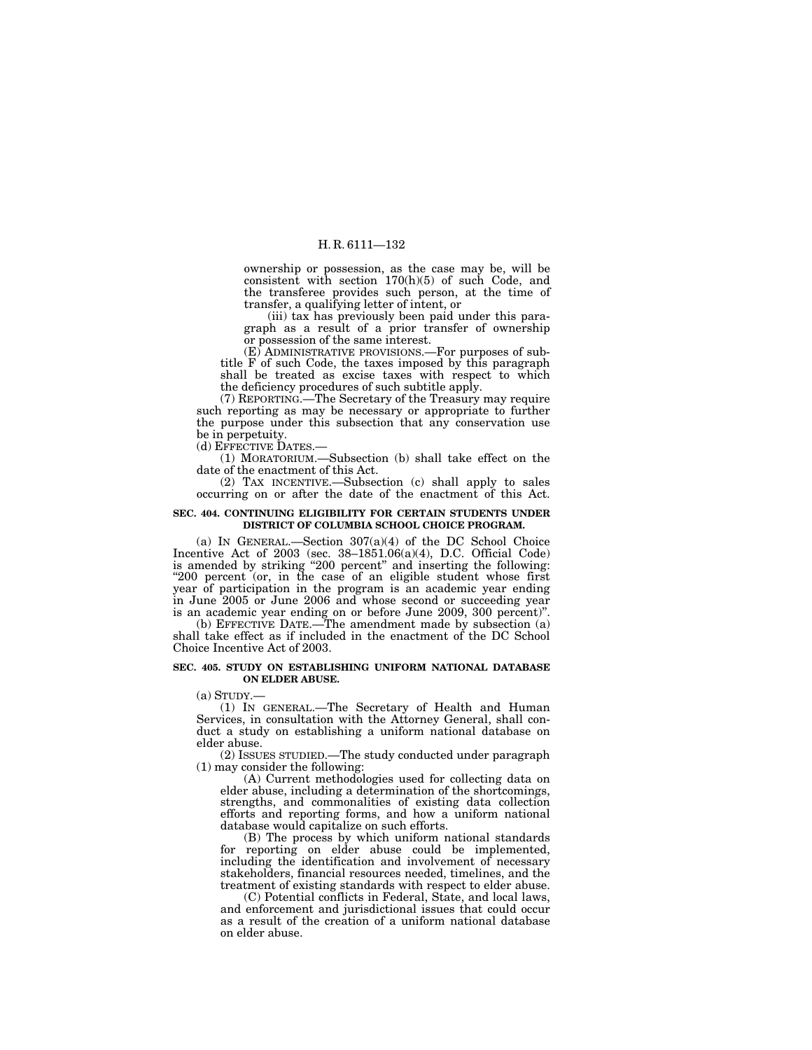ownership or possession, as the case may be, will be consistent with section 170(h)(5) of such Code, and the transferee provides such person, at the time of transfer, a qualifying letter of intent, or

(iii) tax has previously been paid under this paragraph as a result of a prior transfer of ownership or possession of the same interest.

(E) ADMINISTRATIVE PROVISIONS.—For purposes of subtitle F of such Code, the taxes imposed by this paragraph shall be treated as excise taxes with respect to which the deficiency procedures of such subtitle apply.

(7) REPORTING.—The Secretary of the Treasury may require such reporting as may be necessary or appropriate to further the purpose under this subsection that any conservation use be in perpetuity.

(d) EFFECTIVE DATES.—

(1) MORATORIUM.—Subsection (b) shall take effect on the date of the enactment of this Act.

(2) TAX INCENTIVE.—Subsection (c) shall apply to sales occurring on or after the date of the enactment of this Act.

**SEC. 404. CONTINUING ELIGIBILITY FOR CERTAIN STUDENTS UNDER DISTRICT OF COLUMBIA SCHOOL CHOICE PROGRAM.**

(a) IN GENERAL.—Section 307(a)(4) of the DC School Choice Incentive Act of 2003 (sec. 38–1851.06(a)(4), D.C. Official Code) is amended by striking "200 percent" and inserting the following: "200 percent (or, in the case of an eligible student whose first year of participation in the program is an academic year ending in June 2005 or June 2006 and whose second or succeeding year is an academic year ending on or before June 2009, 300 percent)".

(b) EFFECTIVE DATE.—The amendment made by subsection (a) shall take effect as if included in the enactment of the DC School Choice Incentive Act of 2003.

**SEC. 405. STUDY ON ESTABLISHING UNIFORM NATIONAL DATABASE ON ELDER ABUSE.**

(a) STUDY.—

(1) IN GENERAL.—The Secretary of Health and Human Services, in consultation with the Attorney General, shall conduct a study on establishing a uniform national database on elder abuse.

(2) ISSUES STUDIED.—The study conducted under paragraph (1) may consider the following:

(A) Current methodologies used for collecting data on elder abuse, including a determination of the shortcomings, strengths, and commonalities of existing data collection efforts and reporting forms, and how a uniform national database would capitalize on such efforts.

(B) The process by which uniform national standards for reporting on elder abuse could be implemented, including the identification and involvement of necessary stakeholders, financial resources needed, timelines, and the treatment of existing standards with respect to elder abuse.

(C) Potential conflicts in Federal, State, and local laws, and enforcement and jurisdictional issues that could occur as a result of the creation of a uniform national database on elder abuse.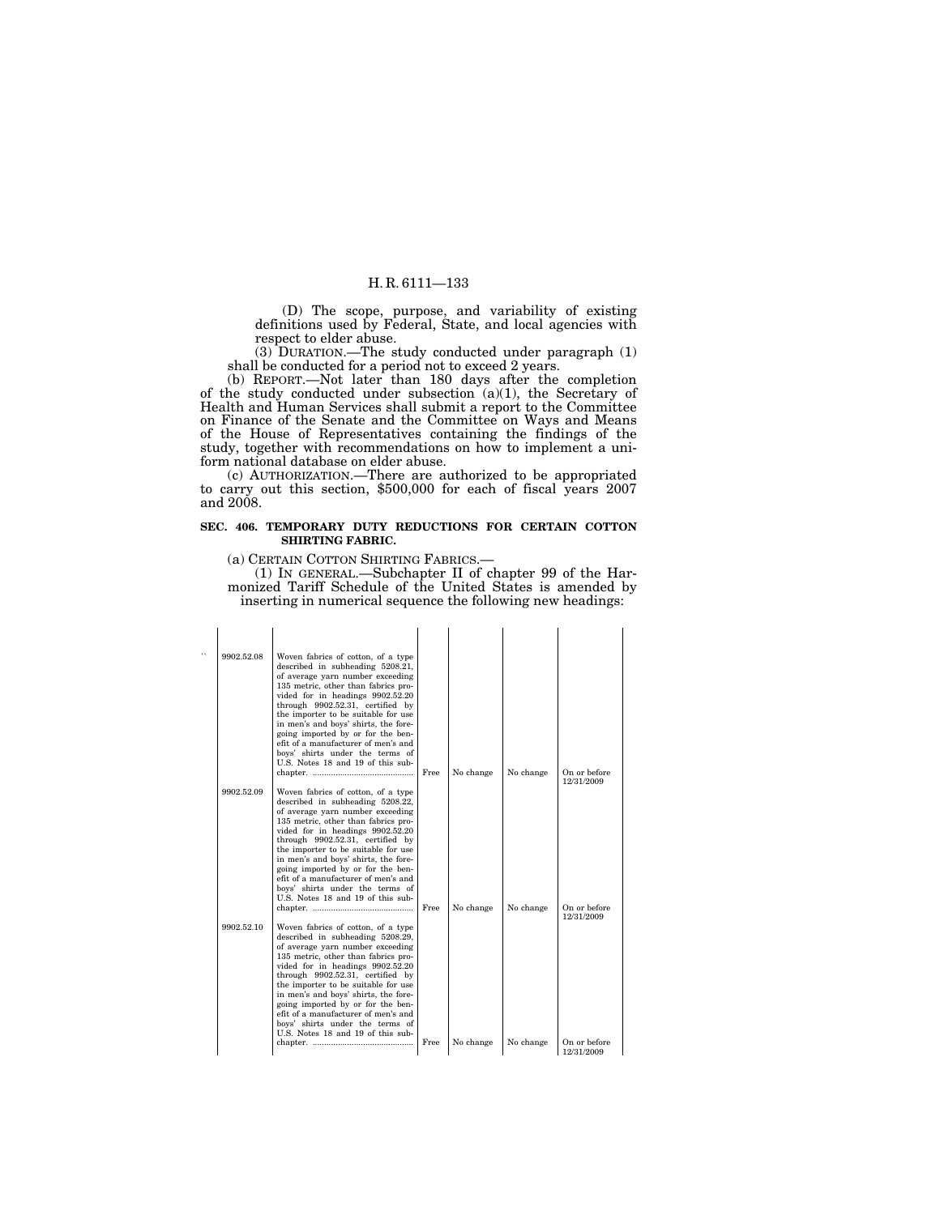(D) The scope, purpose, and variability of existing definitions used by Federal, State, and local agencies with respect to elder abuse.

(3) DURATION.—The study conducted under paragraph (1) shall be conducted for a period not to exceed 2 years.

(b) REPORT.—Not later than 180 days after the completion of the study conducted under subsection (a)(1), the Secretary of Health and Human Services shall submit a report to the Committee on Finance of the Senate and the Committee on Ways and Means of the House of Representatives containing the findings of the study, together with recommendations on how to implement a uniform national database on elder abuse.

(c) AUTHORIZATION.—There are authorized to be appropriated to carry out this section, $500,000 for each of fiscal years 2007 and 2008.

**SEC. 406. TEMPORARY DUTY REDUCTIONS FOR CERTAIN COTTON SHIRTING FABRIC.**

(a) CERTAIN COTTON SHIRTING FABRICS.—

(1) IN GENERAL.—Subchapter II of chapter 99 of the Harmonized Tariff Schedule of the United States is amended by inserting in numerical sequence the following new headings:

| | | | | | |
|---|---|---|---|---|---|
| “ 9902.52.08 | Woven fabrics of cotton, of a type described in subheading 5208.21, of average yarn number exceeding 135 metric, other than fabrics provided for in headings 9902.52.20 through 9902.52.31, certified by the importer to be suitable for use in men's and boys' shirts, the foregoing imported by or for the benefit of a manufacturer of men's and boys' shirts under the terms of U.S. Notes 18 and 19 of this subchapter. | Free | No change | No change | On or before 12/31/2009 |
| 9902.52.09 | Woven fabrics of cotton, of a type described in subheading 5208.22, of average yarn number exceeding 135 metric, other than fabrics provided for in headings 9902.52.20 through 9902.52.31, certified by the importer to be suitable for use in men's and boys' shirts, the foregoing imported by or for the benefit of a manufacturer of men's and boys' shirts under the terms of U.S. Notes 18 and 19 of this subchapter. | Free | No change | No change | On or before 12/31/2009 |
| 9902.52.10 | Woven fabrics of cotton, of a type described in subheading 5208.29, of average yarn number exceeding 135 metric, other than fabrics provided for in headings 9902.52.20 through 9902.52.31, certified by the importer to be suitable for use in men's and boys' shirts, the foregoing imported by or for the benefit of a manufacturer of men's and boys' shirts under the terms of U.S. Notes 18 and 19 of this subchapter. | Free | No change | No change | On or before 12/31/2009 |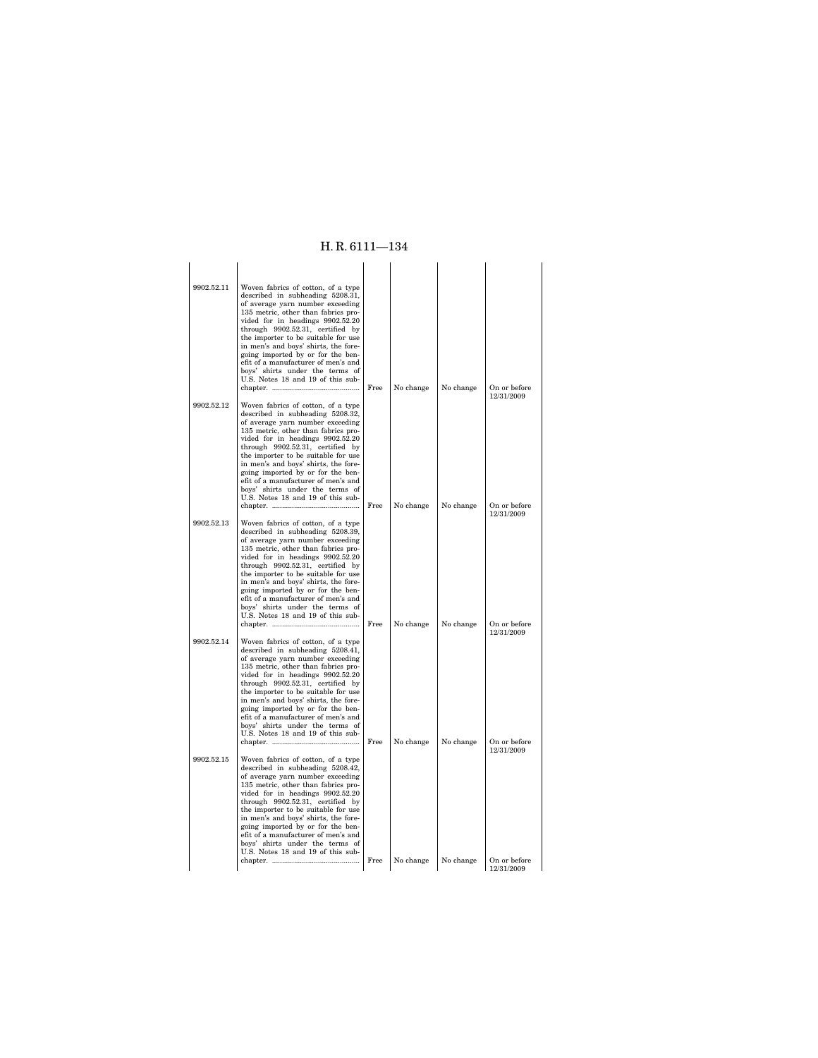| | | | | | |
|---|---|---|---|---|---|
| 9902.52.11 | Woven fabrics of cotton, of a type described in subheading 5208.31, of average yarn number exceeding 135 metric, other than fabrics provided for in headings 9902.52.20 through 9902.52.31, certified by the importer to be suitable for use in men's and boys' shirts, the foregoing imported by or for the benefit of a manufacturer of men's and boys' shirts under the terms of U.S. Notes 18 and 19 of this subchapter. | Free | No change | No change | On or before 12/31/2009 |
| 9902.52.12 | Woven fabrics of cotton, of a type described in subheading 5208.32, of average yarn number exceeding 135 metric, other than fabrics provided for in headings 9902.52.20 through 9902.52.31, certified by the importer to be suitable for use in men's and boys' shirts, the foregoing imported by or for the benefit of a manufacturer of men's and boys' shirts under the terms of U.S. Notes 18 and 19 of this subchapter. | Free | No change | No change | On or before 12/31/2009 |
| 9902.52.13 | Woven fabrics of cotton, of a type described in subheading 5208.39, of average yarn number exceeding 135 metric, other than fabrics provided for in headings 9902.52.20 through 9902.52.31, certified by the importer to be suitable for use in men's and boys' shirts, the foregoing imported by or for the benefit of a manufacturer of men's and boys' shirts under the terms of U.S. Notes 18 and 19 of this subchapter. | Free | No change | No change | On or before 12/31/2009 |
| 9902.52.14 | Woven fabrics of cotton, of a type described in subheading 5208.41, of average yarn number exceeding 135 metric, other than fabrics provided for in headings 9902.52.20 through 9902.52.31, certified by the importer to be suitable for use in men's and boys' shirts, the foregoing imported by or for the benefit of a manufacturer of men's and boys' shirts under the terms of U.S. Notes 18 and 19 of this subchapter. | Free | No change | No change | On or before 12/31/2009 |
| 9902.52.15 | Woven fabrics of cotton, of a type described in subheading 5208.42, of average yarn number exceeding 135 metric, other than fabrics provided for in headings 9902.52.20 through 9902.52.31, certified by the importer to be suitable for use in men's and boys' shirts, the foregoing imported by or for the benefit of a manufacturer of men's and boys' shirts under the terms of U.S. Notes 18 and 19 of this subchapter. | Free | No change | No change | On or before 12/31/2009 |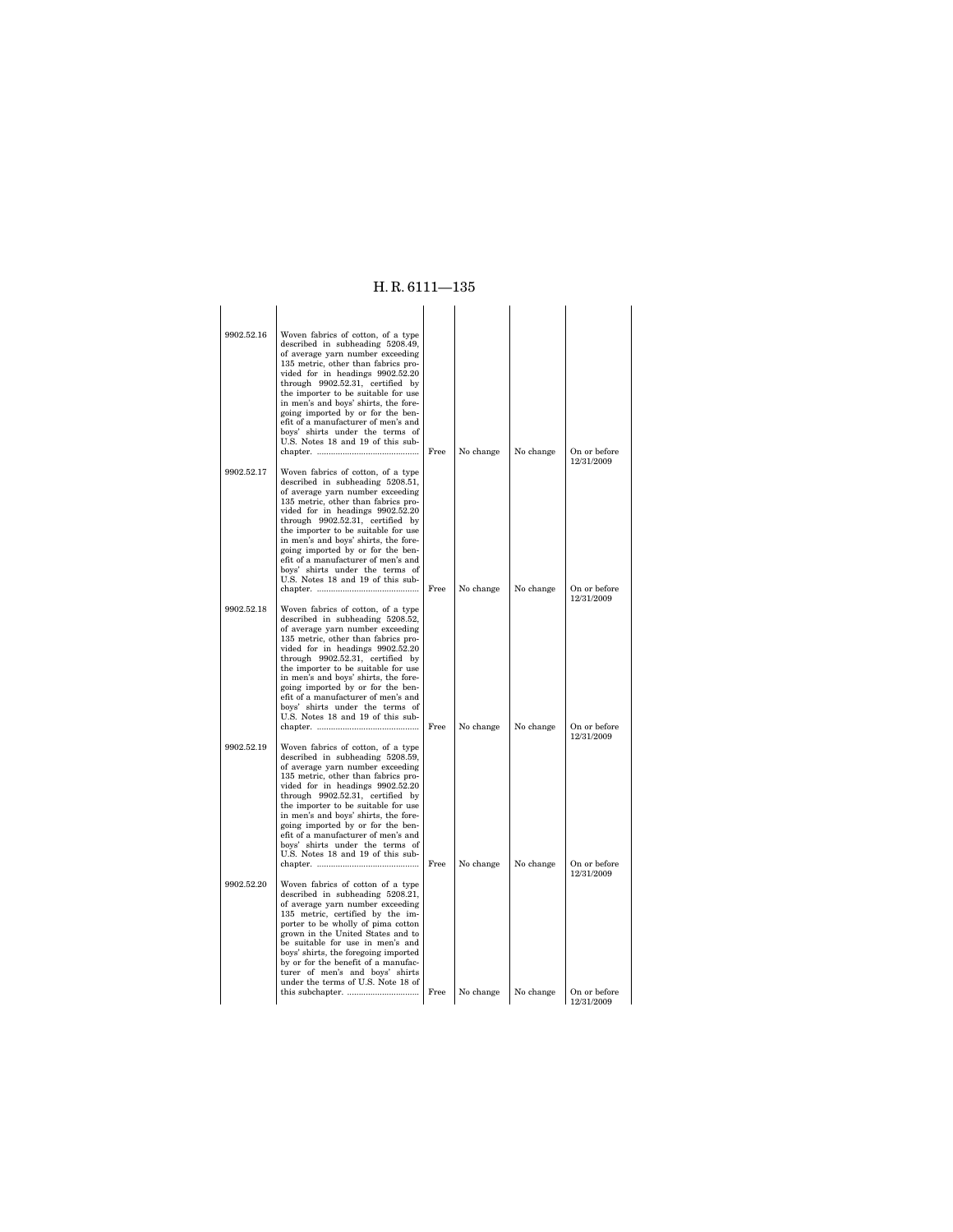| | | | | | |
|---|---|---|---|---|---|
| 9902.52.16 | Woven fabrics of cotton, of a type described in subheading 5208.49, of average yarn number exceeding 135 metric, other than fabrics provided for in headings 9902.52.20 through 9902.52.31, certified by the importer to be suitable for use in men's and boys' shirts, the foregoing imported by or for the benefit of a manufacturer of men's and boys' shirts under the terms of U.S. Notes 18 and 19 of this subchapter. ............................................ | Free | No change | No change | On or before 12/31/2009 |
| 9902.52.17 | Woven fabrics of cotton, of a type described in subheading 5208.51, of average yarn number exceeding 135 metric, other than fabrics provided for in headings 9902.52.20 through 9902.52.31, certified by the importer to be suitable for use in men's and boys' shirts, the foregoing imported by or for the benefit of a manufacturer of men's and boys' shirts under the terms of U.S. Notes 18 and 19 of this subchapter. ............................................ | Free | No change | No change | On or before 12/31/2009 |
| 9902.52.18 | Woven fabrics of cotton, of a type described in subheading 5208.52, of average yarn number exceeding 135 metric, other than fabrics provided for in headings 9902.52.20 through 9902.52.31, certified by the importer to be suitable for use in men's and boys' shirts, the foregoing imported by or for the benefit of a manufacturer of men's and boys' shirts under the terms of U.S. Notes 18 and 19 of this subchapter. ............................................ | Free | No change | No change | On or before 12/31/2009 |
| 9902.52.19 | Woven fabrics of cotton, of a type described in subheading 5208.59, of average yarn number exceeding 135 metric, other than fabrics provided for in headings 9902.52.20 through 9902.52.31, certified by the importer to be suitable for use in men's and boys' shirts, the foregoing imported by or for the benefit of a manufacturer of men's and boys' shirts under the terms of U.S. Notes 18 and 19 of this subchapter. ............................................ | Free | No change | No change | On or before 12/31/2009 |
| 9902.52.20 | Woven fabrics of cotton of a type described in subheading 5208.21, of average yarn number exceeding 135 metric, certified by the importer to be wholly of pima cotton grown in the United States and to be suitable for use in men's and boys' shirts, the foregoing imported by or for the benefit of a manufacturer of men's and boys' shirts under the terms of U.S. Note 18 of this subchapter. ................................ | Free | No change | No change | On or before 12/31/2009 |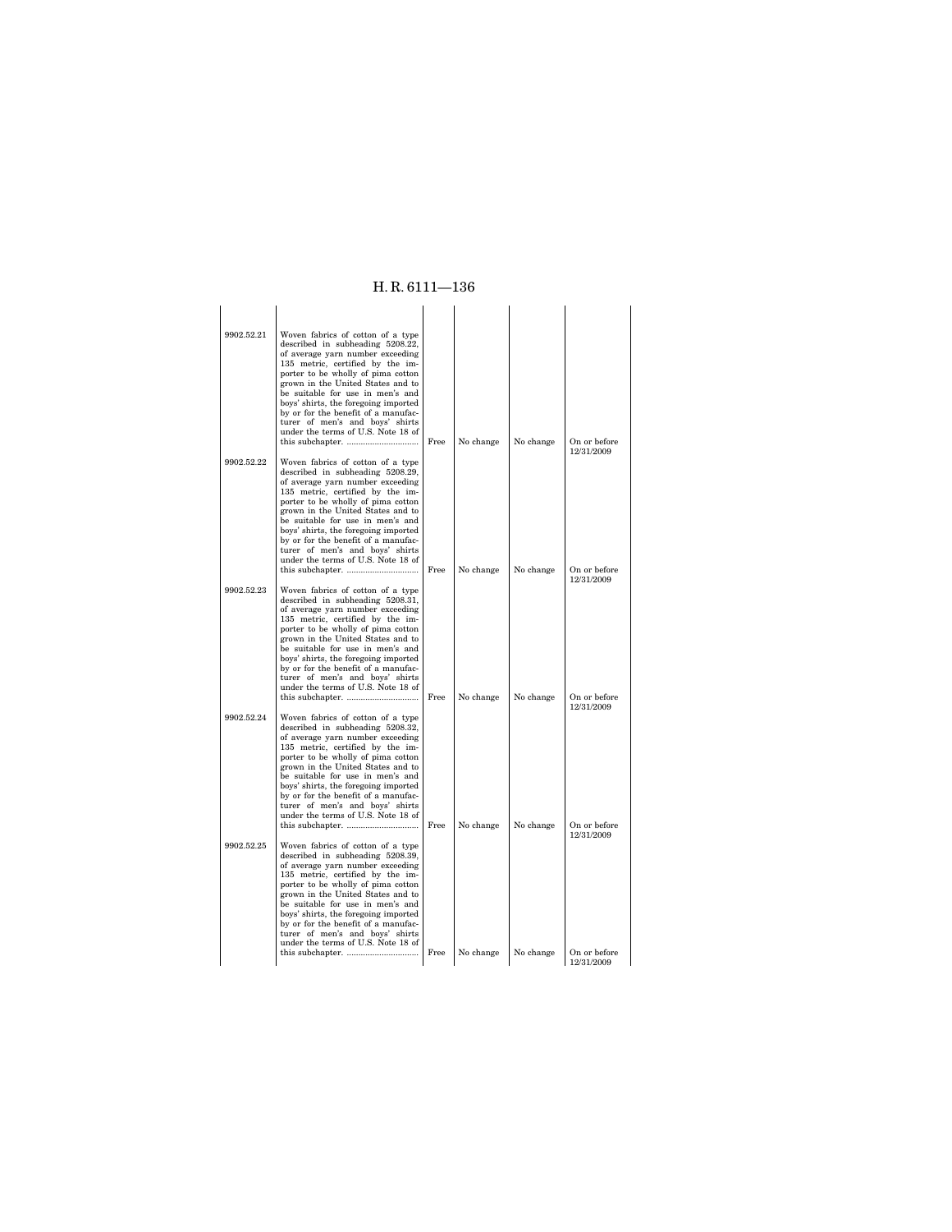| | | | | | |
|---|---|---|---|---|---|
| 9902.52.21 | Woven fabrics of cotton of a type described in subheading 5208.22, of average yarn number exceeding 135 metric, certified by the importer to be wholly of pima cotton grown in the United States and to be suitable for use in men's and boys' shirts, the foregoing imported by or for the benefit of a manufacturer of men's and boys' shirts under the terms of U.S. Note 18 of this subchapter. ............................... | Free | No change | No change | On or before 12/31/2009 |
| 9902.52.22 | Woven fabrics of cotton of a type described in subheading 5208.29, of average yarn number exceeding 135 metric, certified by the importer to be wholly of pima cotton grown in the United States and to be suitable for use in men's and boys' shirts, the foregoing imported by or for the benefit of a manufacturer of men's and boys' shirts under the terms of U.S. Note 18 of this subchapter. ............................... | Free | No change | No change | On or before 12/31/2009 |
| 9902.52.23 | Woven fabrics of cotton of a type described in subheading 5208.31, of average yarn number exceeding 135 metric, certified by the importer to be wholly of pima cotton grown in the United States and to be suitable for use in men's and boys' shirts, the foregoing imported by or for the benefit of a manufacturer of men's and boys' shirts under the terms of U.S. Note 18 of this subchapter. ............................... | Free | No change | No change | On or before 12/31/2009 |
| 9902.52.24 | Woven fabrics of cotton of a type described in subheading 5208.32, of average yarn number exceeding 135 metric, certified by the importer to be wholly of pima cotton grown in the United States and to be suitable for use in men's and boys' shirts, the foregoing imported by or for the benefit of a manufacturer of men's and boys' shirts under the terms of U.S. Note 18 of this subchapter. ............................... | Free | No change | No change | On or before 12/31/2009 |
| 9902.52.25 | Woven fabrics of cotton of a type described in subheading 5208.39, of average yarn number exceeding 135 metric, certified by the importer to be wholly of pima cotton grown in the United States and to be suitable for use in men's and boys' shirts, the foregoing imported by or for the benefit of a manufacturer of men's and boys' shirts under the terms of U.S. Note 18 of this subchapter. ............................... | Free | No change | No change | On or before 12/31/2009 |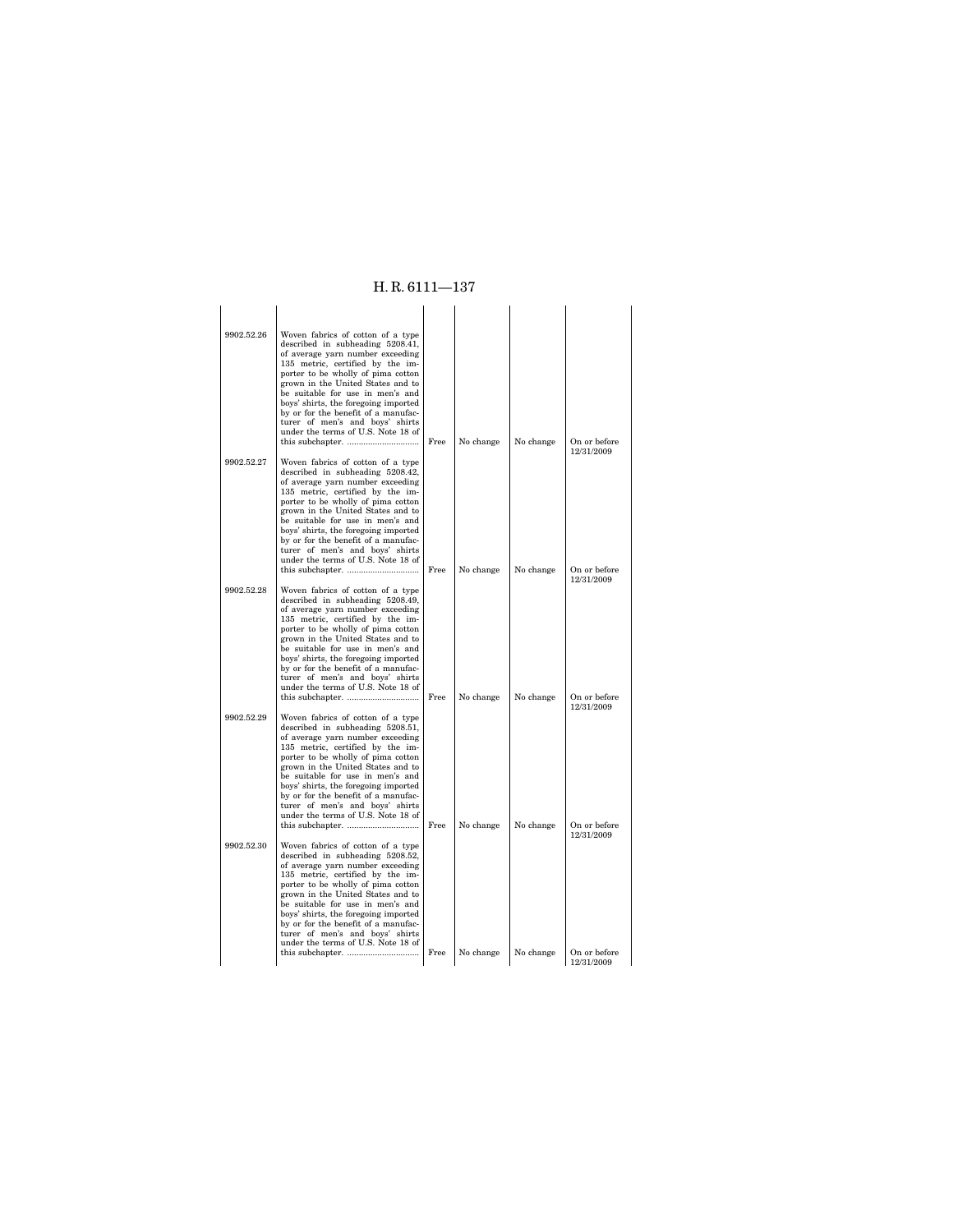| | | | | | |
|---|---|---|---|---|---|
| 9902.52.26 | Woven fabrics of cotton of a type described in subheading 5208.41, of average yarn number exceeding 135 metric, certified by the importer to be wholly of pima cotton grown in the United States and to be suitable for use in men's and boys' shirts, the foregoing imported by or for the benefit of a manufacturer of men's and boys' shirts under the terms of U.S. Note 18 of this subchapter. | Free | No change | No change | On or before 12/31/2009 |
| 9902.52.27 | Woven fabrics of cotton of a type described in subheading 5208.42, of average yarn number exceeding 135 metric, certified by the importer to be wholly of pima cotton grown in the United States and to be suitable for use in men's and boys' shirts, the foregoing imported by or for the benefit of a manufacturer of men's and boys' shirts under the terms of U.S. Note 18 of this subchapter. | Free | No change | No change | On or before 12/31/2009 |
| 9902.52.28 | Woven fabrics of cotton of a type described in subheading 5208.49, of average yarn number exceeding 135 metric, certified by the importer to be wholly of pima cotton grown in the United States and to be suitable for use in men's and boys' shirts, the foregoing imported by or for the benefit of a manufacturer of men's and boys' shirts under the terms of U.S. Note 18 of this subchapter. | Free | No change | No change | On or before 12/31/2009 |
| 9902.52.29 | Woven fabrics of cotton of a type described in subheading 5208.51, of average yarn number exceeding 135 metric, certified by the importer to be wholly of pima cotton grown in the United States and to be suitable for use in men's and boys' shirts, the foregoing imported by or for the benefit of a manufacturer of men's and boys' shirts under the terms of U.S. Note 18 of this subchapter. | Free | No change | No change | On or before 12/31/2009 |
| 9902.52.30 | Woven fabrics of cotton of a type described in subheading 5208.52, of average yarn number exceeding 135 metric, certified by the importer to be wholly of pima cotton grown in the United States and to be suitable for use in men's and boys' shirts, the foregoing imported by or for the benefit of a manufacturer of men's and boys' shirts under the terms of U.S. Note 18 of this subchapter. | Free | No change | No change | On or before 12/31/2009 |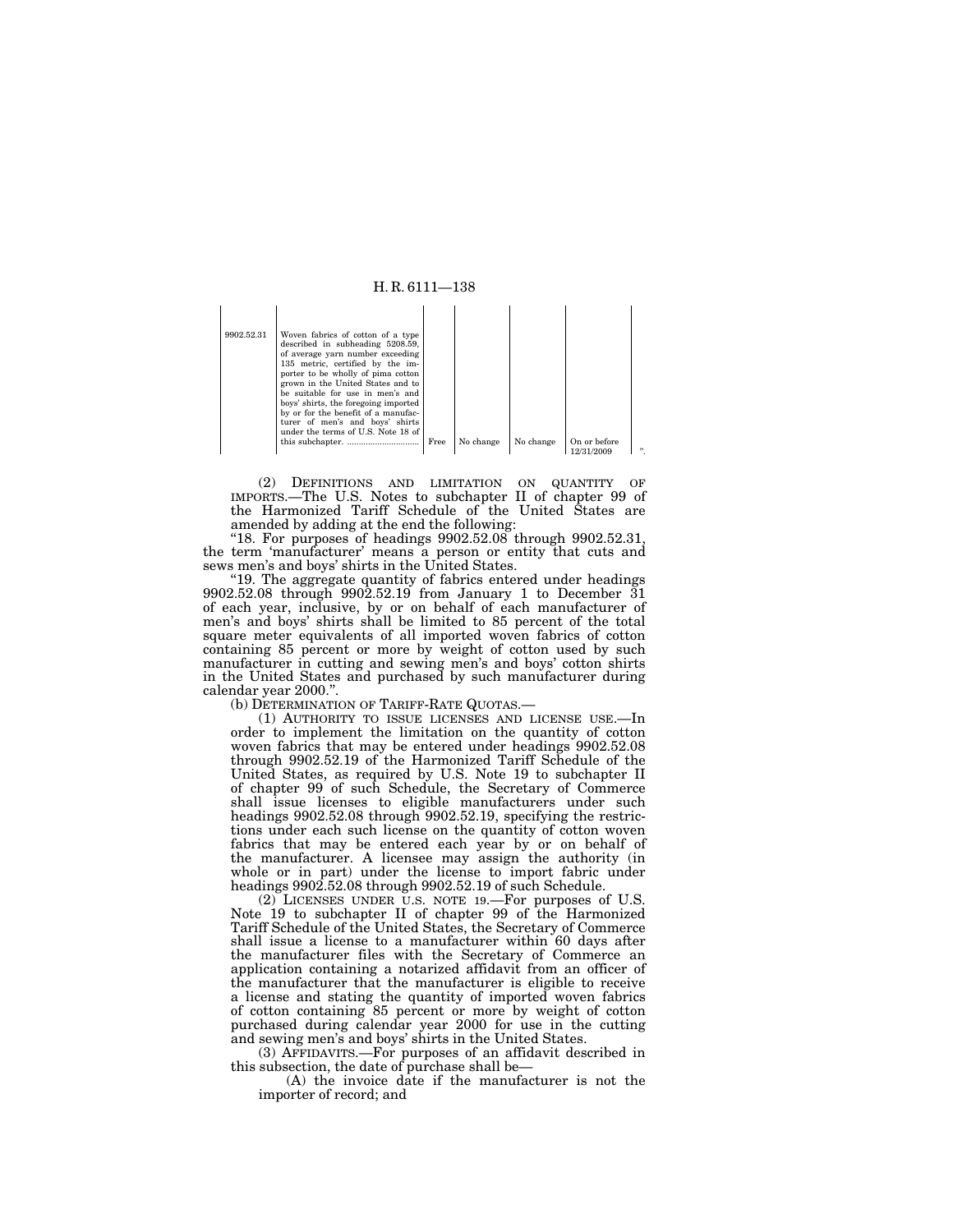| | | | | | | |
|---|---|---|---|---|---|---|
| 9902.52.31 | Woven fabrics of cotton of a type described in subheading 5208.59, of average yarn number exceeding 135 metric, certified by the importer to be wholly of pima cotton grown in the United States and to be suitable for use in men's and boys' shirts, the foregoing imported by or for the benefit of a manufacturer of men's and boys' shirts under the terms of U.S. Note 18 of this subchapter. .............................. | Free | No change | No change | On or before 12/31/2009 | ". |

(2) DEFINITIONS AND LIMITATION ON QUANTITY OF IMPORTS.—The U.S. Notes to subchapter II of chapter 99 of the Harmonized Tariff Schedule of the United States are amended by adding at the end the following:

"18. For purposes of headings 9902.52.08 through 9902.52.31, the term 'manufacturer' means a person or entity that cuts and sews men's and boys' shirts in the United States.

"19. The aggregate quantity of fabrics entered under headings 9902.52.08 through 9902.52.19 from January 1 to December 31 of each year, inclusive, by or on behalf of each manufacturer of men's and boys' shirts shall be limited to 85 percent of the total square meter equivalents of all imported woven fabrics of cotton containing 85 percent or more by weight of cotton used by such manufacturer in cutting and sewing men's and boys' cotton shirts in the United States and purchased by such manufacturer during calendar year 2000.".

(b) DETERMINATION OF TARIFF-RATE QUOTAS.—

(1) AUTHORITY TO ISSUE LICENSES AND LICENSE USE.—In order to implement the limitation on the quantity of cotton woven fabrics that may be entered under headings 9902.52.08 through 9902.52.19 of the Harmonized Tariff Schedule of the United States, as required by U.S. Note 19 to subchapter II of chapter 99 of such Schedule, the Secretary of Commerce shall issue licenses to eligible manufacturers under such headings 9902.52.08 through 9902.52.19, specifying the restrictions under each such license on the quantity of cotton woven fabrics that may be entered each year by or on behalf of the manufacturer. A licensee may assign the authority (in whole or in part) under the license to import fabric under headings 9902.52.08 through 9902.52.19 of such Schedule.

(2) LICENSES UNDER U.S. NOTE 19.—For purposes of U.S. Note 19 to subchapter II of chapter 99 of the Harmonized Tariff Schedule of the United States, the Secretary of Commerce shall issue a license to a manufacturer within 60 days after the manufacturer files with the Secretary of Commerce an application containing a notarized affidavit from an officer of the manufacturer that the manufacturer is eligible to receive a license and stating the quantity of imported woven fabrics of cotton containing 85 percent or more by weight of cotton purchased during calendar year 2000 for use in the cutting and sewing men's and boys' shirts in the United States.

(3) AFFIDAVITS.—For purposes of an affidavit described in this subsection, the date of purchase shall be—

(A) the invoice date if the manufacturer is not the importer of record; and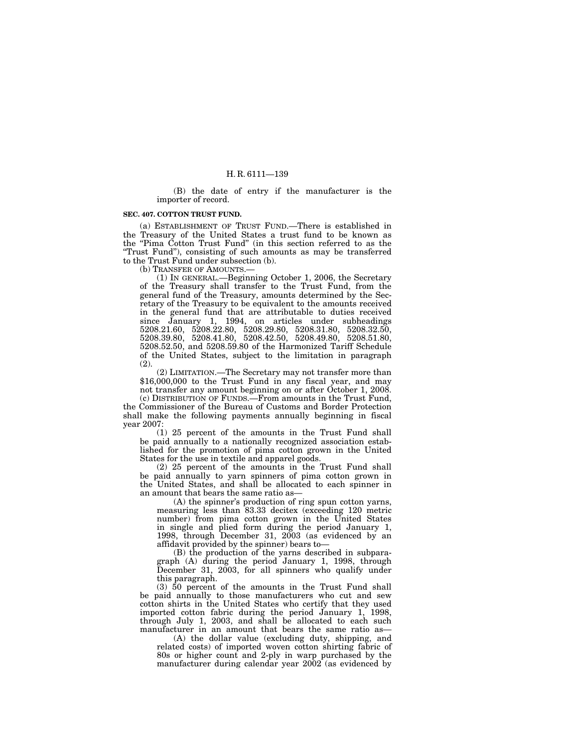(B) the date of entry if the manufacturer is the importer of record.

**SEC. 407. COTTON TRUST FUND.**

(a) ESTABLISHMENT OF TRUST FUND.—There is established in the Treasury of the United States a trust fund to be known as the "Pima Cotton Trust Fund" (in this section referred to as the "Trust Fund"), consisting of such amounts as may be transferred to the Trust Fund under subsection (b).

(b) TRANSFER OF AMOUNTS.—

(1) IN GENERAL.—Beginning October 1, 2006, the Secretary of the Treasury shall transfer to the Trust Fund, from the general fund of the Treasury, amounts determined by the Secretary of the Treasury to be equivalent to the amounts received in the general fund that are attributable to duties received since January 1, 1994, on articles under subheadings 5208.21.60, 5208.22.80, 5208.29.80, 5208.31.80, 5208.32.50, 5208.39.80, 5208.41.80, 5208.42.50, 5208.49.80, 5208.51.80, 5208.52.50, and 5208.59.80 of the Harmonized Tariff Schedule of the United States, subject to the limitation in paragraph (2).

(2) LIMITATION.—The Secretary may not transfer more than $16,000,000 to the Trust Fund in any fiscal year, and may not transfer any amount beginning on or after October 1, 2008.

(c) DISTRIBUTION OF FUNDS.—From amounts in the Trust Fund, the Commissioner of the Bureau of Customs and Border Protection shall make the following payments annually beginning in fiscal year 2007:

(1) 25 percent of the amounts in the Trust Fund shall be paid annually to a nationally recognized association established for the promotion of pima cotton grown in the United States for the use in textile and apparel goods.

(2) 25 percent of the amounts in the Trust Fund shall be paid annually to yarn spinners of pima cotton grown in the United States, and shall be allocated to each spinner in an amount that bears the same ratio as—

(A) the spinner's production of ring spun cotton yarns, measuring less than 83.33 decitex (exceeding 120 metric number) from pima cotton grown in the United States in single and plied form during the period January 1, 1998, through December 31, 2003 (as evidenced by an affidavit provided by the spinner) bears to—

(B) the production of the yarns described in subparagraph (A) during the period January 1, 1998, through December 31, 2003, for all spinners who qualify under this paragraph.

(3) 50 percent of the amounts in the Trust Fund shall be paid annually to those manufacturers who cut and sew cotton shirts in the United States who certify that they used imported cotton fabric during the period January 1, 1998, through July 1, 2003, and shall be allocated to each such manufacturer in an amount that bears the same ratio as—

(A) the dollar value (excluding duty, shipping, and related costs) of imported woven cotton shirting fabric of 80s or higher count and 2-ply in warp purchased by the manufacturer during calendar year 2002 (as evidenced by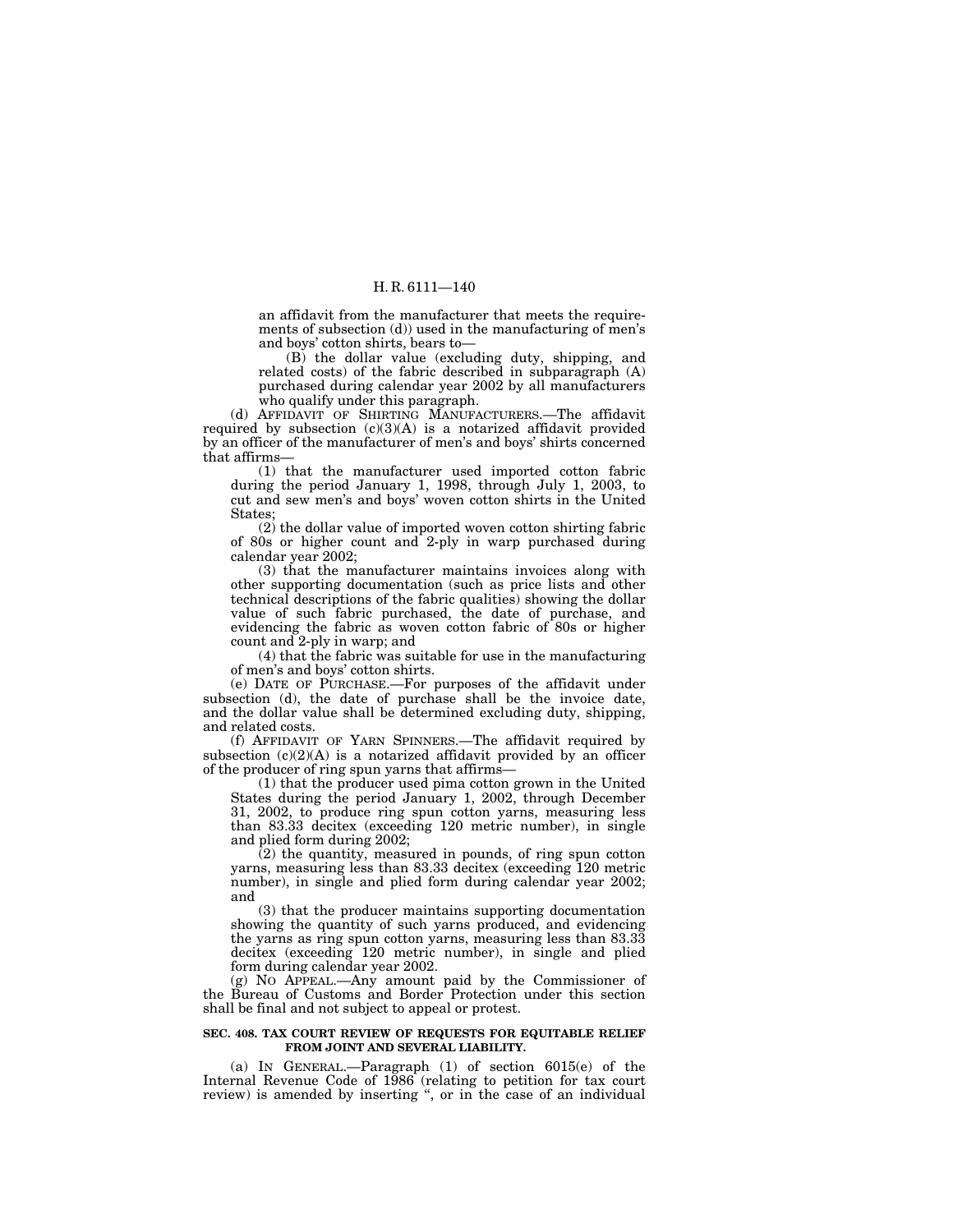an affidavit from the manufacturer that meets the requirements of subsection (d)) used in the manufacturing of men's and boys' cotton shirts, bears to—

(B) the dollar value (excluding duty, shipping, and related costs) of the fabric described in subparagraph (A) purchased during calendar year 2002 by all manufacturers who qualify under this paragraph.

(d) AFFIDAVIT OF SHIRTING MANUFACTURERS.—The affidavit required by subsection (c)(3)(A) is a notarized affidavit provided by an officer of the manufacturer of men's and boys' shirts concerned that affirms—

(1) that the manufacturer used imported cotton fabric during the period January 1, 1998, through July 1, 2003, to cut and sew men's and boys' woven cotton shirts in the United States;

(2) the dollar value of imported woven cotton shirting fabric of 80s or higher count and 2-ply in warp purchased during calendar year 2002;

(3) that the manufacturer maintains invoices along with other supporting documentation (such as price lists and other technical descriptions of the fabric qualities) showing the dollar value of such fabric purchased, the date of purchase, and evidencing the fabric as woven cotton fabric of 80s or higher count and 2-ply in warp; and

(4) that the fabric was suitable for use in the manufacturing of men's and boys' cotton shirts.

(e) DATE OF PURCHASE.—For purposes of the affidavit under subsection (d), the date of purchase shall be the invoice date, and the dollar value shall be determined excluding duty, shipping, and related costs.

(f) AFFIDAVIT OF YARN SPINNERS.—The affidavit required by subsection (c)(2)(A) is a notarized affidavit provided by an officer of the producer of ring spun yarns that affirms—

(1) that the producer used pima cotton grown in the United States during the period January 1, 2002, through December 31, 2002, to produce ring spun cotton yarns, measuring less than 83.33 decitex (exceeding 120 metric number), in single and plied form during 2002;

(2) the quantity, measured in pounds, of ring spun cotton yarns, measuring less than 83.33 decitex (exceeding 120 metric number), in single and plied form during calendar year 2002; and

(3) that the producer maintains supporting documentation showing the quantity of such yarns produced, and evidencing the yarns as ring spun cotton yarns, measuring less than 83.33 decitex (exceeding 120 metric number), in single and plied form during calendar year 2002.

(g) NO APPEAL.—Any amount paid by the Commissioner of the Bureau of Customs and Border Protection under this section shall be final and not subject to appeal or protest.

**SEC. 408. TAX COURT REVIEW OF REQUESTS FOR EQUITABLE RELIEF FROM JOINT AND SEVERAL LIABILITY.**

(a) IN GENERAL.—Paragraph (1) of section 6015(e) of the Internal Revenue Code of 1986 (relating to petition for tax court review) is amended by inserting ", or in the case of an individual